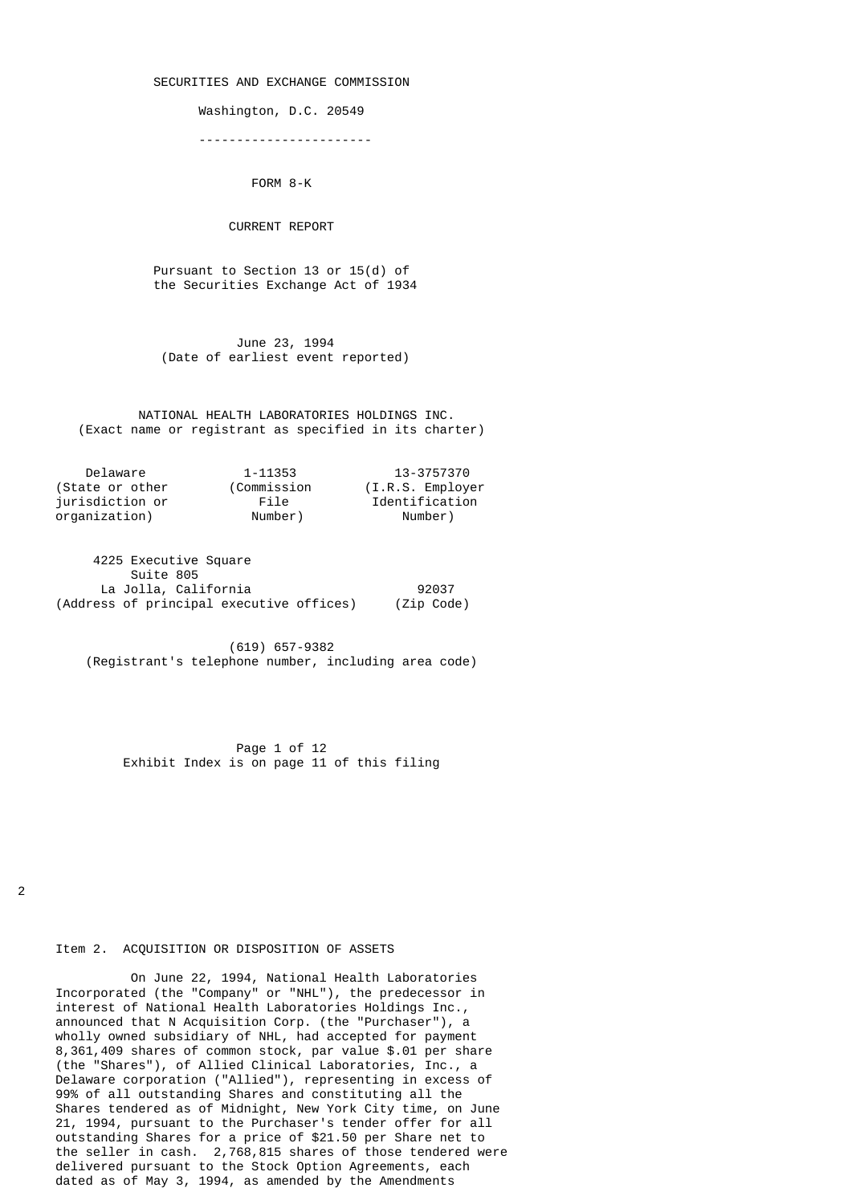SECURITIES AND EXCHANGE COMMISSION

Washington, D.C. 20549

-----------------------

FORM 8-K

CURRENT REPORT

Pursuant to Section 13 or 15(d) of the Securities Exchange Act of 1934

June 23, 1994
(Date of earliest event reported)

NATIONAL HEALTH LABORATORIES HOLDINGS INC.
(Exact name or registrant as specified in its charter)

| Delaware | 1-11353 | 13-3757370 |
|---|---|---|
| (State or other jurisdiction or organization) | (Commission File Number) | (I.R.S. Employer Identification Number) |

4225 Executive Square
Suite 805
La Jolla, California 92037
(Address of principal executive offices) (Zip Code)

(619) 657-9382
(Registrant's telephone number, including area code)

Exhibit Index is on page 11 of this filing

Item 2. ACQUISITION OR DISPOSITION OF ASSETS

On June 22, 1994, National Health Laboratories Incorporated (the "Company" or "NHL"), the predecessor in interest of National Health Laboratories Holdings Inc., announced that N Acquisition Corp. (the "Purchaser"), a wholly owned subsidiary of NHL, had accepted for payment 8,361,409 shares of common stock, par value $.01 per share (the "Shares"), of Allied Clinical Laboratories, Inc., a Delaware corporation ("Allied"), representing in excess of 99% of all outstanding Shares and constituting all the Shares tendered as of Midnight, New York City time, on June 21, 1994, pursuant to the Purchaser's tender offer for all outstanding Shares for a price of $21.50 per Share net to the seller in cash. 2,768,815 shares of those tendered were delivered pursuant to the Stock Option Agreements, each dated as of May 3, 1994, as amended by the Amendments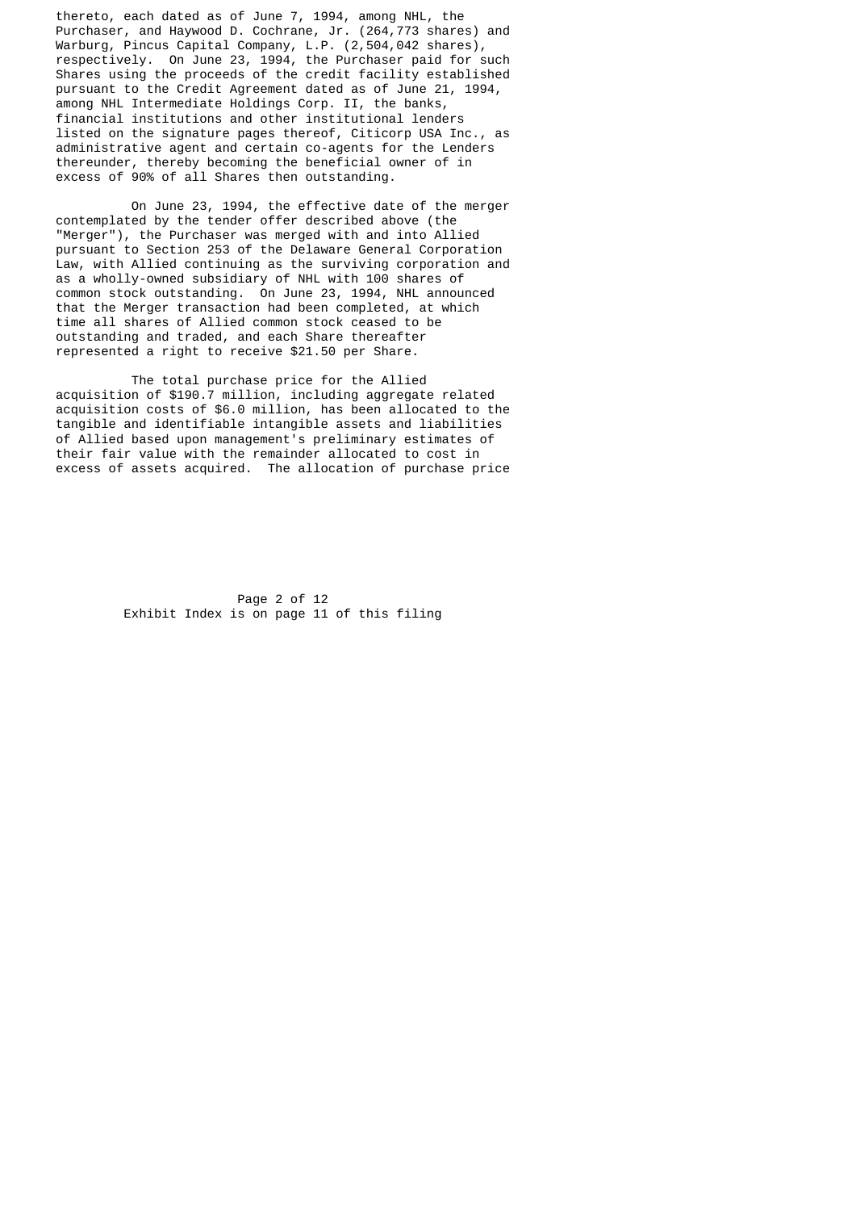thereto, each dated as of June 7, 1994, among NHL, the Purchaser, and Haywood D. Cochrane, Jr. (264,773 shares) and Warburg, Pincus Capital Company, L.P. (2,504,042 shares), respectively. On June 23, 1994, the Purchaser paid for such Shares using the proceeds of the credit facility established pursuant to the Credit Agreement dated as of June 21, 1994, among NHL Intermediate Holdings Corp. II, the banks, financial institutions and other institutional lenders listed on the signature pages thereof, Citicorp USA Inc., as administrative agent and certain co-agents for the Lenders thereunder, thereby becoming the beneficial owner of in excess of 90% of all Shares then outstanding.

On June 23, 1994, the effective date of the merger contemplated by the tender offer described above (the "Merger"), the Purchaser was merged with and into Allied pursuant to Section 253 of the Delaware General Corporation Law, with Allied continuing as the surviving corporation and as a wholly-owned subsidiary of NHL with 100 shares of common stock outstanding. On June 23, 1994, NHL announced that the Merger transaction had been completed, at which time all shares of Allied common stock ceased to be outstanding and traded, and each Share thereafter represented a right to receive $21.50 per Share.

The total purchase price for the Allied acquisition of $190.7 million, including aggregate related acquisition costs of $6.0 million, has been allocated to the tangible and identifiable intangible assets and liabilities of Allied based upon management's preliminary estimates of their fair value with the remainder allocated to cost in excess of assets acquired. The allocation of purchase price

Exhibit Index is on page 11 of this filing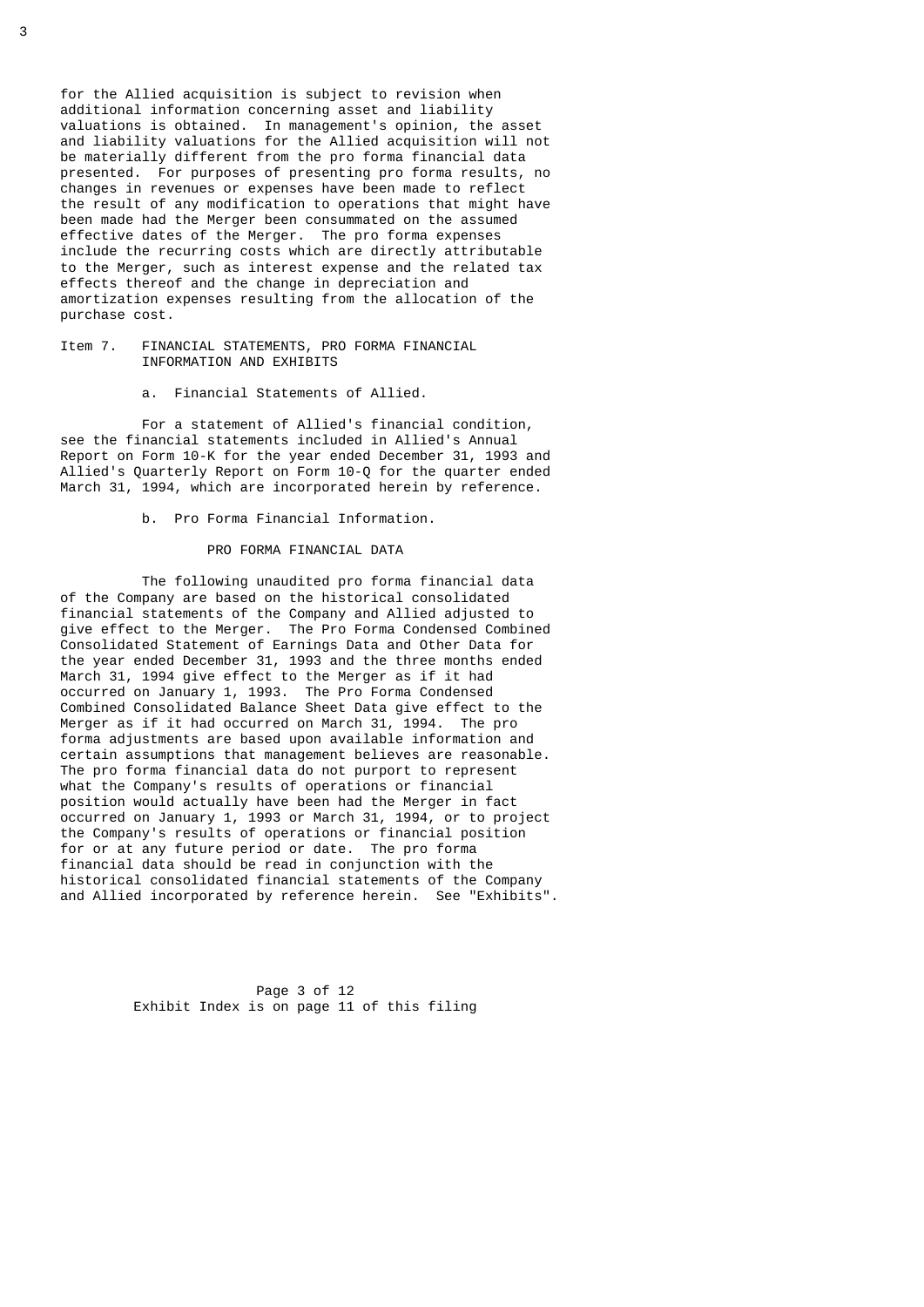for the Allied acquisition is subject to revision when additional information concerning asset and liability valuations is obtained. In management's opinion, the asset and liability valuations for the Allied acquisition will not be materially different from the pro forma financial data presented. For purposes of presenting pro forma results, no changes in revenues or expenses have been made to reflect the result of any modification to operations that might have been made had the Merger been consummated on the assumed effective dates of the Merger. The pro forma expenses include the recurring costs which are directly attributable to the Merger, such as interest expense and the related tax effects thereof and the change in depreciation and amortization expenses resulting from the allocation of the purchase cost.

Item 7. FINANCIAL STATEMENTS, PRO FORMA FINANCIAL INFORMATION AND EXHIBITS

a. Financial Statements of Allied.

For a statement of Allied's financial condition, see the financial statements included in Allied's Annual Report on Form 10-K for the year ended December 31, 1993 and Allied's Quarterly Report on Form 10-Q for the quarter ended March 31, 1994, which are incorporated herein by reference.

b. Pro Forma Financial Information.

PRO FORMA FINANCIAL DATA

The following unaudited pro forma financial data of the Company are based on the historical consolidated financial statements of the Company and Allied adjusted to give effect to the Merger. The Pro Forma Condensed Combined Consolidated Statement of Earnings Data and Other Data for the year ended December 31, 1993 and the three months ended March 31, 1994 give effect to the Merger as if it had occurred on January 1, 1993. The Pro Forma Condensed Combined Consolidated Balance Sheet Data give effect to the Merger as if it had occurred on March 31, 1994. The pro forma adjustments are based upon available information and certain assumptions that management believes are reasonable. The pro forma financial data do not purport to represent what the Company's results of operations or financial position would actually have been had the Merger in fact occurred on January 1, 1993 or March 31, 1994, or to project the Company's results of operations or financial position for or at any future period or date. The pro forma financial data should be read in conjunction with the historical consolidated financial statements of the Company and Allied incorporated by reference herein. See "Exhibits".

Exhibit Index is on page 11 of this filing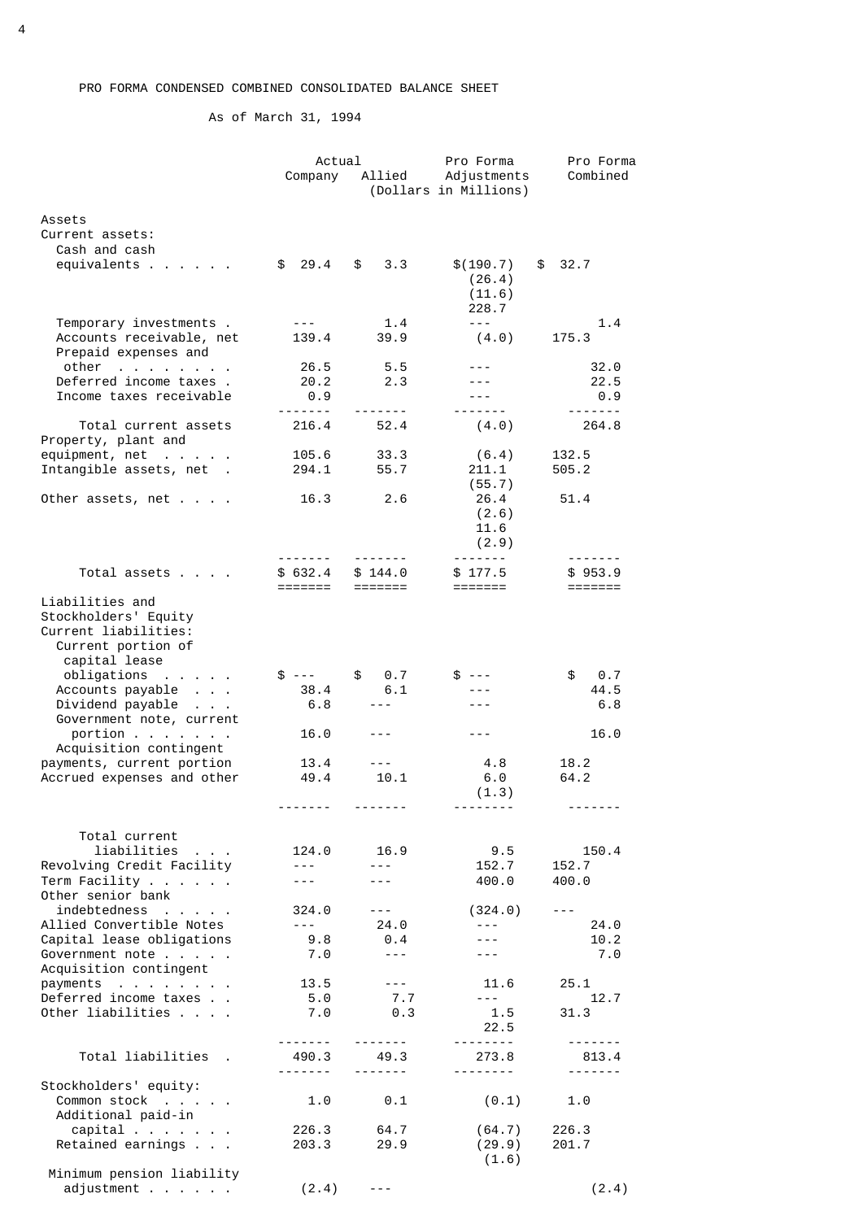# PRO FORMA CONDENSED COMBINED CONSOLIDATED BALANCE SHEET

As of March 31, 1994

| | Actual Company | Actual Allied | Pro Forma Adjustments | Pro Forma Combined |
|---|---|---|---|---|
| | | (Dollars in Millions) | | |
| **Assets** | | | | |
| Current assets: | | | | |
| Cash and cash equivalents . . . . . . | $ 29.4 | $ 3.3 | $(190.7) | $ 32.7 |
| | | | (26.4) | |
| | | | (11.6) | |
| | | | 228.7 | |
| Temporary investments . | --- | 1.4 | --- | 1.4 |
| Accounts receivable, net | 139.4 | 39.9 | (4.0) | 175.3 |
| Prepaid expenses and other . . . . . . . . | 26.5 | 5.5 | --- | 32.0 |
| Deferred income taxes . | 20.2 | 2.3 | --- | 22.5 |
| Income taxes receivable | 0.9 | | --- | 0.9 |
| Total current assets | 216.4 | 52.4 | (4.0) | 264.8 |
| Property, plant and equipment, net . . . . . | 105.6 | 33.3 | (6.4) | 132.5 |
| Intangible assets, net . | 294.1 | 55.7 | 211.1 | 505.2 |
| | | | (55.7) | |
| Other assets, net . . . . | 16.3 | 2.6 | 26.4 | 51.4 |
| | | | (2.6) | |
| | | | 11.6 | |
| | | | (2.9) | |
| Total assets . . . . | $ 632.4 | $ 144.0 | $ 177.5 | $ 953.9 |
| **Liabilities and Stockholders' Equity** | | | | |
| Current liabilities: | | | | |
| Current portion of capital lease obligations . . . . . | $ --- | $ 0.7 | $ --- | $ 0.7 |
| Accounts payable . . . | 38.4 | 6.1 | --- | 44.5 |
| Dividend payable . . . | 6.8 | --- | --- | 6.8 |
| Government note, current portion . . . . . . . | 16.0 | --- | --- | 16.0 |
| Acquisition contingent payments, current portion | 13.4 | --- | 4.8 | 18.2 |
| Accrued expenses and other | 49.4 | 10.1 | 6.0 | 64.2 |
| | | | (1.3) | |
| Total current liabilities . . . | 124.0 | 16.9 | 9.5 | 150.4 |
| Revolving Credit Facility | --- | --- | 152.7 | 152.7 |
| Term Facility . . . . . . | --- | --- | 400.0 | 400.0 |
| Other senior bank indebtedness . . . . . | 324.0 | --- | (324.0) | --- |
| Allied Convertible Notes | --- | 24.0 | --- | 24.0 |
| Capital lease obligations | 9.8 | 0.4 | --- | 10.2 |
| Government note . . . . . | 7.0 | --- | --- | 7.0 |
| Acquisition contingent payments . . . . . . . . | 13.5 | --- | 11.6 | 25.1 |
| Deferred income taxes . . | 5.0 | 7.7 | --- | 12.7 |
| Other liabilities . . . . | 7.0 | 0.3 | 1.5 | 31.3 |
| | | | 22.5 | |
| Total liabilities . | 490.3 | 49.3 | 273.8 | 813.4 |
| Stockholders' equity: | | | | |
| Common stock . . . . . | 1.0 | 0.1 | (0.1) | 1.0 |
| Additional paid-in capital . . . . . . . | 226.3 | 64.7 | (64.7) | 226.3 |
| Retained earnings . . . | 203.3 | 29.9 | (29.9) | 201.7 |
| | | | (1.6) | |
| Minimum pension liability adjustment . . . . . . | (2.4) | --- | | (2.4) |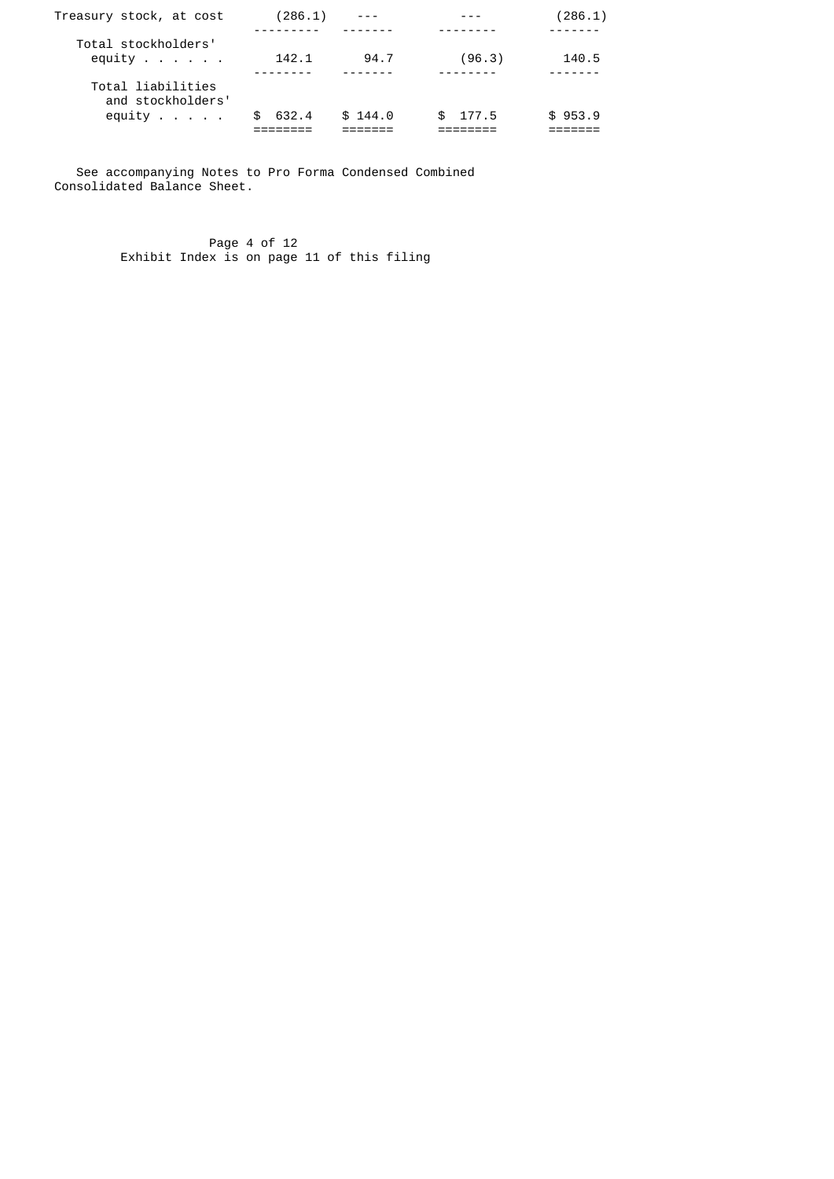| | | | | |
|---|---|---|---|---|
| Treasury stock, at cost | (286.1) | --- | --- | (286.1) |
| Total stockholders' equity . . . . . . | 142.1 | 94.7 | (96.3) | 140.5 |
| Total liabilities and stockholders' equity . . . . . | $ 632.4 | $ 144.0 | $ 177.5 | $ 953.9 |

See accompanying Notes to Pro Forma Condensed Combined Consolidated Balance Sheet.

Exhibit Index is on page 11 of this filing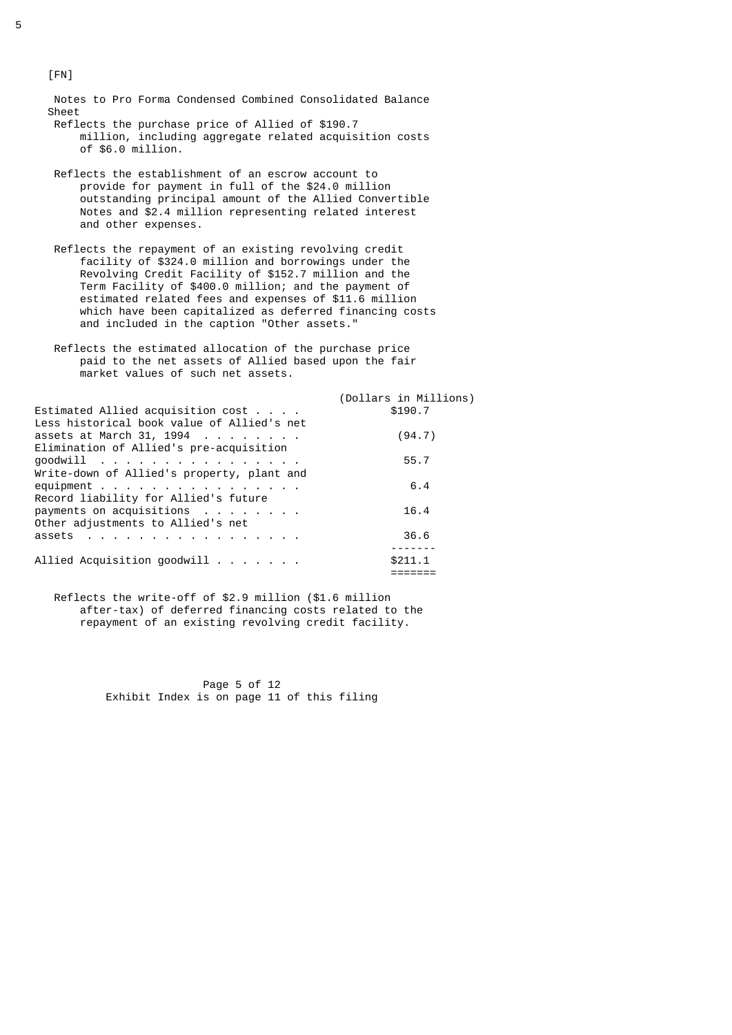[FN]

Notes to Pro Forma Condensed Combined Consolidated Balance Sheet

Reflects the purchase price of Allied of $190.7 million, including aggregate related acquisition costs of $6.0 million.

Reflects the establishment of an escrow account to provide for payment in full of the $24.0 million outstanding principal amount of the Allied Convertible Notes and $2.4 million representing related interest and other expenses.

Reflects the repayment of an existing revolving credit facility of $324.0 million and borrowings under the Revolving Credit Facility of $152.7 million and the Term Facility of $400.0 million; and the payment of estimated related fees and expenses of $11.6 million which have been capitalized as deferred financing costs and included in the caption "Other assets."

Reflects the estimated allocation of the purchase price paid to the net assets of Allied based upon the fair market values of such net assets.

| | (Dollars in Millions) |
|---|---|
| Estimated Allied acquisition cost . . . . | $190.7 |
| Less historical book value of Allied's net assets at March 31, 1994 . . . . . . . . | (94.7) |
| Elimination of Allied's pre-acquisition goodwill . . . . . . . . . . . . . . . . . | 55.7 |
| Write-down of Allied's property, plant and equipment . . . . . . . . . . . . . . . . . | 6.4 |
| Record liability for Allied's future payments on acquisitions . . . . . . . . | 16.4 |
| Other adjustments to Allied's net assets . . . . . . . . . . . . . . . . . . | 36.6 |
| Allied Acquisition goodwill . . . . . . . | $211.1 |

Reflects the write-off of $2.9 million ($1.6 million after-tax) of deferred financing costs related to the repayment of an existing revolving credit facility.

Exhibit Index is on page 11 of this filing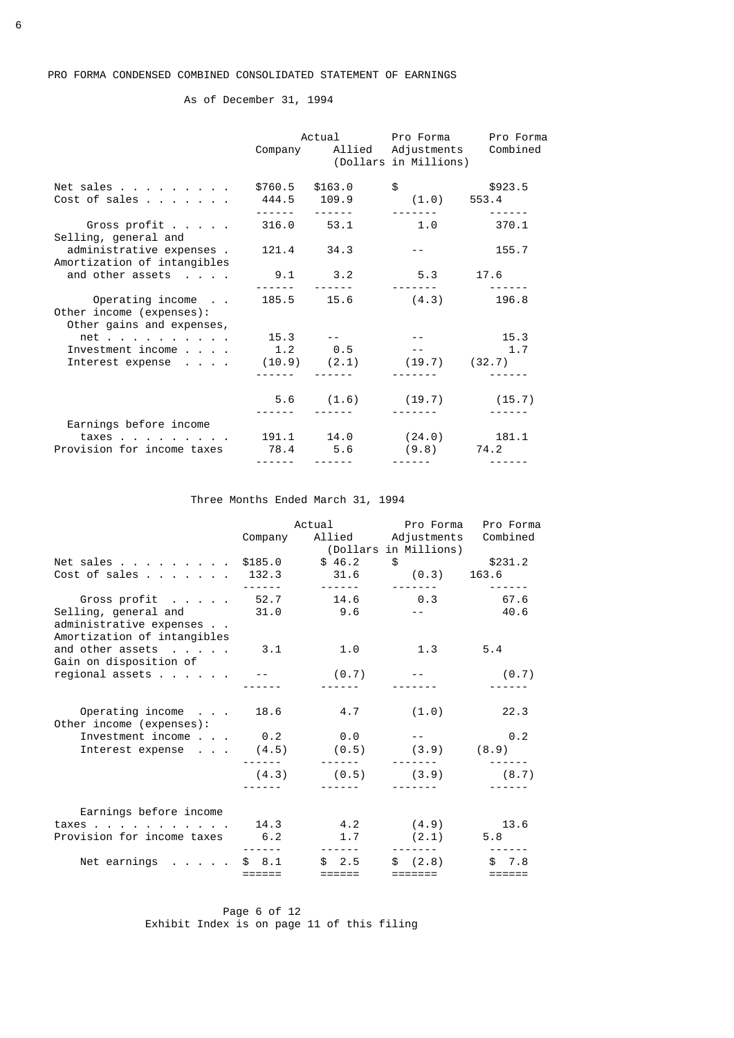PRO FORMA CONDENSED COMBINED CONSOLIDATED STATEMENT OF EARNINGS

As of December 31, 1994

| | Actual Company | Actual Allied | Pro Forma Adjustments | Pro Forma Combined |
|---|---|---|---|---|
| | (Dollars in Millions) | | | |
| Net sales | $760.5 | $163.0 | $ | $923.5 |
| Cost of sales | 444.5 | 109.9 | (1.0) | 553.4 |
| Gross profit | 316.0 | 53.1 | 1.0 | 370.1 |
| Selling, general and administrative expenses | 121.4 | 34.3 | -- | 155.7 |
| Amortization of intangibles and other assets | 9.1 | 3.2 | 5.3 | 17.6 |
| Operating income | 185.5 | 15.6 | (4.3) | 196.8 |
| Other income (expenses): | | | | |
| Other gains and expenses, net | 15.3 | -- | -- | 15.3 |
| Investment income | 1.2 | 0.5 | -- | 1.7 |
| Interest expense | (10.9) | (2.1) | (19.7) | (32.7) |
| | 5.6 | (1.6) | (19.7) | (15.7) |
| Earnings before income taxes | 191.1 | 14.0 | (24.0) | 181.1 |
| Provision for income taxes | 78.4 | 5.6 | (9.8) | 74.2 |

Three Months Ended March 31, 1994

| | Actual Company | Actual Allied | Pro Forma Adjustments | Pro Forma Combined |
|---|---|---|---|---|
| | (Dollars in Millions) | | | |
| Net sales | $185.0 | $ 46.2 | $ | $231.2 |
| Cost of sales | 132.3 | 31.6 | (0.3) | 163.6 |
| Gross profit | 52.7 | 14.6 | 0.3 | 67.6 |
| Selling, general and administrative expenses | 31.0 | 9.6 | -- | 40.6 |
| Amortization of intangibles and other assets | 3.1 | 1.0 | 1.3 | 5.4 |
| Gain on disposition of regional assets | -- | (0.7) | -- | (0.7) |
| Operating income | 18.6 | 4.7 | (1.0) | 22.3 |
| Other income (expenses): | | | | |
| Investment income | 0.2 | 0.0 | -- | 0.2 |
| Interest expense | (4.5) | (0.5) | (3.9) | (8.9) |
| | (4.3) | (0.5) | (3.9) | (8.7) |
| Earnings before income taxes | 14.3 | 4.2 | (4.9) | 13.6 |
| Provision for income taxes | 6.2 | 1.7 | (2.1) | 5.8 |
| Net earnings | $ 8.1 | $ 2.5 | $ (2.8) | $ 7.8 |

Exhibit Index is on page 11 of this filing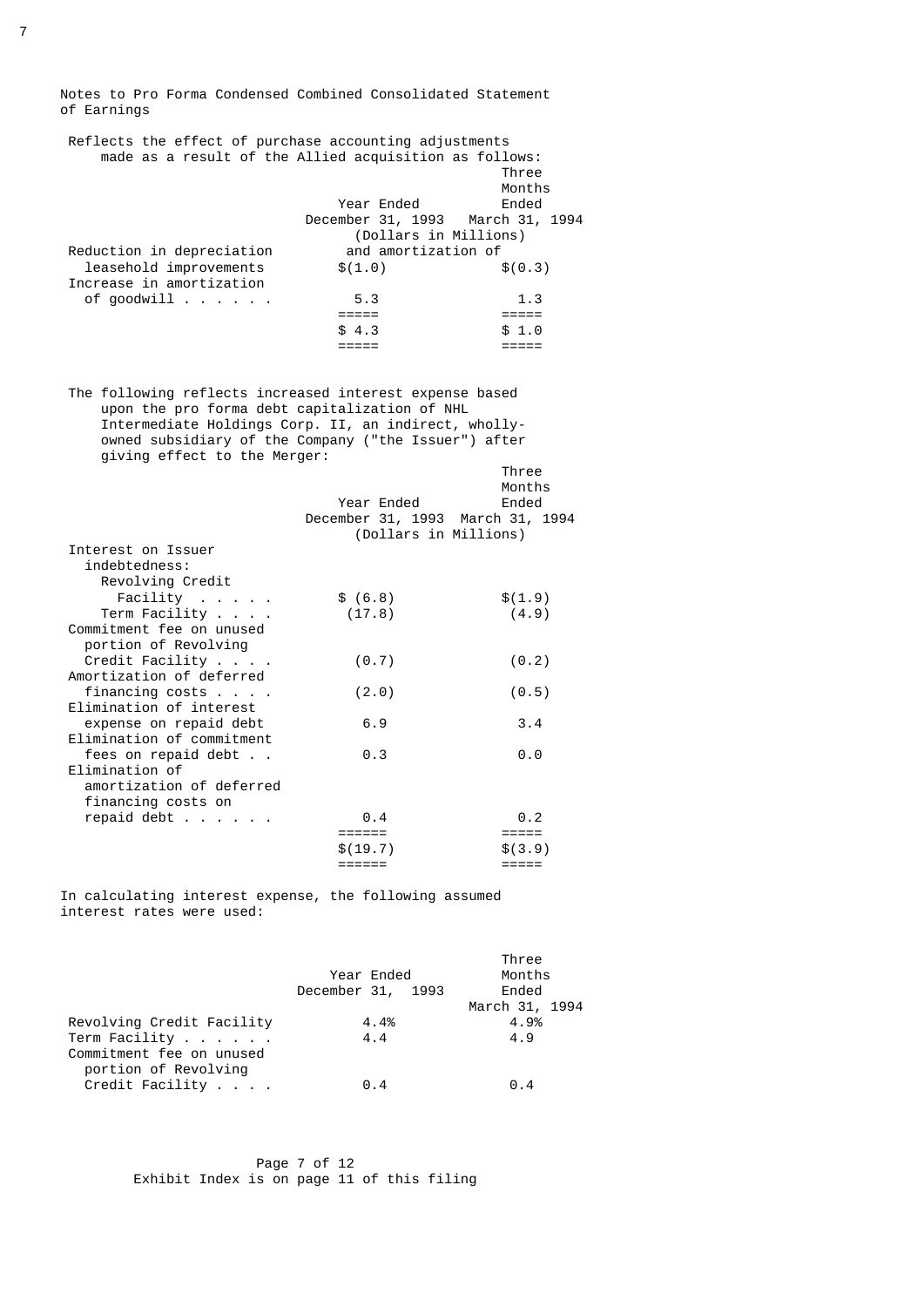Notes to Pro Forma Condensed Combined Consolidated Statement of Earnings

Reflects the effect of purchase accounting adjustments made as a result of the Allied acquisition as follows:

| | Year Ended December 31, 1993 | Three Months Ended March 31, 1994 |
|---|---|---|
| | (Dollars in Millions) | |
| Reduction in depreciation and amortization of leasehold improvements | $(1.0) | $(0.3) |
| Increase in amortization of goodwill | 5.3 | 1.3 |
| | $ 4.3 | $ 1.0 |

The following reflects increased interest expense based upon the pro forma debt capitalization of NHL Intermediate Holdings Corp. II, an indirect, wholly-owned subsidiary of the Company ("the Issuer") after giving effect to the Merger:

| | Year Ended December 31, 1993 | Three Months Ended March 31, 1994 |
|---|---|---|
| | (Dollars in Millions) | |
| Interest on Issuer indebtedness: | | |
| Revolving Credit Facility | $ (6.8) | $(1.9) |
| Term Facility | (17.8) | (4.9) |
| Commitment fee on unused portion of Revolving Credit Facility | (0.7) | (0.2) |
| Amortization of deferred financing costs | (2.0) | (0.5) |
| Elimination of interest expense on repaid debt | 6.9 | 3.4 |
| Elimination of commitment fees on repaid debt | 0.3 | 0.0 |
| Elimination of amortization of deferred financing costs on repaid debt | 0.4 | 0.2 |
| | $(19.7) | $(3.9) |

In calculating interest expense, the following assumed interest rates were used:

| | Year Ended December 31, 1993 | Three Months Ended March 31, 1994 |
|---|---|---|
| Revolving Credit Facility | 4.4% | 4.9% |
| Term Facility | 4.4 | 4.9 |
| Commitment fee on unused portion of Revolving Credit Facility | 0.4 | 0.4 |

Exhibit Index is on page 11 of this filing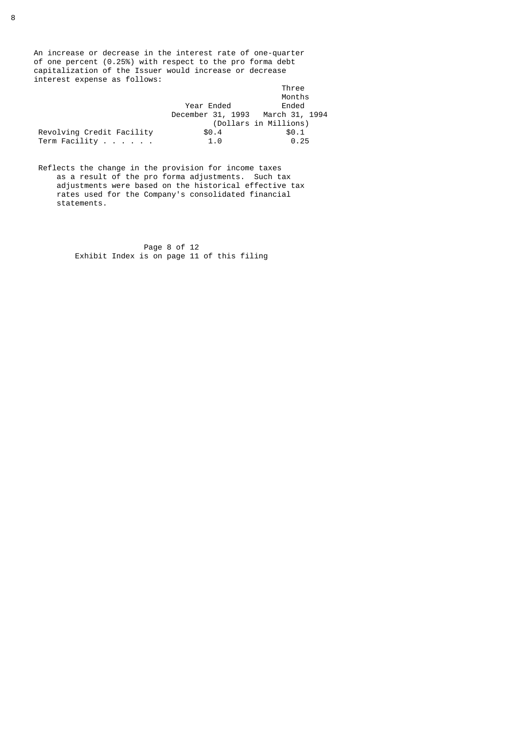An increase or decrease in the interest rate of one-quarter of one percent (0.25%) with respect to the pro forma debt capitalization of the Issuer would increase or decrease interest expense as follows:

| | Year Ended December 31, 1993 | Three Months Ended March 31, 1994 |
|---|---|---|
| | (Dollars in Millions) | |
| Revolving Credit Facility | $0.4 | $0.1 |
| Term Facility . . . . . . | 1.0 | 0.25 |

Reflects the change in the provision for income taxes as a result of the pro forma adjustments. Such tax adjustments were based on the historical effective tax rates used for the Company's consolidated financial statements.

Exhibit Index is on page 11 of this filing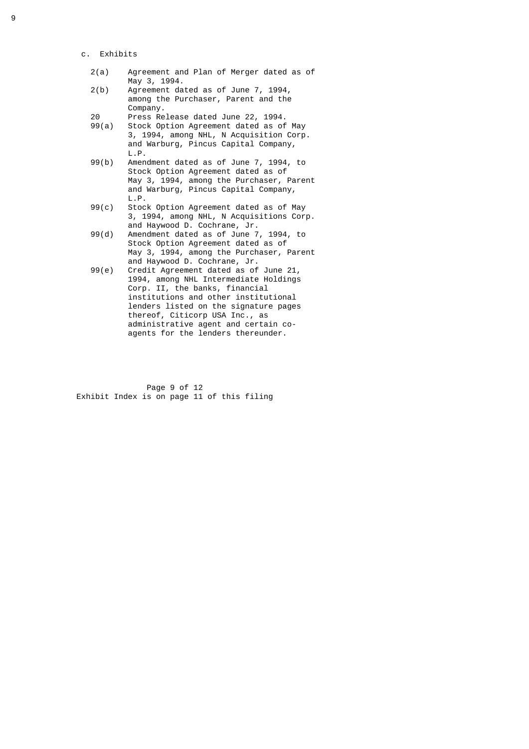c. Exhibits

| | |
|---|---|
| 2(a) | Agreement and Plan of Merger dated as of May 3, 1994. |
| 2(b) | Agreement dated as of June 7, 1994, among the Purchaser, Parent and the Company. |
| 20 | Press Release dated June 22, 1994. |
| 99(a) | Stock Option Agreement dated as of May 3, 1994, among NHL, N Acquisition Corp. and Warburg, Pincus Capital Company, L.P. |
| 99(b) | Amendment dated as of June 7, 1994, to Stock Option Agreement dated as of May 3, 1994, among the Purchaser, Parent and Warburg, Pincus Capital Company, L.P. |
| 99(c) | Stock Option Agreement dated as of May 3, 1994, among NHL, N Acquisitions Corp. and Haywood D. Cochrane, Jr. |
| 99(d) | Amendment dated as of June 7, 1994, to Stock Option Agreement dated as of May 3, 1994, among the Purchaser, Parent and Haywood D. Cochrane, Jr. |
| 99(e) | Credit Agreement dated as of June 21, 1994, among NHL Intermediate Holdings Corp. II, the banks, financial institutions and other institutional lenders listed on the signature pages thereof, Citicorp USA Inc., as administrative agent and certain co-agents for the lenders thereunder. |

Exhibit Index is on page 11 of this filing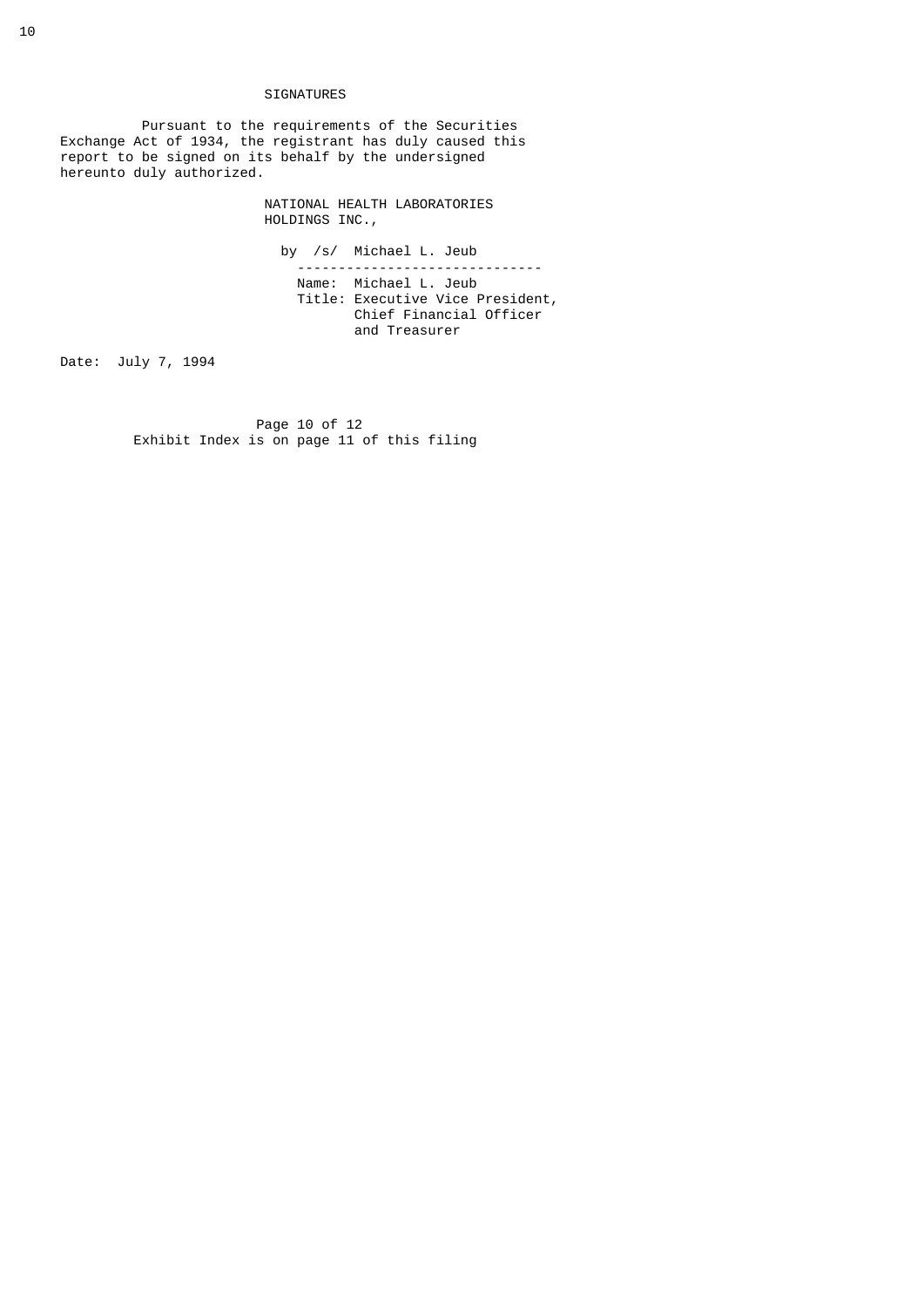## SIGNATURES

Pursuant to the requirements of the Securities Exchange Act of 1934, the registrant has duly caused this report to be signed on its behalf by the undersigned hereunto duly authorized.

NATIONAL HEALTH LABORATORIES HOLDINGS INC.,

by /s/ Michael L. Jeub

Name: Michael L. Jeub
Title: Executive Vice President, Chief Financial Officer and Treasurer

Date: July 7, 1994

Exhibit Index is on page 11 of this filing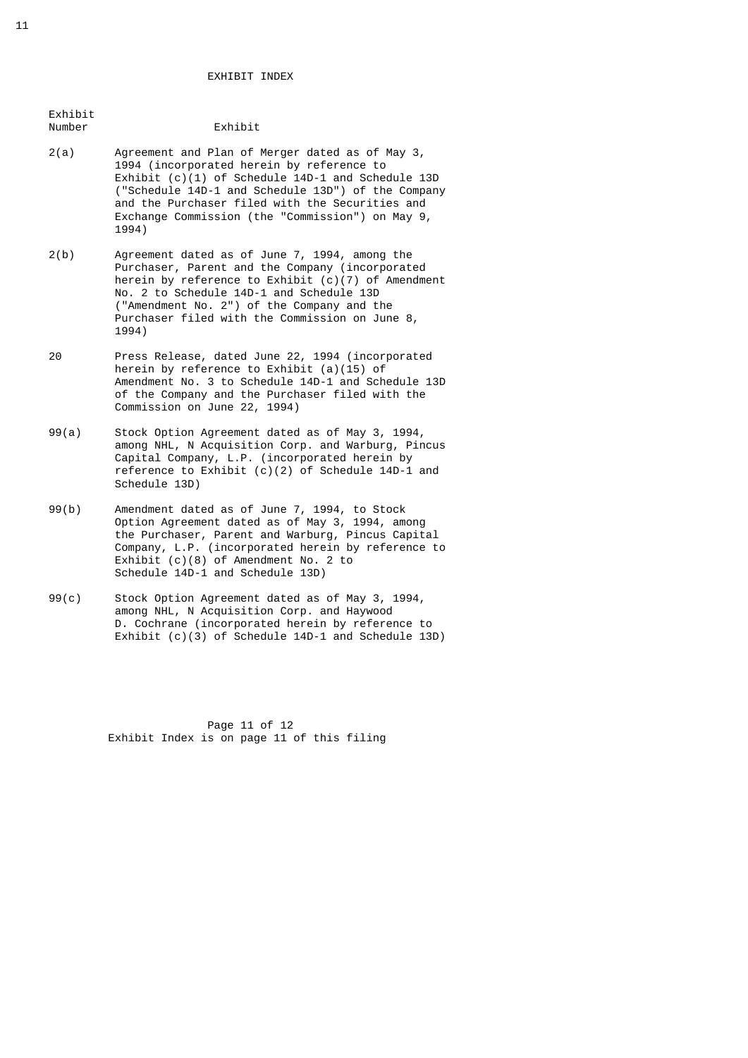# EXHIBIT INDEX

| Exhibit Number | Exhibit |
|---|---|
| 2(a) | Agreement and Plan of Merger dated as of May 3, 1994 (incorporated herein by reference to Exhibit (c)(1) of Schedule 14D-1 and Schedule 13D ("Schedule 14D-1 and Schedule 13D") of the Company and the Purchaser filed with the Securities and Exchange Commission (the "Commission") on May 9, 1994) |
| 2(b) | Agreement dated as of June 7, 1994, among the Purchaser, Parent and the Company (incorporated herein by reference to Exhibit (c)(7) of Amendment No. 2 to Schedule 14D-1 and Schedule 13D ("Amendment No. 2") of the Company and the Purchaser filed with the Commission on June 8, 1994) |
| 20 | Press Release, dated June 22, 1994 (incorporated herein by reference to Exhibit (a)(15) of Amendment No. 3 to Schedule 14D-1 and Schedule 13D of the Company and the Purchaser filed with the Commission on June 22, 1994) |
| 99(a) | Stock Option Agreement dated as of May 3, 1994, among NHL, N Acquisition Corp. and Warburg, Pincus Capital Company, L.P. (incorporated herein by reference to Exhibit (c)(2) of Schedule 14D-1 and Schedule 13D) |
| 99(b) | Amendment dated as of June 7, 1994, to Stock Option Agreement dated as of May 3, 1994, among the Purchaser, Parent and Warburg, Pincus Capital Company, L.P. (incorporated herein by reference to Exhibit (c)(8) of Amendment No. 2 to Schedule 14D-1 and Schedule 13D) |
| 99(c) | Stock Option Agreement dated as of May 3, 1994, among NHL, N Acquisition Corp. and Haywood D. Cochrane (incorporated herein by reference to Exhibit (c)(3) of Schedule 14D-1 and Schedule 13D) |

Exhibit Index is on page 11 of this filing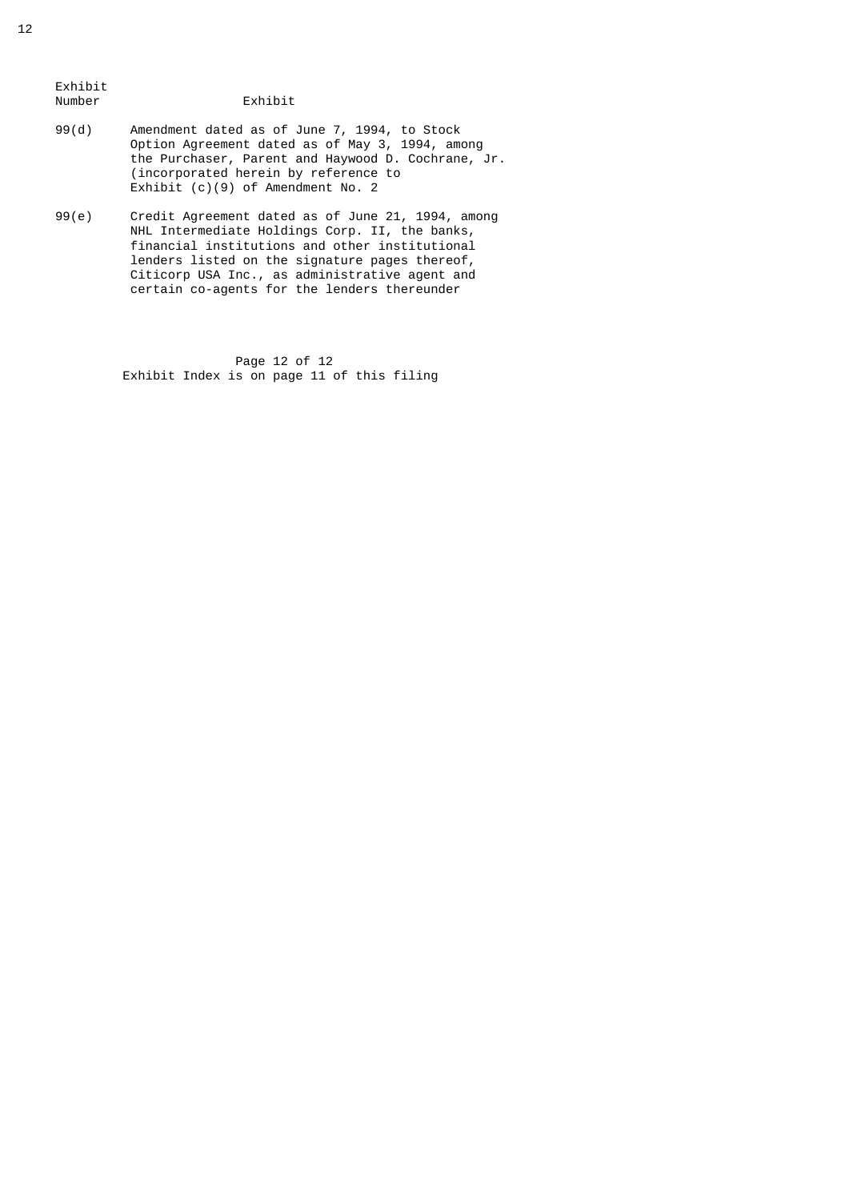| Exhibit Number | Exhibit |
|---|---|
| 99(d) | Amendment dated as of June 7, 1994, to Stock Option Agreement dated as of May 3, 1994, among the Purchaser, Parent and Haywood D. Cochrane, Jr. (incorporated herein by reference to Exhibit (c)(9) of Amendment No. 2 |
| 99(e) | Credit Agreement dated as of June 21, 1994, among NHL Intermediate Holdings Corp. II, the banks, financial institutions and other institutional lenders listed on the signature pages thereof, Citicorp USA Inc., as administrative agent and certain co-agents for the lenders thereunder |

Exhibit Index is on page 11 of this filing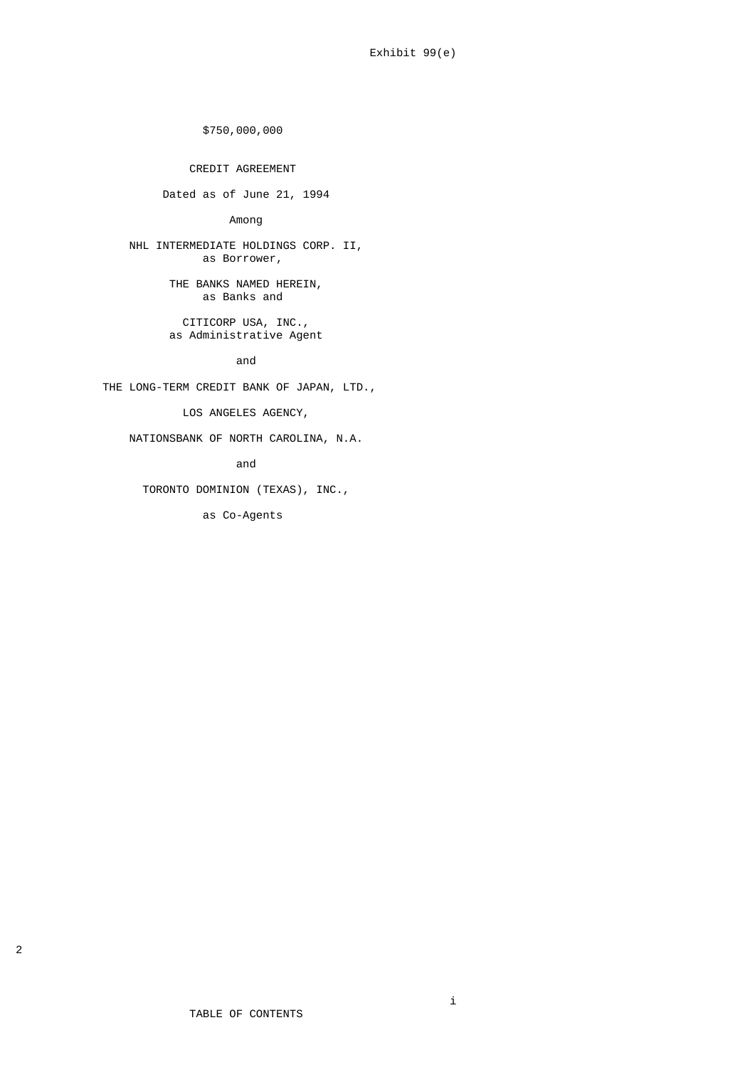Exhibit 99(e)

$750,000,000

CREDIT AGREEMENT

Dated as of June 21, 1994

Among

NHL INTERMEDIATE HOLDINGS CORP. II,
as Borrower,

THE BANKS NAMED HEREIN,
as Banks and

CITICORP USA, INC.,
as Administrative Agent

and

THE LONG-TERM CREDIT BANK OF JAPAN, LTD.,

LOS ANGELES AGENCY,

NATIONSBANK OF NORTH CAROLINA, N.A.

and

TORONTO DOMINION (TEXAS), INC.,

as Co-Agents

TABLE OF CONTENTS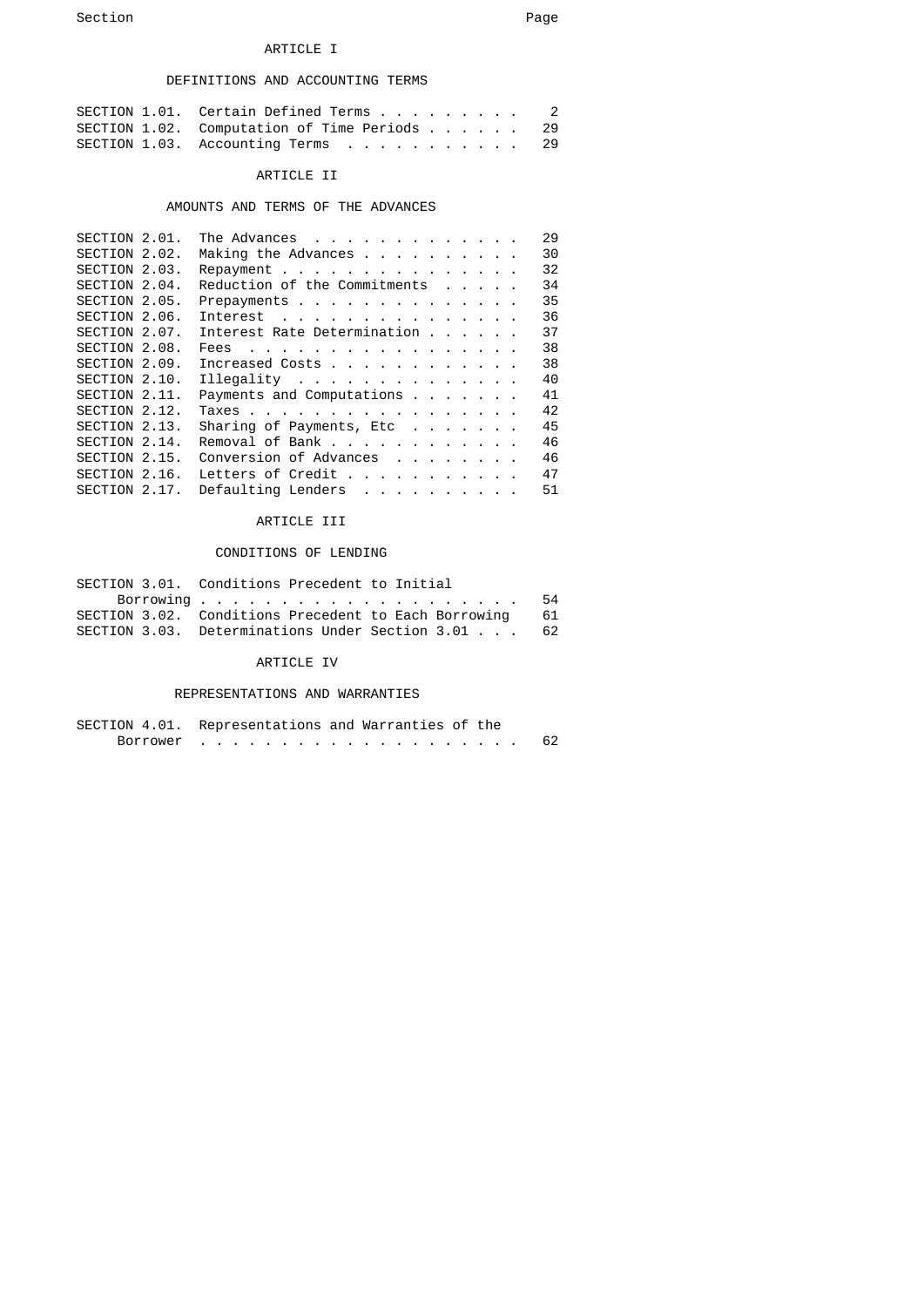| Section | | Page |
|---|---|---|

## ARTICLE I

### DEFINITIONS AND ACCOUNTING TERMS

| | | |
|---|---|---|
| SECTION 1.01. | Certain Defined Terms | 2 |
| SECTION 1.02. | Computation of Time Periods | 29 |
| SECTION 1.03. | Accounting Terms | 29 |

## ARTICLE II

### AMOUNTS AND TERMS OF THE ADVANCES

| | | |
|---|---|---|
| SECTION 2.01. | The Advances | 29 |
| SECTION 2.02. | Making the Advances | 30 |
| SECTION 2.03. | Repayment | 32 |
| SECTION 2.04. | Reduction of the Commitments | 34 |
| SECTION 2.05. | Prepayments | 35 |
| SECTION 2.06. | Interest | 36 |
| SECTION 2.07. | Interest Rate Determination | 37 |
| SECTION 2.08. | Fees | 38 |
| SECTION 2.09. | Increased Costs | 38 |
| SECTION 2.10. | Illegality | 40 |
| SECTION 2.11. | Payments and Computations | 41 |
| SECTION 2.12. | Taxes | 42 |
| SECTION 2.13. | Sharing of Payments, Etc | 45 |
| SECTION 2.14. | Removal of Bank | 46 |
| SECTION 2.15. | Conversion of Advances | 46 |
| SECTION 2.16. | Letters of Credit | 47 |
| SECTION 2.17. | Defaulting Lenders | 51 |

## ARTICLE III

### CONDITIONS OF LENDING

| | | |
|---|---|---|
| SECTION 3.01. | Conditions Precedent to Initial Borrowing | 54 |
| SECTION 3.02. | Conditions Precedent to Each Borrowing | 61 |
| SECTION 3.03. | Determinations Under Section 3.01 | 62 |

## ARTICLE IV

### REPRESENTATIONS AND WARRANTIES

| | | |
|---|---|---|
| SECTION 4.01. | Representations and Warranties of the Borrower | 62 |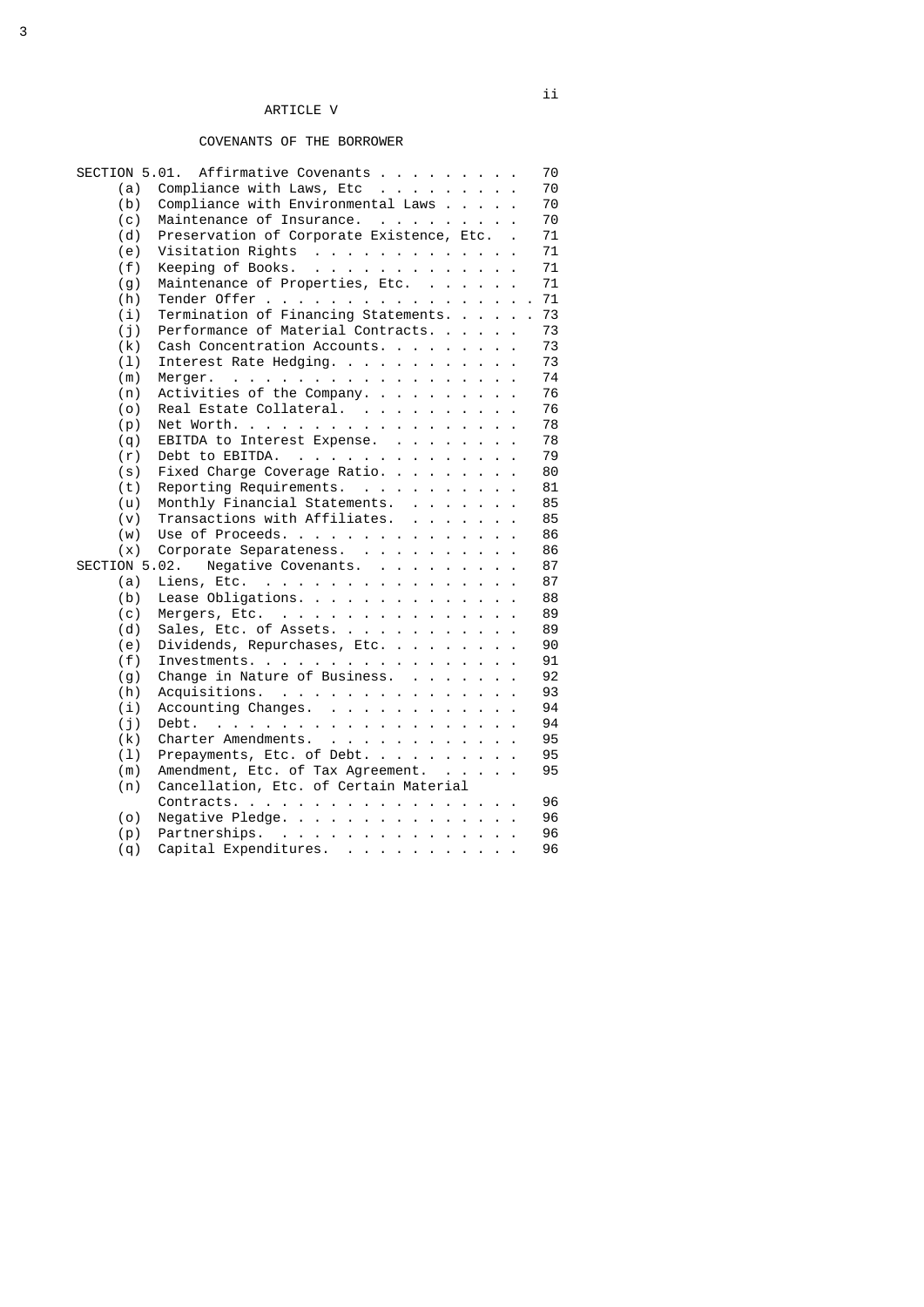ARTICLE V

COVENANTS OF THE BORROWER

| | | |
|---|---|---|
| SECTION 5.01. | Affirmative Covenants | 70 |
| (a) | Compliance with Laws, Etc | 70 |
| (b) | Compliance with Environmental Laws | 70 |
| (c) | Maintenance of Insurance. | 70 |
| (d) | Preservation of Corporate Existence, Etc. | 71 |
| (e) | Visitation Rights | 71 |
| (f) | Keeping of Books. | 71 |
| (g) | Maintenance of Properties, Etc. | 71 |
| (h) | Tender Offer | 71 |
| (i) | Termination of Financing Statements. | 73 |
| (j) | Performance of Material Contracts. | 73 |
| (k) | Cash Concentration Accounts. | 73 |
| (l) | Interest Rate Hedging. | 73 |
| (m) | Merger. | 74 |
| (n) | Activities of the Company. | 76 |
| (o) | Real Estate Collateral. | 76 |
| (p) | Net Worth. | 78 |
| (q) | EBITDA to Interest Expense. | 78 |
| (r) | Debt to EBITDA. | 79 |
| (s) | Fixed Charge Coverage Ratio. | 80 |
| (t) | Reporting Requirements. | 81 |
| (u) | Monthly Financial Statements. | 85 |
| (v) | Transactions with Affiliates. | 85 |
| (w) | Use of Proceeds. | 86 |
| (x) | Corporate Separateness. | 86 |
| SECTION 5.02. | Negative Covenants. | 87 |
| (a) | Liens, Etc. | 87 |
| (b) | Lease Obligations. | 88 |
| (c) | Mergers, Etc. | 89 |
| (d) | Sales, Etc. of Assets. | 89 |
| (e) | Dividends, Repurchases, Etc. | 90 |
| (f) | Investments. | 91 |
| (g) | Change in Nature of Business. | 92 |
| (h) | Acquisitions. | 93 |
| (i) | Accounting Changes. | 94 |
| (j) | Debt. | 94 |
| (k) | Charter Amendments. | 95 |
| (l) | Prepayments, Etc. of Debt. | 95 |
| (m) | Amendment, Etc. of Tax Agreement. | 95 |
| (n) | Cancellation, Etc. of Certain Material Contracts. | 96 |
| (o) | Negative Pledge. | 96 |
| (p) | Partnerships. | 96 |
| (q) | Capital Expenditures. | 96 |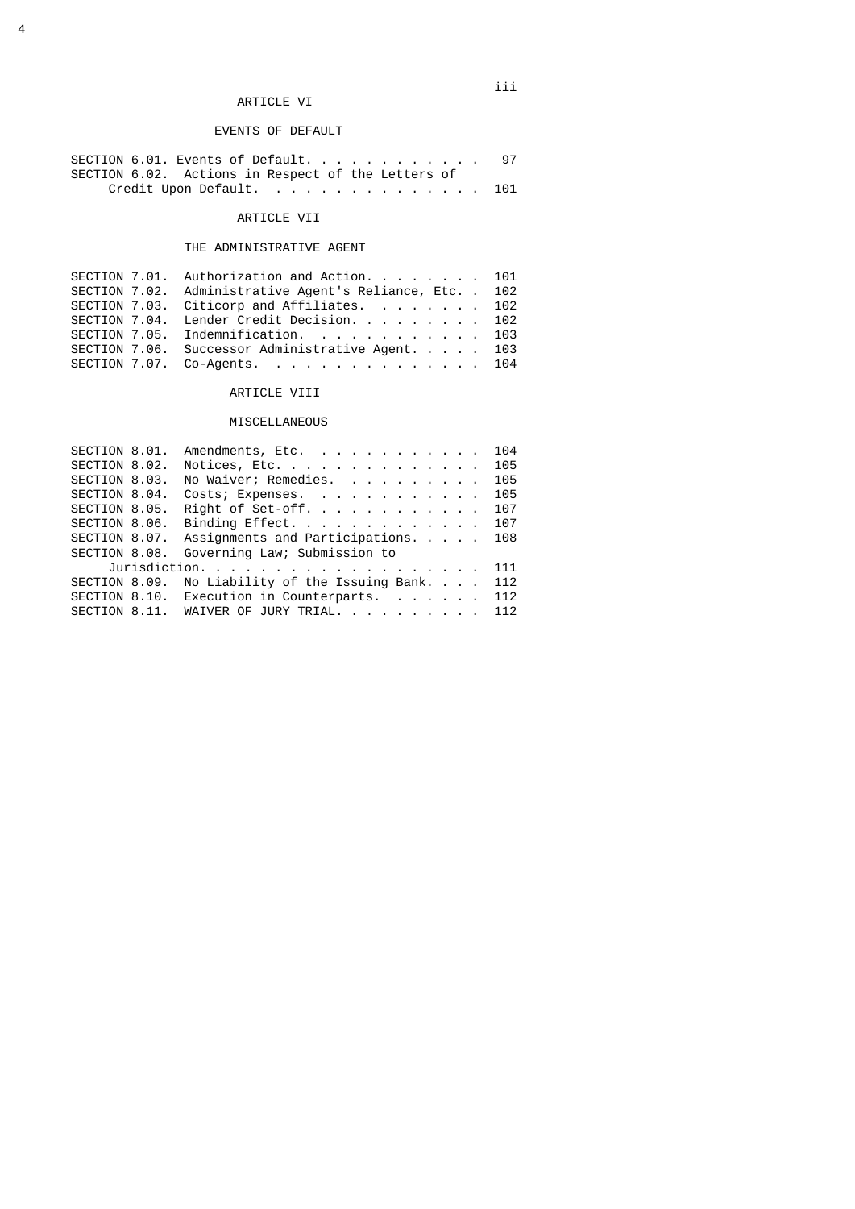## ARTICLE VI

### EVENTS OF DEFAULT

| | | |
|---|---|---|
| SECTION 6.01. | Events of Default. | 97 |
| SECTION 6.02. | Actions in Respect of the Letters of Credit Upon Default. | 101 |

## ARTICLE VII

### THE ADMINISTRATIVE AGENT

| | | |
|---|---|---|
| SECTION 7.01. | Authorization and Action. | 101 |
| SECTION 7.02. | Administrative Agent's Reliance, Etc. | 102 |
| SECTION 7.03. | Citicorp and Affiliates. | 102 |
| SECTION 7.04. | Lender Credit Decision. | 102 |
| SECTION 7.05. | Indemnification. | 103 |
| SECTION 7.06. | Successor Administrative Agent. | 103 |
| SECTION 7.07. | Co-Agents. | 104 |

## ARTICLE VIII

### MISCELLANEOUS

| | | |
|---|---|---|
| SECTION 8.01. | Amendments, Etc. | 104 |
| SECTION 8.02. | Notices, Etc. | 105 |
| SECTION 8.03. | No Waiver; Remedies. | 105 |
| SECTION 8.04. | Costs; Expenses. | 105 |
| SECTION 8.05. | Right of Set-off. | 107 |
| SECTION 8.06. | Binding Effect. | 107 |
| SECTION 8.07. | Assignments and Participations. | 108 |
| SECTION 8.08. | Governing Law; Submission to Jurisdiction. | 111 |
| SECTION 8.09. | No Liability of the Issuing Bank. | 112 |
| SECTION 8.10. | Execution in Counterparts. | 112 |
| SECTION 8.11. | WAIVER OF JURY TRIAL. | 112 |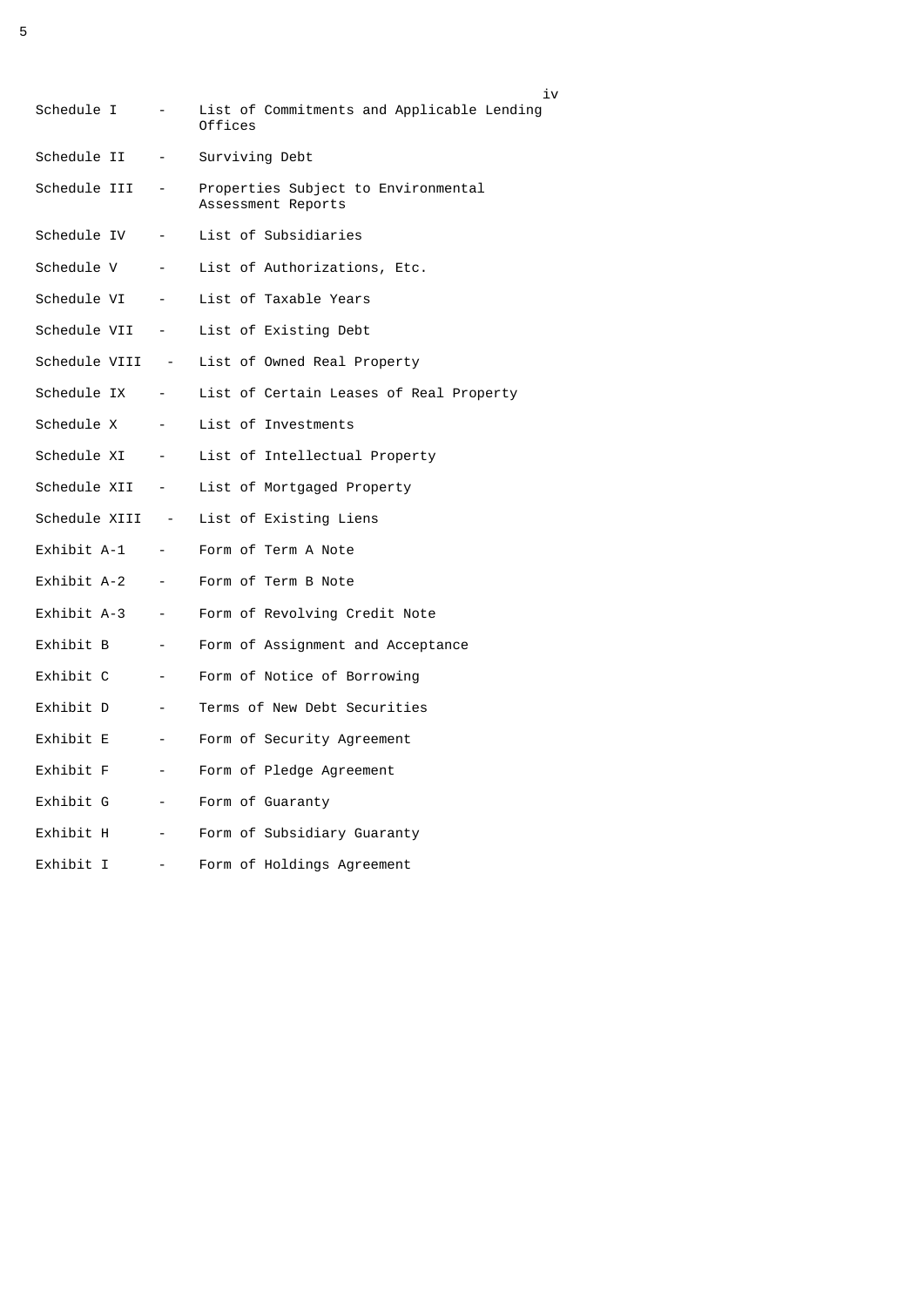| | | |
|---|---|---|
| Schedule I | - | List of Commitments and Applicable Lending Offices |
| Schedule II | - | Surviving Debt |
| Schedule III | - | Properties Subject to Environmental Assessment Reports |
| Schedule IV | - | List of Subsidiaries |
| Schedule V | - | List of Authorizations, Etc. |
| Schedule VI | - | List of Taxable Years |
| Schedule VII | - | List of Existing Debt |
| Schedule VIII | - | List of Owned Real Property |
| Schedule IX | - | List of Certain Leases of Real Property |
| Schedule X | - | List of Investments |
| Schedule XI | - | List of Intellectual Property |
| Schedule XII | - | List of Mortgaged Property |
| Schedule XIII | - | List of Existing Liens |
| Exhibit A-1 | - | Form of Term A Note |
| Exhibit A-2 | - | Form of Term B Note |
| Exhibit A-3 | - | Form of Revolving Credit Note |
| Exhibit B | - | Form of Assignment and Acceptance |
| Exhibit C | - | Form of Notice of Borrowing |
| Exhibit D | - | Terms of New Debt Securities |
| Exhibit E | - | Form of Security Agreement |
| Exhibit F | - | Form of Pledge Agreement |
| Exhibit G | - | Form of Guaranty |
| Exhibit H | - | Form of Subsidiary Guaranty |
| Exhibit I | - | Form of Holdings Agreement |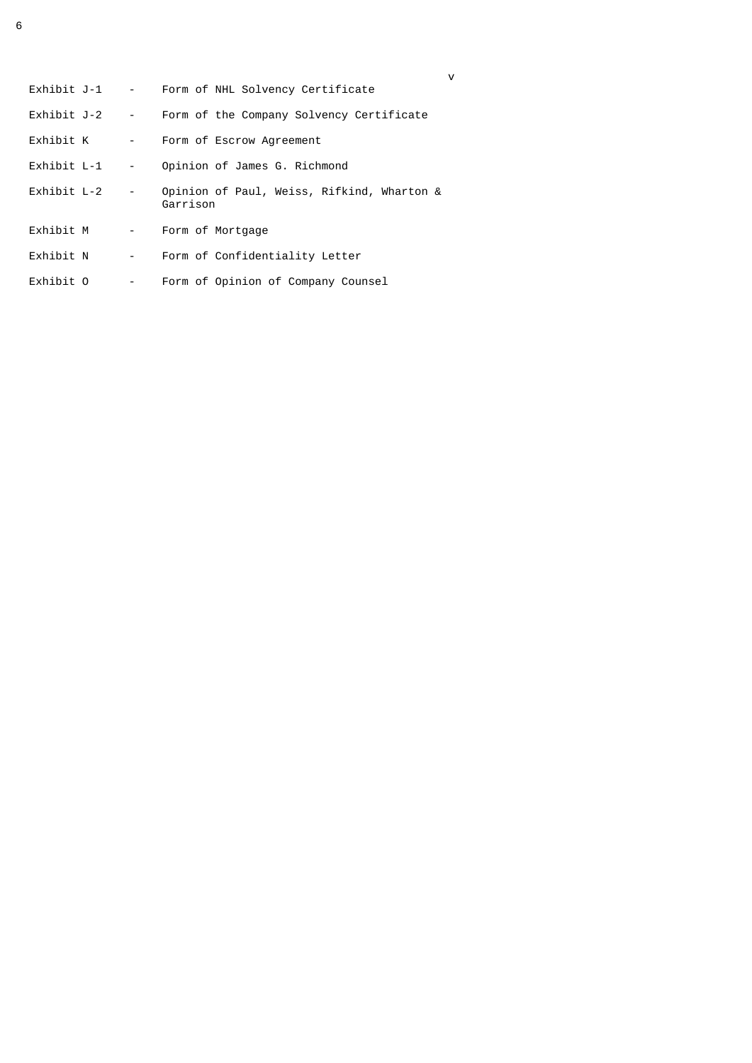| | | |
|---|---|---|
| Exhibit J-1 | - | Form of NHL Solvency Certificate |
| Exhibit J-2 | - | Form of the Company Solvency Certificate |
| Exhibit K | - | Form of Escrow Agreement |
| Exhibit L-1 | - | Opinion of James G. Richmond |
| Exhibit L-2 | - | Opinion of Paul, Weiss, Rifkind, Wharton & Garrison |
| Exhibit M | - | Form of Mortgage |
| Exhibit N | - | Form of Confidentiality Letter |
| Exhibit O | - | Form of Opinion of Company Counsel |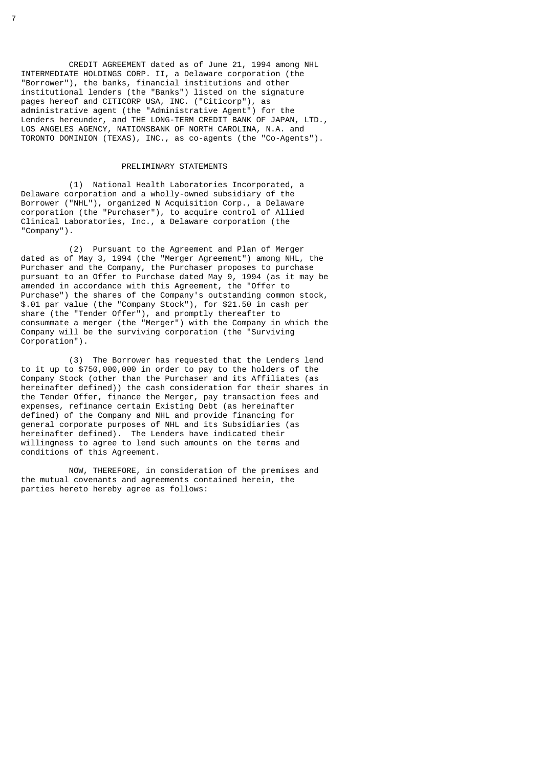CREDIT AGREEMENT dated as of June 21, 1994 among NHL INTERMEDIATE HOLDINGS CORP. II, a Delaware corporation (the "Borrower"), the banks, financial institutions and other institutional lenders (the "Banks") listed on the signature pages hereof and CITICORP USA, INC. ("Citicorp"), as administrative agent (the "Administrative Agent") for the Lenders hereunder, and THE LONG-TERM CREDIT BANK OF JAPAN, LTD., LOS ANGELES AGENCY, NATIONSBANK OF NORTH CAROLINA, N.A. and TORONTO DOMINION (TEXAS), INC., as co-agents (the "Co-Agents").

PRELIMINARY STATEMENTS

(1) National Health Laboratories Incorporated, a Delaware corporation and a wholly-owned subsidiary of the Borrower ("NHL"), organized N Acquisition Corp., a Delaware corporation (the "Purchaser"), to acquire control of Allied Clinical Laboratories, Inc., a Delaware corporation (the "Company").

(2) Pursuant to the Agreement and Plan of Merger dated as of May 3, 1994 (the "Merger Agreement") among NHL, the Purchaser and the Company, the Purchaser proposes to purchase pursuant to an Offer to Purchase dated May 9, 1994 (as it may be amended in accordance with this Agreement, the "Offer to Purchase") the shares of the Company's outstanding common stock, $.01 par value (the "Company Stock"), for $21.50 in cash per share (the "Tender Offer"), and promptly thereafter to consummate a merger (the "Merger") with the Company in which the Company will be the surviving corporation (the "Surviving Corporation").

(3) The Borrower has requested that the Lenders lend to it up to $750,000,000 in order to pay to the holders of the Company Stock (other than the Purchaser and its Affiliates (as hereinafter defined)) the cash consideration for their shares in the Tender Offer, finance the Merger, pay transaction fees and expenses, refinance certain Existing Debt (as hereinafter defined) of the Company and NHL and provide financing for general corporate purposes of NHL and its Subsidiaries (as hereinafter defined). The Lenders have indicated their willingness to agree to lend such amounts on the terms and conditions of this Agreement.

NOW, THEREFORE, in consideration of the premises and the mutual covenants and agreements contained herein, the parties hereto hereby agree as follows: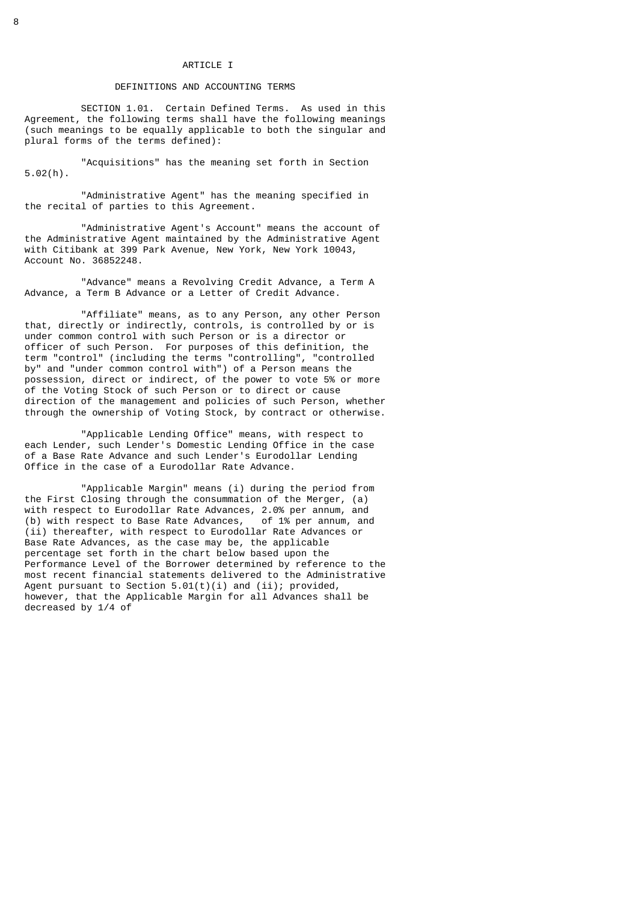# ARTICLE I

## DEFINITIONS AND ACCOUNTING TERMS

SECTION 1.01. Certain Defined Terms. As used in this Agreement, the following terms shall have the following meanings (such meanings to be equally applicable to both the singular and plural forms of the terms defined):

"Acquisitions" has the meaning set forth in Section 5.02(h).

"Administrative Agent" has the meaning specified in the recital of parties to this Agreement.

"Administrative Agent's Account" means the account of the Administrative Agent maintained by the Administrative Agent with Citibank at 399 Park Avenue, New York, New York 10043, Account No. 36852248.

"Advance" means a Revolving Credit Advance, a Term A Advance, a Term B Advance or a Letter of Credit Advance.

"Affiliate" means, as to any Person, any other Person that, directly or indirectly, controls, is controlled by or is under common control with such Person or is a director or officer of such Person. For purposes of this definition, the term "control" (including the terms "controlling", "controlled by" and "under common control with") of a Person means the possession, direct or indirect, of the power to vote 5% or more of the Voting Stock of such Person or to direct or cause direction of the management and policies of such Person, whether through the ownership of Voting Stock, by contract or otherwise.

"Applicable Lending Office" means, with respect to each Lender, such Lender's Domestic Lending Office in the case of a Base Rate Advance and such Lender's Eurodollar Lending Office in the case of a Eurodollar Rate Advance.

"Applicable Margin" means (i) during the period from the First Closing through the consummation of the Merger, (a) with respect to Eurodollar Rate Advances, 2.0% per annum, and (b) with respect to Base Rate Advances, of 1% per annum, and (ii) thereafter, with respect to Eurodollar Rate Advances or Base Rate Advances, as the case may be, the applicable percentage set forth in the chart below based upon the Performance Level of the Borrower determined by reference to the most recent financial statements delivered to the Administrative Agent pursuant to Section 5.01(t)(i) and (ii); provided, however, that the Applicable Margin for all Advances shall be decreased by 1/4 of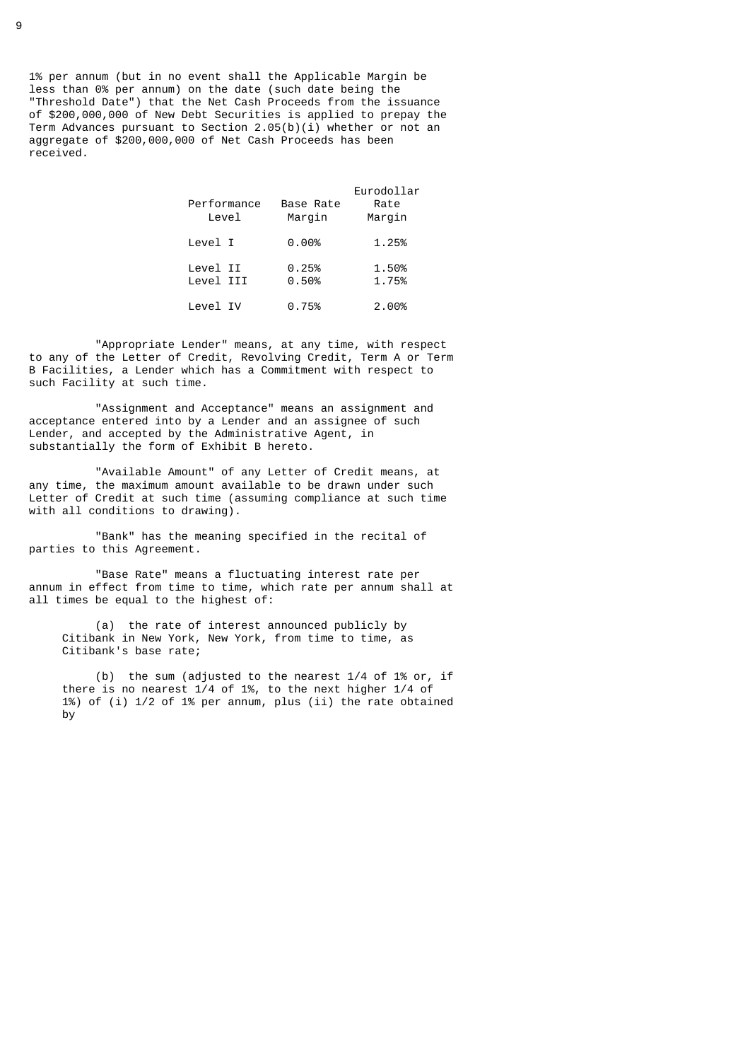1% per annum (but in no event shall the Applicable Margin be less than 0% per annum) on the date (such date being the "Threshold Date") that the Net Cash Proceeds from the issuance of $200,000,000 of New Debt Securities is applied to prepay the Term Advances pursuant to Section 2.05(b)(i) whether or not an aggregate of $200,000,000 of Net Cash Proceeds has been received.

| Performance Level | Base Rate Margin | Eurodollar Rate Margin |
|---|---|---|
| Level I | 0.00% | 1.25% |
| Level II | 0.25% | 1.50% |
| Level III | 0.50% | 1.75% |
| Level IV | 0.75% | 2.00% |

"Appropriate Lender" means, at any time, with respect to any of the Letter of Credit, Revolving Credit, Term A or Term B Facilities, a Lender which has a Commitment with respect to such Facility at such time.

"Assignment and Acceptance" means an assignment and acceptance entered into by a Lender and an assignee of such Lender, and accepted by the Administrative Agent, in substantially the form of Exhibit B hereto.

"Available Amount" of any Letter of Credit means, at any time, the maximum amount available to be drawn under such Letter of Credit at such time (assuming compliance at such time with all conditions to drawing).

"Bank" has the meaning specified in the recital of parties to this Agreement.

"Base Rate" means a fluctuating interest rate per annum in effect from time to time, which rate per annum shall at all times be equal to the highest of:

(a) the rate of interest announced publicly by Citibank in New York, New York, from time to time, as Citibank's base rate;

(b) the sum (adjusted to the nearest 1/4 of 1% or, if there is no nearest 1/4 of 1%, to the next higher 1/4 of 1%) of (i) 1/2 of 1% per annum, plus (ii) the rate obtained by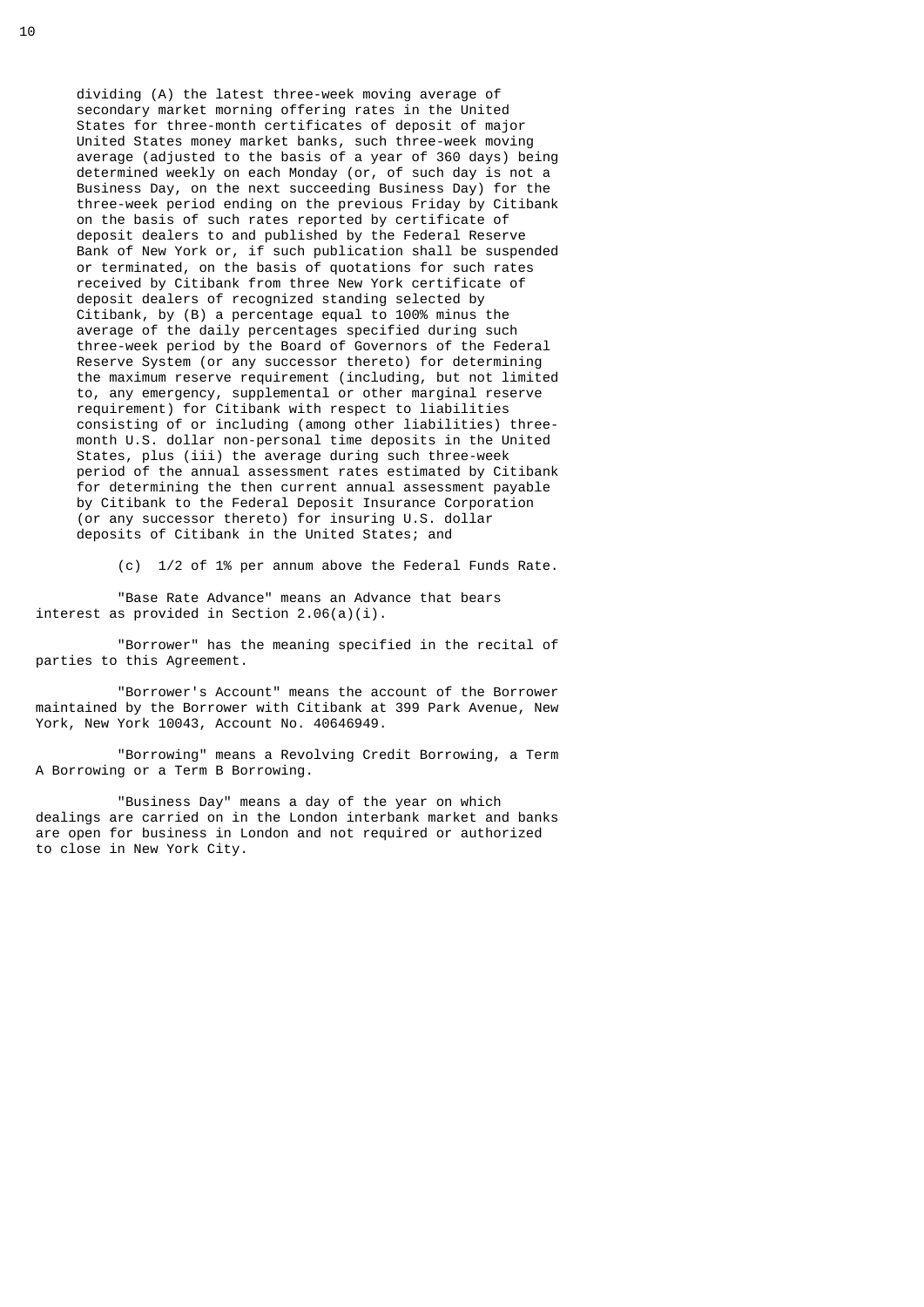dividing (A) the latest three-week moving average of secondary market morning offering rates in the United States for three-month certificates of deposit of major United States money market banks, such three-week moving average (adjusted to the basis of a year of 360 days) being determined weekly on each Monday (or, of such day is not a Business Day, on the next succeeding Business Day) for the three-week period ending on the previous Friday by Citibank on the basis of such rates reported by certificate of deposit dealers to and published by the Federal Reserve Bank of New York or, if such publication shall be suspended or terminated, on the basis of quotations for such rates received by Citibank from three New York certificate of deposit dealers of recognized standing selected by Citibank, by (B) a percentage equal to 100% minus the average of the daily percentages specified during such three-week period by the Board of Governors of the Federal Reserve System (or any successor thereto) for determining the maximum reserve requirement (including, but not limited to, any emergency, supplemental or other marginal reserve requirement) for Citibank with respect to liabilities consisting of or including (among other liabilities) three-month U.S. dollar non-personal time deposits in the United States, plus (iii) the average during such three-week period of the annual assessment rates estimated by Citibank for determining the then current annual assessment payable by Citibank to the Federal Deposit Insurance Corporation (or any successor thereto) for insuring U.S. dollar deposits of Citibank in the United States; and

(c) 1/2 of 1% per annum above the Federal Funds Rate.

"Base Rate Advance" means an Advance that bears interest as provided in Section 2.06(a)(i).

"Borrower" has the meaning specified in the recital of parties to this Agreement.

"Borrower's Account" means the account of the Borrower maintained by the Borrower with Citibank at 399 Park Avenue, New York, New York 10043, Account No. 40646949.

"Borrowing" means a Revolving Credit Borrowing, a Term A Borrowing or a Term B Borrowing.

"Business Day" means a day of the year on which dealings are carried on in the London interbank market and banks are open for business in London and not required or authorized to close in New York City.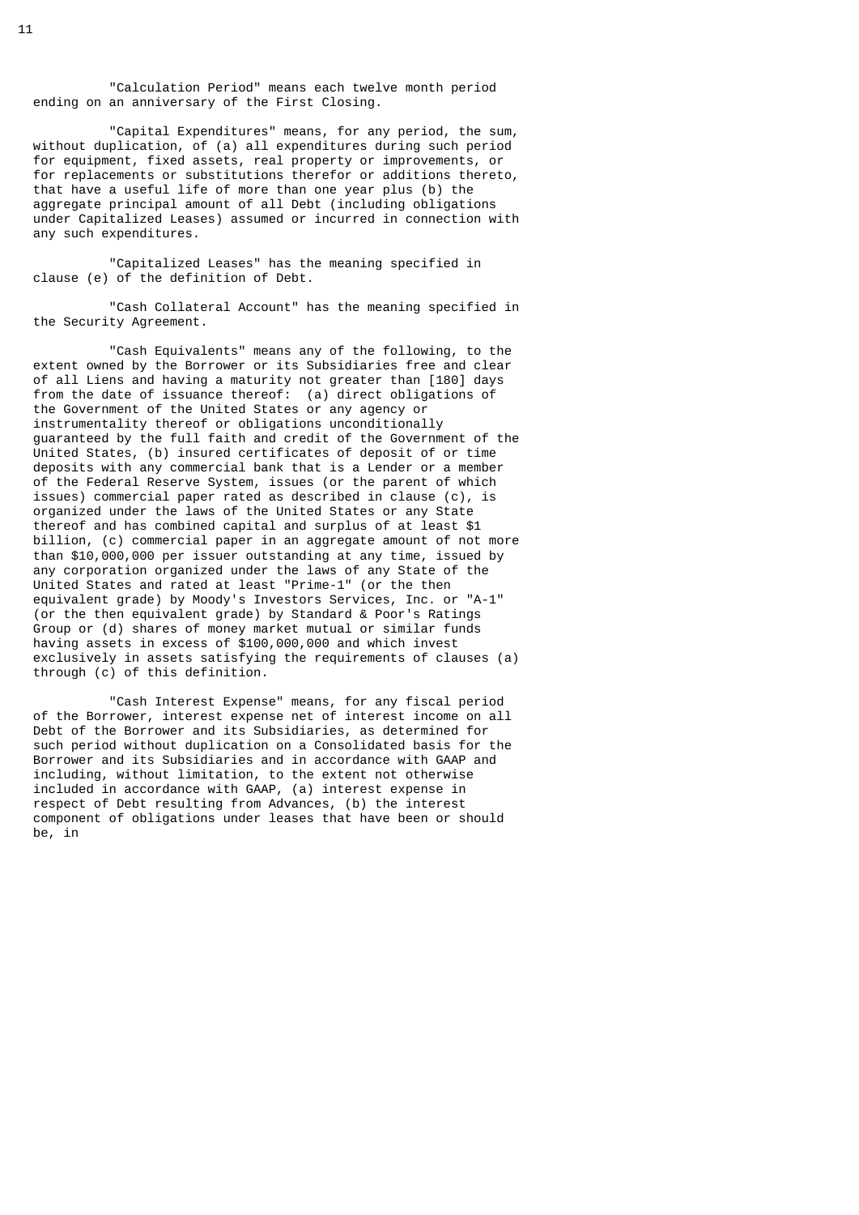"Calculation Period" means each twelve month period ending on an anniversary of the First Closing.

"Capital Expenditures" means, for any period, the sum, without duplication, of (a) all expenditures during such period for equipment, fixed assets, real property or improvements, or for replacements or substitutions therefor or additions thereto, that have a useful life of more than one year plus (b) the aggregate principal amount of all Debt (including obligations under Capitalized Leases) assumed or incurred in connection with any such expenditures.

"Capitalized Leases" has the meaning specified in clause (e) of the definition of Debt.

"Cash Collateral Account" has the meaning specified in the Security Agreement.

"Cash Equivalents" means any of the following, to the extent owned by the Borrower or its Subsidiaries free and clear of all Liens and having a maturity not greater than [180] days from the date of issuance thereof: (a) direct obligations of the Government of the United States or any agency or instrumentality thereof or obligations unconditionally guaranteed by the full faith and credit of the Government of the United States, (b) insured certificates of deposit of or time deposits with any commercial bank that is a Lender or a member of the Federal Reserve System, issues (or the parent of which issues) commercial paper rated as described in clause (c), is organized under the laws of the United States or any State thereof and has combined capital and surplus of at least $1 billion, (c) commercial paper in an aggregate amount of not more than $10,000,000 per issuer outstanding at any time, issued by any corporation organized under the laws of any State of the United States and rated at least "Prime-1" (or the then equivalent grade) by Moody's Investors Services, Inc. or "A-1" (or the then equivalent grade) by Standard & Poor's Ratings Group or (d) shares of money market mutual or similar funds having assets in excess of $100,000,000 and which invest exclusively in assets satisfying the requirements of clauses (a) through (c) of this definition.

"Cash Interest Expense" means, for any fiscal period of the Borrower, interest expense net of interest income on all Debt of the Borrower and its Subsidiaries, as determined for such period without duplication on a Consolidated basis for the Borrower and its Subsidiaries and in accordance with GAAP and including, without limitation, to the extent not otherwise included in accordance with GAAP, (a) interest expense in respect of Debt resulting from Advances, (b) the interest component of obligations under leases that have been or should be, in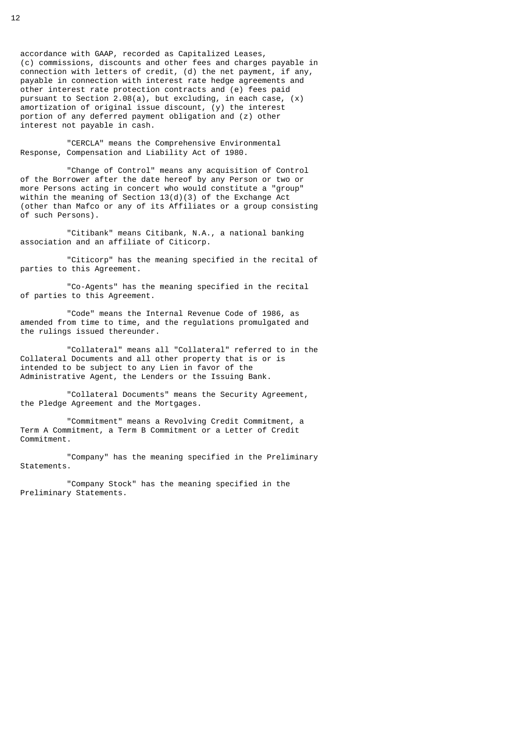accordance with GAAP, recorded as Capitalized Leases, (c) commissions, discounts and other fees and charges payable in connection with letters of credit, (d) the net payment, if any, payable in connection with interest rate hedge agreements and other interest rate protection contracts and (e) fees paid pursuant to Section 2.08(a), but excluding, in each case, (x) amortization of original issue discount, (y) the interest portion of any deferred payment obligation and (z) other interest not payable in cash.

"CERCLA" means the Comprehensive Environmental Response, Compensation and Liability Act of 1980.

"Change of Control" means any acquisition of Control of the Borrower after the date hereof by any Person or two or more Persons acting in concert who would constitute a "group" within the meaning of Section 13(d)(3) of the Exchange Act (other than Mafco or any of its Affiliates or a group consisting of such Persons).

"Citibank" means Citibank, N.A., a national banking association and an affiliate of Citicorp.

"Citicorp" has the meaning specified in the recital of parties to this Agreement.

"Co-Agents" has the meaning specified in the recital of parties to this Agreement.

"Code" means the Internal Revenue Code of 1986, as amended from time to time, and the regulations promulgated and the rulings issued thereunder.

"Collateral" means all "Collateral" referred to in the Collateral Documents and all other property that is or is intended to be subject to any Lien in favor of the Administrative Agent, the Lenders or the Issuing Bank.

"Collateral Documents" means the Security Agreement, the Pledge Agreement and the Mortgages.

"Commitment" means a Revolving Credit Commitment, a Term A Commitment, a Term B Commitment or a Letter of Credit Commitment.

"Company" has the meaning specified in the Preliminary Statements.

"Company Stock" has the meaning specified in the Preliminary Statements.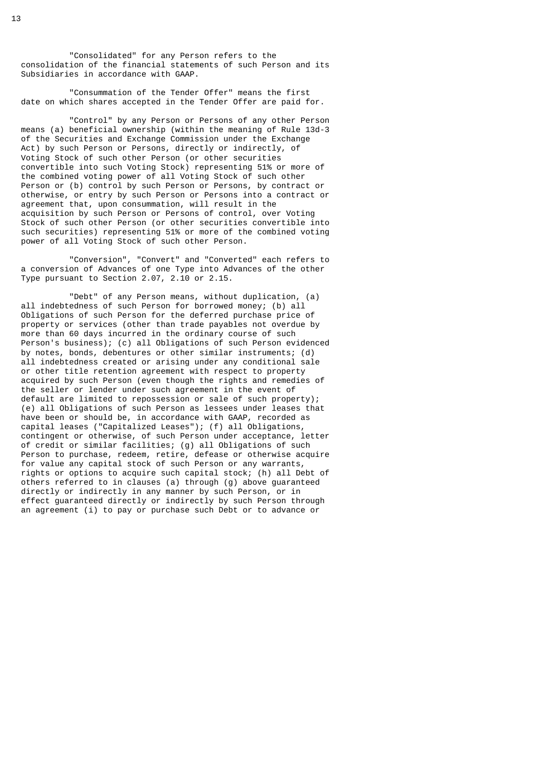"Consolidated" for any Person refers to the consolidation of the financial statements of such Person and its Subsidiaries in accordance with GAAP.

"Consummation of the Tender Offer" means the first date on which shares accepted in the Tender Offer are paid for.

"Control" by any Person or Persons of any other Person means (a) beneficial ownership (within the meaning of Rule 13d-3 of the Securities and Exchange Commission under the Exchange Act) by such Person or Persons, directly or indirectly, of Voting Stock of such other Person (or other securities convertible into such Voting Stock) representing 51% or more of the combined voting power of all Voting Stock of such other Person or (b) control by such Person or Persons, by contract or otherwise, or entry by such Person or Persons into a contract or agreement that, upon consummation, will result in the acquisition by such Person or Persons of control, over Voting Stock of such other Person (or other securities convertible into such securities) representing 51% or more of the combined voting power of all Voting Stock of such other Person.

"Conversion", "Convert" and "Converted" each refers to a conversion of Advances of one Type into Advances of the other Type pursuant to Section 2.07, 2.10 or 2.15.

"Debt" of any Person means, without duplication, (a) all indebtedness of such Person for borrowed money; (b) all Obligations of such Person for the deferred purchase price of property or services (other than trade payables not overdue by more than 60 days incurred in the ordinary course of such Person's business); (c) all Obligations of such Person evidenced by notes, bonds, debentures or other similar instruments; (d) all indebtedness created or arising under any conditional sale or other title retention agreement with respect to property acquired by such Person (even though the rights and remedies of the seller or lender under such agreement in the event of default are limited to repossession or sale of such property); (e) all Obligations of such Person as lessees under leases that have been or should be, in accordance with GAAP, recorded as capital leases ("Capitalized Leases"); (f) all Obligations, contingent or otherwise, of such Person under acceptance, letter of credit or similar facilities; (g) all Obligations of such Person to purchase, redeem, retire, defease or otherwise acquire for value any capital stock of such Person or any warrants, rights or options to acquire such capital stock; (h) all Debt of others referred to in clauses (a) through (g) above guaranteed directly or indirectly in any manner by such Person, or in effect guaranteed directly or indirectly by such Person through an agreement (i) to pay or purchase such Debt or to advance or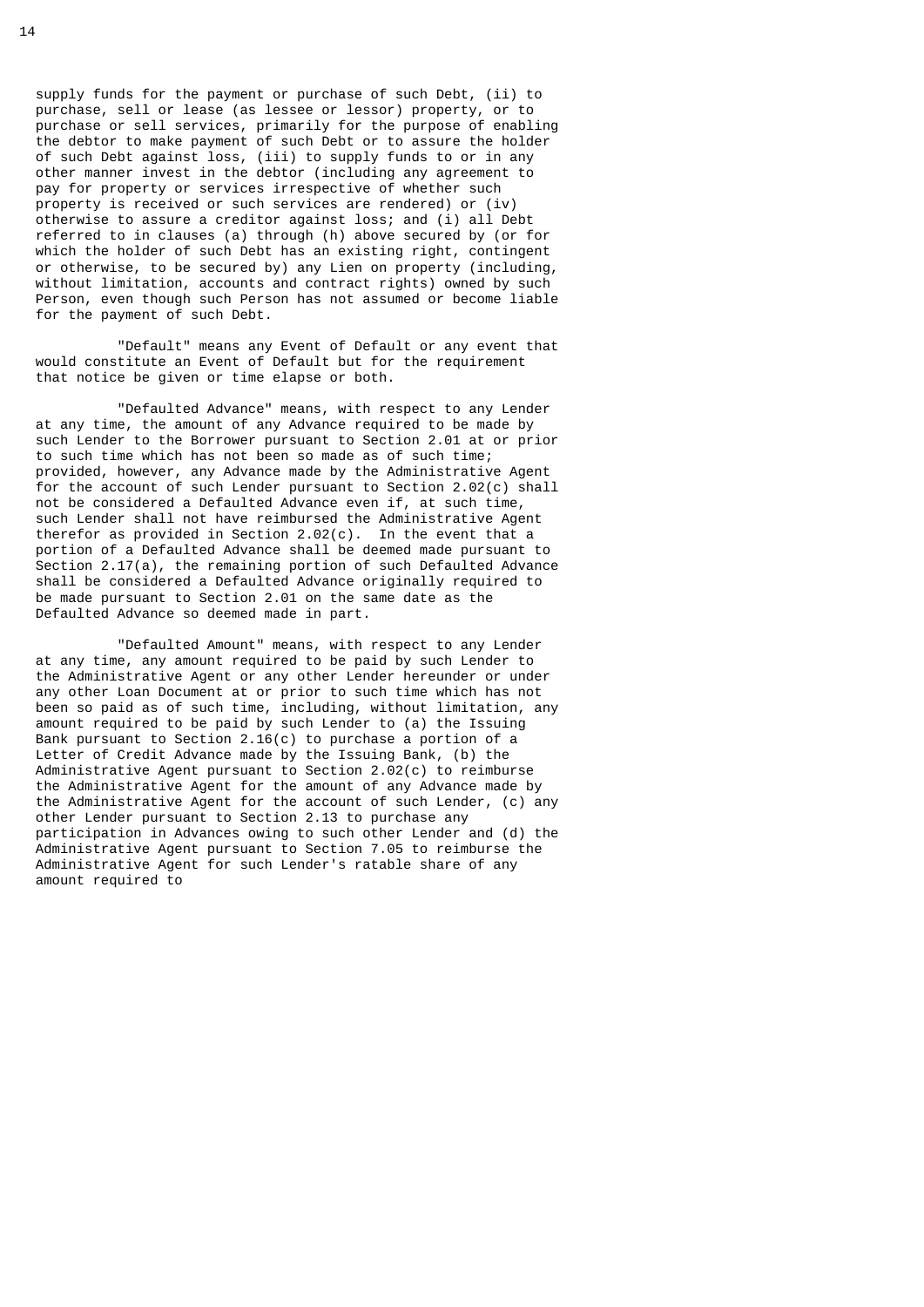supply funds for the payment or purchase of such Debt, (ii) to purchase, sell or lease (as lessee or lessor) property, or to purchase or sell services, primarily for the purpose of enabling the debtor to make payment of such Debt or to assure the holder of such Debt against loss, (iii) to supply funds to or in any other manner invest in the debtor (including any agreement to pay for property or services irrespective of whether such property is received or such services are rendered) or (iv) otherwise to assure a creditor against loss; and (i) all Debt referred to in clauses (a) through (h) above secured by (or for which the holder of such Debt has an existing right, contingent or otherwise, to be secured by) any Lien on property (including, without limitation, accounts and contract rights) owned by such Person, even though such Person has not assumed or become liable for the payment of such Debt.

"Default" means any Event of Default or any event that would constitute an Event of Default but for the requirement that notice be given or time elapse or both.

"Defaulted Advance" means, with respect to any Lender at any time, the amount of any Advance required to be made by such Lender to the Borrower pursuant to Section 2.01 at or prior to such time which has not been so made as of such time; provided, however, any Advance made by the Administrative Agent for the account of such Lender pursuant to Section 2.02(c) shall not be considered a Defaulted Advance even if, at such time, such Lender shall not have reimbursed the Administrative Agent therefor as provided in Section 2.02(c). In the event that a portion of a Defaulted Advance shall be deemed made pursuant to Section 2.17(a), the remaining portion of such Defaulted Advance shall be considered a Defaulted Advance originally required to be made pursuant to Section 2.01 on the same date as the Defaulted Advance so deemed made in part.

"Defaulted Amount" means, with respect to any Lender at any time, any amount required to be paid by such Lender to the Administrative Agent or any other Lender hereunder or under any other Loan Document at or prior to such time which has not been so paid as of such time, including, without limitation, any amount required to be paid by such Lender to (a) the Issuing Bank pursuant to Section 2.16(c) to purchase a portion of a Letter of Credit Advance made by the Issuing Bank, (b) the Administrative Agent pursuant to Section 2.02(c) to reimburse the Administrative Agent for the amount of any Advance made by the Administrative Agent for the account of such Lender, (c) any other Lender pursuant to Section 2.13 to purchase any participation in Advances owing to such other Lender and (d) the Administrative Agent pursuant to Section 7.05 to reimburse the Administrative Agent for such Lender's ratable share of any amount required to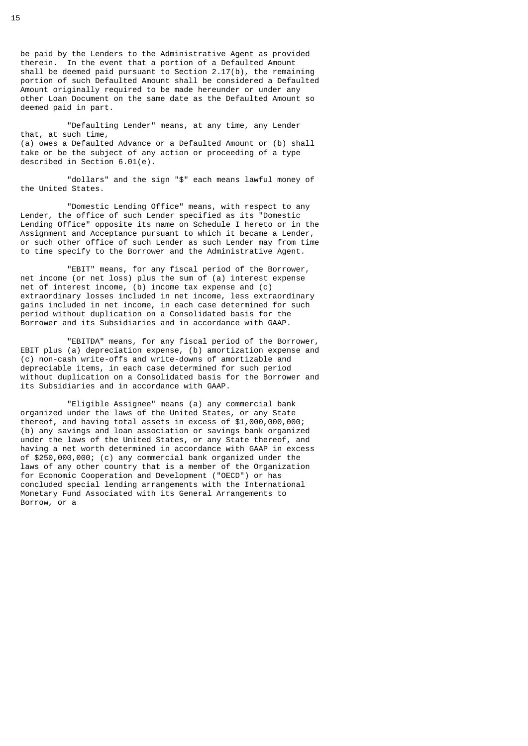be paid by the Lenders to the Administrative Agent as provided therein. In the event that a portion of a Defaulted Amount shall be deemed paid pursuant to Section 2.17(b), the remaining portion of such Defaulted Amount shall be considered a Defaulted Amount originally required to be made hereunder or under any other Loan Document on the same date as the Defaulted Amount so deemed paid in part.

"Defaulting Lender" means, at any time, any Lender that, at such time,
(a) owes a Defaulted Advance or a Defaulted Amount or (b) shall take or be the subject of any action or proceeding of a type described in Section 6.01(e).

"dollars" and the sign "$" each means lawful money of the United States.

"Domestic Lending Office" means, with respect to any Lender, the office of such Lender specified as its "Domestic Lending Office" opposite its name on Schedule I hereto or in the Assignment and Acceptance pursuant to which it became a Lender, or such other office of such Lender as such Lender may from time to time specify to the Borrower and the Administrative Agent.

"EBIT" means, for any fiscal period of the Borrower, net income (or net loss) plus the sum of (a) interest expense net of interest income, (b) income tax expense and (c) extraordinary losses included in net income, less extraordinary gains included in net income, in each case determined for such period without duplication on a Consolidated basis for the Borrower and its Subsidiaries and in accordance with GAAP.

"EBITDA" means, for any fiscal period of the Borrower, EBIT plus (a) depreciation expense, (b) amortization expense and (c) non-cash write-offs and write-downs of amortizable and depreciable items, in each case determined for such period without duplication on a Consolidated basis for the Borrower and its Subsidiaries and in accordance with GAAP.

"Eligible Assignee" means (a) any commercial bank organized under the laws of the United States, or any State thereof, and having total assets in excess of $1,000,000,000; (b) any savings and loan association or savings bank organized under the laws of the United States, or any State thereof, and having a net worth determined in accordance with GAAP in excess of $250,000,000; (c) any commercial bank organized under the laws of any other country that is a member of the Organization for Economic Cooperation and Development ("OECD") or has concluded special lending arrangements with the International Monetary Fund Associated with its General Arrangements to Borrow, or a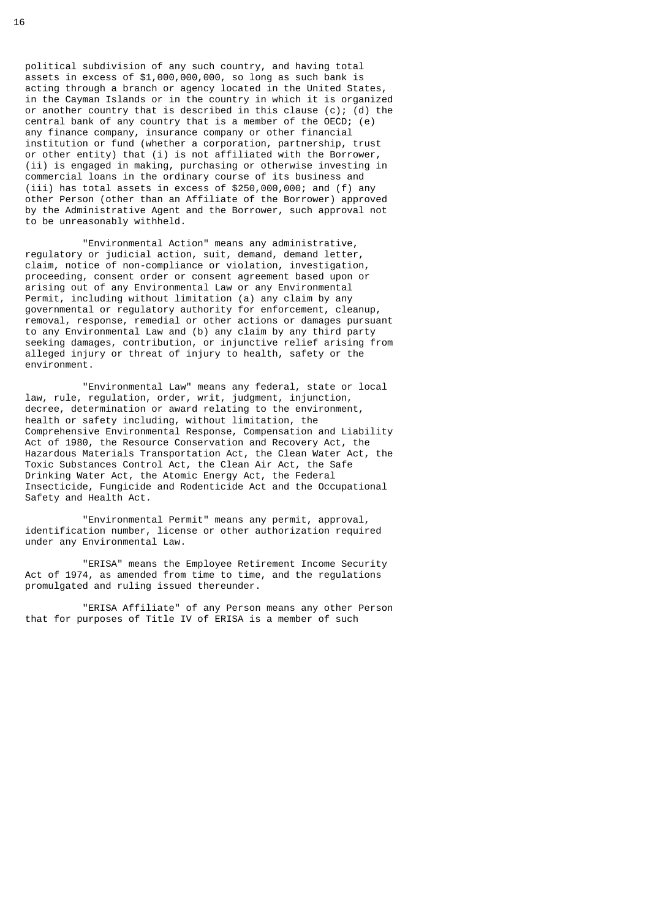political subdivision of any such country, and having total assets in excess of $1,000,000,000, so long as such bank is acting through a branch or agency located in the United States, in the Cayman Islands or in the country in which it is organized or another country that is described in this clause (c); (d) the central bank of any country that is a member of the OECD; (e) any finance company, insurance company or other financial institution or fund (whether a corporation, partnership, trust or other entity) that (i) is not affiliated with the Borrower, (ii) is engaged in making, purchasing or otherwise investing in commercial loans in the ordinary course of its business and (iii) has total assets in excess of $250,000,000; and (f) any other Person (other than an Affiliate of the Borrower) approved by the Administrative Agent and the Borrower, such approval not to be unreasonably withheld.

"Environmental Action" means any administrative, regulatory or judicial action, suit, demand, demand letter, claim, notice of non-compliance or violation, investigation, proceeding, consent order or consent agreement based upon or arising out of any Environmental Law or any Environmental Permit, including without limitation (a) any claim by any governmental or regulatory authority for enforcement, cleanup, removal, response, remedial or other actions or damages pursuant to any Environmental Law and (b) any claim by any third party seeking damages, contribution, or injunctive relief arising from alleged injury or threat of injury to health, safety or the environment.

"Environmental Law" means any federal, state or local law, rule, regulation, order, writ, judgment, injunction, decree, determination or award relating to the environment, health or safety including, without limitation, the Comprehensive Environmental Response, Compensation and Liability Act of 1980, the Resource Conservation and Recovery Act, the Hazardous Materials Transportation Act, the Clean Water Act, the Toxic Substances Control Act, the Clean Air Act, the Safe Drinking Water Act, the Atomic Energy Act, the Federal Insecticide, Fungicide and Rodenticide Act and the Occupational Safety and Health Act.

"Environmental Permit" means any permit, approval, identification number, license or other authorization required under any Environmental Law.

"ERISA" means the Employee Retirement Income Security Act of 1974, as amended from time to time, and the regulations promulgated and ruling issued thereunder.

"ERISA Affiliate" of any Person means any other Person that for purposes of Title IV of ERISA is a member of such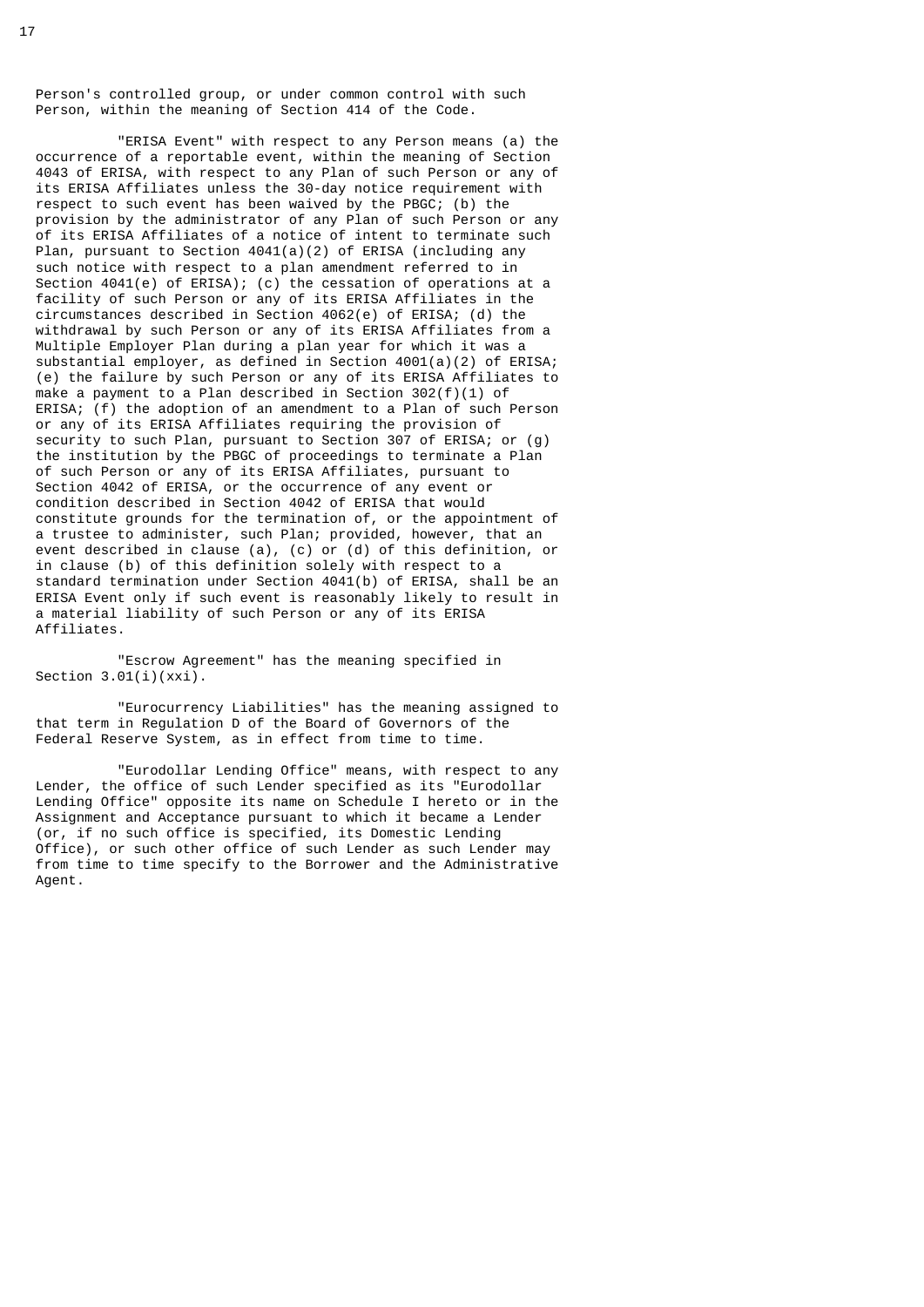Person's controlled group, or under common control with such Person, within the meaning of Section 414 of the Code.

"ERISA Event" with respect to any Person means (a) the occurrence of a reportable event, within the meaning of Section 4043 of ERISA, with respect to any Plan of such Person or any of its ERISA Affiliates unless the 30-day notice requirement with respect to such event has been waived by the PBGC; (b) the provision by the administrator of any Plan of such Person or any of its ERISA Affiliates of a notice of intent to terminate such Plan, pursuant to Section 4041(a)(2) of ERISA (including any such notice with respect to a plan amendment referred to in Section 4041(e) of ERISA); (c) the cessation of operations at a facility of such Person or any of its ERISA Affiliates in the circumstances described in Section 4062(e) of ERISA; (d) the withdrawal by such Person or any of its ERISA Affiliates from a Multiple Employer Plan during a plan year for which it was a substantial employer, as defined in Section 4001(a)(2) of ERISA; (e) the failure by such Person or any of its ERISA Affiliates to make a payment to a Plan described in Section 302(f)(1) of ERISA; (f) the adoption of an amendment to a Plan of such Person or any of its ERISA Affiliates requiring the provision of security to such Plan, pursuant to Section 307 of ERISA; or (g) the institution by the PBGC of proceedings to terminate a Plan of such Person or any of its ERISA Affiliates, pursuant to Section 4042 of ERISA, or the occurrence of any event or condition described in Section 4042 of ERISA that would constitute grounds for the termination of, or the appointment of a trustee to administer, such Plan; provided, however, that an event described in clause (a), (c) or (d) of this definition, or in clause (b) of this definition solely with respect to a standard termination under Section 4041(b) of ERISA, shall be an ERISA Event only if such event is reasonably likely to result in a material liability of such Person or any of its ERISA Affiliates.

"Escrow Agreement" has the meaning specified in Section 3.01(i)(xxi).

"Eurocurrency Liabilities" has the meaning assigned to that term in Regulation D of the Board of Governors of the Federal Reserve System, as in effect from time to time.

"Eurodollar Lending Office" means, with respect to any Lender, the office of such Lender specified as its "Eurodollar Lending Office" opposite its name on Schedule I hereto or in the Assignment and Acceptance pursuant to which it became a Lender (or, if no such office is specified, its Domestic Lending Office), or such other office of such Lender as such Lender may from time to time specify to the Borrower and the Administrative Agent.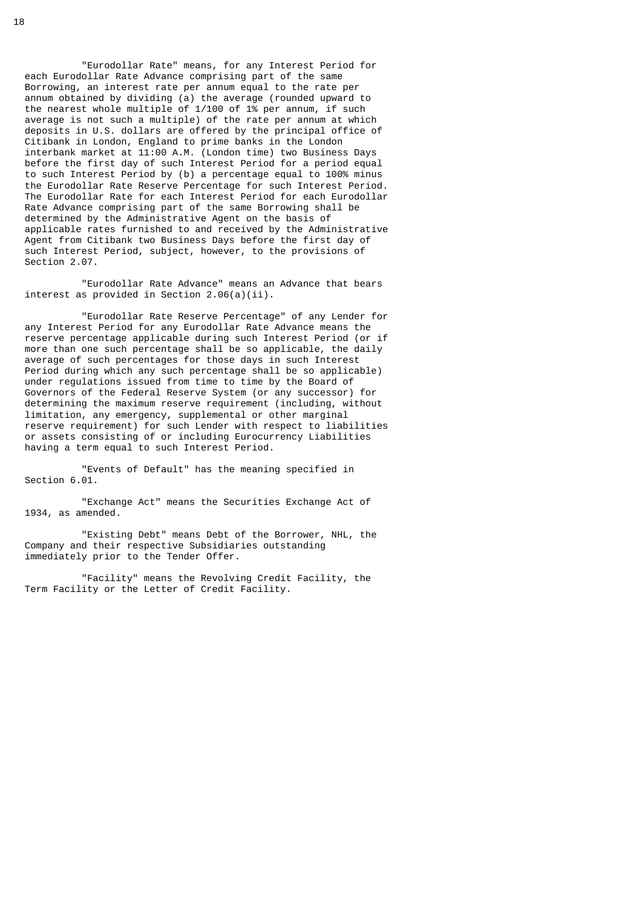"Eurodollar Rate" means, for any Interest Period for each Eurodollar Rate Advance comprising part of the same Borrowing, an interest rate per annum equal to the rate per annum obtained by dividing (a) the average (rounded upward to the nearest whole multiple of 1/100 of 1% per annum, if such average is not such a multiple) of the rate per annum at which deposits in U.S. dollars are offered by the principal office of Citibank in London, England to prime banks in the London interbank market at 11:00 A.M. (London time) two Business Days before the first day of such Interest Period for a period equal to such Interest Period by (b) a percentage equal to 100% minus the Eurodollar Rate Reserve Percentage for such Interest Period. The Eurodollar Rate for each Interest Period for each Eurodollar Rate Advance comprising part of the same Borrowing shall be determined by the Administrative Agent on the basis of applicable rates furnished to and received by the Administrative Agent from Citibank two Business Days before the first day of such Interest Period, subject, however, to the provisions of Section 2.07.

"Eurodollar Rate Advance" means an Advance that bears interest as provided in Section 2.06(a)(ii).

"Eurodollar Rate Reserve Percentage" of any Lender for any Interest Period for any Eurodollar Rate Advance means the reserve percentage applicable during such Interest Period (or if more than one such percentage shall be so applicable, the daily average of such percentages for those days in such Interest Period during which any such percentage shall be so applicable) under regulations issued from time to time by the Board of Governors of the Federal Reserve System (or any successor) for determining the maximum reserve requirement (including, without limitation, any emergency, supplemental or other marginal reserve requirement) for such Lender with respect to liabilities or assets consisting of or including Eurocurrency Liabilities having a term equal to such Interest Period.

"Events of Default" has the meaning specified in Section 6.01.

"Exchange Act" means the Securities Exchange Act of 1934, as amended.

"Existing Debt" means Debt of the Borrower, NHL, the Company and their respective Subsidiaries outstanding immediately prior to the Tender Offer.

"Facility" means the Revolving Credit Facility, the Term Facility or the Letter of Credit Facility.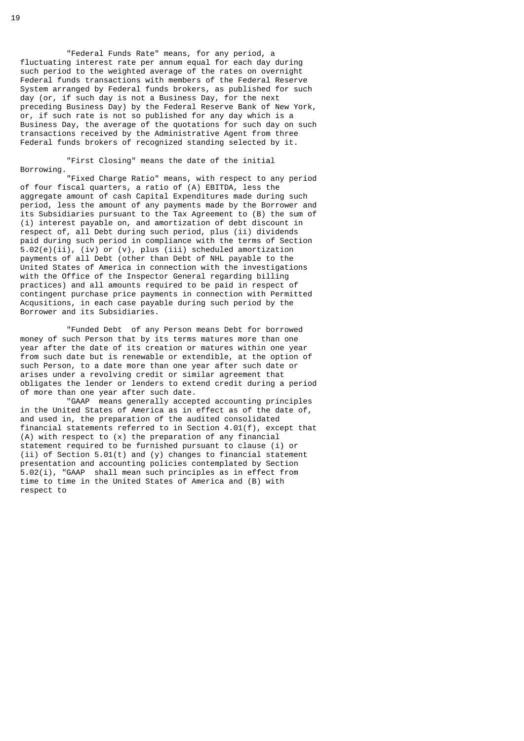"Federal Funds Rate" means, for any period, a fluctuating interest rate per annum equal for each day during such period to the weighted average of the rates on overnight Federal funds transactions with members of the Federal Reserve System arranged by Federal funds brokers, as published for such day (or, if such day is not a Business Day, for the next preceding Business Day) by the Federal Reserve Bank of New York, or, if such rate is not so published for any day which is a Business Day, the average of the quotations for such day on such transactions received by the Administrative Agent from three Federal funds brokers of recognized standing selected by it.

"First Closing" means the date of the initial Borrowing.

"Fixed Charge Ratio" means, with respect to any period of four fiscal quarters, a ratio of (A) EBITDA, less the aggregate amount of cash Capital Expenditures made during such period, less the amount of any payments made by the Borrower and its Subsidiaries pursuant to the Tax Agreement to (B) the sum of (i) interest payable on, and amortization of debt discount in respect of, all Debt during such period, plus (ii) dividends paid during such period in compliance with the terms of Section 5.02(e)(ii), (iv) or (v), plus (iii) scheduled amortization payments of all Debt (other than Debt of NHL payable to the United States of America in connection with the investigations with the Office of the Inspector General regarding billing practices) and all amounts required to be paid in respect of contingent purchase price payments in connection with Permitted Acqusitions, in each case payable during such period by the Borrower and its Subsidiaries.

"Funded Debt of any Person means Debt for borrowed money of such Person that by its terms matures more than one year after the date of its creation or matures within one year from such date but is renewable or extendible, at the option of such Person, to a date more than one year after such date or arises under a revolving credit or similar agreement that obligates the lender or lenders to extend credit during a period of more than one year after such date.

"GAAP means generally accepted accounting principles in the United States of America as in effect as of the date of, and used in, the preparation of the audited consolidated financial statements referred to in Section 4.01(f), except that (A) with respect to (x) the preparation of any financial statement required to be furnished pursuant to clause (i) or (ii) of Section 5.01(t) and (y) changes to financial statement presentation and accounting policies contemplated by Section 5.02(i), "GAAP shall mean such principles as in effect from time to time in the United States of America and (B) with respect to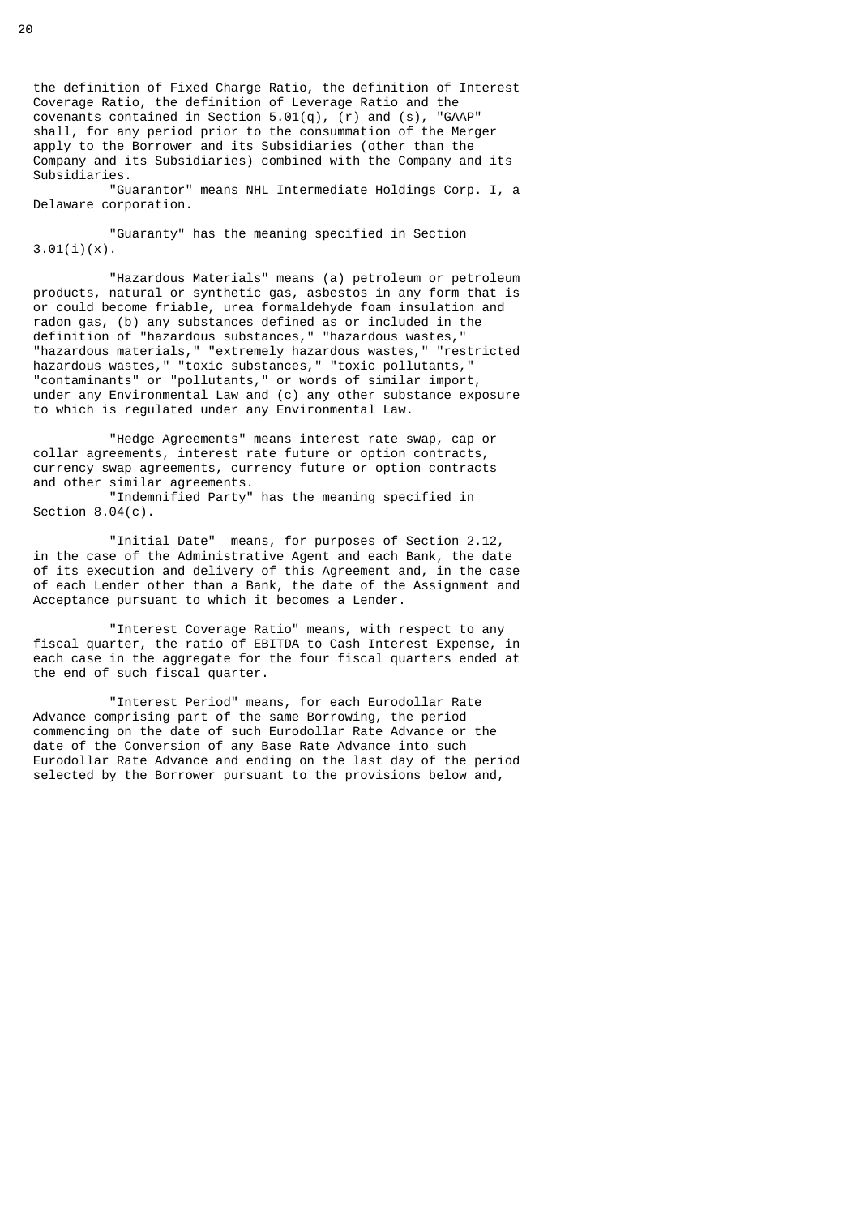the definition of Fixed Charge Ratio, the definition of Interest Coverage Ratio, the definition of Leverage Ratio and the covenants contained in Section 5.01(q), (r) and (s), "GAAP" shall, for any period prior to the consummation of the Merger apply to the Borrower and its Subsidiaries (other than the Company and its Subsidiaries) combined with the Company and its Subsidiaries.

"Guarantor" means NHL Intermediate Holdings Corp. I, a Delaware corporation.

"Guaranty" has the meaning specified in Section 3.01(i)(x).

"Hazardous Materials" means (a) petroleum or petroleum products, natural or synthetic gas, asbestos in any form that is or could become friable, urea formaldehyde foam insulation and radon gas, (b) any substances defined as or included in the definition of "hazardous substances," "hazardous wastes," "hazardous materials," "extremely hazardous wastes," "restricted hazardous wastes," "toxic substances," "toxic pollutants," "contaminants" or "pollutants," or words of similar import, under any Environmental Law and (c) any other substance exposure to which is regulated under any Environmental Law.

"Hedge Agreements" means interest rate swap, cap or collar agreements, interest rate future or option contracts, currency swap agreements, currency future or option contracts and other similar agreements.

"Indemnified Party" has the meaning specified in Section 8.04(c).

"Initial Date" means, for purposes of Section 2.12, in the case of the Administrative Agent and each Bank, the date of its execution and delivery of this Agreement and, in the case of each Lender other than a Bank, the date of the Assignment and Acceptance pursuant to which it becomes a Lender.

"Interest Coverage Ratio" means, with respect to any fiscal quarter, the ratio of EBITDA to Cash Interest Expense, in each case in the aggregate for the four fiscal quarters ended at the end of such fiscal quarter.

"Interest Period" means, for each Eurodollar Rate Advance comprising part of the same Borrowing, the period commencing on the date of such Eurodollar Rate Advance or the date of the Conversion of any Base Rate Advance into such Eurodollar Rate Advance and ending on the last day of the period selected by the Borrower pursuant to the provisions below and,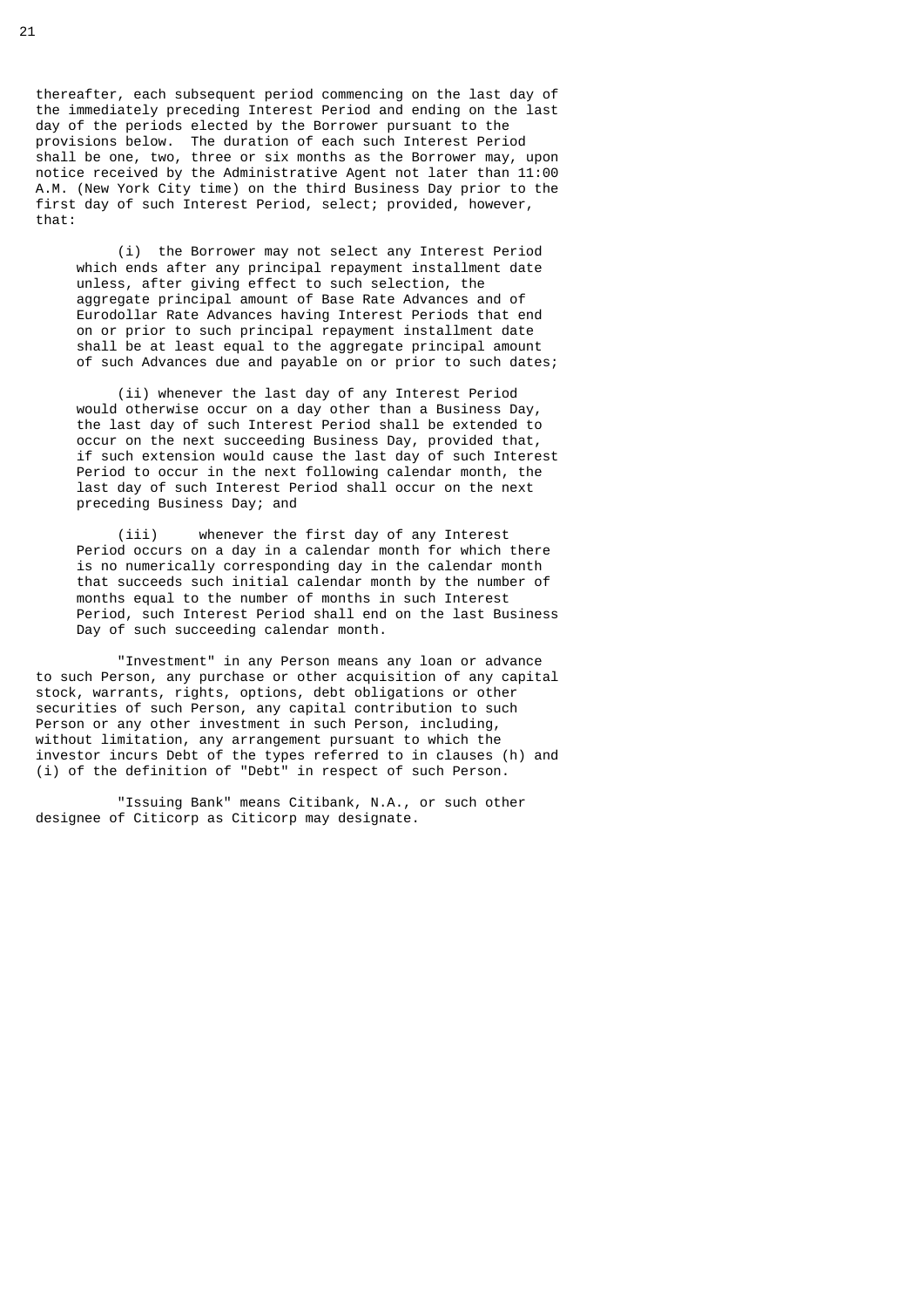thereafter, each subsequent period commencing on the last day of the immediately preceding Interest Period and ending on the last day of the periods elected by the Borrower pursuant to the provisions below. The duration of each such Interest Period shall be one, two, three or six months as the Borrower may, upon notice received by the Administrative Agent not later than 11:00 A.M. (New York City time) on the third Business Day prior to the first day of such Interest Period, select; provided, however, that:

(i) the Borrower may not select any Interest Period which ends after any principal repayment installment date unless, after giving effect to such selection, the aggregate principal amount of Base Rate Advances and of Eurodollar Rate Advances having Interest Periods that end on or prior to such principal repayment installment date shall be at least equal to the aggregate principal amount of such Advances due and payable on or prior to such dates;

(ii) whenever the last day of any Interest Period would otherwise occur on a day other than a Business Day, the last day of such Interest Period shall be extended to occur on the next succeeding Business Day, provided that, if such extension would cause the last day of such Interest Period to occur in the next following calendar month, the last day of such Interest Period shall occur on the next preceding Business Day; and

(iii) whenever the first day of any Interest Period occurs on a day in a calendar month for which there is no numerically corresponding day in the calendar month that succeeds such initial calendar month by the number of months equal to the number of months in such Interest Period, such Interest Period shall end on the last Business Day of such succeeding calendar month.

"Investment" in any Person means any loan or advance to such Person, any purchase or other acquisition of any capital stock, warrants, rights, options, debt obligations or other securities of such Person, any capital contribution to such Person or any other investment in such Person, including, without limitation, any arrangement pursuant to which the investor incurs Debt of the types referred to in clauses (h) and (i) of the definition of "Debt" in respect of such Person.

"Issuing Bank" means Citibank, N.A., or such other designee of Citicorp as Citicorp may designate.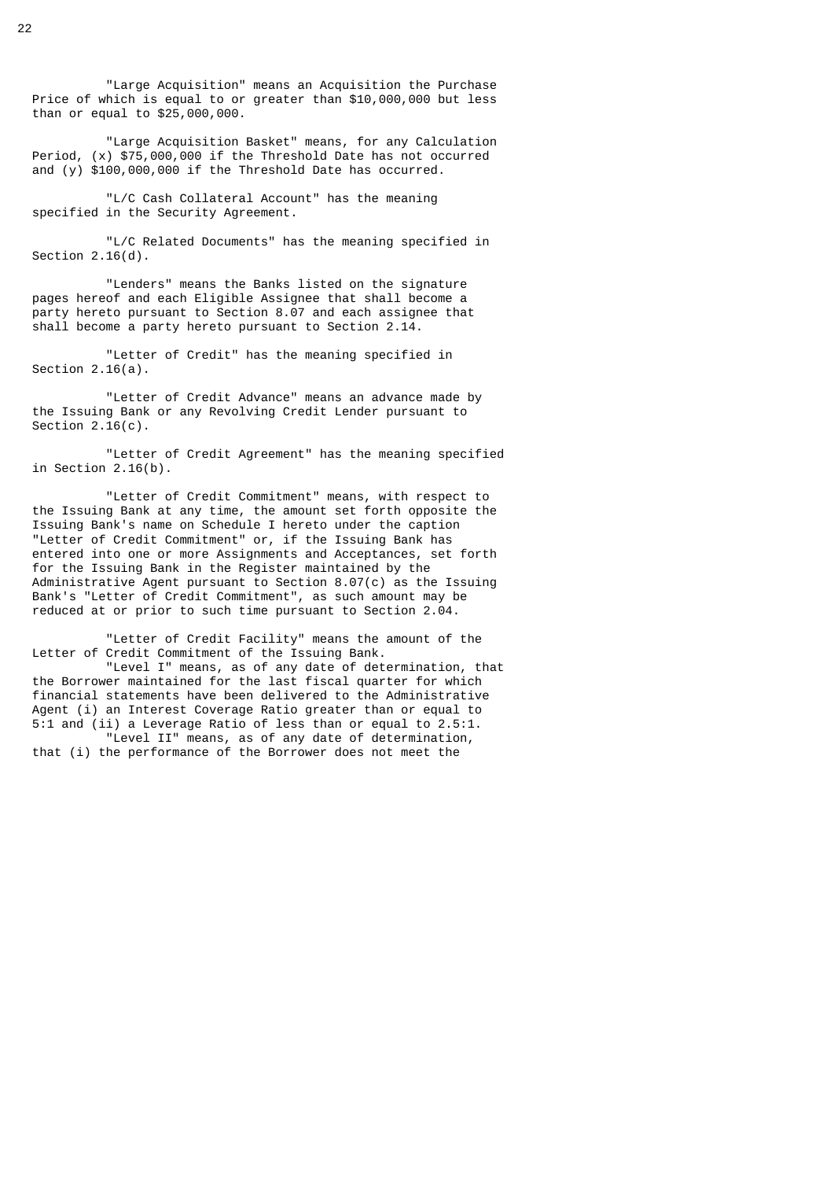"Large Acquisition" means an Acquisition the Purchase Price of which is equal to or greater than $10,000,000 but less than or equal to $25,000,000.

"Large Acquisition Basket" means, for any Calculation Period, (x) $75,000,000 if the Threshold Date has not occurred and (y) $100,000,000 if the Threshold Date has occurred.

"L/C Cash Collateral Account" has the meaning specified in the Security Agreement.

"L/C Related Documents" has the meaning specified in Section 2.16(d).

"Lenders" means the Banks listed on the signature pages hereof and each Eligible Assignee that shall become a party hereto pursuant to Section 8.07 and each assignee that shall become a party hereto pursuant to Section 2.14.

"Letter of Credit" has the meaning specified in Section 2.16(a).

"Letter of Credit Advance" means an advance made by the Issuing Bank or any Revolving Credit Lender pursuant to Section 2.16(c).

"Letter of Credit Agreement" has the meaning specified in Section 2.16(b).

"Letter of Credit Commitment" means, with respect to the Issuing Bank at any time, the amount set forth opposite the Issuing Bank's name on Schedule I hereto under the caption "Letter of Credit Commitment" or, if the Issuing Bank has entered into one or more Assignments and Acceptances, set forth for the Issuing Bank in the Register maintained by the Administrative Agent pursuant to Section 8.07(c) as the Issuing Bank's "Letter of Credit Commitment", as such amount may be reduced at or prior to such time pursuant to Section 2.04.

"Letter of Credit Facility" means the amount of the Letter of Credit Commitment of the Issuing Bank.

"Level I" means, as of any date of determination, that the Borrower maintained for the last fiscal quarter for which financial statements have been delivered to the Administrative Agent (i) an Interest Coverage Ratio greater than or equal to 5:1 and (ii) a Leverage Ratio of less than or equal to 2.5:1.

"Level II" means, as of any date of determination, that (i) the performance of the Borrower does not meet the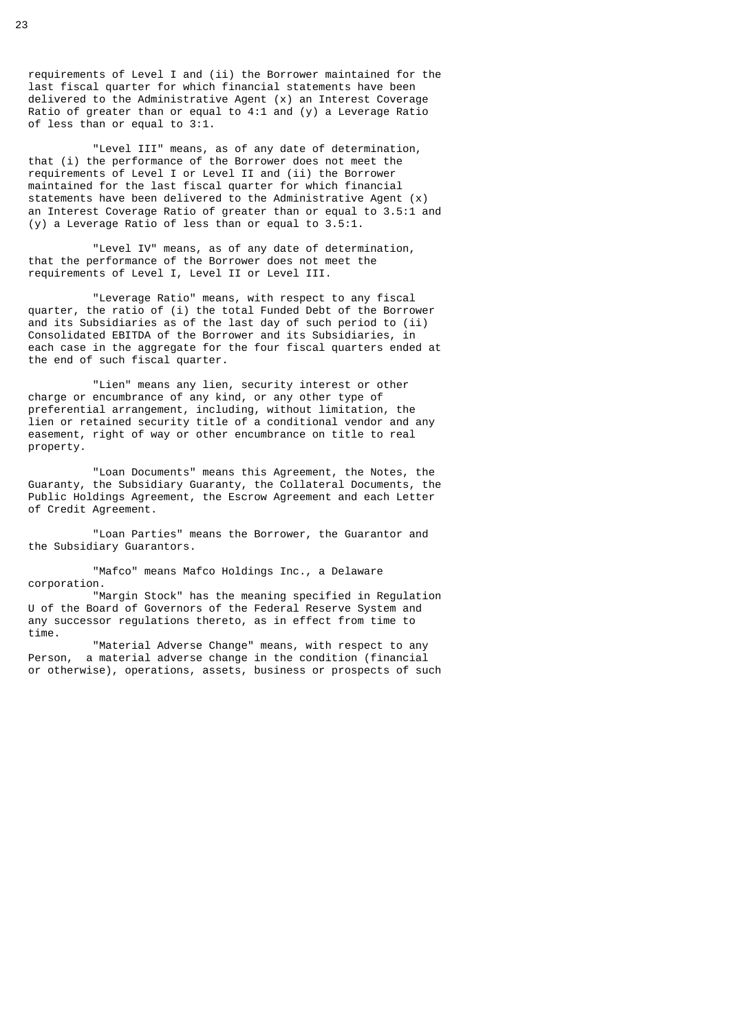requirements of Level I and (ii) the Borrower maintained for the last fiscal quarter for which financial statements have been delivered to the Administrative Agent (x) an Interest Coverage Ratio of greater than or equal to 4:1 and (y) a Leverage Ratio of less than or equal to 3:1.

"Level III" means, as of any date of determination, that (i) the performance of the Borrower does not meet the requirements of Level I or Level II and (ii) the Borrower maintained for the last fiscal quarter for which financial statements have been delivered to the Administrative Agent (x) an Interest Coverage Ratio of greater than or equal to 3.5:1 and (y) a Leverage Ratio of less than or equal to 3.5:1.

"Level IV" means, as of any date of determination, that the performance of the Borrower does not meet the requirements of Level I, Level II or Level III.

"Leverage Ratio" means, with respect to any fiscal quarter, the ratio of (i) the total Funded Debt of the Borrower and its Subsidiaries as of the last day of such period to (ii) Consolidated EBITDA of the Borrower and its Subsidiaries, in each case in the aggregate for the four fiscal quarters ended at the end of such fiscal quarter.

"Lien" means any lien, security interest or other charge or encumbrance of any kind, or any other type of preferential arrangement, including, without limitation, the lien or retained security title of a conditional vendor and any easement, right of way or other encumbrance on title to real property.

"Loan Documents" means this Agreement, the Notes, the Guaranty, the Subsidiary Guaranty, the Collateral Documents, the Public Holdings Agreement, the Escrow Agreement and each Letter of Credit Agreement.

"Loan Parties" means the Borrower, the Guarantor and the Subsidiary Guarantors.

"Mafco" means Mafco Holdings Inc., a Delaware corporation.

"Margin Stock" has the meaning specified in Regulation U of the Board of Governors of the Federal Reserve System and any successor regulations thereto, as in effect from time to time.

"Material Adverse Change" means, with respect to any Person, a material adverse change in the condition (financial or otherwise), operations, assets, business or prospects of such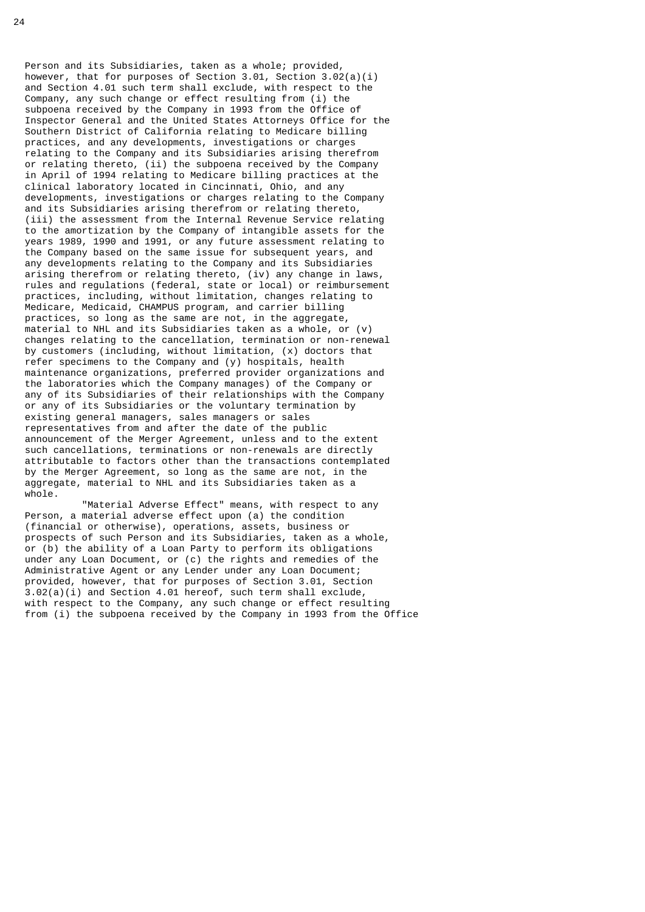Person and its Subsidiaries, taken as a whole; provided, however, that for purposes of Section 3.01, Section 3.02(a)(i) and Section 4.01 such term shall exclude, with respect to the Company, any such change or effect resulting from (i) the subpoena received by the Company in 1993 from the Office of Inspector General and the United States Attorneys Office for the Southern District of California relating to Medicare billing practices, and any developments, investigations or charges relating to the Company and its Subsidiaries arising therefrom or relating thereto, (ii) the subpoena received by the Company in April of 1994 relating to Medicare billing practices at the clinical laboratory located in Cincinnati, Ohio, and any developments, investigations or charges relating to the Company and its Subsidiaries arising therefrom or relating thereto, (iii) the assessment from the Internal Revenue Service relating to the amortization by the Company of intangible assets for the years 1989, 1990 and 1991, or any future assessment relating to the Company based on the same issue for subsequent years, and any developments relating to the Company and its Subsidiaries arising therefrom or relating thereto, (iv) any change in laws, rules and regulations (federal, state or local) or reimbursement practices, including, without limitation, changes relating to Medicare, Medicaid, CHAMPUS program, and carrier billing practices, so long as the same are not, in the aggregate, material to NHL and its Subsidiaries taken as a whole, or (v) changes relating to the cancellation, termination or non-renewal by customers (including, without limitation, (x) doctors that refer specimens to the Company and (y) hospitals, health maintenance organizations, preferred provider organizations and the laboratories which the Company manages) of the Company or any of its Subsidiaries of their relationships with the Company or any of its Subsidiaries or the voluntary termination by existing general managers, sales managers or sales representatives from and after the date of the public announcement of the Merger Agreement, unless and to the extent such cancellations, terminations or non-renewals are directly attributable to factors other than the transactions contemplated by the Merger Agreement, so long as the same are not, in the aggregate, material to NHL and its Subsidiaries taken as a whole.

"Material Adverse Effect" means, with respect to any Person, a material adverse effect upon (a) the condition (financial or otherwise), operations, assets, business or prospects of such Person and its Subsidiaries, taken as a whole, or (b) the ability of a Loan Party to perform its obligations under any Loan Document, or (c) the rights and remedies of the Administrative Agent or any Lender under any Loan Document; provided, however, that for purposes of Section 3.01, Section 3.02(a)(i) and Section 4.01 hereof, such term shall exclude, with respect to the Company, any such change or effect resulting from (i) the subpoena received by the Company in 1993 from the Office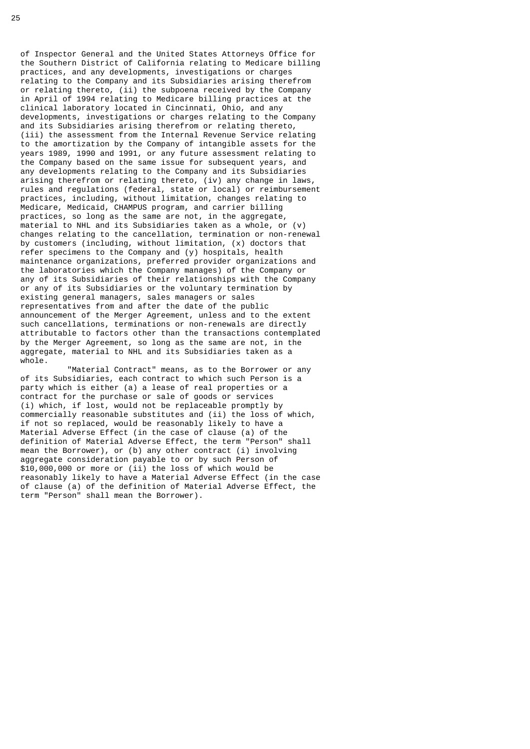of Inspector General and the United States Attorneys Office for the Southern District of California relating to Medicare billing practices, and any developments, investigations or charges relating to the Company and its Subsidiaries arising therefrom or relating thereto, (ii) the subpoena received by the Company in April of 1994 relating to Medicare billing practices at the clinical laboratory located in Cincinnati, Ohio, and any developments, investigations or charges relating to the Company and its Subsidiaries arising therefrom or relating thereto, (iii) the assessment from the Internal Revenue Service relating to the amortization by the Company of intangible assets for the years 1989, 1990 and 1991, or any future assessment relating to the Company based on the same issue for subsequent years, and any developments relating to the Company and its Subsidiaries arising therefrom or relating thereto, (iv) any change in laws, rules and regulations (federal, state or local) or reimbursement practices, including, without limitation, changes relating to Medicare, Medicaid, CHAMPUS program, and carrier billing practices, so long as the same are not, in the aggregate, material to NHL and its Subsidiaries taken as a whole, or (v) changes relating to the cancellation, termination or non-renewal by customers (including, without limitation, (x) doctors that refer specimens to the Company and (y) hospitals, health maintenance organizations, preferred provider organizations and the laboratories which the Company manages) of the Company or any of its Subsidiaries of their relationships with the Company or any of its Subsidiaries or the voluntary termination by existing general managers, sales managers or sales representatives from and after the date of the public announcement of the Merger Agreement, unless and to the extent such cancellations, terminations or non-renewals are directly attributable to factors other than the transactions contemplated by the Merger Agreement, so long as the same are not, in the aggregate, material to NHL and its Subsidiaries taken as a whole.

"Material Contract" means, as to the Borrower or any of its Subsidiaries, each contract to which such Person is a party which is either (a) a lease of real properties or a contract for the purchase or sale of goods or services (i) which, if lost, would not be replaceable promptly by commercially reasonable substitutes and (ii) the loss of which, if not so replaced, would be reasonably likely to have a Material Adverse Effect (in the case of clause (a) of the definition of Material Adverse Effect, the term "Person" shall mean the Borrower), or (b) any other contract (i) involving aggregate consideration payable to or by such Person of $10,000,000 or more or (ii) the loss of which would be reasonably likely to have a Material Adverse Effect (in the case of clause (a) of the definition of Material Adverse Effect, the term "Person" shall mean the Borrower).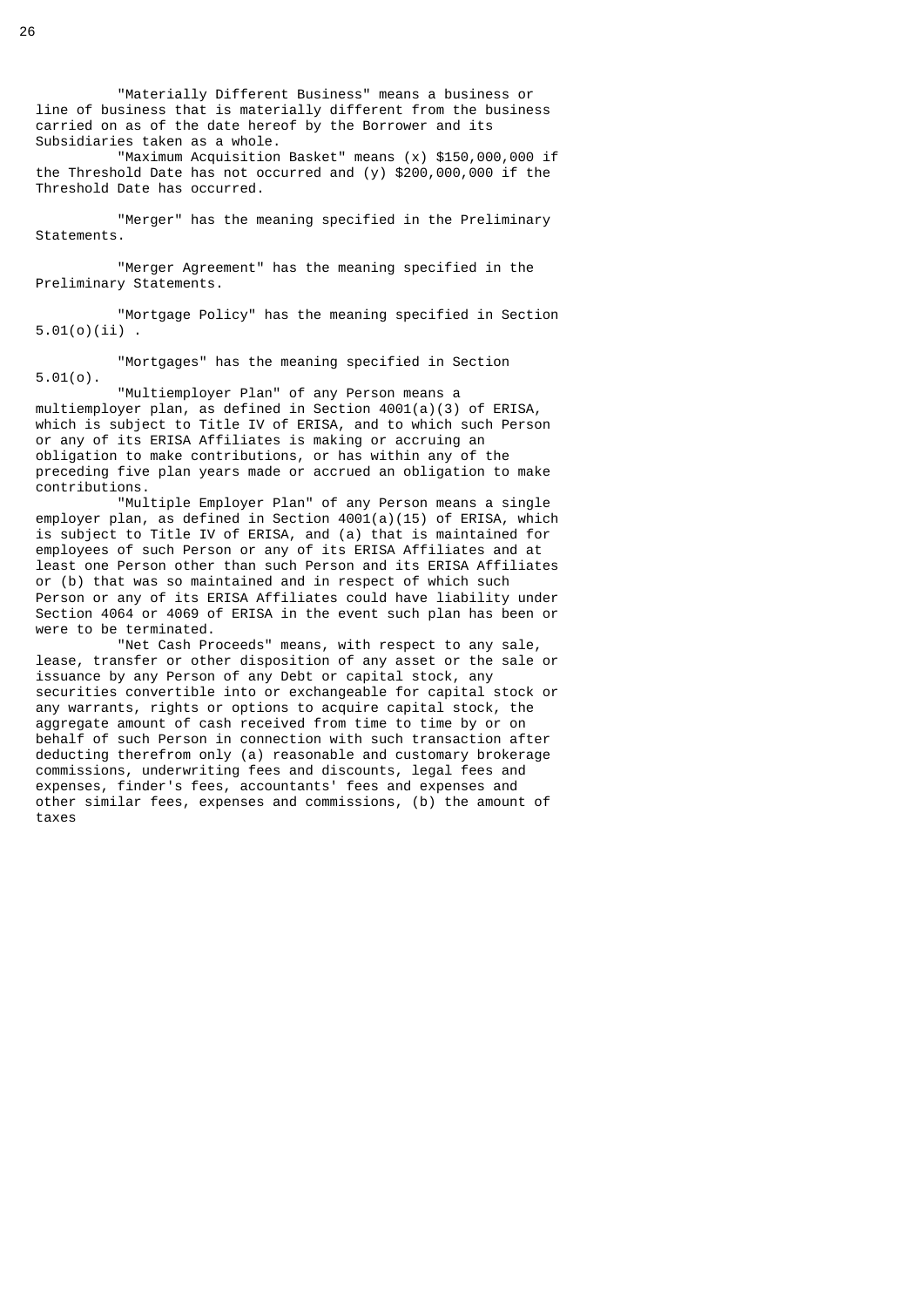"Materially Different Business" means a business or line of business that is materially different from the business carried on as of the date hereof by the Borrower and its Subsidiaries taken as a whole.

"Maximum Acquisition Basket" means (x) $150,000,000 if the Threshold Date has not occurred and (y) $200,000,000 if the Threshold Date has occurred.

"Merger" has the meaning specified in the Preliminary Statements.

"Merger Agreement" has the meaning specified in the Preliminary Statements.

"Mortgage Policy" has the meaning specified in Section 5.01(o)(ii) .

"Mortgages" has the meaning specified in Section 5.01(o).

"Multiemployer Plan" of any Person means a multiemployer plan, as defined in Section 4001(a)(3) of ERISA, which is subject to Title IV of ERISA, and to which such Person or any of its ERISA Affiliates is making or accruing an obligation to make contributions, or has within any of the preceding five plan years made or accrued an obligation to make contributions.

"Multiple Employer Plan" of any Person means a single employer plan, as defined in Section 4001(a)(15) of ERISA, which is subject to Title IV of ERISA, and (a) that is maintained for employees of such Person or any of its ERISA Affiliates and at least one Person other than such Person and its ERISA Affiliates or (b) that was so maintained and in respect of which such Person or any of its ERISA Affiliates could have liability under Section 4064 or 4069 of ERISA in the event such plan has been or were to be terminated.

"Net Cash Proceeds" means, with respect to any sale, lease, transfer or other disposition of any asset or the sale or issuance by any Person of any Debt or capital stock, any securities convertible into or exchangeable for capital stock or any warrants, rights or options to acquire capital stock, the aggregate amount of cash received from time to time by or on behalf of such Person in connection with such transaction after deducting therefrom only (a) reasonable and customary brokerage commissions, underwriting fees and discounts, legal fees and expenses, finder's fees, accountants' fees and expenses and other similar fees, expenses and commissions, (b) the amount of taxes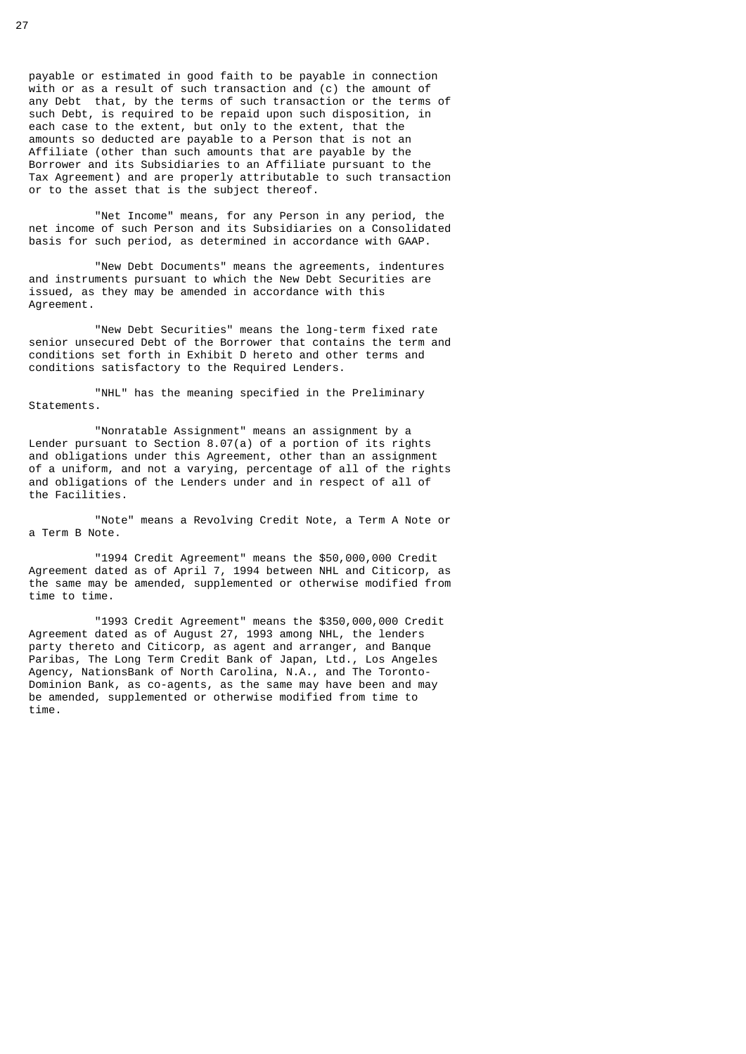payable or estimated in good faith to be payable in connection with or as a result of such transaction and (c) the amount of any Debt that, by the terms of such transaction or the terms of such Debt, is required to be repaid upon such disposition, in each case to the extent, but only to the extent, that the amounts so deducted are payable to a Person that is not an Affiliate (other than such amounts that are payable by the Borrower and its Subsidiaries to an Affiliate pursuant to the Tax Agreement) and are properly attributable to such transaction or to the asset that is the subject thereof.

"Net Income" means, for any Person in any period, the net income of such Person and its Subsidiaries on a Consolidated basis for such period, as determined in accordance with GAAP.

"New Debt Documents" means the agreements, indentures and instruments pursuant to which the New Debt Securities are issued, as they may be amended in accordance with this Agreement.

"New Debt Securities" means the long-term fixed rate senior unsecured Debt of the Borrower that contains the term and conditions set forth in Exhibit D hereto and other terms and conditions satisfactory to the Required Lenders.

"NHL" has the meaning specified in the Preliminary Statements.

"Nonratable Assignment" means an assignment by a Lender pursuant to Section 8.07(a) of a portion of its rights and obligations under this Agreement, other than an assignment of a uniform, and not a varying, percentage of all of the rights and obligations of the Lenders under and in respect of all of the Facilities.

"Note" means a Revolving Credit Note, a Term A Note or a Term B Note.

"1994 Credit Agreement" means the $50,000,000 Credit Agreement dated as of April 7, 1994 between NHL and Citicorp, as the same may be amended, supplemented or otherwise modified from time to time.

"1993 Credit Agreement" means the $350,000,000 Credit Agreement dated as of August 27, 1993 among NHL, the lenders party thereto and Citicorp, as agent and arranger, and Banque Paribas, The Long Term Credit Bank of Japan, Ltd., Los Angeles Agency, NationsBank of North Carolina, N.A., and The Toronto-Dominion Bank, as co-agents, as the same may have been and may be amended, supplemented or otherwise modified from time to time.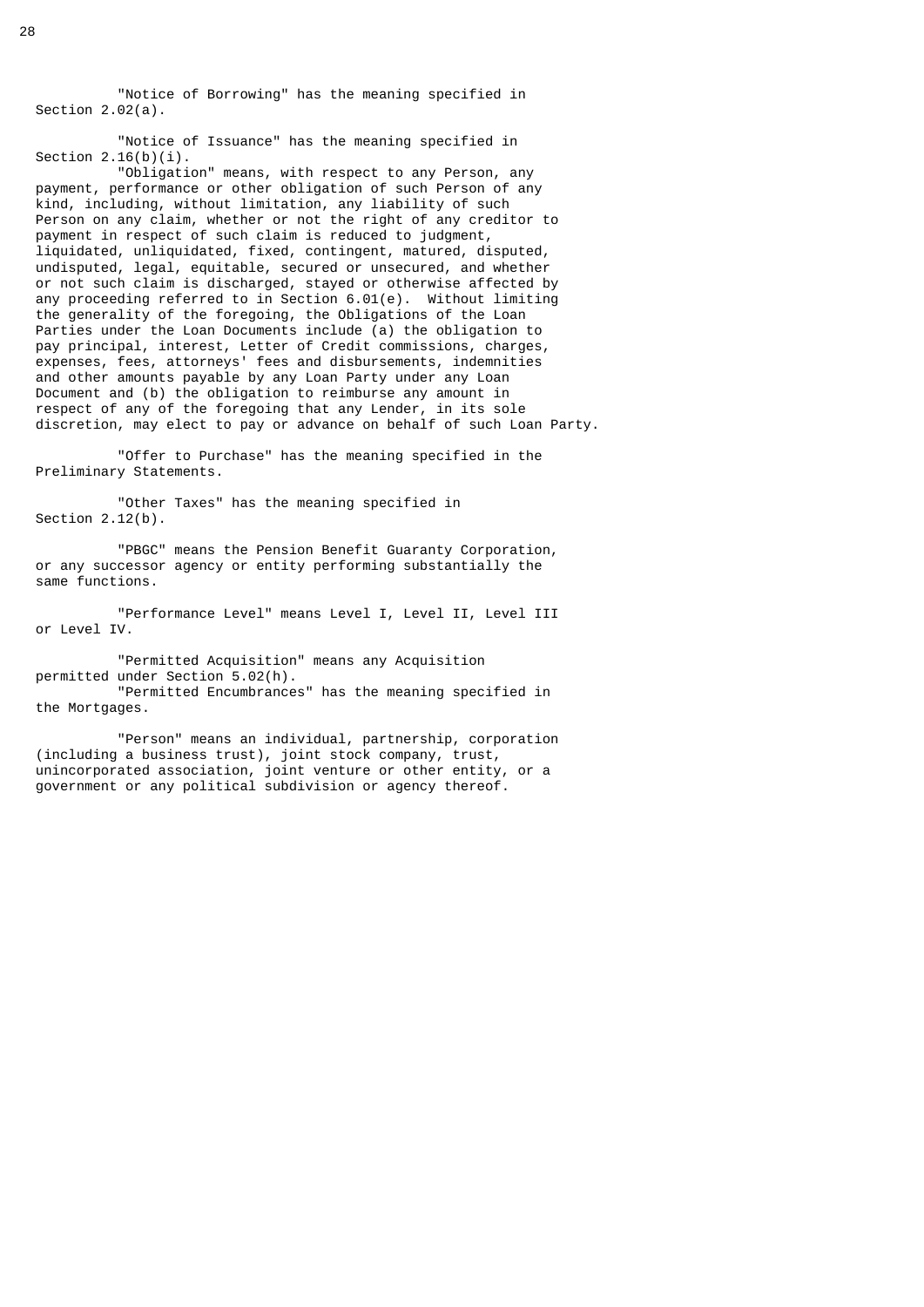"Notice of Borrowing" has the meaning specified in Section 2.02(a).

"Notice of Issuance" has the meaning specified in Section 2.16(b)(i).

"Obligation" means, with respect to any Person, any payment, performance or other obligation of such Person of any kind, including, without limitation, any liability of such Person on any claim, whether or not the right of any creditor to payment in respect of such claim is reduced to judgment, liquidated, unliquidated, fixed, contingent, matured, disputed, undisputed, legal, equitable, secured or unsecured, and whether or not such claim is discharged, stayed or otherwise affected by any proceeding referred to in Section 6.01(e). Without limiting the generality of the foregoing, the Obligations of the Loan Parties under the Loan Documents include (a) the obligation to pay principal, interest, Letter of Credit commissions, charges, expenses, fees, attorneys' fees and disbursements, indemnities and other amounts payable by any Loan Party under any Loan Document and (b) the obligation to reimburse any amount in respect of any of the foregoing that any Lender, in its sole discretion, may elect to pay or advance on behalf of such Loan Party.

"Offer to Purchase" has the meaning specified in the Preliminary Statements.

"Other Taxes" has the meaning specified in Section 2.12(b).

"PBGC" means the Pension Benefit Guaranty Corporation, or any successor agency or entity performing substantially the same functions.

"Performance Level" means Level I, Level II, Level III or Level IV.

"Permitted Acquisition" means any Acquisition permitted under Section 5.02(h).

"Permitted Encumbrances" has the meaning specified in the Mortgages.

"Person" means an individual, partnership, corporation (including a business trust), joint stock company, trust, unincorporated association, joint venture or other entity, or a government or any political subdivision or agency thereof.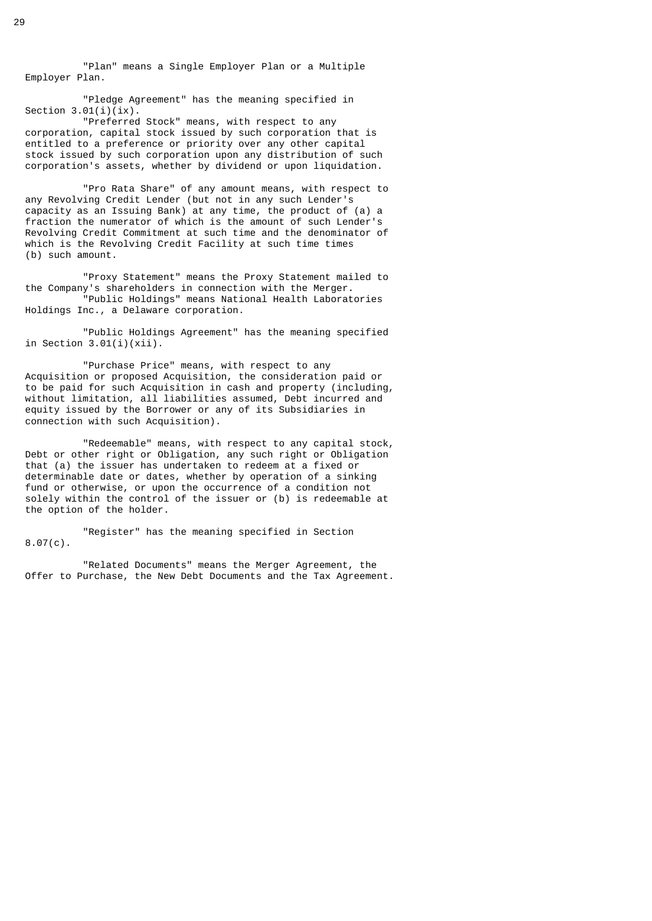"Plan" means a Single Employer Plan or a Multiple Employer Plan.

"Pledge Agreement" has the meaning specified in Section 3.01(i)(ix).

"Preferred Stock" means, with respect to any corporation, capital stock issued by such corporation that is entitled to a preference or priority over any other capital stock issued by such corporation upon any distribution of such corporation's assets, whether by dividend or upon liquidation.

"Pro Rata Share" of any amount means, with respect to any Revolving Credit Lender (but not in any such Lender's capacity as an Issuing Bank) at any time, the product of (a) a fraction the numerator of which is the amount of such Lender's Revolving Credit Commitment at such time and the denominator of which is the Revolving Credit Facility at such time times (b) such amount.

"Proxy Statement" means the Proxy Statement mailed to the Company's shareholders in connection with the Merger.

"Public Holdings" means National Health Laboratories Holdings Inc., a Delaware corporation.

"Public Holdings Agreement" has the meaning specified in Section 3.01(i)(xii).

"Purchase Price" means, with respect to any Acquisition or proposed Acquisition, the consideration paid or to be paid for such Acquisition in cash and property (including, without limitation, all liabilities assumed, Debt incurred and equity issued by the Borrower or any of its Subsidiaries in connection with such Acquisition).

"Redeemable" means, with respect to any capital stock, Debt or other right or Obligation, any such right or Obligation that (a) the issuer has undertaken to redeem at a fixed or determinable date or dates, whether by operation of a sinking fund or otherwise, or upon the occurrence of a condition not solely within the control of the issuer or (b) is redeemable at the option of the holder.

"Register" has the meaning specified in Section 8.07(c).

"Related Documents" means the Merger Agreement, the Offer to Purchase, the New Debt Documents and the Tax Agreement.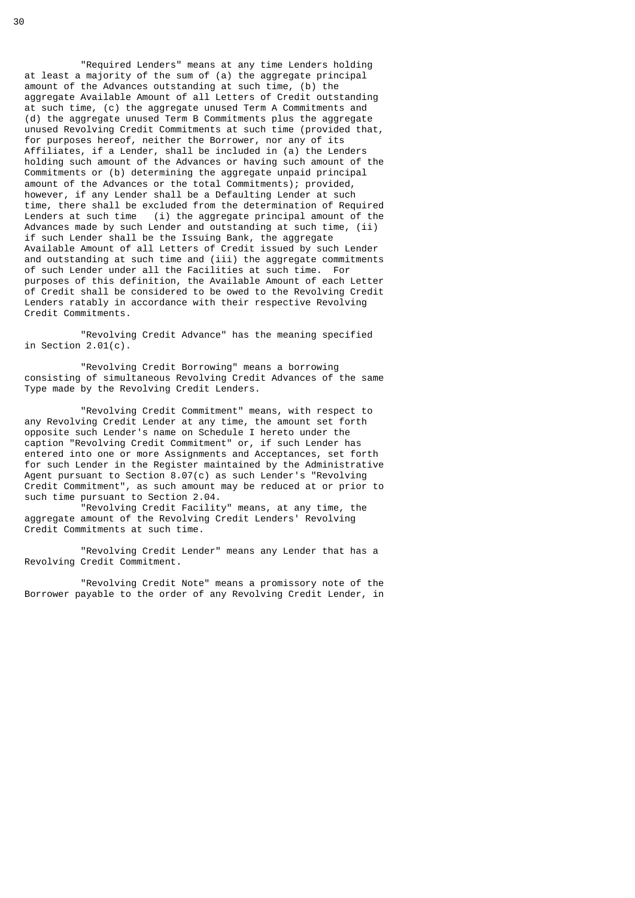"Required Lenders" means at any time Lenders holding at least a majority of the sum of (a) the aggregate principal amount of the Advances outstanding at such time, (b) the aggregate Available Amount of all Letters of Credit outstanding at such time, (c) the aggregate unused Term A Commitments and (d) the aggregate unused Term B Commitments plus the aggregate unused Revolving Credit Commitments at such time (provided that, for purposes hereof, neither the Borrower, nor any of its Affiliates, if a Lender, shall be included in (a) the Lenders holding such amount of the Advances or having such amount of the Commitments or (b) determining the aggregate unpaid principal amount of the Advances or the total Commitments); provided, however, if any Lender shall be a Defaulting Lender at such time, there shall be excluded from the determination of Required Lenders at such time (i) the aggregate principal amount of the Advances made by such Lender and outstanding at such time, (ii) if such Lender shall be the Issuing Bank, the aggregate Available Amount of all Letters of Credit issued by such Lender and outstanding at such time and (iii) the aggregate commitments of such Lender under all the Facilities at such time. For purposes of this definition, the Available Amount of each Letter of Credit shall be considered to be owed to the Revolving Credit Lenders ratably in accordance with their respective Revolving Credit Commitments.

"Revolving Credit Advance" has the meaning specified in Section 2.01(c).

"Revolving Credit Borrowing" means a borrowing consisting of simultaneous Revolving Credit Advances of the same Type made by the Revolving Credit Lenders.

"Revolving Credit Commitment" means, with respect to any Revolving Credit Lender at any time, the amount set forth opposite such Lender's name on Schedule I hereto under the caption "Revolving Credit Commitment" or, if such Lender has entered into one or more Assignments and Acceptances, set forth for such Lender in the Register maintained by the Administrative Agent pursuant to Section 8.07(c) as such Lender's "Revolving Credit Commitment", as such amount may be reduced at or prior to such time pursuant to Section 2.04.

"Revolving Credit Facility" means, at any time, the aggregate amount of the Revolving Credit Lenders' Revolving Credit Commitments at such time.

"Revolving Credit Lender" means any Lender that has a Revolving Credit Commitment.

"Revolving Credit Note" means a promissory note of the Borrower payable to the order of any Revolving Credit Lender, in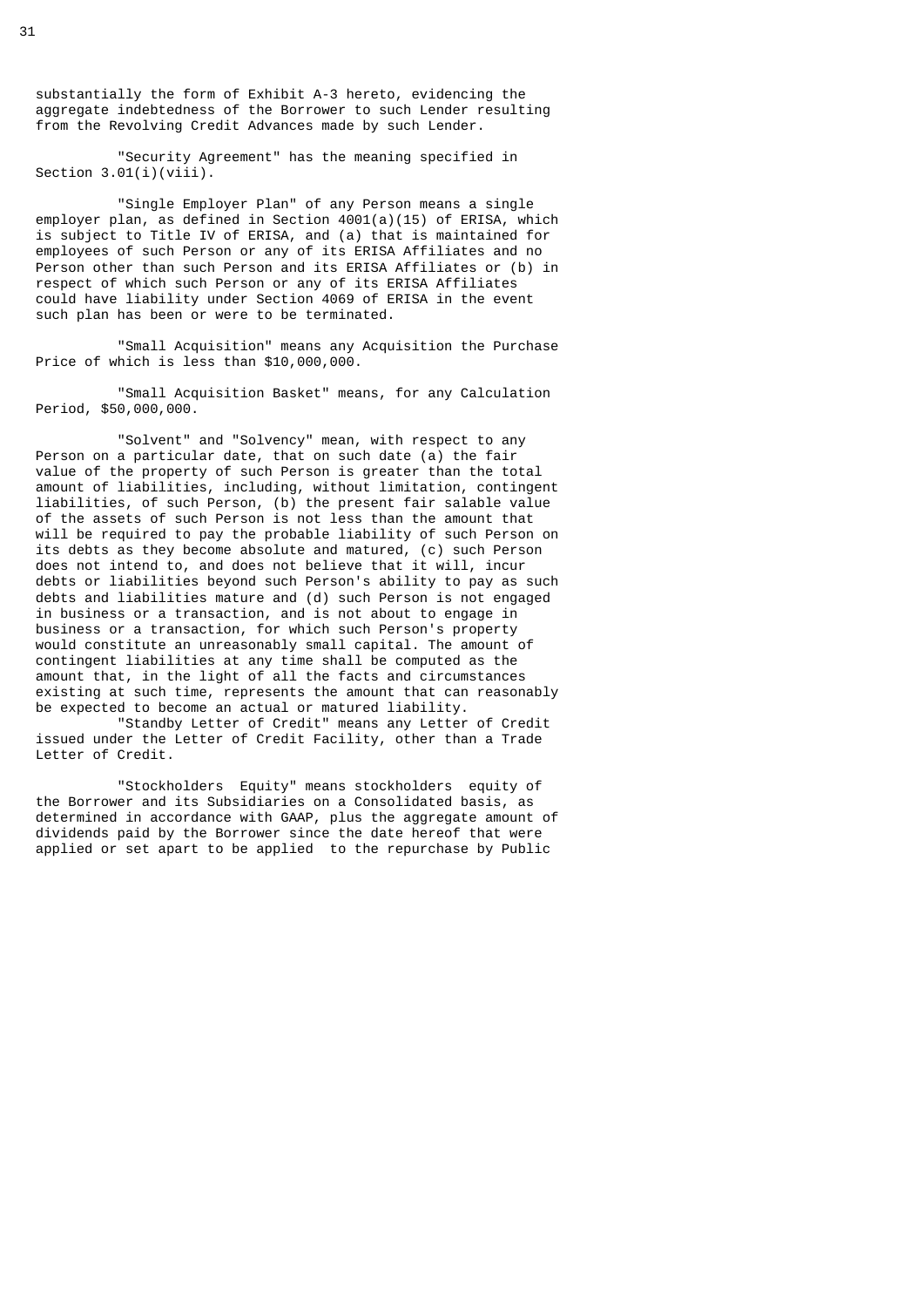substantially the form of Exhibit A-3 hereto, evidencing the aggregate indebtedness of the Borrower to such Lender resulting from the Revolving Credit Advances made by such Lender.

"Security Agreement" has the meaning specified in Section 3.01(i)(viii).

"Single Employer Plan" of any Person means a single employer plan, as defined in Section 4001(a)(15) of ERISA, which is subject to Title IV of ERISA, and (a) that is maintained for employees of such Person or any of its ERISA Affiliates and no Person other than such Person and its ERISA Affiliates or (b) in respect of which such Person or any of its ERISA Affiliates could have liability under Section 4069 of ERISA in the event such plan has been or were to be terminated.

"Small Acquisition" means any Acquisition the Purchase Price of which is less than $10,000,000.

"Small Acquisition Basket" means, for any Calculation Period, $50,000,000.

"Solvent" and "Solvency" mean, with respect to any Person on a particular date, that on such date (a) the fair value of the property of such Person is greater than the total amount of liabilities, including, without limitation, contingent liabilities, of such Person, (b) the present fair salable value of the assets of such Person is not less than the amount that will be required to pay the probable liability of such Person on its debts as they become absolute and matured, (c) such Person does not intend to, and does not believe that it will, incur debts or liabilities beyond such Person's ability to pay as such debts and liabilities mature and (d) such Person is not engaged in business or a transaction, and is not about to engage in business or a transaction, for which such Person's property would constitute an unreasonably small capital. The amount of contingent liabilities at any time shall be computed as the amount that, in the light of all the facts and circumstances existing at such time, represents the amount that can reasonably be expected to become an actual or matured liability.

"Standby Letter of Credit" means any Letter of Credit issued under the Letter of Credit Facility, other than a Trade Letter of Credit.

"Stockholders Equity" means stockholders equity of the Borrower and its Subsidiaries on a Consolidated basis, as determined in accordance with GAAP, plus the aggregate amount of dividends paid by the Borrower since the date hereof that were applied or set apart to be applied to the repurchase by Public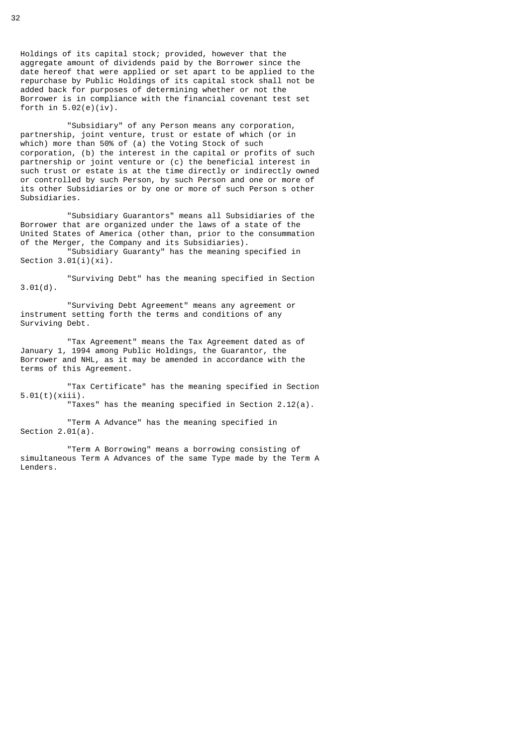Holdings of its capital stock; provided, however that the aggregate amount of dividends paid by the Borrower since the date hereof that were applied or set apart to be applied to the repurchase by Public Holdings of its capital stock shall not be added back for purposes of determining whether or not the Borrower is in compliance with the financial covenant test set forth in 5.02(e)(iv).

"Subsidiary" of any Person means any corporation, partnership, joint venture, trust or estate of which (or in which) more than 50% of (a) the Voting Stock of such corporation, (b) the interest in the capital or profits of such partnership or joint venture or (c) the beneficial interest in such trust or estate is at the time directly or indirectly owned or controlled by such Person, by such Person and one or more of its other Subsidiaries or by one or more of such Person s other Subsidiaries.

"Subsidiary Guarantors" means all Subsidiaries of the Borrower that are organized under the laws of a state of the United States of America (other than, prior to the consummation of the Merger, the Company and its Subsidiaries).

"Subsidiary Guaranty" has the meaning specified in Section 3.01(i)(xi).

"Surviving Debt" has the meaning specified in Section 3.01(d).

"Surviving Debt Agreement" means any agreement or instrument setting forth the terms and conditions of any Surviving Debt.

"Tax Agreement" means the Tax Agreement dated as of January 1, 1994 among Public Holdings, the Guarantor, the Borrower and NHL, as it may be amended in accordance with the terms of this Agreement.

"Tax Certificate" has the meaning specified in Section 5.01(t)(xiii).

"Taxes" has the meaning specified in Section 2.12(a).

"Term A Advance" has the meaning specified in Section 2.01(a).

"Term A Borrowing" means a borrowing consisting of simultaneous Term A Advances of the same Type made by the Term A Lenders.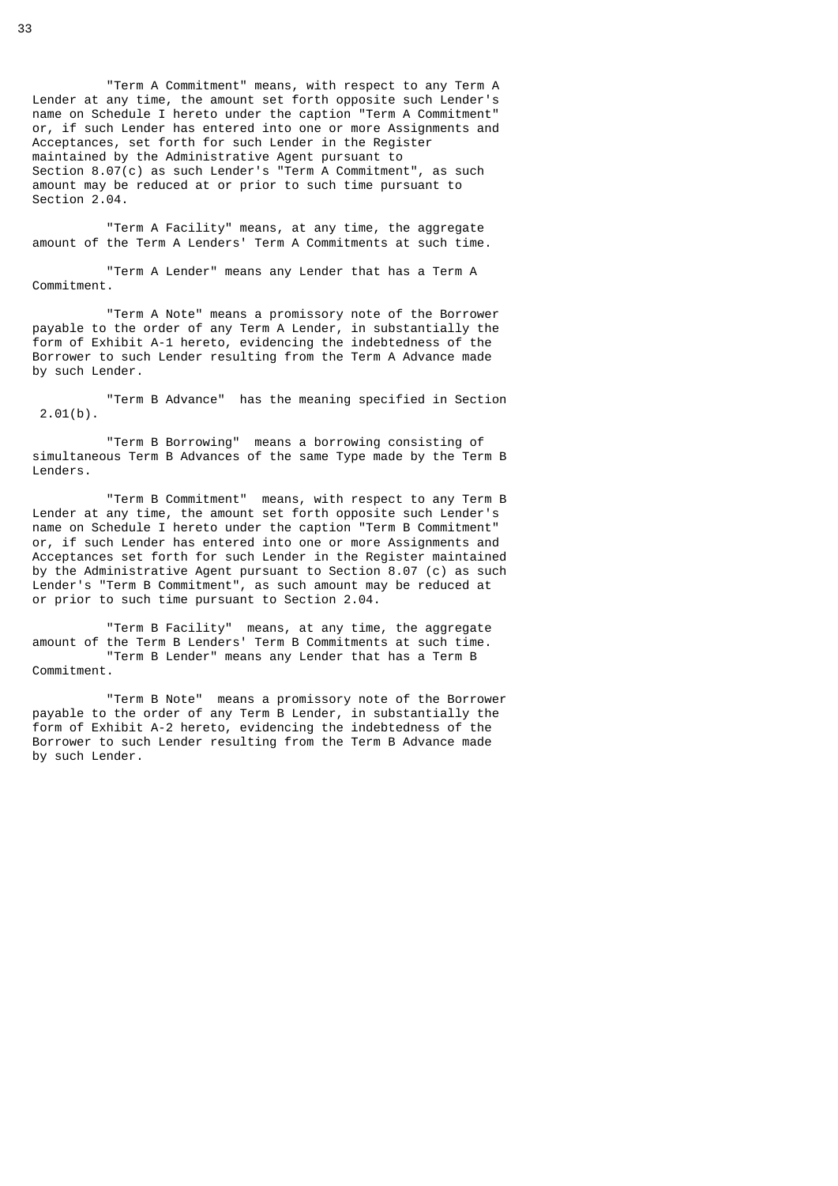"Term A Commitment" means, with respect to any Term A Lender at any time, the amount set forth opposite such Lender's name on Schedule I hereto under the caption "Term A Commitment" or, if such Lender has entered into one or more Assignments and Acceptances, set forth for such Lender in the Register maintained by the Administrative Agent pursuant to Section 8.07(c) as such Lender's "Term A Commitment", as such amount may be reduced at or prior to such time pursuant to Section 2.04.

"Term A Facility" means, at any time, the aggregate amount of the Term A Lenders' Term A Commitments at such time.

"Term A Lender" means any Lender that has a Term A Commitment.

"Term A Note" means a promissory note of the Borrower payable to the order of any Term A Lender, in substantially the form of Exhibit A-1 hereto, evidencing the indebtedness of the Borrower to such Lender resulting from the Term A Advance made by such Lender.

"Term B Advance" has the meaning specified in Section 2.01(b).

"Term B Borrowing" means a borrowing consisting of simultaneous Term B Advances of the same Type made by the Term B Lenders.

"Term B Commitment" means, with respect to any Term B Lender at any time, the amount set forth opposite such Lender's name on Schedule I hereto under the caption "Term B Commitment" or, if such Lender has entered into one or more Assignments and Acceptances set forth for such Lender in the Register maintained by the Administrative Agent pursuant to Section 8.07 (c) as such Lender's "Term B Commitment", as such amount may be reduced at or prior to such time pursuant to Section 2.04.

"Term B Facility" means, at any time, the aggregate amount of the Term B Lenders' Term B Commitments at such time.

"Term B Lender" means any Lender that has a Term B Commitment.

"Term B Note" means a promissory note of the Borrower payable to the order of any Term B Lender, in substantially the form of Exhibit A-2 hereto, evidencing the indebtedness of the Borrower to such Lender resulting from the Term B Advance made by such Lender.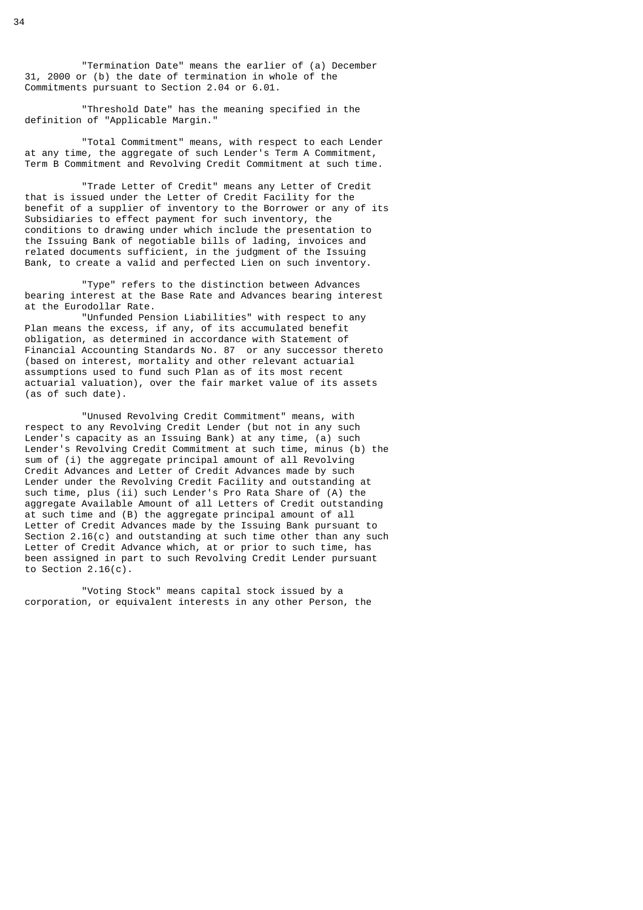"Termination Date" means the earlier of (a) December 31, 2000 or (b) the date of termination in whole of the Commitments pursuant to Section 2.04 or 6.01.

"Threshold Date" has the meaning specified in the definition of "Applicable Margin."

"Total Commitment" means, with respect to each Lender at any time, the aggregate of such Lender's Term A Commitment, Term B Commitment and Revolving Credit Commitment at such time.

"Trade Letter of Credit" means any Letter of Credit that is issued under the Letter of Credit Facility for the benefit of a supplier of inventory to the Borrower or any of its Subsidiaries to effect payment for such inventory, the conditions to drawing under which include the presentation to the Issuing Bank of negotiable bills of lading, invoices and related documents sufficient, in the judgment of the Issuing Bank, to create a valid and perfected Lien on such inventory.

"Type" refers to the distinction between Advances bearing interest at the Base Rate and Advances bearing interest at the Eurodollar Rate.

"Unfunded Pension Liabilities" with respect to any Plan means the excess, if any, of its accumulated benefit obligation, as determined in accordance with Statement of Financial Accounting Standards No. 87 or any successor thereto (based on interest, mortality and other relevant actuarial assumptions used to fund such Plan as of its most recent actuarial valuation), over the fair market value of its assets (as of such date).

"Unused Revolving Credit Commitment" means, with respect to any Revolving Credit Lender (but not in any such Lender's capacity as an Issuing Bank) at any time, (a) such Lender's Revolving Credit Commitment at such time, minus (b) the sum of (i) the aggregate principal amount of all Revolving Credit Advances and Letter of Credit Advances made by such Lender under the Revolving Credit Facility and outstanding at such time, plus (ii) such Lender's Pro Rata Share of (A) the aggregate Available Amount of all Letters of Credit outstanding at such time and (B) the aggregate principal amount of all Letter of Credit Advances made by the Issuing Bank pursuant to Section 2.16(c) and outstanding at such time other than any such Letter of Credit Advance which, at or prior to such time, has been assigned in part to such Revolving Credit Lender pursuant to Section 2.16(c).

"Voting Stock" means capital stock issued by a corporation, or equivalent interests in any other Person, the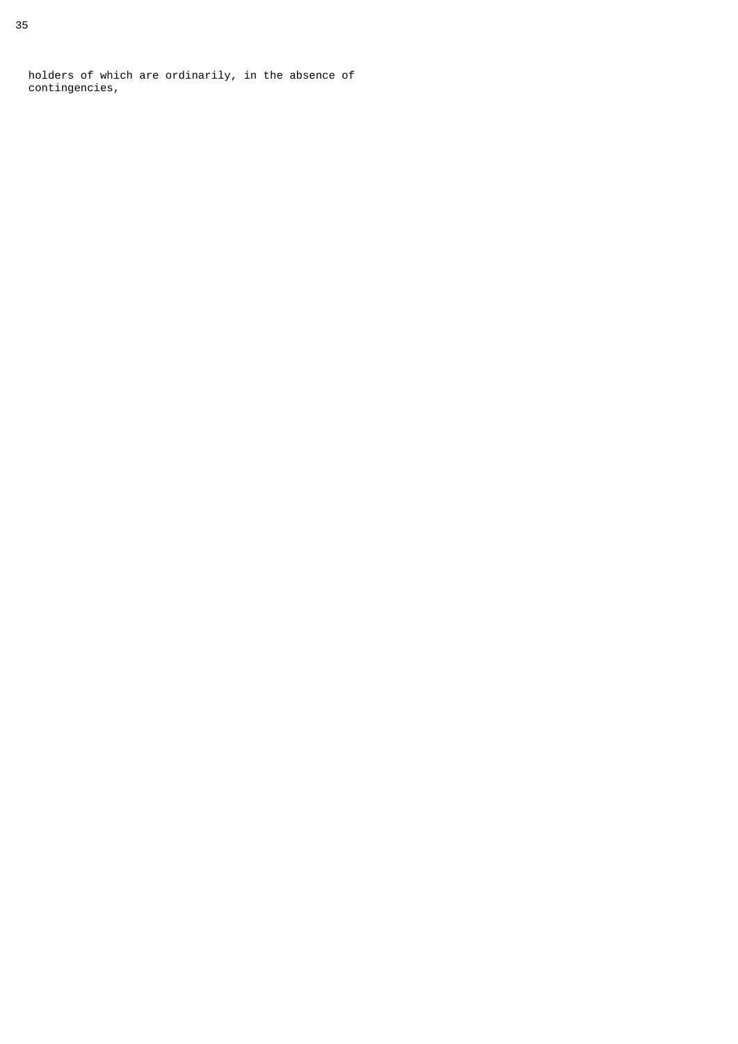holders of which are ordinarily, in the absence of contingencies,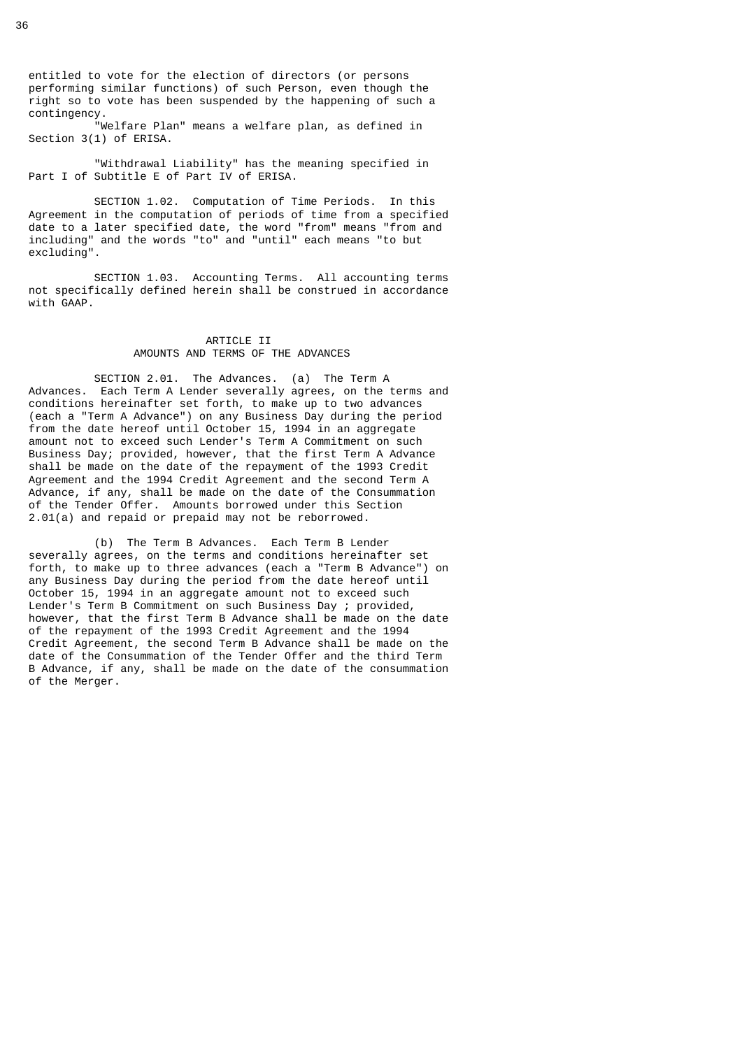entitled to vote for the election of directors (or persons performing similar functions) of such Person, even though the right so to vote has been suspended by the happening of such a contingency.

"Welfare Plan" means a welfare plan, as defined in Section 3(1) of ERISA.

"Withdrawal Liability" has the meaning specified in Part I of Subtitle E of Part IV of ERISA.

SECTION 1.02. Computation of Time Periods. In this Agreement in the computation of periods of time from a specified date to a later specified date, the word "from" means "from and including" and the words "to" and "until" each means "to but excluding".

SECTION 1.03. Accounting Terms. All accounting terms not specifically defined herein shall be construed in accordance with GAAP.

## ARTICLE II
## AMOUNTS AND TERMS OF THE ADVANCES

SECTION 2.01. The Advances. (a) The Term A Advances. Each Term A Lender severally agrees, on the terms and conditions hereinafter set forth, to make up to two advances (each a "Term A Advance") on any Business Day during the period from the date hereof until October 15, 1994 in an aggregate amount not to exceed such Lender's Term A Commitment on such Business Day; provided, however, that the first Term A Advance shall be made on the date of the repayment of the 1993 Credit Agreement and the 1994 Credit Agreement and the second Term A Advance, if any, shall be made on the date of the Consummation of the Tender Offer. Amounts borrowed under this Section 2.01(a) and repaid or prepaid may not be reborrowed.

(b) The Term B Advances. Each Term B Lender severally agrees, on the terms and conditions hereinafter set forth, to make up to three advances (each a "Term B Advance") on any Business Day during the period from the date hereof until October 15, 1994 in an aggregate amount not to exceed such Lender's Term B Commitment on such Business Day ; provided, however, that the first Term B Advance shall be made on the date of the repayment of the 1993 Credit Agreement and the 1994 Credit Agreement, the second Term B Advance shall be made on the date of the Consummation of the Tender Offer and the third Term B Advance, if any, shall be made on the date of the consummation of the Merger.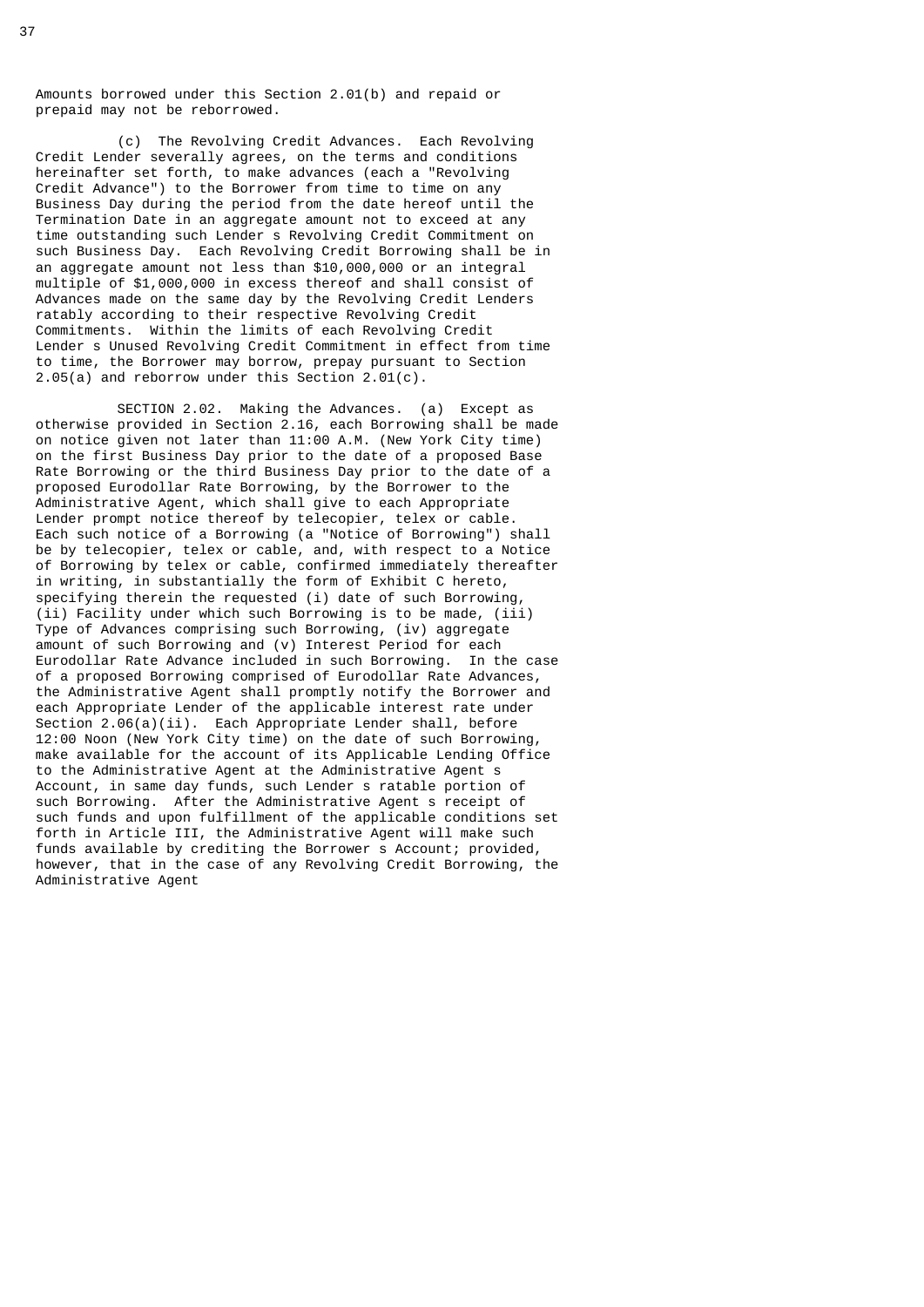Amounts borrowed under this Section 2.01(b) and repaid or prepaid may not be reborrowed.

(c) The Revolving Credit Advances. Each Revolving Credit Lender severally agrees, on the terms and conditions hereinafter set forth, to make advances (each a "Revolving Credit Advance") to the Borrower from time to time on any Business Day during the period from the date hereof until the Termination Date in an aggregate amount not to exceed at any time outstanding such Lender s Revolving Credit Commitment on such Business Day. Each Revolving Credit Borrowing shall be in an aggregate amount not less than $10,000,000 or an integral multiple of $1,000,000 in excess thereof and shall consist of Advances made on the same day by the Revolving Credit Lenders ratably according to their respective Revolving Credit Commitments. Within the limits of each Revolving Credit Lender s Unused Revolving Credit Commitment in effect from time to time, the Borrower may borrow, prepay pursuant to Section 2.05(a) and reborrow under this Section 2.01(c).

SECTION 2.02. Making the Advances. (a) Except as otherwise provided in Section 2.16, each Borrowing shall be made on notice given not later than 11:00 A.M. (New York City time) on the first Business Day prior to the date of a proposed Base Rate Borrowing or the third Business Day prior to the date of a proposed Eurodollar Rate Borrowing, by the Borrower to the Administrative Agent, which shall give to each Appropriate Lender prompt notice thereof by telecopier, telex or cable. Each such notice of a Borrowing (a "Notice of Borrowing") shall be by telecopier, telex or cable, and, with respect to a Notice of Borrowing by telex or cable, confirmed immediately thereafter in writing, in substantially the form of Exhibit C hereto, specifying therein the requested (i) date of such Borrowing, (ii) Facility under which such Borrowing is to be made, (iii) Type of Advances comprising such Borrowing, (iv) aggregate amount of such Borrowing and (v) Interest Period for each Eurodollar Rate Advance included in such Borrowing. In the case of a proposed Borrowing comprised of Eurodollar Rate Advances, the Administrative Agent shall promptly notify the Borrower and each Appropriate Lender of the applicable interest rate under Section 2.06(a)(ii). Each Appropriate Lender shall, before 12:00 Noon (New York City time) on the date of such Borrowing, make available for the account of its Applicable Lending Office to the Administrative Agent at the Administrative Agent s Account, in same day funds, such Lender s ratable portion of such Borrowing. After the Administrative Agent s receipt of such funds and upon fulfillment of the applicable conditions set forth in Article III, the Administrative Agent will make such funds available by crediting the Borrower s Account; provided, however, that in the case of any Revolving Credit Borrowing, the Administrative Agent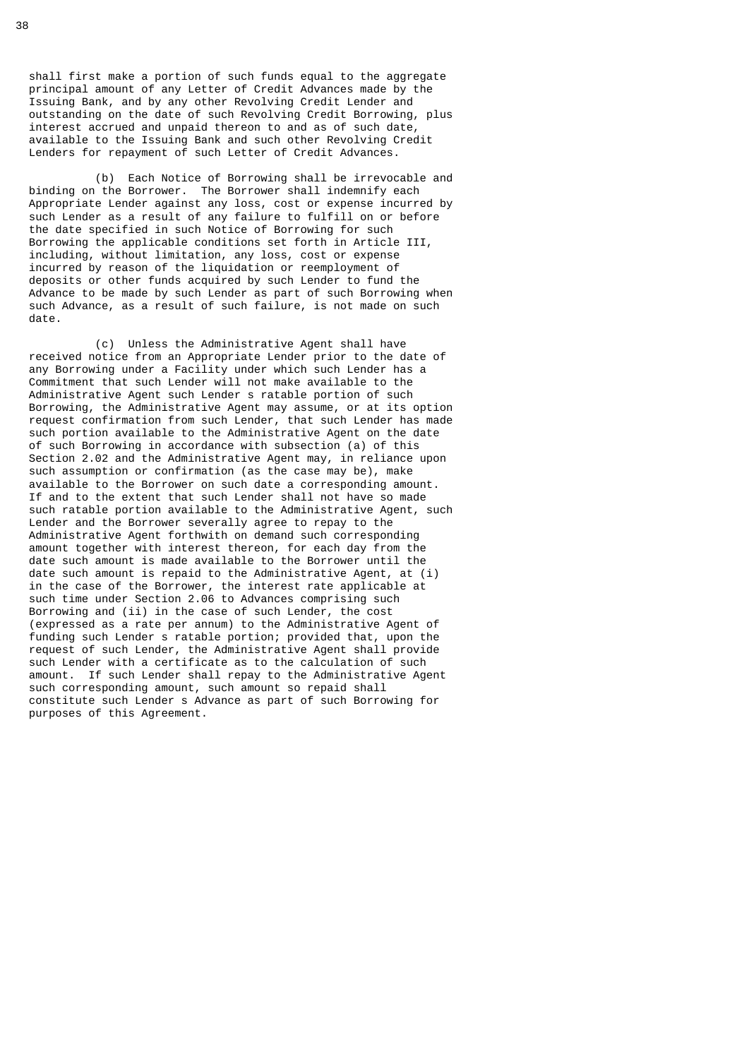shall first make a portion of such funds equal to the aggregate principal amount of any Letter of Credit Advances made by the Issuing Bank, and by any other Revolving Credit Lender and outstanding on the date of such Revolving Credit Borrowing, plus interest accrued and unpaid thereon to and as of such date, available to the Issuing Bank and such other Revolving Credit Lenders for repayment of such Letter of Credit Advances.

(b) Each Notice of Borrowing shall be irrevocable and binding on the Borrower. The Borrower shall indemnify each Appropriate Lender against any loss, cost or expense incurred by such Lender as a result of any failure to fulfill on or before the date specified in such Notice of Borrowing for such Borrowing the applicable conditions set forth in Article III, including, without limitation, any loss, cost or expense incurred by reason of the liquidation or reemployment of deposits or other funds acquired by such Lender to fund the Advance to be made by such Lender as part of such Borrowing when such Advance, as a result of such failure, is not made on such date.

(c) Unless the Administrative Agent shall have received notice from an Appropriate Lender prior to the date of any Borrowing under a Facility under which such Lender has a Commitment that such Lender will not make available to the Administrative Agent such Lender s ratable portion of such Borrowing, the Administrative Agent may assume, or at its option request confirmation from such Lender, that such Lender has made such portion available to the Administrative Agent on the date of such Borrowing in accordance with subsection (a) of this Section 2.02 and the Administrative Agent may, in reliance upon such assumption or confirmation (as the case may be), make available to the Borrower on such date a corresponding amount. If and to the extent that such Lender shall not have so made such ratable portion available to the Administrative Agent, such Lender and the Borrower severally agree to repay to the Administrative Agent forthwith on demand such corresponding amount together with interest thereon, for each day from the date such amount is made available to the Borrower until the date such amount is repaid to the Administrative Agent, at (i) in the case of the Borrower, the interest rate applicable at such time under Section 2.06 to Advances comprising such Borrowing and (ii) in the case of such Lender, the cost (expressed as a rate per annum) to the Administrative Agent of funding such Lender s ratable portion; provided that, upon the request of such Lender, the Administrative Agent shall provide such Lender with a certificate as to the calculation of such amount. If such Lender shall repay to the Administrative Agent such corresponding amount, such amount so repaid shall constitute such Lender s Advance as part of such Borrowing for purposes of this Agreement.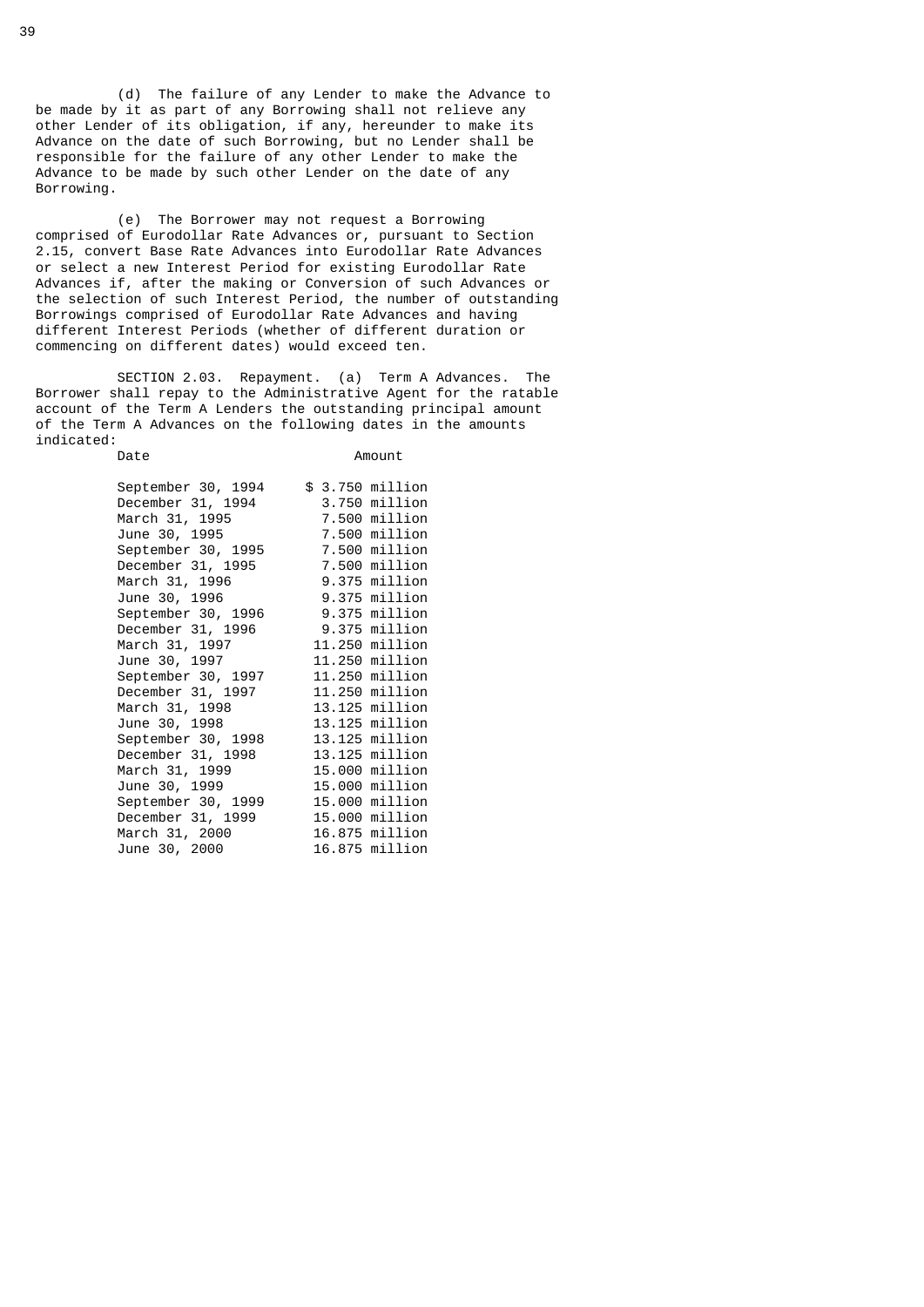(d) The failure of any Lender to make the Advance to be made by it as part of any Borrowing shall not relieve any other Lender of its obligation, if any, hereunder to make its Advance on the date of such Borrowing, but no Lender shall be responsible for the failure of any other Lender to make the Advance to be made by such other Lender on the date of any Borrowing.

(e) The Borrower may not request a Borrowing comprised of Eurodollar Rate Advances or, pursuant to Section 2.15, convert Base Rate Advances into Eurodollar Rate Advances or select a new Interest Period for existing Eurodollar Rate Advances if, after the making or Conversion of such Advances or the selection of such Interest Period, the number of outstanding Borrowings comprised of Eurodollar Rate Advances and having different Interest Periods (whether of different duration or commencing on different dates) would exceed ten.

SECTION 2.03. Repayment. (a) Term A Advances. The Borrower shall repay to the Administrative Agent for the ratable account of the Term A Lenders the outstanding principal amount of the Term A Advances on the following dates in the amounts indicated:

| Date | Amount |
|---|---|
| September 30, 1994 | $ 3.750 million |
| December 31, 1994 | 3.750 million |
| March 31, 1995 | 7.500 million |
| June 30, 1995 | 7.500 million |
| September 30, 1995 | 7.500 million |
| December 31, 1995 | 7.500 million |
| March 31, 1996 | 9.375 million |
| June 30, 1996 | 9.375 million |
| September 30, 1996 | 9.375 million |
| December 31, 1996 | 9.375 million |
| March 31, 1997 | 11.250 million |
| June 30, 1997 | 11.250 million |
| September 30, 1997 | 11.250 million |
| December 31, 1997 | 11.250 million |
| March 31, 1998 | 13.125 million |
| June 30, 1998 | 13.125 million |
| September 30, 1998 | 13.125 million |
| December 31, 1998 | 13.125 million |
| March 31, 1999 | 15.000 million |
| June 30, 1999 | 15.000 million |
| September 30, 1999 | 15.000 million |
| December 31, 1999 | 15.000 million |
| March 31, 2000 | 16.875 million |
| June 30, 2000 | 16.875 million |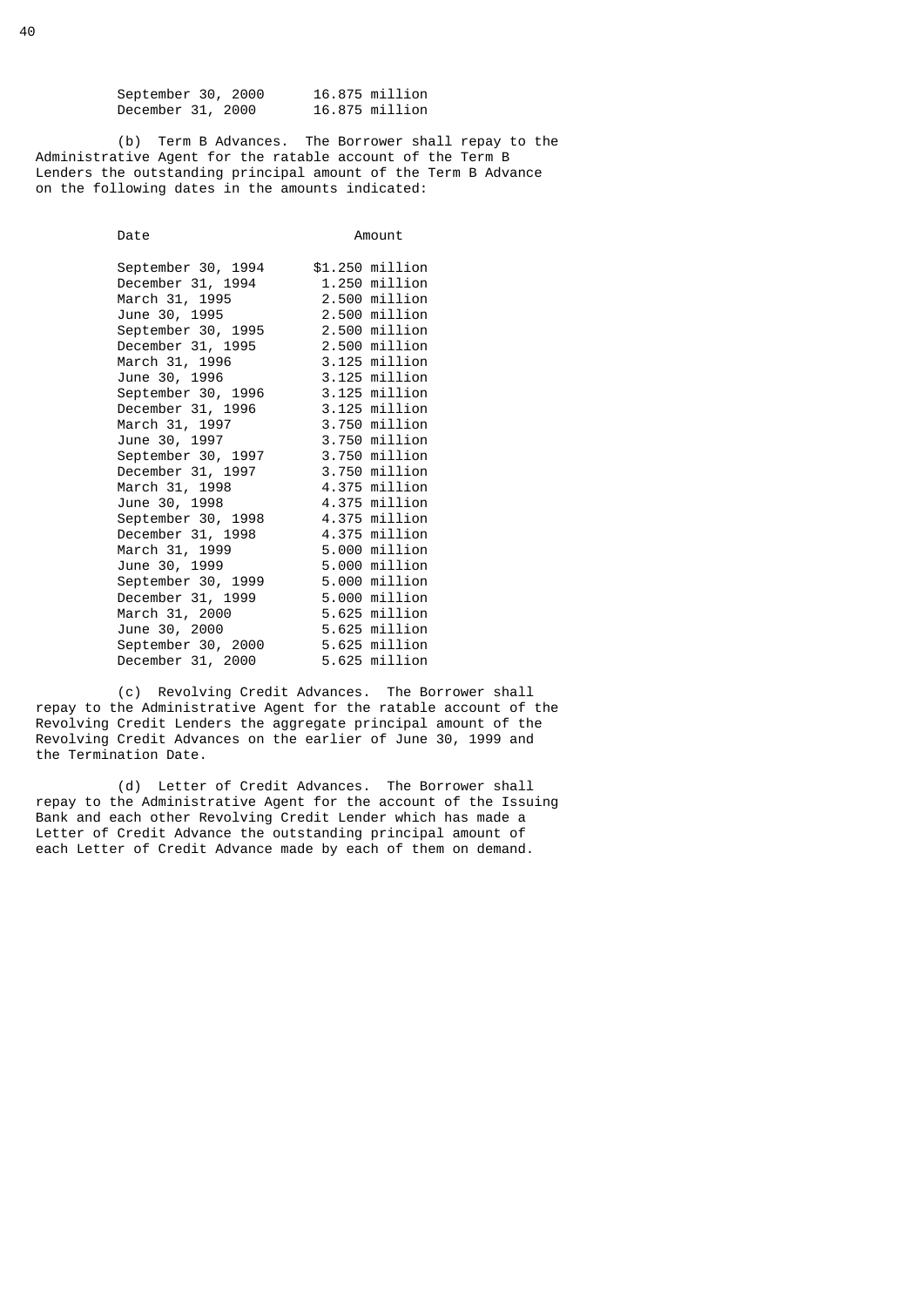| | |
|---|---|
| September 30, 2000 | 16.875 million |
| December 31, 2000 | 16.875 million |

(b) Term B Advances. The Borrower shall repay to the Administrative Agent for the ratable account of the Term B Lenders the outstanding principal amount of the Term B Advance on the following dates in the amounts indicated:

| Date | Amount |
|---|---|
| September 30, 1994 | $1.250 million |
| December 31, 1994 | 1.250 million |
| March 31, 1995 | 2.500 million |
| June 30, 1995 | 2.500 million |
| September 30, 1995 | 2.500 million |
| December 31, 1995 | 2.500 million |
| March 31, 1996 | 3.125 million |
| June 30, 1996 | 3.125 million |
| September 30, 1996 | 3.125 million |
| December 31, 1996 | 3.125 million |
| March 31, 1997 | 3.750 million |
| June 30, 1997 | 3.750 million |
| September 30, 1997 | 3.750 million |
| December 31, 1997 | 3.750 million |
| March 31, 1998 | 4.375 million |
| June 30, 1998 | 4.375 million |
| September 30, 1998 | 4.375 million |
| December 31, 1998 | 4.375 million |
| March 31, 1999 | 5.000 million |
| June 30, 1999 | 5.000 million |
| September 30, 1999 | 5.000 million |
| December 31, 1999 | 5.000 million |
| March 31, 2000 | 5.625 million |
| June 30, 2000 | 5.625 million |
| September 30, 2000 | 5.625 million |
| December 31, 2000 | 5.625 million |

(c) Revolving Credit Advances. The Borrower shall repay to the Administrative Agent for the ratable account of the Revolving Credit Lenders the aggregate principal amount of the Revolving Credit Advances on the earlier of June 30, 1999 and the Termination Date.

(d) Letter of Credit Advances. The Borrower shall repay to the Administrative Agent for the account of the Issuing Bank and each other Revolving Credit Lender which has made a Letter of Credit Advance the outstanding principal amount of each Letter of Credit Advance made by each of them on demand.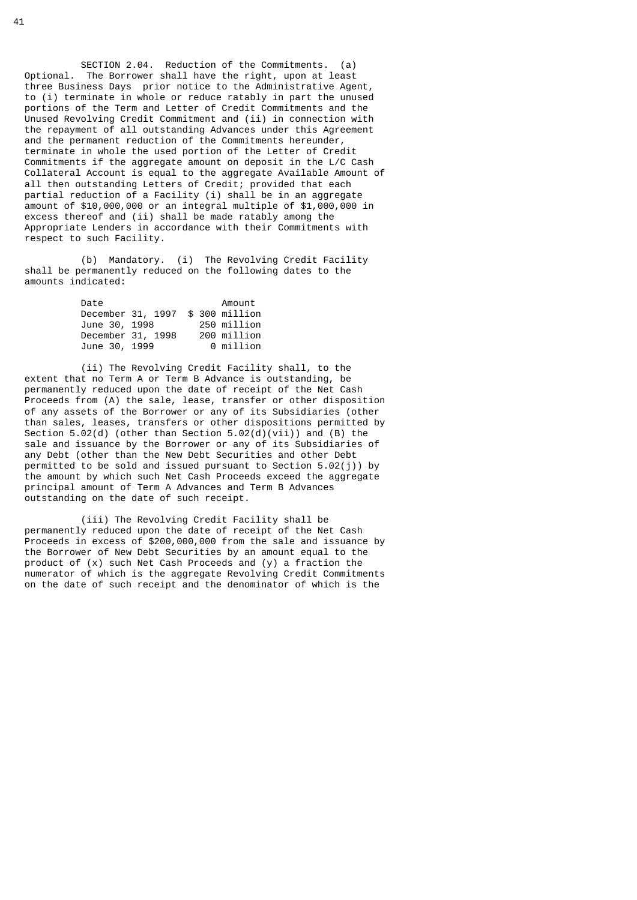SECTION 2.04. Reduction of the Commitments. (a) Optional. The Borrower shall have the right, upon at least three Business Days prior notice to the Administrative Agent, to (i) terminate in whole or reduce ratably in part the unused portions of the Term and Letter of Credit Commitments and the Unused Revolving Credit Commitment and (ii) in connection with the repayment of all outstanding Advances under this Agreement and the permanent reduction of the Commitments hereunder, terminate in whole the used portion of the Letter of Credit Commitments if the aggregate amount on deposit in the L/C Cash Collateral Account is equal to the aggregate Available Amount of all then outstanding Letters of Credit; provided that each partial reduction of a Facility (i) shall be in an aggregate amount of $10,000,000 or an integral multiple of $1,000,000 in excess thereof and (ii) shall be made ratably among the Appropriate Lenders in accordance with their Commitments with respect to such Facility.

(b) Mandatory. (i) The Revolving Credit Facility shall be permanently reduced on the following dates to the amounts indicated:

| Date | Amount |
|---|---|
| December 31, 1997 | $ 300 million |
| June 30, 1998 | 250 million |
| December 31, 1998 | 200 million |
| June 30, 1999 | 0 million |

(ii) The Revolving Credit Facility shall, to the extent that no Term A or Term B Advance is outstanding, be permanently reduced upon the date of receipt of the Net Cash Proceeds from (A) the sale, lease, transfer or other disposition of any assets of the Borrower or any of its Subsidiaries (other than sales, leases, transfers or other dispositions permitted by Section 5.02(d) (other than Section 5.02(d)(vii)) and (B) the sale and issuance by the Borrower or any of its Subsidiaries of any Debt (other than the New Debt Securities and other Debt permitted to be sold and issued pursuant to Section 5.02(j)) by the amount by which such Net Cash Proceeds exceed the aggregate principal amount of Term A Advances and Term B Advances outstanding on the date of such receipt.

(iii) The Revolving Credit Facility shall be permanently reduced upon the date of receipt of the Net Cash Proceeds in excess of $200,000,000 from the sale and issuance by the Borrower of New Debt Securities by an amount equal to the product of (x) such Net Cash Proceeds and (y) a fraction the numerator of which is the aggregate Revolving Credit Commitments on the date of such receipt and the denominator of which is the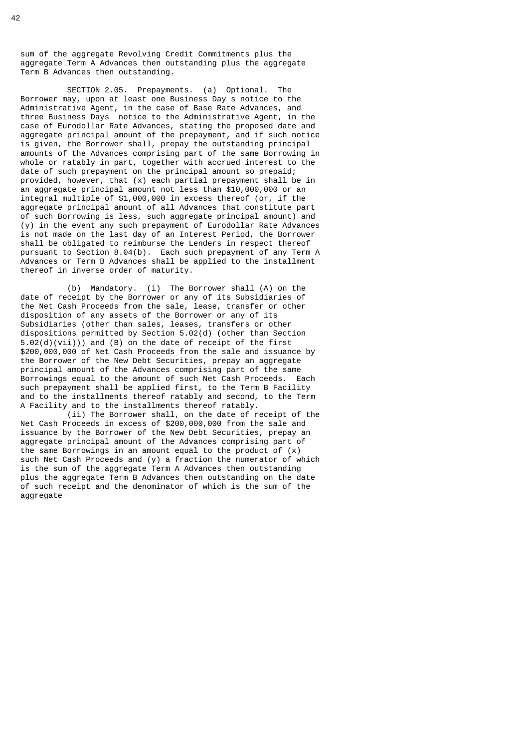sum of the aggregate Revolving Credit Commitments plus the aggregate Term A Advances then outstanding plus the aggregate Term B Advances then outstanding.

SECTION 2.05. Prepayments. (a) Optional. The Borrower may, upon at least one Business Day s notice to the Administrative Agent, in the case of Base Rate Advances, and three Business Days notice to the Administrative Agent, in the case of Eurodollar Rate Advances, stating the proposed date and aggregate principal amount of the prepayment, and if such notice is given, the Borrower shall, prepay the outstanding principal amounts of the Advances comprising part of the same Borrowing in whole or ratably in part, together with accrued interest to the date of such prepayment on the principal amount so prepaid; provided, however, that (x) each partial prepayment shall be in an aggregate principal amount not less than $10,000,000 or an integral multiple of $1,000,000 in excess thereof (or, if the aggregate principal amount of all Advances that constitute part of such Borrowing is less, such aggregate principal amount) and (y) in the event any such prepayment of Eurodollar Rate Advances is not made on the last day of an Interest Period, the Borrower shall be obligated to reimburse the Lenders in respect thereof pursuant to Section 8.04(b). Each such prepayment of any Term A Advances or Term B Advances shall be applied to the installment thereof in inverse order of maturity.

(b) Mandatory. (i) The Borrower shall (A) on the date of receipt by the Borrower or any of its Subsidiaries of the Net Cash Proceeds from the sale, lease, transfer or other disposition of any assets of the Borrower or any of its Subsidiaries (other than sales, leases, transfers or other dispositions permitted by Section 5.02(d) (other than Section 5.02(d)(vii))) and (B) on the date of receipt of the first $200,000,000 of Net Cash Proceeds from the sale and issuance by the Borrower of the New Debt Securities, prepay an aggregate principal amount of the Advances comprising part of the same Borrowings equal to the amount of such Net Cash Proceeds. Each such prepayment shall be applied first, to the Term B Facility and to the installments thereof ratably and second, to the Term A Facility and to the installments thereof ratably.

(ii) The Borrower shall, on the date of receipt of the Net Cash Proceeds in excess of $200,000,000 from the sale and issuance by the Borrower of the New Debt Securities, prepay an aggregate principal amount of the Advances comprising part of the same Borrowings in an amount equal to the product of (x) such Net Cash Proceeds and (y) a fraction the numerator of which is the sum of the aggregate Term A Advances then outstanding plus the aggregate Term B Advances then outstanding on the date of such receipt and the denominator of which is the sum of the aggregate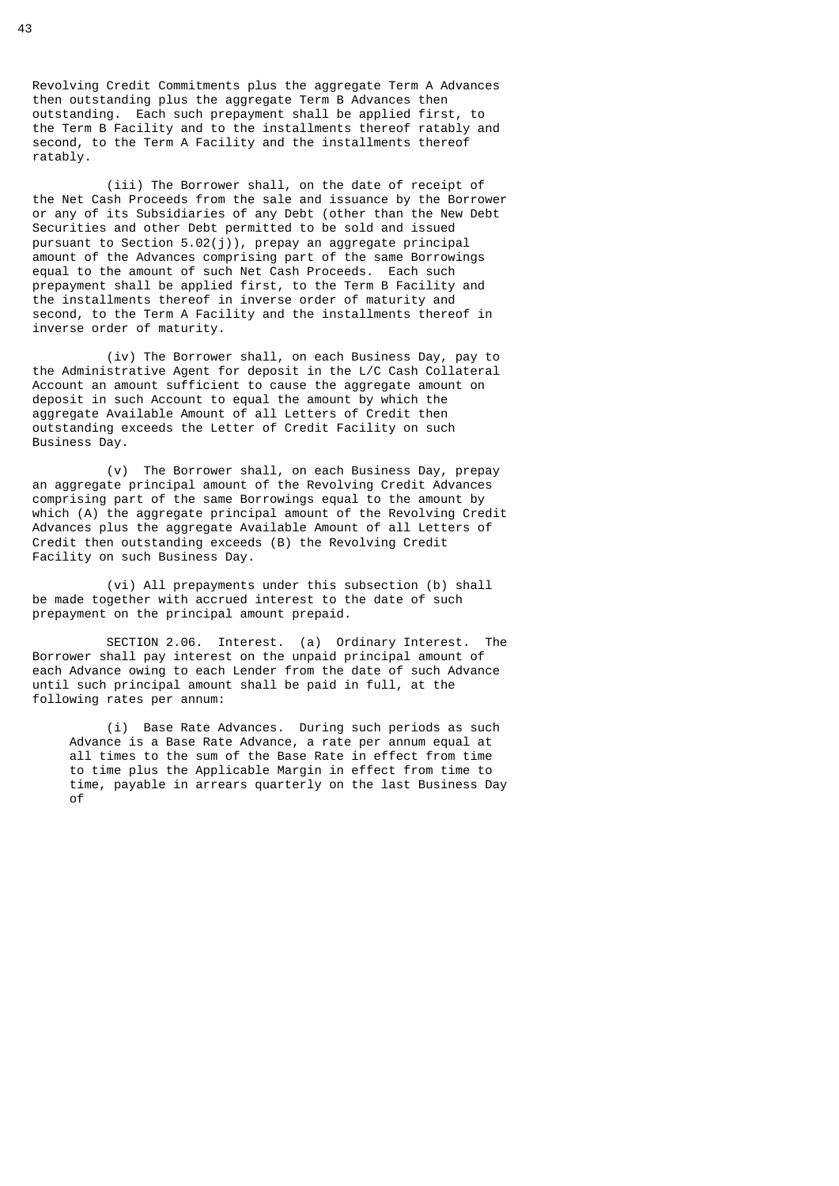Revolving Credit Commitments plus the aggregate Term A Advances then outstanding plus the aggregate Term B Advances then outstanding. Each such prepayment shall be applied first, to the Term B Facility and to the installments thereof ratably and second, to the Term A Facility and the installments thereof ratably.

(iii) The Borrower shall, on the date of receipt of the Net Cash Proceeds from the sale and issuance by the Borrower or any of its Subsidiaries of any Debt (other than the New Debt Securities and other Debt permitted to be sold and issued pursuant to Section 5.02(j)), prepay an aggregate principal amount of the Advances comprising part of the same Borrowings equal to the amount of such Net Cash Proceeds. Each such prepayment shall be applied first, to the Term B Facility and the installments thereof in inverse order of maturity and second, to the Term A Facility and the installments thereof in inverse order of maturity.

(iv) The Borrower shall, on each Business Day, pay to the Administrative Agent for deposit in the L/C Cash Collateral Account an amount sufficient to cause the aggregate amount on deposit in such Account to equal the amount by which the aggregate Available Amount of all Letters of Credit then outstanding exceeds the Letter of Credit Facility on such Business Day.

(v) The Borrower shall, on each Business Day, prepay an aggregate principal amount of the Revolving Credit Advances comprising part of the same Borrowings equal to the amount by which (A) the aggregate principal amount of the Revolving Credit Advances plus the aggregate Available Amount of all Letters of Credit then outstanding exceeds (B) the Revolving Credit Facility on such Business Day.

(vi) All prepayments under this subsection (b) shall be made together with accrued interest to the date of such prepayment on the principal amount prepaid.

SECTION 2.06. Interest. (a) Ordinary Interest. The Borrower shall pay interest on the unpaid principal amount of each Advance owing to each Lender from the date of such Advance until such principal amount shall be paid in full, at the following rates per annum:

(i) Base Rate Advances. During such periods as such Advance is a Base Rate Advance, a rate per annum equal at all times to the sum of the Base Rate in effect from time to time plus the Applicable Margin in effect from time to time, payable in arrears quarterly on the last Business Day of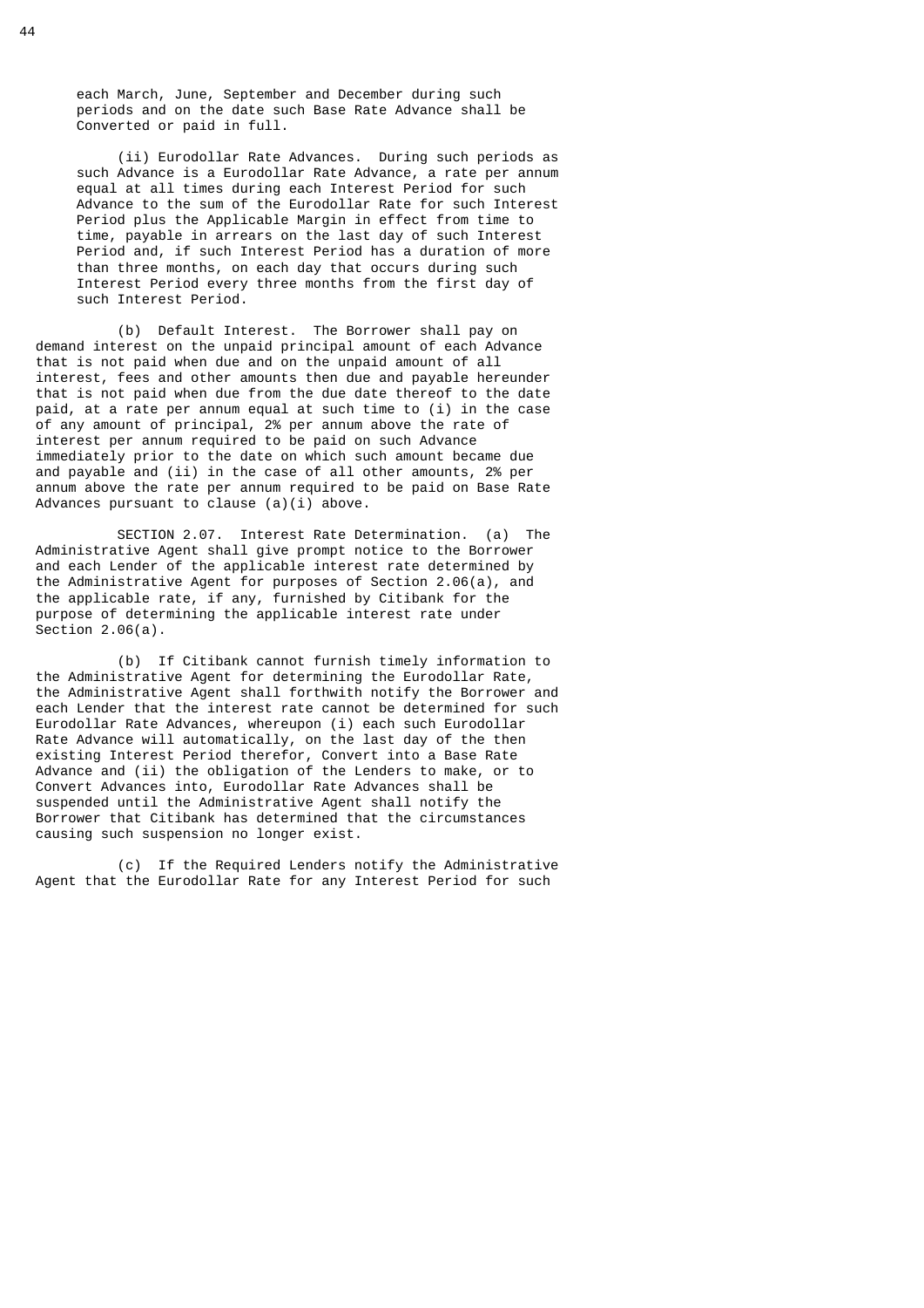each March, June, September and December during such periods and on the date such Base Rate Advance shall be Converted or paid in full.

(ii) Eurodollar Rate Advances. During such periods as such Advance is a Eurodollar Rate Advance, a rate per annum equal at all times during each Interest Period for such Advance to the sum of the Eurodollar Rate for such Interest Period plus the Applicable Margin in effect from time to time, payable in arrears on the last day of such Interest Period and, if such Interest Period has a duration of more than three months, on each day that occurs during such Interest Period every three months from the first day of such Interest Period.

(b) Default Interest. The Borrower shall pay on demand interest on the unpaid principal amount of each Advance that is not paid when due and on the unpaid amount of all interest, fees and other amounts then due and payable hereunder that is not paid when due from the due date thereof to the date paid, at a rate per annum equal at such time to (i) in the case of any amount of principal, 2% per annum above the rate of interest per annum required to be paid on such Advance immediately prior to the date on which such amount became due and payable and (ii) in the case of all other amounts, 2% per annum above the rate per annum required to be paid on Base Rate Advances pursuant to clause (a)(i) above.

SECTION 2.07. Interest Rate Determination. (a) The Administrative Agent shall give prompt notice to the Borrower and each Lender of the applicable interest rate determined by the Administrative Agent for purposes of Section 2.06(a), and the applicable rate, if any, furnished by Citibank for the purpose of determining the applicable interest rate under Section 2.06(a).

(b) If Citibank cannot furnish timely information to the Administrative Agent for determining the Eurodollar Rate, the Administrative Agent shall forthwith notify the Borrower and each Lender that the interest rate cannot be determined for such Eurodollar Rate Advances, whereupon (i) each such Eurodollar Rate Advance will automatically, on the last day of the then existing Interest Period therefor, Convert into a Base Rate Advance and (ii) the obligation of the Lenders to make, or to Convert Advances into, Eurodollar Rate Advances shall be suspended until the Administrative Agent shall notify the Borrower that Citibank has determined that the circumstances causing such suspension no longer exist.

(c) If the Required Lenders notify the Administrative Agent that the Eurodollar Rate for any Interest Period for such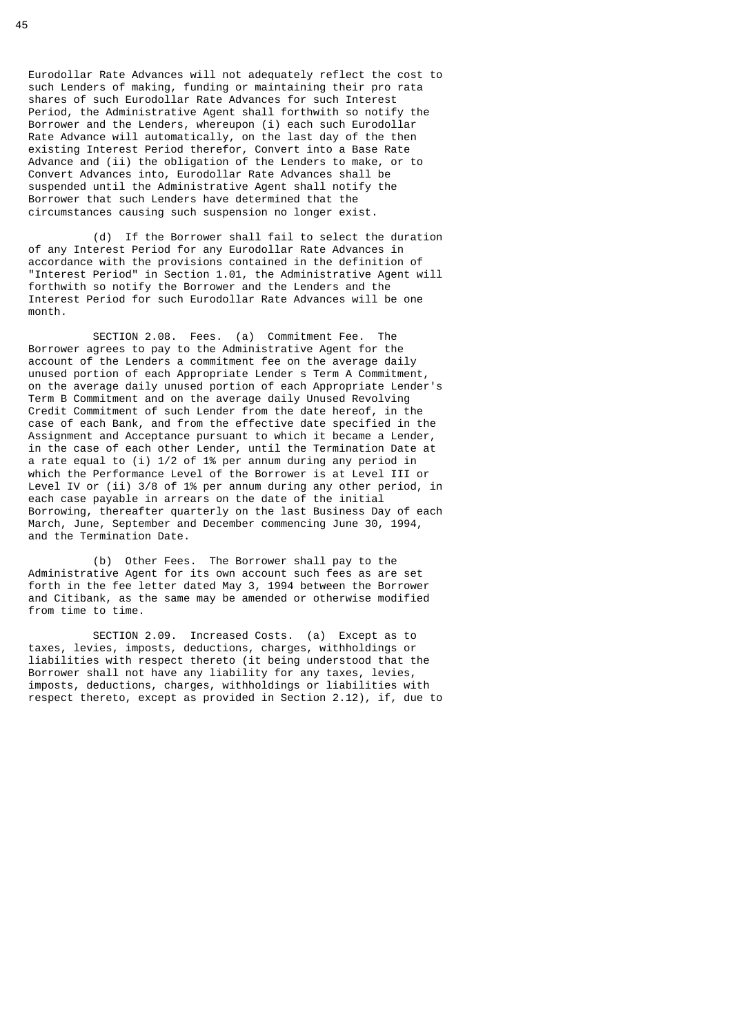Eurodollar Rate Advances will not adequately reflect the cost to such Lenders of making, funding or maintaining their pro rata shares of such Eurodollar Rate Advances for such Interest Period, the Administrative Agent shall forthwith so notify the Borrower and the Lenders, whereupon (i) each such Eurodollar Rate Advance will automatically, on the last day of the then existing Interest Period therefor, Convert into a Base Rate Advance and (ii) the obligation of the Lenders to make, or to Convert Advances into, Eurodollar Rate Advances shall be suspended until the Administrative Agent shall notify the Borrower that such Lenders have determined that the circumstances causing such suspension no longer exist.

(d) If the Borrower shall fail to select the duration of any Interest Period for any Eurodollar Rate Advances in accordance with the provisions contained in the definition of "Interest Period" in Section 1.01, the Administrative Agent will forthwith so notify the Borrower and the Lenders and the Interest Period for such Eurodollar Rate Advances will be one month.

SECTION 2.08. Fees. (a) Commitment Fee. The Borrower agrees to pay to the Administrative Agent for the account of the Lenders a commitment fee on the average daily unused portion of each Appropriate Lender s Term A Commitment, on the average daily unused portion of each Appropriate Lender's Term B Commitment and on the average daily Unused Revolving Credit Commitment of such Lender from the date hereof, in the case of each Bank, and from the effective date specified in the Assignment and Acceptance pursuant to which it became a Lender, in the case of each other Lender, until the Termination Date at a rate equal to (i) 1/2 of 1% per annum during any period in which the Performance Level of the Borrower is at Level III or Level IV or (ii) 3/8 of 1% per annum during any other period, in each case payable in arrears on the date of the initial Borrowing, thereafter quarterly on the last Business Day of each March, June, September and December commencing June 30, 1994, and the Termination Date.

(b) Other Fees. The Borrower shall pay to the Administrative Agent for its own account such fees as are set forth in the fee letter dated May 3, 1994 between the Borrower and Citibank, as the same may be amended or otherwise modified from time to time.

SECTION 2.09. Increased Costs. (a) Except as to taxes, levies, imposts, deductions, charges, withholdings or liabilities with respect thereto (it being understood that the Borrower shall not have any liability for any taxes, levies, imposts, deductions, charges, withholdings or liabilities with respect thereto, except as provided in Section 2.12), if, due to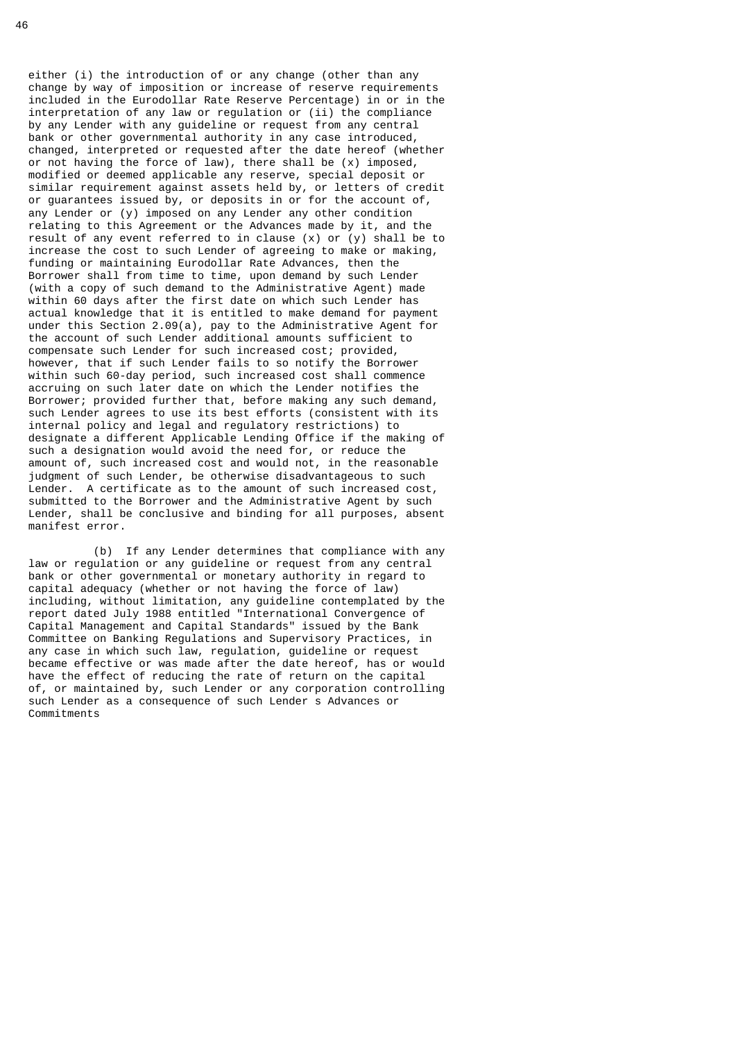either (i) the introduction of or any change (other than any change by way of imposition or increase of reserve requirements included in the Eurodollar Rate Reserve Percentage) in or in the interpretation of any law or regulation or (ii) the compliance by any Lender with any guideline or request from any central bank or other governmental authority in any case introduced, changed, interpreted or requested after the date hereof (whether or not having the force of law), there shall be (x) imposed, modified or deemed applicable any reserve, special deposit or similar requirement against assets held by, or letters of credit or guarantees issued by, or deposits in or for the account of, any Lender or (y) imposed on any Lender any other condition relating to this Agreement or the Advances made by it, and the result of any event referred to in clause (x) or (y) shall be to increase the cost to such Lender of agreeing to make or making, funding or maintaining Eurodollar Rate Advances, then the Borrower shall from time to time, upon demand by such Lender (with a copy of such demand to the Administrative Agent) made within 60 days after the first date on which such Lender has actual knowledge that it is entitled to make demand for payment under this Section 2.09(a), pay to the Administrative Agent for the account of such Lender additional amounts sufficient to compensate such Lender for such increased cost; provided, however, that if such Lender fails to so notify the Borrower within such 60-day period, such increased cost shall commence accruing on such later date on which the Lender notifies the Borrower; provided further that, before making any such demand, such Lender agrees to use its best efforts (consistent with its internal policy and legal and regulatory restrictions) to designate a different Applicable Lending Office if the making of such a designation would avoid the need for, or reduce the amount of, such increased cost and would not, in the reasonable judgment of such Lender, be otherwise disadvantageous to such Lender. A certificate as to the amount of such increased cost, submitted to the Borrower and the Administrative Agent by such Lender, shall be conclusive and binding for all purposes, absent manifest error.

(b) If any Lender determines that compliance with any law or regulation or any guideline or request from any central bank or other governmental or monetary authority in regard to capital adequacy (whether or not having the force of law) including, without limitation, any guideline contemplated by the report dated July 1988 entitled "International Convergence of Capital Management and Capital Standards" issued by the Bank Committee on Banking Regulations and Supervisory Practices, in any case in which such law, regulation, guideline or request became effective or was made after the date hereof, has or would have the effect of reducing the rate of return on the capital of, or maintained by, such Lender or any corporation controlling such Lender as a consequence of such Lender s Advances or Commitments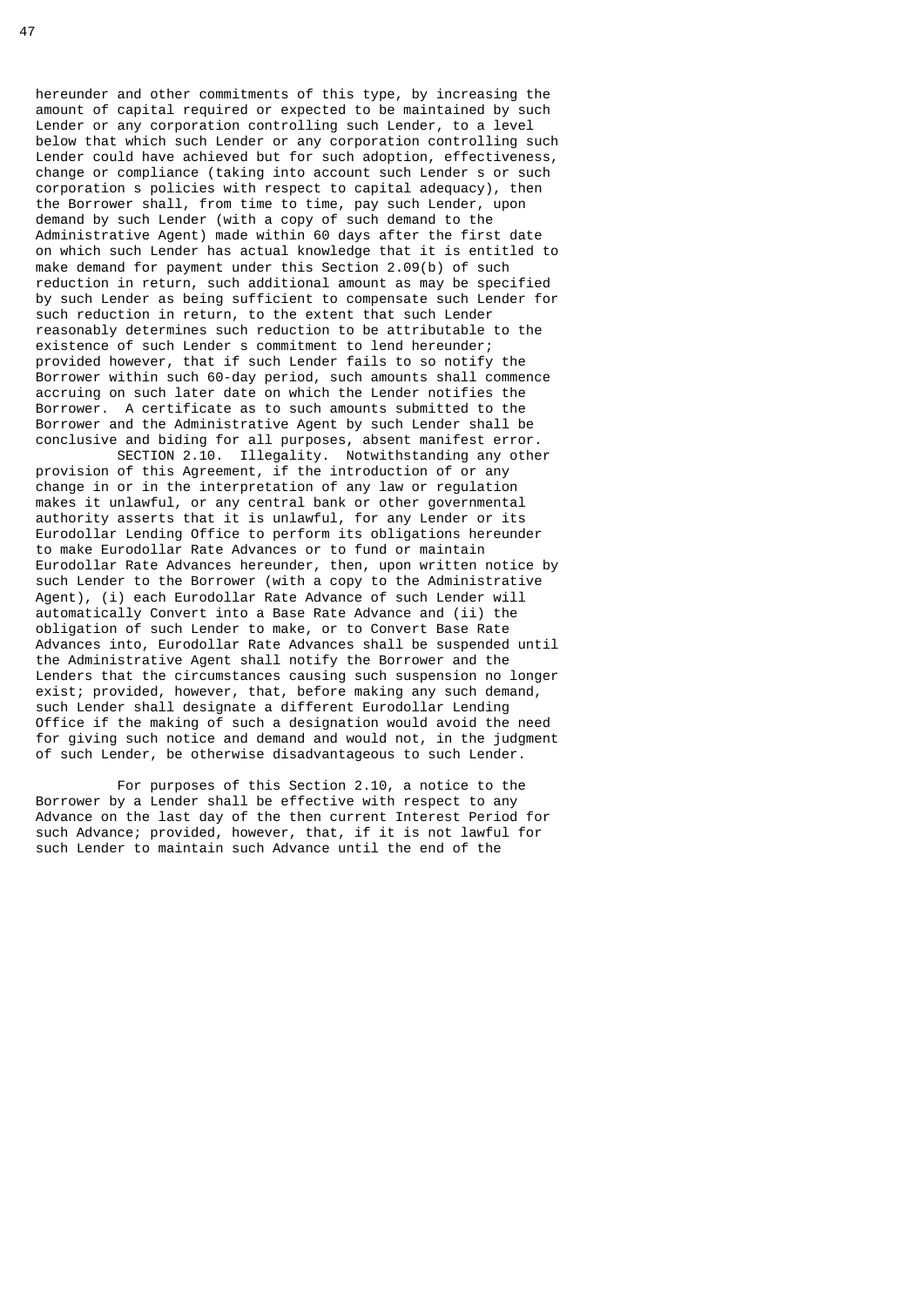hereunder and other commitments of this type, by increasing the amount of capital required or expected to be maintained by such Lender or any corporation controlling such Lender, to a level below that which such Lender or any corporation controlling such Lender could have achieved but for such adoption, effectiveness, change or compliance (taking into account such Lender s or such corporation s policies with respect to capital adequacy), then the Borrower shall, from time to time, pay such Lender, upon demand by such Lender (with a copy of such demand to the Administrative Agent) made within 60 days after the first date on which such Lender has actual knowledge that it is entitled to make demand for payment under this Section 2.09(b) of such reduction in return, such additional amount as may be specified by such Lender as being sufficient to compensate such Lender for such reduction in return, to the extent that such Lender reasonably determines such reduction to be attributable to the existence of such Lender s commitment to lend hereunder; provided however, that if such Lender fails to so notify the Borrower within such 60-day period, such amounts shall commence accruing on such later date on which the Lender notifies the Borrower. A certificate as to such amounts submitted to the Borrower and the Administrative Agent by such Lender shall be conclusive and biding for all purposes, absent manifest error.

SECTION 2.10. Illegality. Notwithstanding any other provision of this Agreement, if the introduction of or any change in or in the interpretation of any law or regulation makes it unlawful, or any central bank or other governmental authority asserts that it is unlawful, for any Lender or its Eurodollar Lending Office to perform its obligations hereunder to make Eurodollar Rate Advances or to fund or maintain Eurodollar Rate Advances hereunder, then, upon written notice by such Lender to the Borrower (with a copy to the Administrative Agent), (i) each Eurodollar Rate Advance of such Lender will automatically Convert into a Base Rate Advance and (ii) the obligation of such Lender to make, or to Convert Base Rate Advances into, Eurodollar Rate Advances shall be suspended until the Administrative Agent shall notify the Borrower and the Lenders that the circumstances causing such suspension no longer exist; provided, however, that, before making any such demand, such Lender shall designate a different Eurodollar Lending Office if the making of such a designation would avoid the need for giving such notice and demand and would not, in the judgment of such Lender, be otherwise disadvantageous to such Lender.

For purposes of this Section 2.10, a notice to the Borrower by a Lender shall be effective with respect to any Advance on the last day of the then current Interest Period for such Advance; provided, however, that, if it is not lawful for such Lender to maintain such Advance until the end of the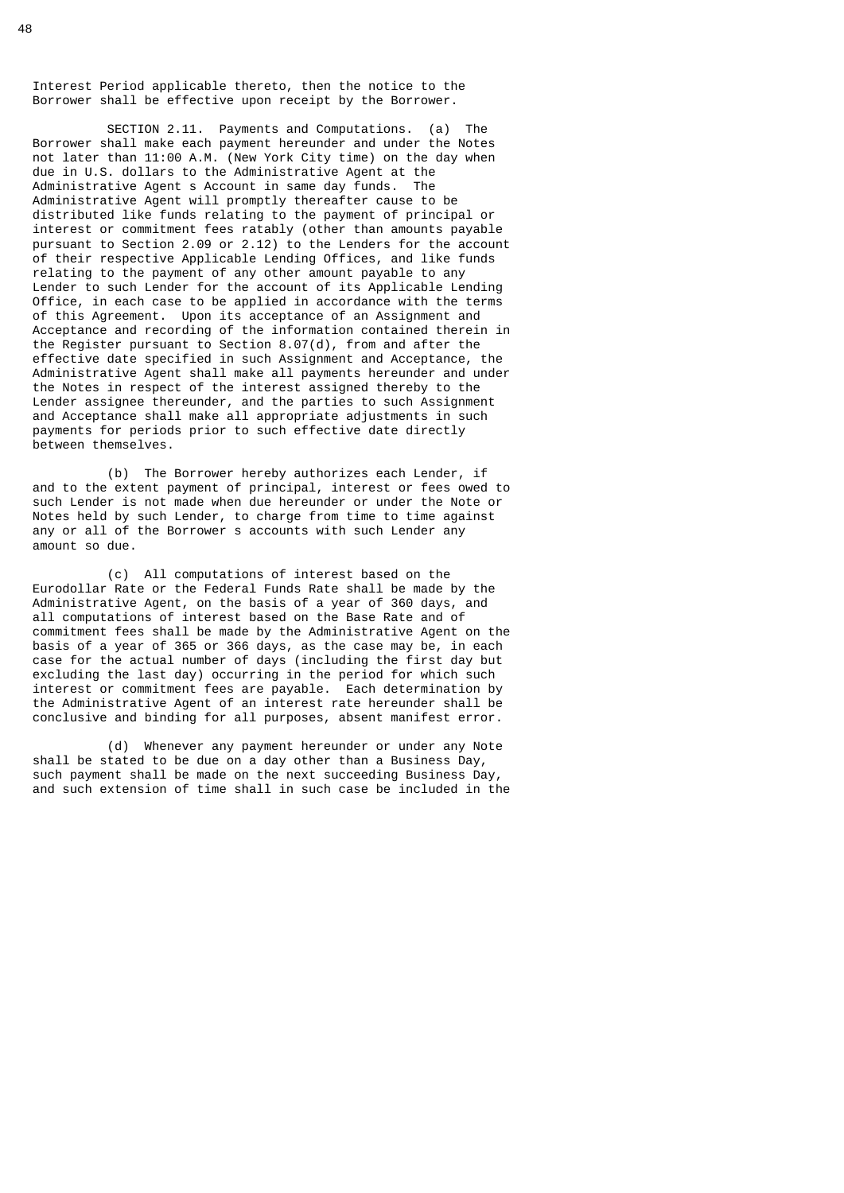Interest Period applicable thereto, then the notice to the Borrower shall be effective upon receipt by the Borrower.

SECTION 2.11. Payments and Computations. (a) The Borrower shall make each payment hereunder and under the Notes not later than 11:00 A.M. (New York City time) on the day when due in U.S. dollars to the Administrative Agent at the Administrative Agent s Account in same day funds. The Administrative Agent will promptly thereafter cause to be distributed like funds relating to the payment of principal or interest or commitment fees ratably (other than amounts payable pursuant to Section 2.09 or 2.12) to the Lenders for the account of their respective Applicable Lending Offices, and like funds relating to the payment of any other amount payable to any Lender to such Lender for the account of its Applicable Lending Office, in each case to be applied in accordance with the terms of this Agreement. Upon its acceptance of an Assignment and Acceptance and recording of the information contained therein in the Register pursuant to Section 8.07(d), from and after the effective date specified in such Assignment and Acceptance, the Administrative Agent shall make all payments hereunder and under the Notes in respect of the interest assigned thereby to the Lender assignee thereunder, and the parties to such Assignment and Acceptance shall make all appropriate adjustments in such payments for periods prior to such effective date directly between themselves.

(b) The Borrower hereby authorizes each Lender, if and to the extent payment of principal, interest or fees owed to such Lender is not made when due hereunder or under the Note or Notes held by such Lender, to charge from time to time against any or all of the Borrower s accounts with such Lender any amount so due.

(c) All computations of interest based on the Eurodollar Rate or the Federal Funds Rate shall be made by the Administrative Agent, on the basis of a year of 360 days, and all computations of interest based on the Base Rate and of commitment fees shall be made by the Administrative Agent on the basis of a year of 365 or 366 days, as the case may be, in each case for the actual number of days (including the first day but excluding the last day) occurring in the period for which such interest or commitment fees are payable. Each determination by the Administrative Agent of an interest rate hereunder shall be conclusive and binding for all purposes, absent manifest error.

(d) Whenever any payment hereunder or under any Note shall be stated to be due on a day other than a Business Day, such payment shall be made on the next succeeding Business Day, and such extension of time shall in such case be included in the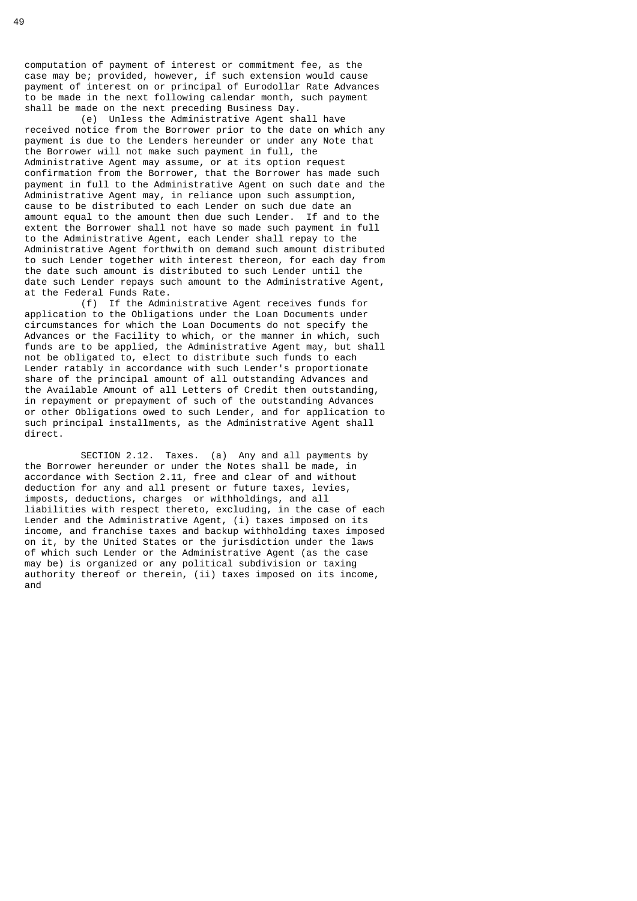computation of payment of interest or commitment fee, as the case may be; provided, however, if such extension would cause payment of interest on or principal of Eurodollar Rate Advances to be made in the next following calendar month, such payment shall be made on the next preceding Business Day.

(e) Unless the Administrative Agent shall have received notice from the Borrower prior to the date on which any payment is due to the Lenders hereunder or under any Note that the Borrower will not make such payment in full, the Administrative Agent may assume, or at its option request confirmation from the Borrower, that the Borrower has made such payment in full to the Administrative Agent on such date and the Administrative Agent may, in reliance upon such assumption, cause to be distributed to each Lender on such due date an amount equal to the amount then due such Lender. If and to the extent the Borrower shall not have so made such payment in full to the Administrative Agent, each Lender shall repay to the Administrative Agent forthwith on demand such amount distributed to such Lender together with interest thereon, for each day from the date such amount is distributed to such Lender until the date such Lender repays such amount to the Administrative Agent, at the Federal Funds Rate.

(f) If the Administrative Agent receives funds for application to the Obligations under the Loan Documents under circumstances for which the Loan Documents do not specify the Advances or the Facility to which, or the manner in which, such funds are to be applied, the Administrative Agent may, but shall not be obligated to, elect to distribute such funds to each Lender ratably in accordance with such Lender's proportionate share of the principal amount of all outstanding Advances and the Available Amount of all Letters of Credit then outstanding, in repayment or prepayment of such of the outstanding Advances or other Obligations owed to such Lender, and for application to such principal installments, as the Administrative Agent shall direct.

SECTION 2.12. Taxes. (a) Any and all payments by the Borrower hereunder or under the Notes shall be made, in accordance with Section 2.11, free and clear of and without deduction for any and all present or future taxes, levies, imposts, deductions, charges or withholdings, and all liabilities with respect thereto, excluding, in the case of each Lender and the Administrative Agent, (i) taxes imposed on its income, and franchise taxes and backup withholding taxes imposed on it, by the United States or the jurisdiction under the laws of which such Lender or the Administrative Agent (as the case may be) is organized or any political subdivision or taxing authority thereof or therein, (ii) taxes imposed on its income, and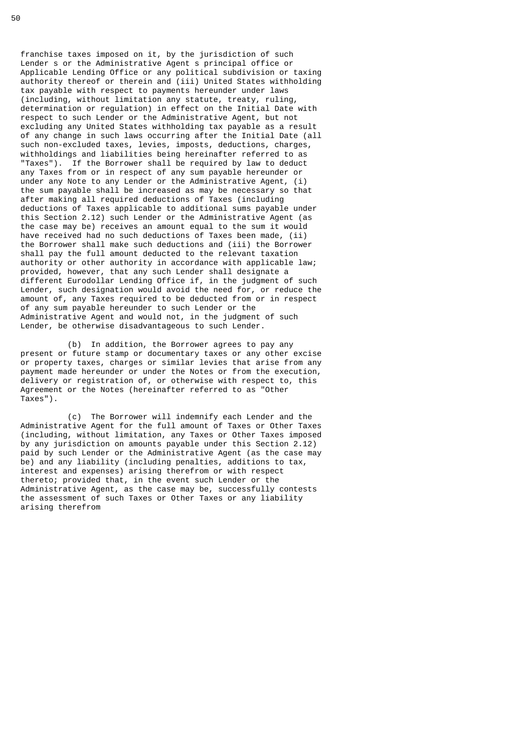franchise taxes imposed on it, by the jurisdiction of such Lender s or the Administrative Agent s principal office or Applicable Lending Office or any political subdivision or taxing authority thereof or therein and (iii) United States withholding tax payable with respect to payments hereunder under laws (including, without limitation any statute, treaty, ruling, determination or regulation) in effect on the Initial Date with respect to such Lender or the Administrative Agent, but not excluding any United States withholding tax payable as a result of any change in such laws occurring after the Initial Date (all such non-excluded taxes, levies, imposts, deductions, charges, withholdings and liabilities being hereinafter referred to as "Taxes"). If the Borrower shall be required by law to deduct any Taxes from or in respect of any sum payable hereunder or under any Note to any Lender or the Administrative Agent, (i) the sum payable shall be increased as may be necessary so that after making all required deductions of Taxes (including deductions of Taxes applicable to additional sums payable under this Section 2.12) such Lender or the Administrative Agent (as the case may be) receives an amount equal to the sum it would have received had no such deductions of Taxes been made, (ii) the Borrower shall make such deductions and (iii) the Borrower shall pay the full amount deducted to the relevant taxation authority or other authority in accordance with applicable law; provided, however, that any such Lender shall designate a different Eurodollar Lending Office if, in the judgment of such Lender, such designation would avoid the need for, or reduce the amount of, any Taxes required to be deducted from or in respect of any sum payable hereunder to such Lender or the Administrative Agent and would not, in the judgment of such Lender, be otherwise disadvantageous to such Lender.

(b) In addition, the Borrower agrees to pay any present or future stamp or documentary taxes or any other excise or property taxes, charges or similar levies that arise from any payment made hereunder or under the Notes or from the execution, delivery or registration of, or otherwise with respect to, this Agreement or the Notes (hereinafter referred to as "Other Taxes").

(c) The Borrower will indemnify each Lender and the Administrative Agent for the full amount of Taxes or Other Taxes (including, without limitation, any Taxes or Other Taxes imposed by any jurisdiction on amounts payable under this Section 2.12) paid by such Lender or the Administrative Agent (as the case may be) and any liability (including penalties, additions to tax, interest and expenses) arising therefrom or with respect thereto; provided that, in the event such Lender or the Administrative Agent, as the case may be, successfully contests the assessment of such Taxes or Other Taxes or any liability arising therefrom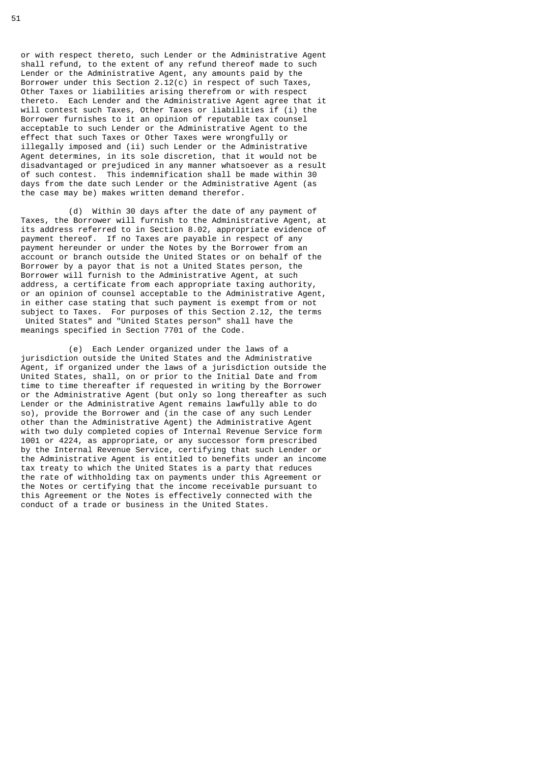or with respect thereto, such Lender or the Administrative Agent shall refund, to the extent of any refund thereof made to such Lender or the Administrative Agent, any amounts paid by the Borrower under this Section 2.12(c) in respect of such Taxes, Other Taxes or liabilities arising therefrom or with respect thereto. Each Lender and the Administrative Agent agree that it will contest such Taxes, Other Taxes or liabilities if (i) the Borrower furnishes to it an opinion of reputable tax counsel acceptable to such Lender or the Administrative Agent to the effect that such Taxes or Other Taxes were wrongfully or illegally imposed and (ii) such Lender or the Administrative Agent determines, in its sole discretion, that it would not be disadvantaged or prejudiced in any manner whatsoever as a result of such contest. This indemnification shall be made within 30 days from the date such Lender or the Administrative Agent (as the case may be) makes written demand therefor.

(d) Within 30 days after the date of any payment of Taxes, the Borrower will furnish to the Administrative Agent, at its address referred to in Section 8.02, appropriate evidence of payment thereof. If no Taxes are payable in respect of any payment hereunder or under the Notes by the Borrower from an account or branch outside the United States or on behalf of the Borrower by a payor that is not a United States person, the Borrower will furnish to the Administrative Agent, at such address, a certificate from each appropriate taxing authority, or an opinion of counsel acceptable to the Administrative Agent, in either case stating that such payment is exempt from or not subject to Taxes. For purposes of this Section 2.12, the terms United States" and "United States person" shall have the meanings specified in Section 7701 of the Code.

(e) Each Lender organized under the laws of a jurisdiction outside the United States and the Administrative Agent, if organized under the laws of a jurisdiction outside the United States, shall, on or prior to the Initial Date and from time to time thereafter if requested in writing by the Borrower or the Administrative Agent (but only so long thereafter as such Lender or the Administrative Agent remains lawfully able to do so), provide the Borrower and (in the case of any such Lender other than the Administrative Agent) the Administrative Agent with two duly completed copies of Internal Revenue Service form 1001 or 4224, as appropriate, or any successor form prescribed by the Internal Revenue Service, certifying that such Lender or the Administrative Agent is entitled to benefits under an income tax treaty to which the United States is a party that reduces the rate of withholding tax on payments under this Agreement or the Notes or certifying that the income receivable pursuant to this Agreement or the Notes is effectively connected with the conduct of a trade or business in the United States.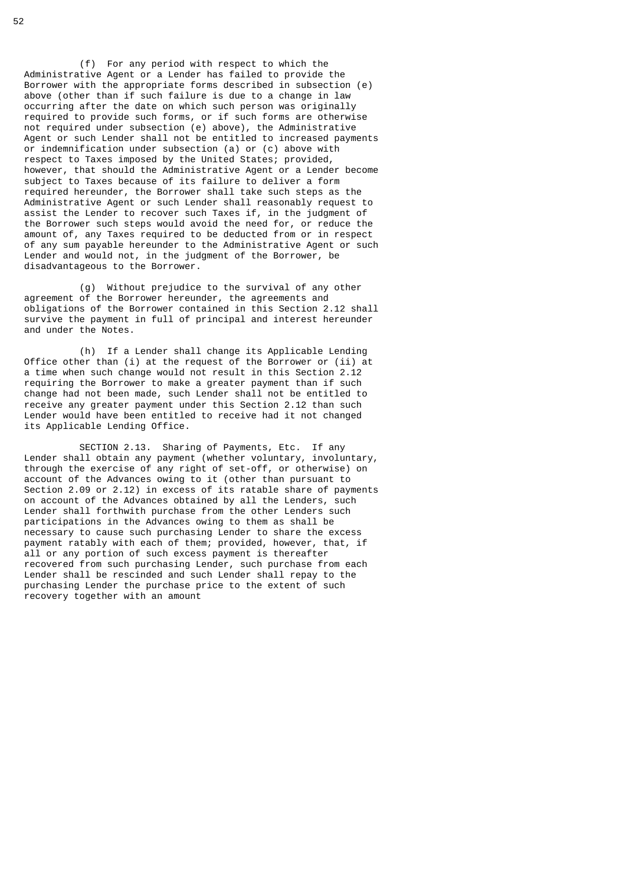(f) For any period with respect to which the Administrative Agent or a Lender has failed to provide the Borrower with the appropriate forms described in subsection (e) above (other than if such failure is due to a change in law occurring after the date on which such person was originally required to provide such forms, or if such forms are otherwise not required under subsection (e) above), the Administrative Agent or such Lender shall not be entitled to increased payments or indemnification under subsection (a) or (c) above with respect to Taxes imposed by the United States; provided, however, that should the Administrative Agent or a Lender become subject to Taxes because of its failure to deliver a form required hereunder, the Borrower shall take such steps as the Administrative Agent or such Lender shall reasonably request to assist the Lender to recover such Taxes if, in the judgment of the Borrower such steps would avoid the need for, or reduce the amount of, any Taxes required to be deducted from or in respect of any sum payable hereunder to the Administrative Agent or such Lender and would not, in the judgment of the Borrower, be disadvantageous to the Borrower.

(g) Without prejudice to the survival of any other agreement of the Borrower hereunder, the agreements and obligations of the Borrower contained in this Section 2.12 shall survive the payment in full of principal and interest hereunder and under the Notes.

(h) If a Lender shall change its Applicable Lending Office other than (i) at the request of the Borrower or (ii) at a time when such change would not result in this Section 2.12 requiring the Borrower to make a greater payment than if such change had not been made, such Lender shall not be entitled to receive any greater payment under this Section 2.12 than such Lender would have been entitled to receive had it not changed its Applicable Lending Office.

SECTION 2.13. Sharing of Payments, Etc. If any Lender shall obtain any payment (whether voluntary, involuntary, through the exercise of any right of set-off, or otherwise) on account of the Advances owing to it (other than pursuant to Section 2.09 or 2.12) in excess of its ratable share of payments on account of the Advances obtained by all the Lenders, such Lender shall forthwith purchase from the other Lenders such participations in the Advances owing to them as shall be necessary to cause such purchasing Lender to share the excess payment ratably with each of them; provided, however, that, if all or any portion of such excess payment is thereafter recovered from such purchasing Lender, such purchase from each Lender shall be rescinded and such Lender shall repay to the purchasing Lender the purchase price to the extent of such recovery together with an amount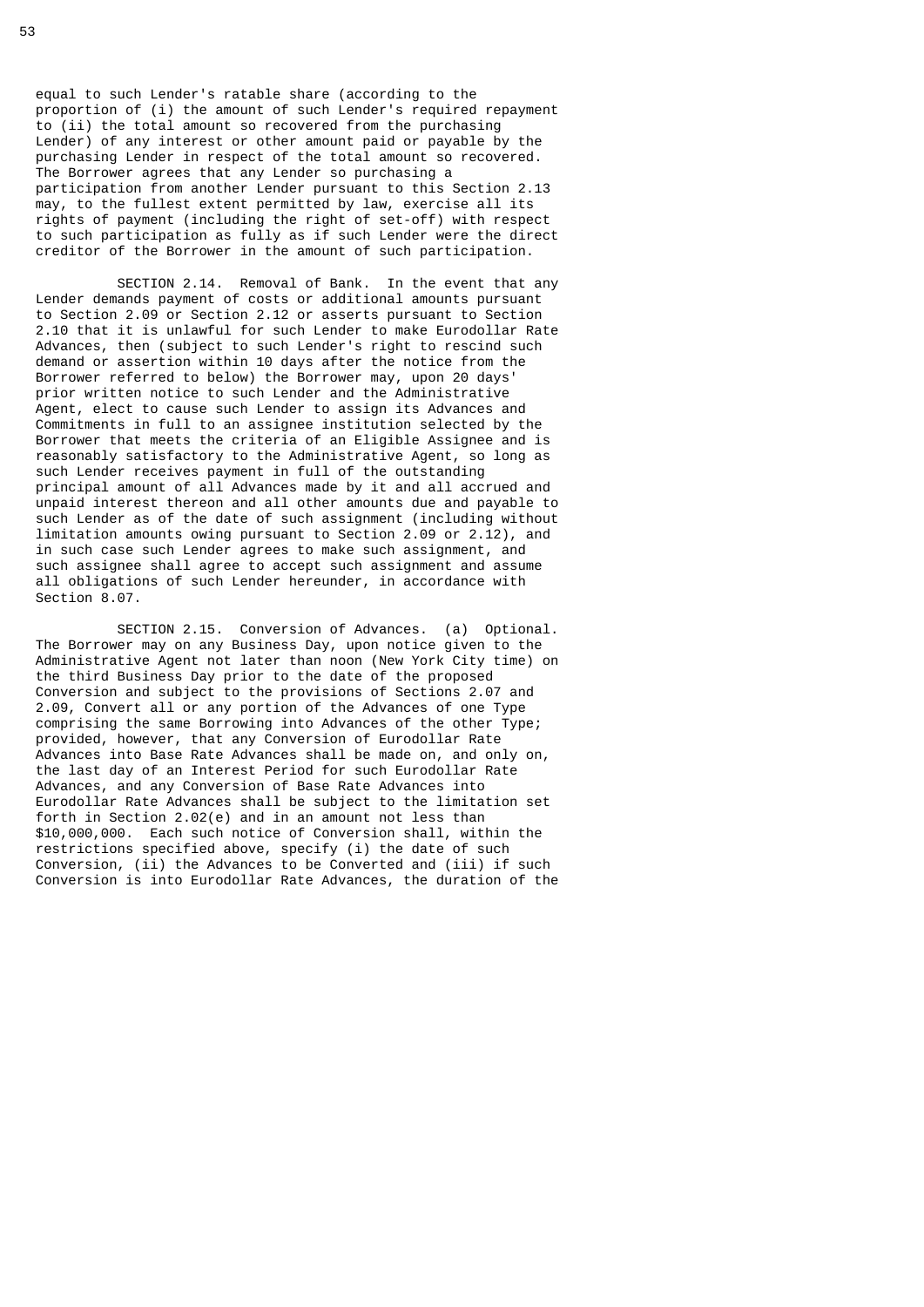equal to such Lender's ratable share (according to the proportion of (i) the amount of such Lender's required repayment to (ii) the total amount so recovered from the purchasing Lender) of any interest or other amount paid or payable by the purchasing Lender in respect of the total amount so recovered. The Borrower agrees that any Lender so purchasing a participation from another Lender pursuant to this Section 2.13 may, to the fullest extent permitted by law, exercise all its rights of payment (including the right of set-off) with respect to such participation as fully as if such Lender were the direct creditor of the Borrower in the amount of such participation.

SECTION 2.14. Removal of Bank. In the event that any Lender demands payment of costs or additional amounts pursuant to Section 2.09 or Section 2.12 or asserts pursuant to Section 2.10 that it is unlawful for such Lender to make Eurodollar Rate Advances, then (subject to such Lender's right to rescind such demand or assertion within 10 days after the notice from the Borrower referred to below) the Borrower may, upon 20 days' prior written notice to such Lender and the Administrative Agent, elect to cause such Lender to assign its Advances and Commitments in full to an assignee institution selected by the Borrower that meets the criteria of an Eligible Assignee and is reasonably satisfactory to the Administrative Agent, so long as such Lender receives payment in full of the outstanding principal amount of all Advances made by it and all accrued and unpaid interest thereon and all other amounts due and payable to such Lender as of the date of such assignment (including without limitation amounts owing pursuant to Section 2.09 or 2.12), and in such case such Lender agrees to make such assignment, and such assignee shall agree to accept such assignment and assume all obligations of such Lender hereunder, in accordance with Section 8.07.

SECTION 2.15. Conversion of Advances. (a) Optional. The Borrower may on any Business Day, upon notice given to the Administrative Agent not later than noon (New York City time) on the third Business Day prior to the date of the proposed Conversion and subject to the provisions of Sections 2.07 and 2.09, Convert all or any portion of the Advances of one Type comprising the same Borrowing into Advances of the other Type; provided, however, that any Conversion of Eurodollar Rate Advances into Base Rate Advances shall be made on, and only on, the last day of an Interest Period for such Eurodollar Rate Advances, and any Conversion of Base Rate Advances into Eurodollar Rate Advances shall be subject to the limitation set forth in Section 2.02(e) and in an amount not less than $10,000,000. Each such notice of Conversion shall, within the restrictions specified above, specify (i) the date of such Conversion, (ii) the Advances to be Converted and (iii) if such Conversion is into Eurodollar Rate Advances, the duration of the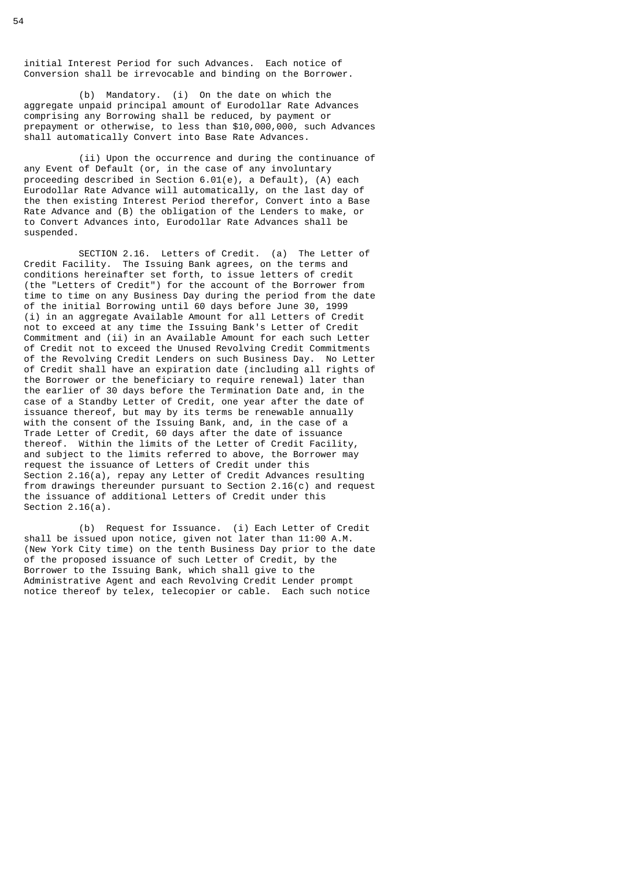initial Interest Period for such Advances. Each notice of Conversion shall be irrevocable and binding on the Borrower.

(b) Mandatory. (i) On the date on which the aggregate unpaid principal amount of Eurodollar Rate Advances comprising any Borrowing shall be reduced, by payment or prepayment or otherwise, to less than $10,000,000, such Advances shall automatically Convert into Base Rate Advances.

(ii) Upon the occurrence and during the continuance of any Event of Default (or, in the case of any involuntary proceeding described in Section 6.01(e), a Default), (A) each Eurodollar Rate Advance will automatically, on the last day of the then existing Interest Period therefor, Convert into a Base Rate Advance and (B) the obligation of the Lenders to make, or to Convert Advances into, Eurodollar Rate Advances shall be suspended.

SECTION 2.16. Letters of Credit. (a) The Letter of Credit Facility. The Issuing Bank agrees, on the terms and conditions hereinafter set forth, to issue letters of credit (the "Letters of Credit") for the account of the Borrower from time to time on any Business Day during the period from the date of the initial Borrowing until 60 days before June 30, 1999 (i) in an aggregate Available Amount for all Letters of Credit not to exceed at any time the Issuing Bank's Letter of Credit Commitment and (ii) in an Available Amount for each such Letter of Credit not to exceed the Unused Revolving Credit Commitments of the Revolving Credit Lenders on such Business Day. No Letter of Credit shall have an expiration date (including all rights of the Borrower or the beneficiary to require renewal) later than the earlier of 30 days before the Termination Date and, in the case of a Standby Letter of Credit, one year after the date of issuance thereof, but may by its terms be renewable annually with the consent of the Issuing Bank, and, in the case of a Trade Letter of Credit, 60 days after the date of issuance thereof. Within the limits of the Letter of Credit Facility, and subject to the limits referred to above, the Borrower may request the issuance of Letters of Credit under this Section 2.16(a), repay any Letter of Credit Advances resulting from drawings thereunder pursuant to Section 2.16(c) and request the issuance of additional Letters of Credit under this Section 2.16(a).

(b) Request for Issuance. (i) Each Letter of Credit shall be issued upon notice, given not later than 11:00 A.M. (New York City time) on the tenth Business Day prior to the date of the proposed issuance of such Letter of Credit, by the Borrower to the Issuing Bank, which shall give to the Administrative Agent and each Revolving Credit Lender prompt notice thereof by telex, telecopier or cable. Each such notice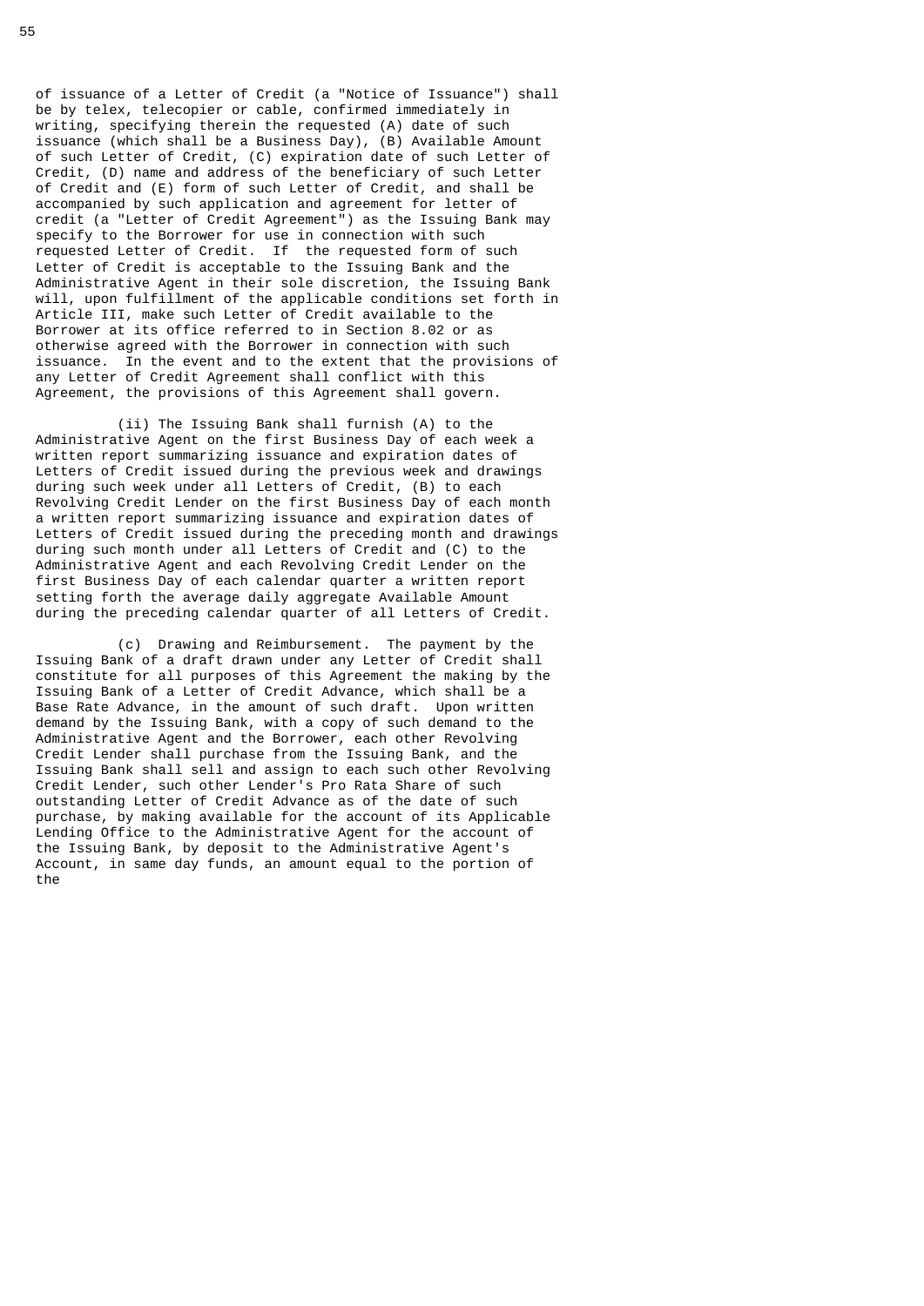of issuance of a Letter of Credit (a "Notice of Issuance") shall be by telex, telecopier or cable, confirmed immediately in writing, specifying therein the requested (A) date of such issuance (which shall be a Business Day), (B) Available Amount of such Letter of Credit, (C) expiration date of such Letter of Credit, (D) name and address of the beneficiary of such Letter of Credit and (E) form of such Letter of Credit, and shall be accompanied by such application and agreement for letter of credit (a "Letter of Credit Agreement") as the Issuing Bank may specify to the Borrower for use in connection with such requested Letter of Credit. If the requested form of such Letter of Credit is acceptable to the Issuing Bank and the Administrative Agent in their sole discretion, the Issuing Bank will, upon fulfillment of the applicable conditions set forth in Article III, make such Letter of Credit available to the Borrower at its office referred to in Section 8.02 or as otherwise agreed with the Borrower in connection with such issuance. In the event and to the extent that the provisions of any Letter of Credit Agreement shall conflict with this Agreement, the provisions of this Agreement shall govern.

(ii) The Issuing Bank shall furnish (A) to the Administrative Agent on the first Business Day of each week a written report summarizing issuance and expiration dates of Letters of Credit issued during the previous week and drawings during such week under all Letters of Credit, (B) to each Revolving Credit Lender on the first Business Day of each month a written report summarizing issuance and expiration dates of Letters of Credit issued during the preceding month and drawings during such month under all Letters of Credit and (C) to the Administrative Agent and each Revolving Credit Lender on the first Business Day of each calendar quarter a written report setting forth the average daily aggregate Available Amount during the preceding calendar quarter of all Letters of Credit.

(c) Drawing and Reimbursement. The payment by the Issuing Bank of a draft drawn under any Letter of Credit shall constitute for all purposes of this Agreement the making by the Issuing Bank of a Letter of Credit Advance, which shall be a Base Rate Advance, in the amount of such draft. Upon written demand by the Issuing Bank, with a copy of such demand to the Administrative Agent and the Borrower, each other Revolving Credit Lender shall purchase from the Issuing Bank, and the Issuing Bank shall sell and assign to each such other Revolving Credit Lender, such other Lender's Pro Rata Share of such outstanding Letter of Credit Advance as of the date of such purchase, by making available for the account of its Applicable Lending Office to the Administrative Agent for the account of the Issuing Bank, by deposit to the Administrative Agent's Account, in same day funds, an amount equal to the portion of the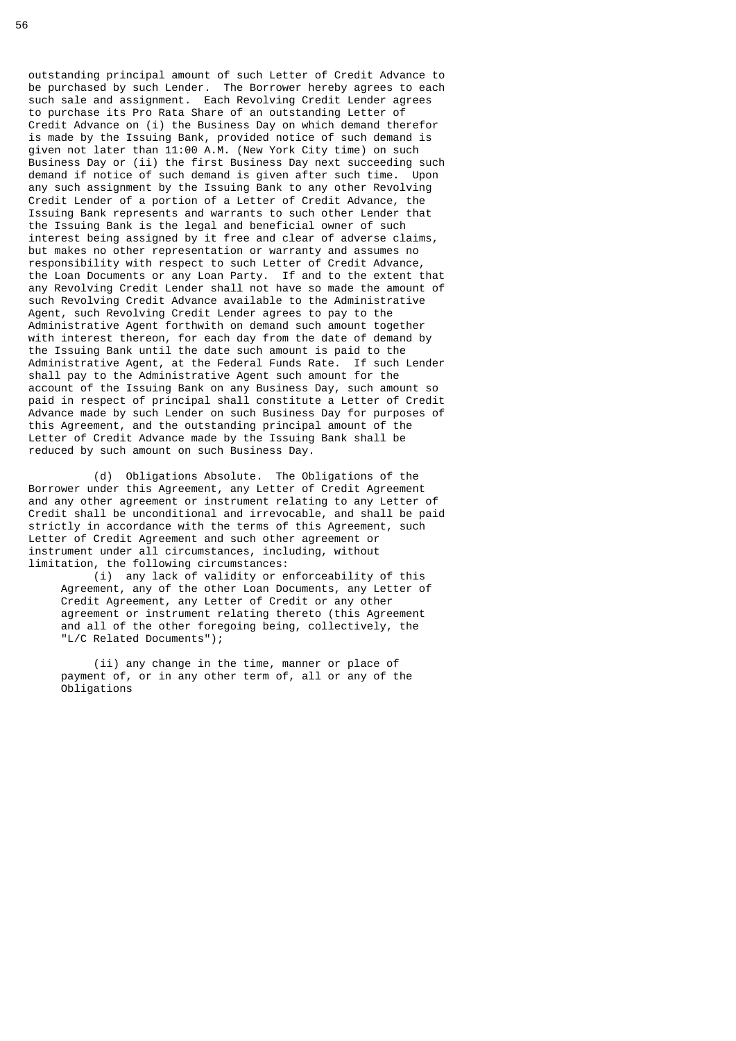outstanding principal amount of such Letter of Credit Advance to be purchased by such Lender. The Borrower hereby agrees to each such sale and assignment. Each Revolving Credit Lender agrees to purchase its Pro Rata Share of an outstanding Letter of Credit Advance on (i) the Business Day on which demand therefor is made by the Issuing Bank, provided notice of such demand is given not later than 11:00 A.M. (New York City time) on such Business Day or (ii) the first Business Day next succeeding such demand if notice of such demand is given after such time. Upon any such assignment by the Issuing Bank to any other Revolving Credit Lender of a portion of a Letter of Credit Advance, the Issuing Bank represents and warrants to such other Lender that the Issuing Bank is the legal and beneficial owner of such interest being assigned by it free and clear of adverse claims, but makes no other representation or warranty and assumes no responsibility with respect to such Letter of Credit Advance, the Loan Documents or any Loan Party. If and to the extent that any Revolving Credit Lender shall not have so made the amount of such Revolving Credit Advance available to the Administrative Agent, such Revolving Credit Lender agrees to pay to the Administrative Agent forthwith on demand such amount together with interest thereon, for each day from the date of demand by the Issuing Bank until the date such amount is paid to the Administrative Agent, at the Federal Funds Rate. If such Lender shall pay to the Administrative Agent such amount for the account of the Issuing Bank on any Business Day, such amount so paid in respect of principal shall constitute a Letter of Credit Advance made by such Lender on such Business Day for purposes of this Agreement, and the outstanding principal amount of the Letter of Credit Advance made by the Issuing Bank shall be reduced by such amount on such Business Day.

(d) Obligations Absolute. The Obligations of the Borrower under this Agreement, any Letter of Credit Agreement and any other agreement or instrument relating to any Letter of Credit shall be unconditional and irrevocable, and shall be paid strictly in accordance with the terms of this Agreement, such Letter of Credit Agreement and such other agreement or instrument under all circumstances, including, without limitation, the following circumstances:

(i) any lack of validity or enforceability of this Agreement, any of the other Loan Documents, any Letter of Credit Agreement, any Letter of Credit or any other agreement or instrument relating thereto (this Agreement and all of the other foregoing being, collectively, the "L/C Related Documents");

(ii) any change in the time, manner or place of payment of, or in any other term of, all or any of the Obligations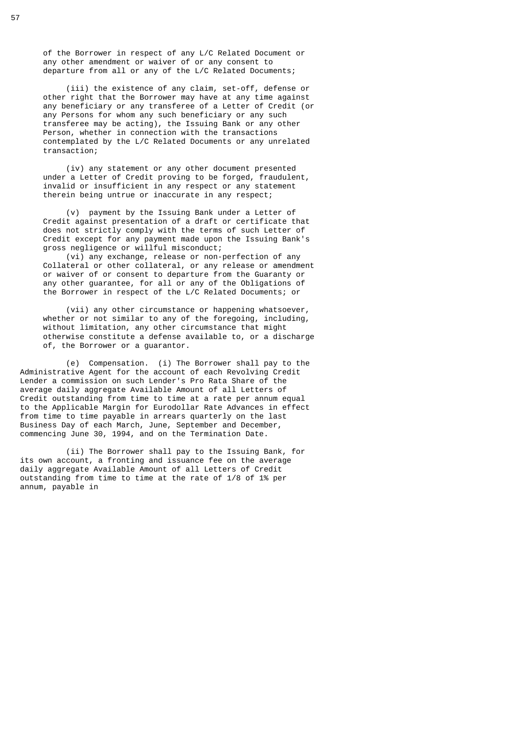of the Borrower in respect of any L/C Related Document or any other amendment or waiver of or any consent to departure from all or any of the L/C Related Documents;

(iii) the existence of any claim, set-off, defense or other right that the Borrower may have at any time against any beneficiary or any transferee of a Letter of Credit (or any Persons for whom any such beneficiary or any such transferee may be acting), the Issuing Bank or any other Person, whether in connection with the transactions contemplated by the L/C Related Documents or any unrelated transaction;

(iv) any statement or any other document presented under a Letter of Credit proving to be forged, fraudulent, invalid or insufficient in any respect or any statement therein being untrue or inaccurate in any respect;

(v) payment by the Issuing Bank under a Letter of Credit against presentation of a draft or certificate that does not strictly comply with the terms of such Letter of Credit except for any payment made upon the Issuing Bank's gross negligence or willful misconduct;

(vi) any exchange, release or non-perfection of any Collateral or other collateral, or any release or amendment or waiver of or consent to departure from the Guaranty or any other guarantee, for all or any of the Obligations of the Borrower in respect of the L/C Related Documents; or

(vii) any other circumstance or happening whatsoever, whether or not similar to any of the foregoing, including, without limitation, any other circumstance that might otherwise constitute a defense available to, or a discharge of, the Borrower or a guarantor.

(e) Compensation. (i) The Borrower shall pay to the Administrative Agent for the account of each Revolving Credit Lender a commission on such Lender's Pro Rata Share of the average daily aggregate Available Amount of all Letters of Credit outstanding from time to time at a rate per annum equal to the Applicable Margin for Eurodollar Rate Advances in effect from time to time payable in arrears quarterly on the last Business Day of each March, June, September and December, commencing June 30, 1994, and on the Termination Date.

(ii) The Borrower shall pay to the Issuing Bank, for its own account, a fronting and issuance fee on the average daily aggregate Available Amount of all Letters of Credit outstanding from time to time at the rate of 1/8 of 1% per annum, payable in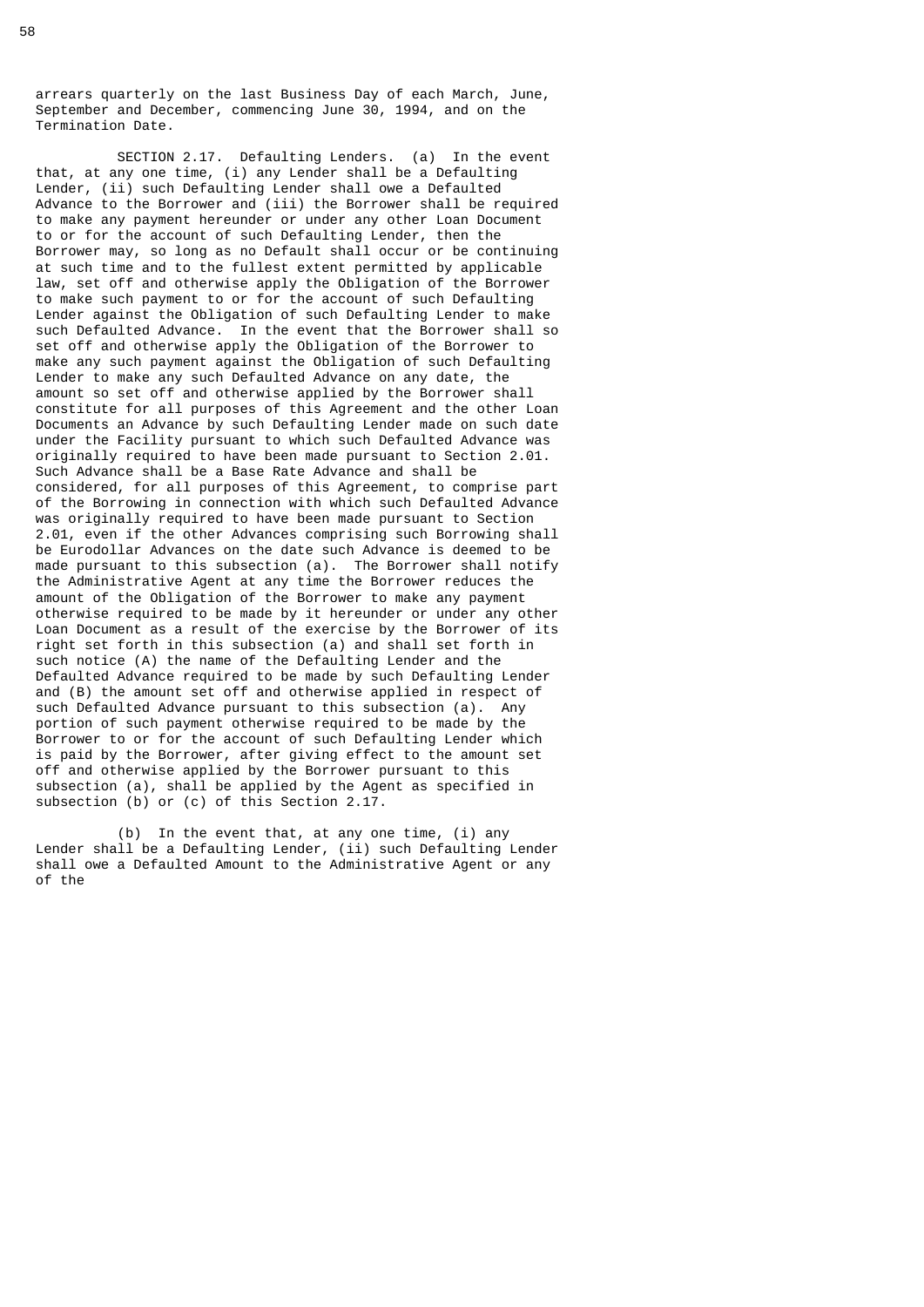arrears quarterly on the last Business Day of each March, June, September and December, commencing June 30, 1994, and on the Termination Date.

SECTION 2.17. Defaulting Lenders. (a) In the event that, at any one time, (i) any Lender shall be a Defaulting Lender, (ii) such Defaulting Lender shall owe a Defaulted Advance to the Borrower and (iii) the Borrower shall be required to make any payment hereunder or under any other Loan Document to or for the account of such Defaulting Lender, then the Borrower may, so long as no Default shall occur or be continuing at such time and to the fullest extent permitted by applicable law, set off and otherwise apply the Obligation of the Borrower to make such payment to or for the account of such Defaulting Lender against the Obligation of such Defaulting Lender to make such Defaulted Advance. In the event that the Borrower shall so set off and otherwise apply the Obligation of the Borrower to make any such payment against the Obligation of such Defaulting Lender to make any such Defaulted Advance on any date, the amount so set off and otherwise applied by the Borrower shall constitute for all purposes of this Agreement and the other Loan Documents an Advance by such Defaulting Lender made on such date under the Facility pursuant to which such Defaulted Advance was originally required to have been made pursuant to Section 2.01. Such Advance shall be a Base Rate Advance and shall be considered, for all purposes of this Agreement, to comprise part of the Borrowing in connection with which such Defaulted Advance was originally required to have been made pursuant to Section 2.01, even if the other Advances comprising such Borrowing shall be Eurodollar Advances on the date such Advance is deemed to be made pursuant to this subsection (a). The Borrower shall notify the Administrative Agent at any time the Borrower reduces the amount of the Obligation of the Borrower to make any payment otherwise required to be made by it hereunder or under any other Loan Document as a result of the exercise by the Borrower of its right set forth in this subsection (a) and shall set forth in such notice (A) the name of the Defaulting Lender and the Defaulted Advance required to be made by such Defaulting Lender and (B) the amount set off and otherwise applied in respect of such Defaulted Advance pursuant to this subsection (a). Any portion of such payment otherwise required to be made by the Borrower to or for the account of such Defaulting Lender which is paid by the Borrower, after giving effect to the amount set off and otherwise applied by the Borrower pursuant to this subsection (a), shall be applied by the Agent as specified in subsection (b) or (c) of this Section 2.17.

(b) In the event that, at any one time, (i) any Lender shall be a Defaulting Lender, (ii) such Defaulting Lender shall owe a Defaulted Amount to the Administrative Agent or any of the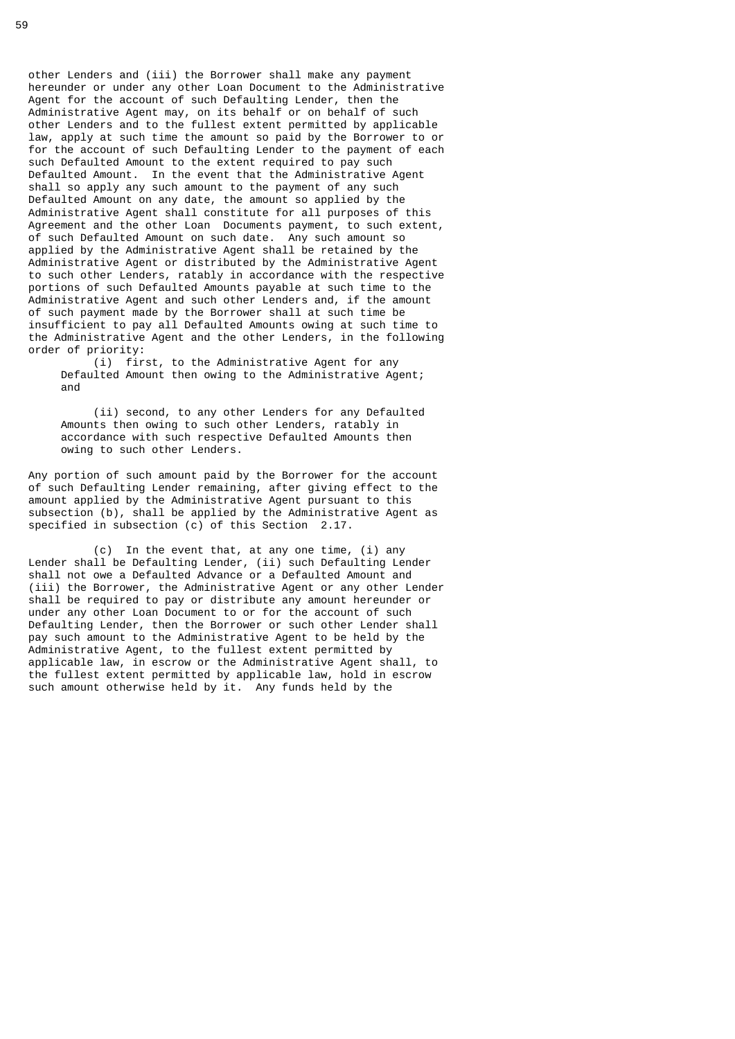other Lenders and (iii) the Borrower shall make any payment hereunder or under any other Loan Document to the Administrative Agent for the account of such Defaulting Lender, then the Administrative Agent may, on its behalf or on behalf of such other Lenders and to the fullest extent permitted by applicable law, apply at such time the amount so paid by the Borrower to or for the account of such Defaulting Lender to the payment of each such Defaulted Amount to the extent required to pay such Defaulted Amount. In the event that the Administrative Agent shall so apply any such amount to the payment of any such Defaulted Amount on any date, the amount so applied by the Administrative Agent shall constitute for all purposes of this Agreement and the other Loan Documents payment, to such extent, of such Defaulted Amount on such date. Any such amount so applied by the Administrative Agent shall be retained by the Administrative Agent or distributed by the Administrative Agent to such other Lenders, ratably in accordance with the respective portions of such Defaulted Amounts payable at such time to the Administrative Agent and such other Lenders and, if the amount of such payment made by the Borrower shall at such time be insufficient to pay all Defaulted Amounts owing at such time to the Administrative Agent and the other Lenders, in the following order of priority:

(i) first, to the Administrative Agent for any Defaulted Amount then owing to the Administrative Agent; and

(ii) second, to any other Lenders for any Defaulted Amounts then owing to such other Lenders, ratably in accordance with such respective Defaulted Amounts then owing to such other Lenders.

Any portion of such amount paid by the Borrower for the account of such Defaulting Lender remaining, after giving effect to the amount applied by the Administrative Agent pursuant to this subsection (b), shall be applied by the Administrative Agent as specified in subsection (c) of this Section 2.17.

(c) In the event that, at any one time, (i) any Lender shall be Defaulting Lender, (ii) such Defaulting Lender shall not owe a Defaulted Advance or a Defaulted Amount and (iii) the Borrower, the Administrative Agent or any other Lender shall be required to pay or distribute any amount hereunder or under any other Loan Document to or for the account of such Defaulting Lender, then the Borrower or such other Lender shall pay such amount to the Administrative Agent to be held by the Administrative Agent, to the fullest extent permitted by applicable law, in escrow or the Administrative Agent shall, to the fullest extent permitted by applicable law, hold in escrow such amount otherwise held by it. Any funds held by the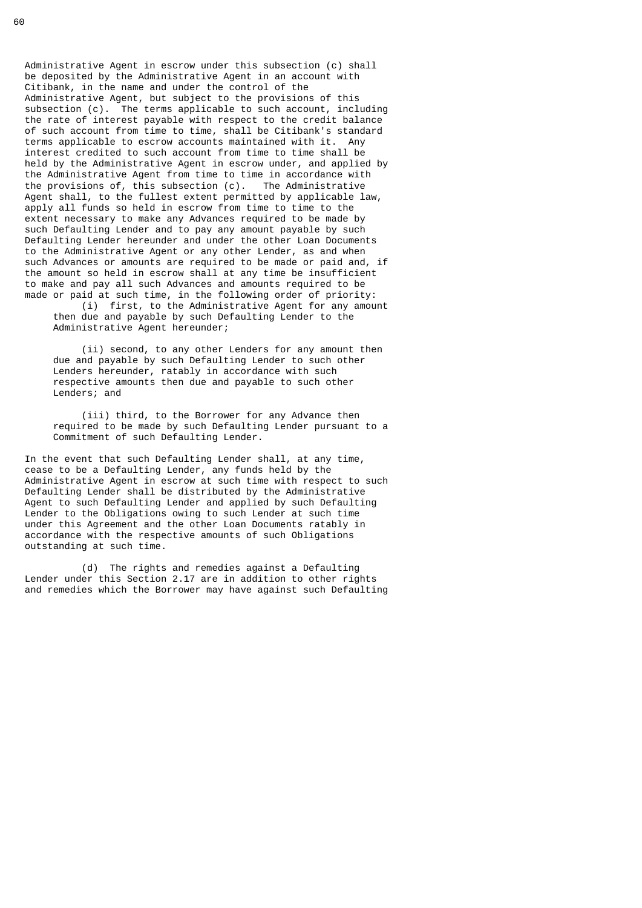Administrative Agent in escrow under this subsection (c) shall be deposited by the Administrative Agent in an account with Citibank, in the name and under the control of the Administrative Agent, but subject to the provisions of this subsection (c). The terms applicable to such account, including the rate of interest payable with respect to the credit balance of such account from time to time, shall be Citibank's standard terms applicable to escrow accounts maintained with it. Any interest credited to such account from time to time shall be held by the Administrative Agent in escrow under, and applied by the Administrative Agent from time to time in accordance with the provisions of, this subsection (c). The Administrative Agent shall, to the fullest extent permitted by applicable law, apply all funds so held in escrow from time to time to the extent necessary to make any Advances required to be made by such Defaulting Lender and to pay any amount payable by such Defaulting Lender hereunder and under the other Loan Documents to the Administrative Agent or any other Lender, as and when such Advances or amounts are required to be made or paid and, if the amount so held in escrow shall at any time be insufficient to make and pay all such Advances and amounts required to be made or paid at such time, in the following order of priority:

(i) first, to the Administrative Agent for any amount then due and payable by such Defaulting Lender to the Administrative Agent hereunder;

(ii) second, to any other Lenders for any amount then due and payable by such Defaulting Lender to such other Lenders hereunder, ratably in accordance with such respective amounts then due and payable to such other Lenders; and

(iii) third, to the Borrower for any Advance then required to be made by such Defaulting Lender pursuant to a Commitment of such Defaulting Lender.

In the event that such Defaulting Lender shall, at any time, cease to be a Defaulting Lender, any funds held by the Administrative Agent in escrow at such time with respect to such Defaulting Lender shall be distributed by the Administrative Agent to such Defaulting Lender and applied by such Defaulting Lender to the Obligations owing to such Lender at such time under this Agreement and the other Loan Documents ratably in accordance with the respective amounts of such Obligations outstanding at such time.

(d) The rights and remedies against a Defaulting Lender under this Section 2.17 are in addition to other rights and remedies which the Borrower may have against such Defaulting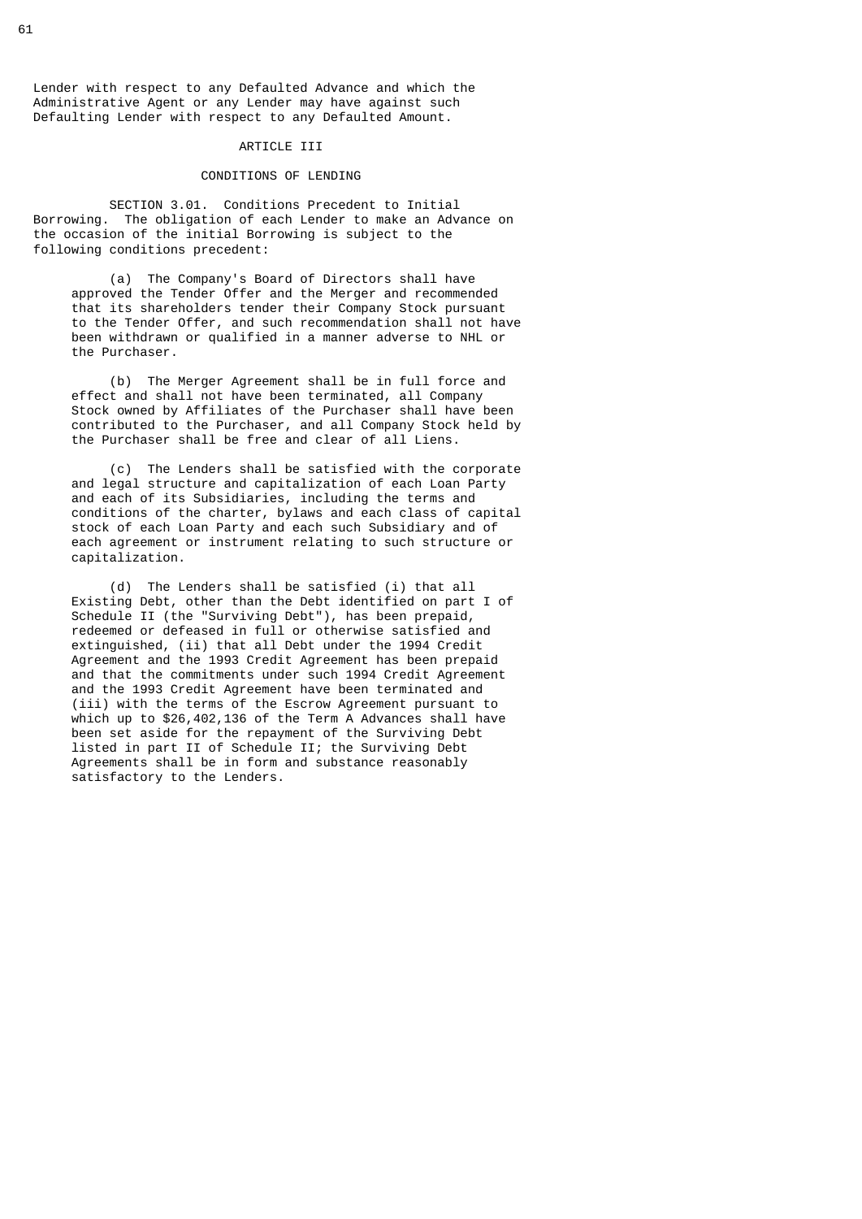Lender with respect to any Defaulted Advance and which the Administrative Agent or any Lender may have against such Defaulting Lender with respect to any Defaulted Amount.

## ARTICLE III

## CONDITIONS OF LENDING

SECTION 3.01. Conditions Precedent to Initial Borrowing. The obligation of each Lender to make an Advance on the occasion of the initial Borrowing is subject to the following conditions precedent:

(a) The Company's Board of Directors shall have approved the Tender Offer and the Merger and recommended that its shareholders tender their Company Stock pursuant to the Tender Offer, and such recommendation shall not have been withdrawn or qualified in a manner adverse to NHL or the Purchaser.

(b) The Merger Agreement shall be in full force and effect and shall not have been terminated, all Company Stock owned by Affiliates of the Purchaser shall have been contributed to the Purchaser, and all Company Stock held by the Purchaser shall be free and clear of all Liens.

(c) The Lenders shall be satisfied with the corporate and legal structure and capitalization of each Loan Party and each of its Subsidiaries, including the terms and conditions of the charter, bylaws and each class of capital stock of each Loan Party and each such Subsidiary and of each agreement or instrument relating to such structure or capitalization.

(d) The Lenders shall be satisfied (i) that all Existing Debt, other than the Debt identified on part I of Schedule II (the "Surviving Debt"), has been prepaid, redeemed or defeased in full or otherwise satisfied and extinguished, (ii) that all Debt under the 1994 Credit Agreement and the 1993 Credit Agreement has been prepaid and that the commitments under such 1994 Credit Agreement and the 1993 Credit Agreement have been terminated and (iii) with the terms of the Escrow Agreement pursuant to which up to $26,402,136 of the Term A Advances shall have been set aside for the repayment of the Surviving Debt listed in part II of Schedule II; the Surviving Debt Agreements shall be in form and substance reasonably satisfactory to the Lenders.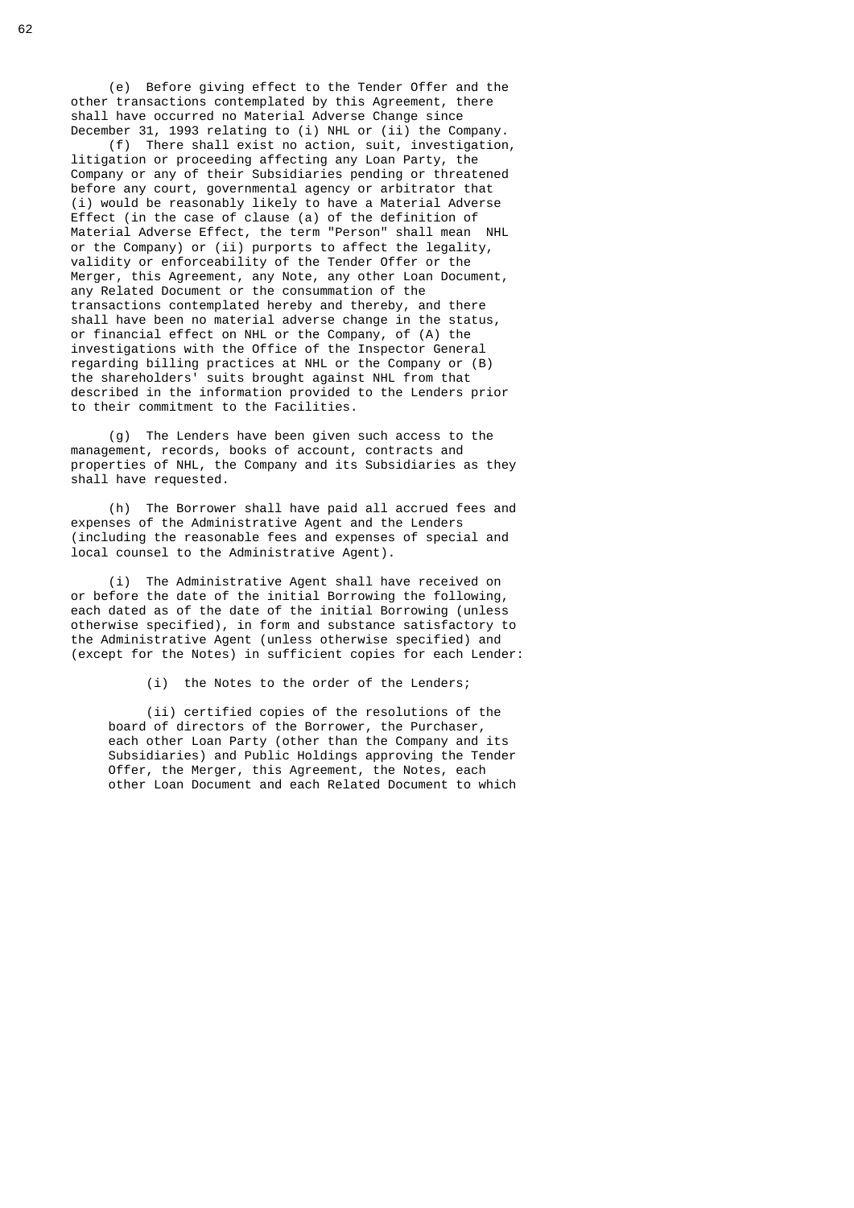(e) Before giving effect to the Tender Offer and the other transactions contemplated by this Agreement, there shall have occurred no Material Adverse Change since December 31, 1993 relating to (i) NHL or (ii) the Company.

(f) There shall exist no action, suit, investigation, litigation or proceeding affecting any Loan Party, the Company or any of their Subsidiaries pending or threatened before any court, governmental agency or arbitrator that (i) would be reasonably likely to have a Material Adverse Effect (in the case of clause (a) of the definition of Material Adverse Effect, the term "Person" shall mean NHL or the Company) or (ii) purports to affect the legality, validity or enforceability of the Tender Offer or the Merger, this Agreement, any Note, any other Loan Document, any Related Document or the consummation of the transactions contemplated hereby and thereby, and there shall have been no material adverse change in the status, or financial effect on NHL or the Company, of (A) the investigations with the Office of the Inspector General regarding billing practices at NHL or the Company or (B) the shareholders' suits brought against NHL from that described in the information provided to the Lenders prior to their commitment to the Facilities.

(g) The Lenders have been given such access to the management, records, books of account, contracts and properties of NHL, the Company and its Subsidiaries as they shall have requested.

(h) The Borrower shall have paid all accrued fees and expenses of the Administrative Agent and the Lenders (including the reasonable fees and expenses of special and local counsel to the Administrative Agent).

(i) The Administrative Agent shall have received on or before the date of the initial Borrowing the following, each dated as of the date of the initial Borrowing (unless otherwise specified), in form and substance satisfactory to the Administrative Agent (unless otherwise specified) and (except for the Notes) in sufficient copies for each Lender:

(i) the Notes to the order of the Lenders;

(ii) certified copies of the resolutions of the board of directors of the Borrower, the Purchaser, each other Loan Party (other than the Company and its Subsidiaries) and Public Holdings approving the Tender Offer, the Merger, this Agreement, the Notes, each other Loan Document and each Related Document to which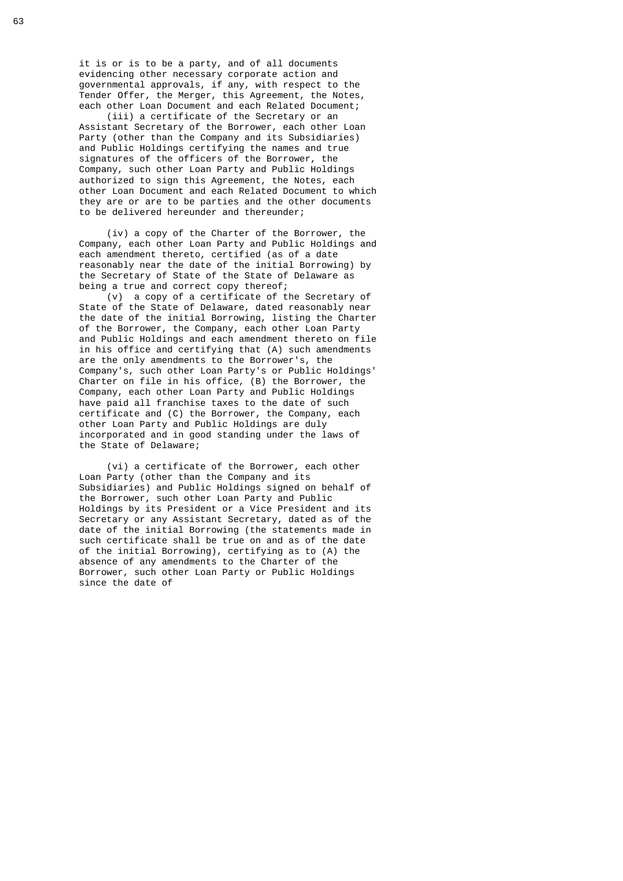it is or is to be a party, and of all documents evidencing other necessary corporate action and governmental approvals, if any, with respect to the Tender Offer, the Merger, this Agreement, the Notes, each other Loan Document and each Related Document;

(iii) a certificate of the Secretary or an Assistant Secretary of the Borrower, each other Loan Party (other than the Company and its Subsidiaries) and Public Holdings certifying the names and true signatures of the officers of the Borrower, the Company, such other Loan Party and Public Holdings authorized to sign this Agreement, the Notes, each other Loan Document and each Related Document to which they are or are to be parties and the other documents to be delivered hereunder and thereunder;

(iv) a copy of the Charter of the Borrower, the Company, each other Loan Party and Public Holdings and each amendment thereto, certified (as of a date reasonably near the date of the initial Borrowing) by the Secretary of State of the State of Delaware as being a true and correct copy thereof;

(v) a copy of a certificate of the Secretary of State of the State of Delaware, dated reasonably near the date of the initial Borrowing, listing the Charter of the Borrower, the Company, each other Loan Party and Public Holdings and each amendment thereto on file in his office and certifying that (A) such amendments are the only amendments to the Borrower's, the Company's, such other Loan Party's or Public Holdings' Charter on file in his office, (B) the Borrower, the Company, each other Loan Party and Public Holdings have paid all franchise taxes to the date of such certificate and (C) the Borrower, the Company, each other Loan Party and Public Holdings are duly incorporated and in good standing under the laws of the State of Delaware;

(vi) a certificate of the Borrower, each other Loan Party (other than the Company and its Subsidiaries) and Public Holdings signed on behalf of the Borrower, such other Loan Party and Public Holdings by its President or a Vice President and its Secretary or any Assistant Secretary, dated as of the date of the initial Borrowing (the statements made in such certificate shall be true on and as of the date of the initial Borrowing), certifying as to (A) the absence of any amendments to the Charter of the Borrower, such other Loan Party or Public Holdings since the date of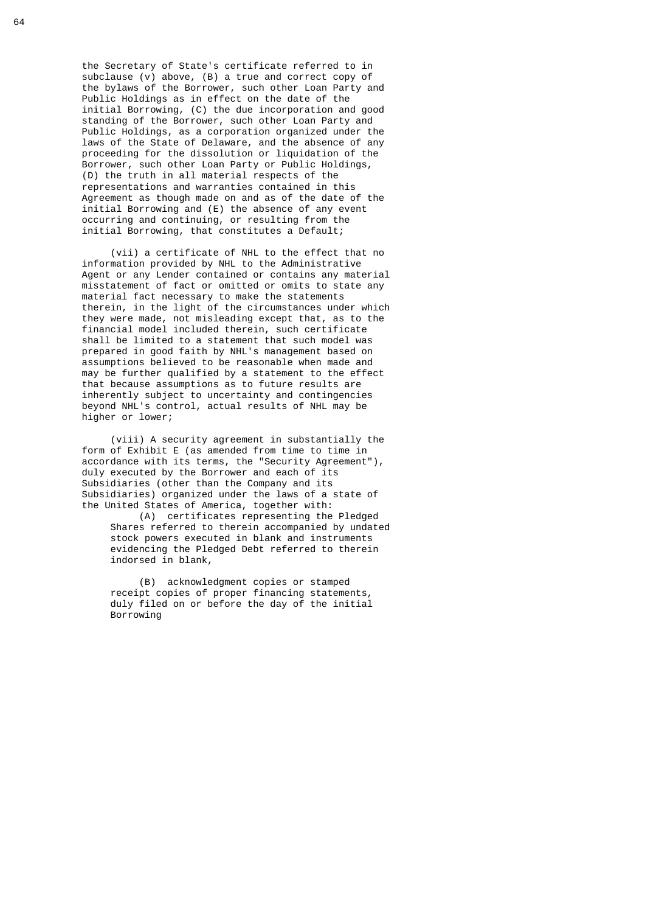the Secretary of State's certificate referred to in subclause (v) above, (B) a true and correct copy of the bylaws of the Borrower, such other Loan Party and Public Holdings as in effect on the date of the initial Borrowing, (C) the due incorporation and good standing of the Borrower, such other Loan Party and Public Holdings, as a corporation organized under the laws of the State of Delaware, and the absence of any proceeding for the dissolution or liquidation of the Borrower, such other Loan Party or Public Holdings, (D) the truth in all material respects of the representations and warranties contained in this Agreement as though made on and as of the date of the initial Borrowing and (E) the absence of any event occurring and continuing, or resulting from the initial Borrowing, that constitutes a Default;

(vii) a certificate of NHL to the effect that no information provided by NHL to the Administrative Agent or any Lender contained or contains any material misstatement of fact or omitted or omits to state any material fact necessary to make the statements therein, in the light of the circumstances under which they were made, not misleading except that, as to the financial model included therein, such certificate shall be limited to a statement that such model was prepared in good faith by NHL's management based on assumptions believed to be reasonable when made and may be further qualified by a statement to the effect that because assumptions as to future results are inherently subject to uncertainty and contingencies beyond NHL's control, actual results of NHL may be higher or lower;

(viii) A security agreement in substantially the form of Exhibit E (as amended from time to time in accordance with its terms, the "Security Agreement"), duly executed by the Borrower and each of its Subsidiaries (other than the Company and its Subsidiaries) organized under the laws of a state of the United States of America, together with:

(A) certificates representing the Pledged Shares referred to therein accompanied by undated stock powers executed in blank and instruments evidencing the Pledged Debt referred to therein indorsed in blank,

(B) acknowledgment copies or stamped receipt copies of proper financing statements, duly filed on or before the day of the initial Borrowing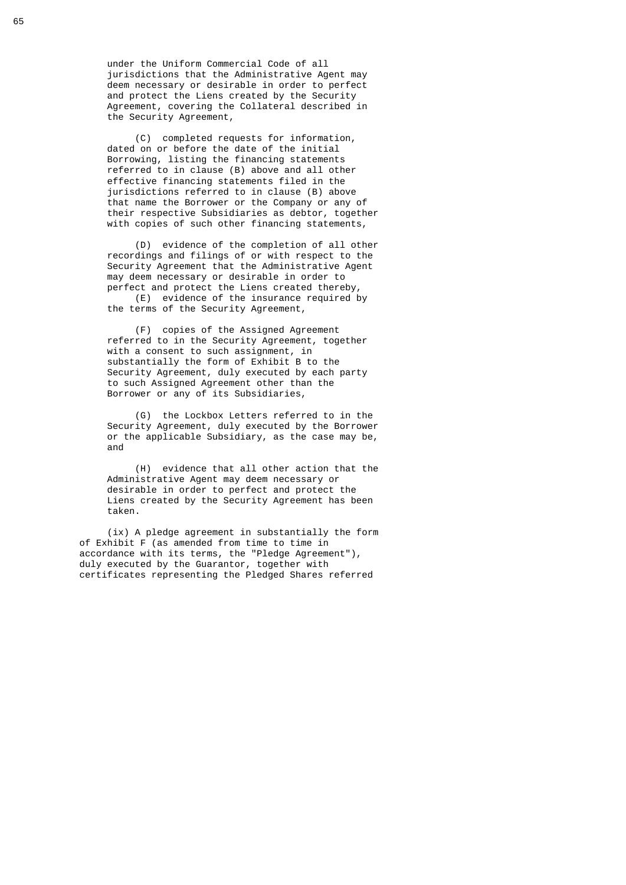under the Uniform Commercial Code of all jurisdictions that the Administrative Agent may deem necessary or desirable in order to perfect and protect the Liens created by the Security Agreement, covering the Collateral described in the Security Agreement,

(C) completed requests for information, dated on or before the date of the initial Borrowing, listing the financing statements referred to in clause (B) above and all other effective financing statements filed in the jurisdictions referred to in clause (B) above that name the Borrower or the Company or any of their respective Subsidiaries as debtor, together with copies of such other financing statements,

(D) evidence of the completion of all other recordings and filings of or with respect to the Security Agreement that the Administrative Agent may deem necessary or desirable in order to perfect and protect the Liens created thereby,

(E) evidence of the insurance required by the terms of the Security Agreement,

(F) copies of the Assigned Agreement referred to in the Security Agreement, together with a consent to such assignment, in substantially the form of Exhibit B to the Security Agreement, duly executed by each party to such Assigned Agreement other than the Borrower or any of its Subsidiaries,

(G) the Lockbox Letters referred to in the Security Agreement, duly executed by the Borrower or the applicable Subsidiary, as the case may be, and

(H) evidence that all other action that the Administrative Agent may deem necessary or desirable in order to perfect and protect the Liens created by the Security Agreement has been taken.

(ix) A pledge agreement in substantially the form of Exhibit F (as amended from time to time in accordance with its terms, the "Pledge Agreement"), duly executed by the Guarantor, together with certificates representing the Pledged Shares referred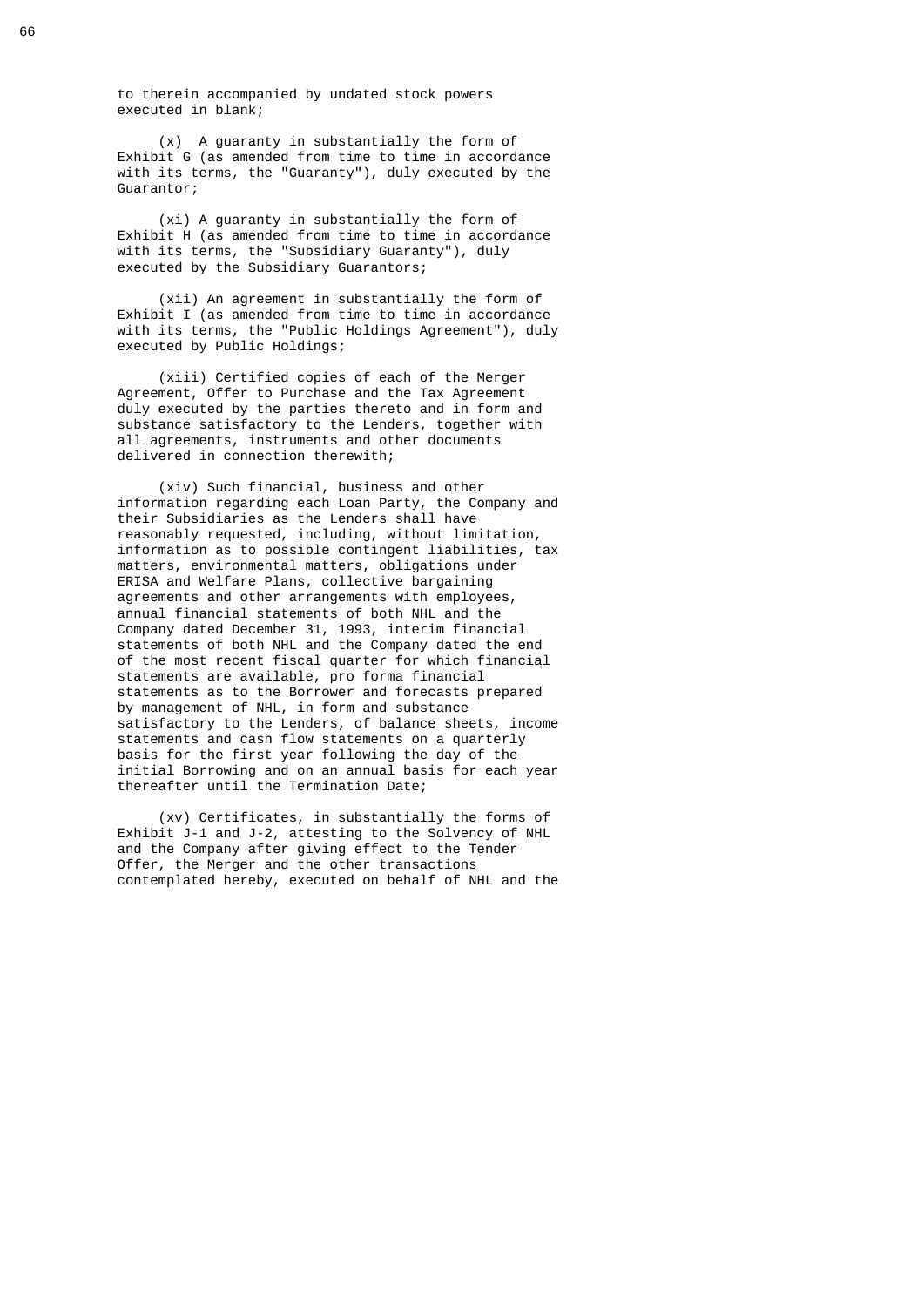to therein accompanied by undated stock powers executed in blank;

(x) A guaranty in substantially the form of Exhibit G (as amended from time to time in accordance with its terms, the "Guaranty"), duly executed by the Guarantor;

(xi) A guaranty in substantially the form of Exhibit H (as amended from time to time in accordance with its terms, the "Subsidiary Guaranty"), duly executed by the Subsidiary Guarantors;

(xii) An agreement in substantially the form of Exhibit I (as amended from time to time in accordance with its terms, the "Public Holdings Agreement"), duly executed by Public Holdings;

(xiii) Certified copies of each of the Merger Agreement, Offer to Purchase and the Tax Agreement duly executed by the parties thereto and in form and substance satisfactory to the Lenders, together with all agreements, instruments and other documents delivered in connection therewith;

(xiv) Such financial, business and other information regarding each Loan Party, the Company and their Subsidiaries as the Lenders shall have reasonably requested, including, without limitation, information as to possible contingent liabilities, tax matters, environmental matters, obligations under ERISA and Welfare Plans, collective bargaining agreements and other arrangements with employees, annual financial statements of both NHL and the Company dated December 31, 1993, interim financial statements of both NHL and the Company dated the end of the most recent fiscal quarter for which financial statements are available, pro forma financial statements as to the Borrower and forecasts prepared by management of NHL, in form and substance satisfactory to the Lenders, of balance sheets, income statements and cash flow statements on a quarterly basis for the first year following the day of the initial Borrowing and on an annual basis for each year thereafter until the Termination Date;

(xv) Certificates, in substantially the forms of Exhibit J-1 and J-2, attesting to the Solvency of NHL and the Company after giving effect to the Tender Offer, the Merger and the other transactions contemplated hereby, executed on behalf of NHL and the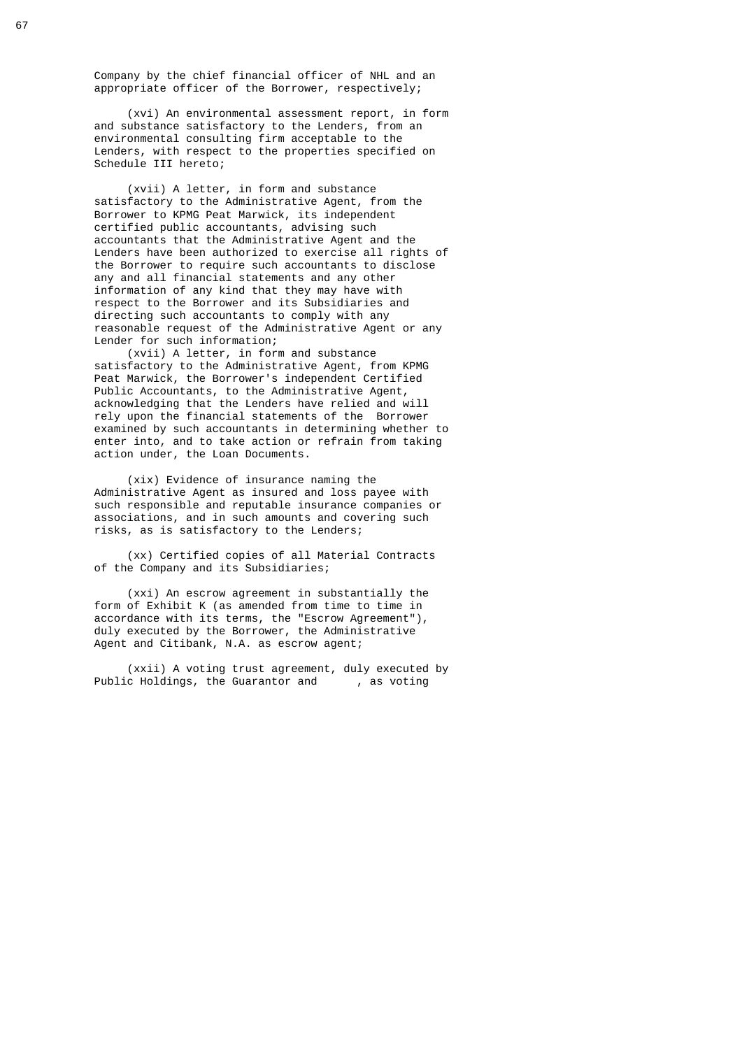Company by the chief financial officer of NHL and an appropriate officer of the Borrower, respectively;

(xvi) An environmental assessment report, in form and substance satisfactory to the Lenders, from an environmental consulting firm acceptable to the Lenders, with respect to the properties specified on Schedule III hereto;

(xvii) A letter, in form and substance satisfactory to the Administrative Agent, from the Borrower to KPMG Peat Marwick, its independent certified public accountants, advising such accountants that the Administrative Agent and the Lenders have been authorized to exercise all rights of the Borrower to require such accountants to disclose any and all financial statements and any other information of any kind that they may have with respect to the Borrower and its Subsidiaries and directing such accountants to comply with any reasonable request of the Administrative Agent or any Lender for such information;

(xvii) A letter, in form and substance satisfactory to the Administrative Agent, from KPMG Peat Marwick, the Borrower's independent Certified Public Accountants, to the Administrative Agent, acknowledging that the Lenders have relied and will rely upon the financial statements of the Borrower examined by such accountants in determining whether to enter into, and to take action or refrain from taking action under, the Loan Documents.

(xix) Evidence of insurance naming the Administrative Agent as insured and loss payee with such responsible and reputable insurance companies or associations, and in such amounts and covering such risks, as is satisfactory to the Lenders;

(xx) Certified copies of all Material Contracts of the Company and its Subsidiaries;

(xxi) An escrow agreement in substantially the form of Exhibit K (as amended from time to time in accordance with its terms, the "Escrow Agreement"), duly executed by the Borrower, the Administrative Agent and Citibank, N.A. as escrow agent;

(xxii) A voting trust agreement, duly executed by Public Holdings, the Guarantor and      , as voting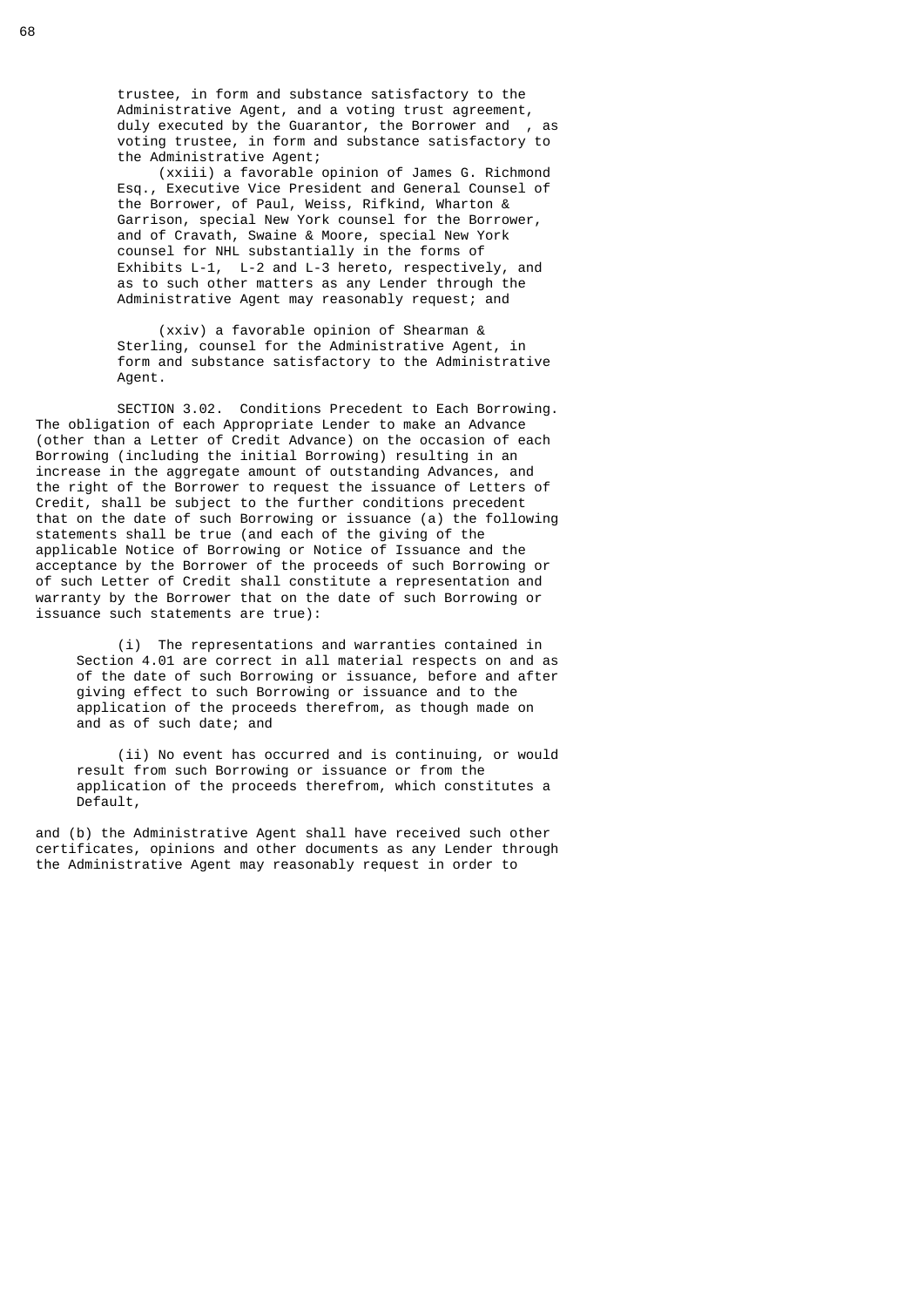trustee, in form and substance satisfactory to the Administrative Agent, and a voting trust agreement, duly executed by the Guarantor, the Borrower and , as voting trustee, in form and substance satisfactory to the Administrative Agent;

(xxiii) a favorable opinion of James G. Richmond Esq., Executive Vice President and General Counsel of the Borrower, of Paul, Weiss, Rifkind, Wharton & Garrison, special New York counsel for the Borrower, and of Cravath, Swaine & Moore, special New York counsel for NHL substantially in the forms of Exhibits L-1, L-2 and L-3 hereto, respectively, and as to such other matters as any Lender through the Administrative Agent may reasonably request; and

(xxiv) a favorable opinion of Shearman & Sterling, counsel for the Administrative Agent, in form and substance satisfactory to the Administrative Agent.

SECTION 3.02. Conditions Precedent to Each Borrowing. The obligation of each Appropriate Lender to make an Advance (other than a Letter of Credit Advance) on the occasion of each Borrowing (including the initial Borrowing) resulting in an increase in the aggregate amount of outstanding Advances, and the right of the Borrower to request the issuance of Letters of Credit, shall be subject to the further conditions precedent that on the date of such Borrowing or issuance (a) the following statements shall be true (and each of the giving of the applicable Notice of Borrowing or Notice of Issuance and the acceptance by the Borrower of the proceeds of such Borrowing or of such Letter of Credit shall constitute a representation and warranty by the Borrower that on the date of such Borrowing or issuance such statements are true):

(i) The representations and warranties contained in Section 4.01 are correct in all material respects on and as of the date of such Borrowing or issuance, before and after giving effect to such Borrowing or issuance and to the application of the proceeds therefrom, as though made on and as of such date; and

(ii) No event has occurred and is continuing, or would result from such Borrowing or issuance or from the application of the proceeds therefrom, which constitutes a Default,

and (b) the Administrative Agent shall have received such other certificates, opinions and other documents as any Lender through the Administrative Agent may reasonably request in order to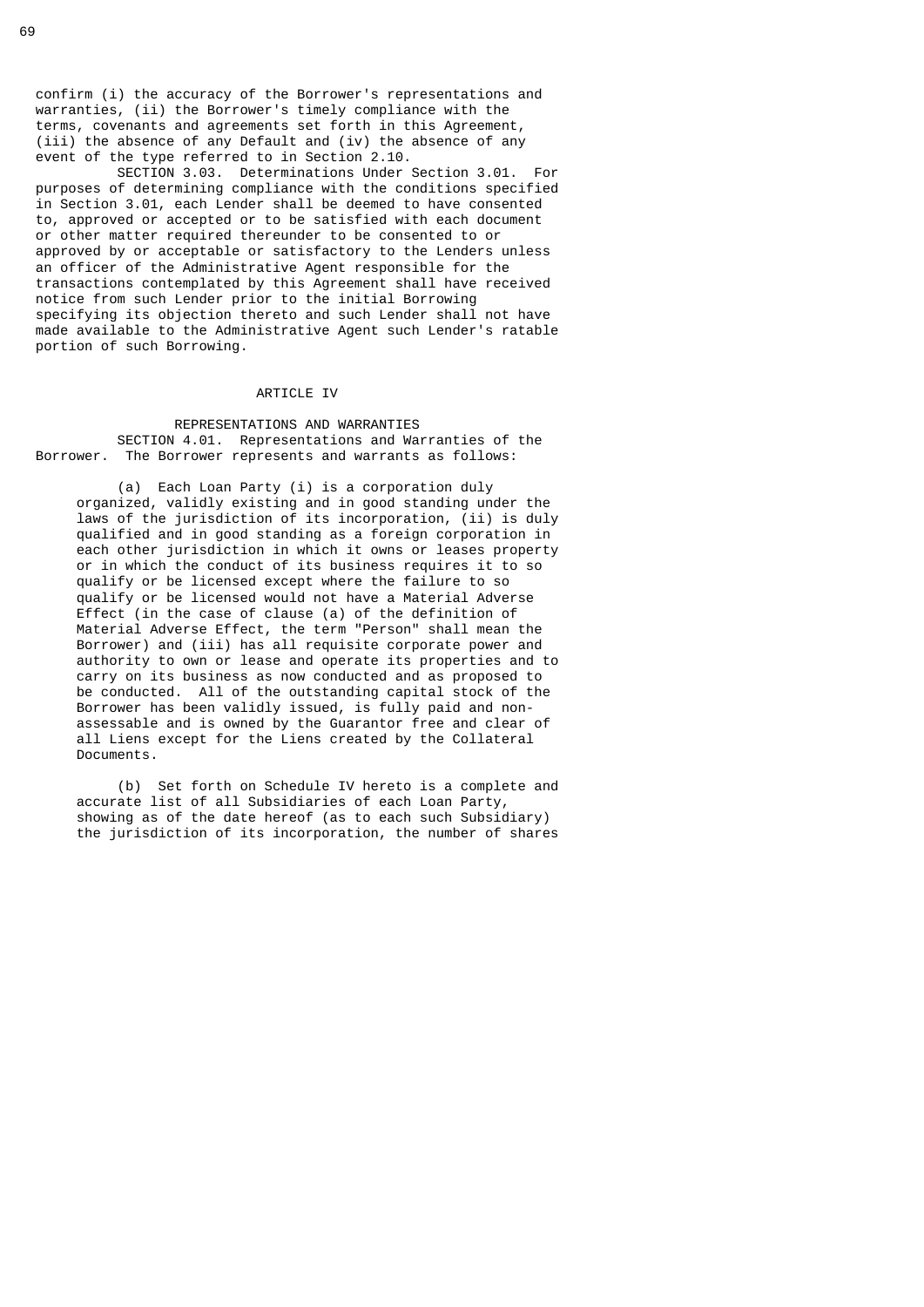confirm (i) the accuracy of the Borrower's representations and warranties, (ii) the Borrower's timely compliance with the terms, covenants and agreements set forth in this Agreement, (iii) the absence of any Default and (iv) the absence of any event of the type referred to in Section 2.10.

SECTION 3.03. Determinations Under Section 3.01. For purposes of determining compliance with the conditions specified in Section 3.01, each Lender shall be deemed to have consented to, approved or accepted or to be satisfied with each document or other matter required thereunder to be consented to or approved by or acceptable or satisfactory to the Lenders unless an officer of the Administrative Agent responsible for the transactions contemplated by this Agreement shall have received notice from such Lender prior to the initial Borrowing specifying its objection thereto and such Lender shall not have made available to the Administrative Agent such Lender's ratable portion of such Borrowing.

# ARTICLE IV

## REPRESENTATIONS AND WARRANTIES

SECTION 4.01. Representations and Warranties of the Borrower. The Borrower represents and warrants as follows:

(a) Each Loan Party (i) is a corporation duly organized, validly existing and in good standing under the laws of the jurisdiction of its incorporation, (ii) is duly qualified and in good standing as a foreign corporation in each other jurisdiction in which it owns or leases property or in which the conduct of its business requires it to so qualify or be licensed except where the failure to so qualify or be licensed would not have a Material Adverse Effect (in the case of clause (a) of the definition of Material Adverse Effect, the term "Person" shall mean the Borrower) and (iii) has all requisite corporate power and authority to own or lease and operate its properties and to carry on its business as now conducted and as proposed to be conducted. All of the outstanding capital stock of the Borrower has been validly issued, is fully paid and non-assessable and is owned by the Guarantor free and clear of all Liens except for the Liens created by the Collateral Documents.

(b) Set forth on Schedule IV hereto is a complete and accurate list of all Subsidiaries of each Loan Party, showing as of the date hereof (as to each such Subsidiary) the jurisdiction of its incorporation, the number of shares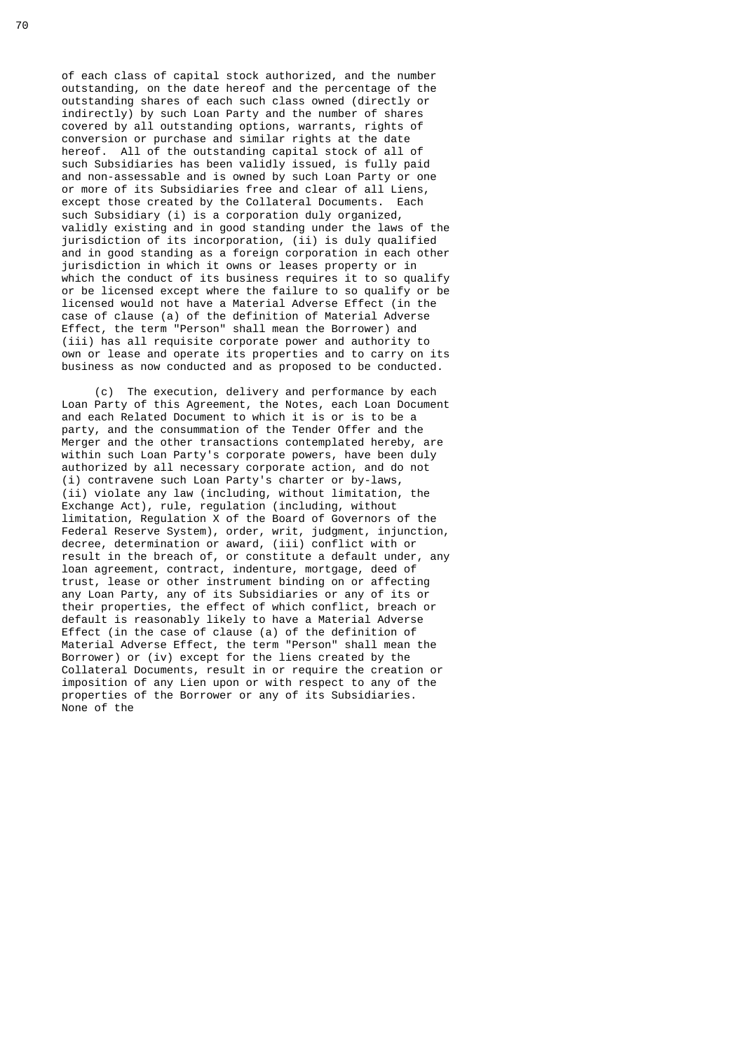of each class of capital stock authorized, and the number outstanding, on the date hereof and the percentage of the outstanding shares of each such class owned (directly or indirectly) by such Loan Party and the number of shares covered by all outstanding options, warrants, rights of conversion or purchase and similar rights at the date hereof. All of the outstanding capital stock of all of such Subsidiaries has been validly issued, is fully paid and non-assessable and is owned by such Loan Party or one or more of its Subsidiaries free and clear of all Liens, except those created by the Collateral Documents. Each such Subsidiary (i) is a corporation duly organized, validly existing and in good standing under the laws of the jurisdiction of its incorporation, (ii) is duly qualified and in good standing as a foreign corporation in each other jurisdiction in which it owns or leases property or in which the conduct of its business requires it to so qualify or be licensed except where the failure to so qualify or be licensed would not have a Material Adverse Effect (in the case of clause (a) of the definition of Material Adverse Effect, the term "Person" shall mean the Borrower) and (iii) has all requisite corporate power and authority to own or lease and operate its properties and to carry on its business as now conducted and as proposed to be conducted.

(c) The execution, delivery and performance by each Loan Party of this Agreement, the Notes, each Loan Document and each Related Document to which it is or is to be a party, and the consummation of the Tender Offer and the Merger and the other transactions contemplated hereby, are within such Loan Party's corporate powers, have been duly authorized by all necessary corporate action, and do not (i) contravene such Loan Party's charter or by-laws, (ii) violate any law (including, without limitation, the Exchange Act), rule, regulation (including, without limitation, Regulation X of the Board of Governors of the Federal Reserve System), order, writ, judgment, injunction, decree, determination or award, (iii) conflict with or result in the breach of, or constitute a default under, any loan agreement, contract, indenture, mortgage, deed of trust, lease or other instrument binding on or affecting any Loan Party, any of its Subsidiaries or any of its or their properties, the effect of which conflict, breach or default is reasonably likely to have a Material Adverse Effect (in the case of clause (a) of the definition of Material Adverse Effect, the term "Person" shall mean the Borrower) or (iv) except for the liens created by the Collateral Documents, result in or require the creation or imposition of any Lien upon or with respect to any of the properties of the Borrower or any of its Subsidiaries. None of the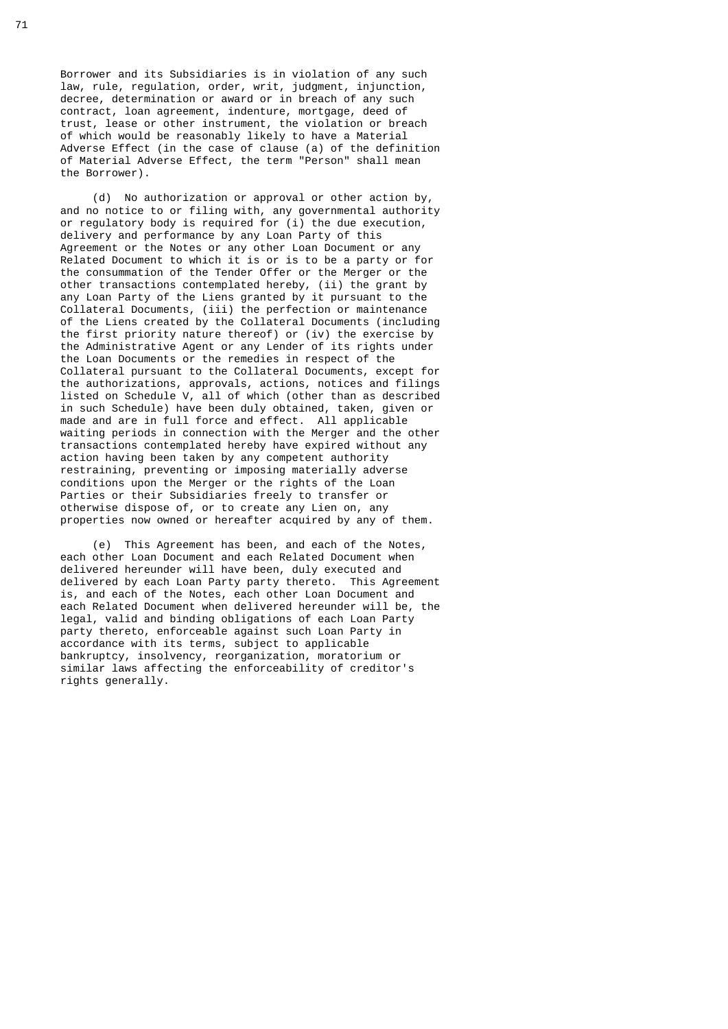Borrower and its Subsidiaries is in violation of any such law, rule, regulation, order, writ, judgment, injunction, decree, determination or award or in breach of any such contract, loan agreement, indenture, mortgage, deed of trust, lease or other instrument, the violation or breach of which would be reasonably likely to have a Material Adverse Effect (in the case of clause (a) of the definition of Material Adverse Effect, the term "Person" shall mean the Borrower).

(d) No authorization or approval or other action by, and no notice to or filing with, any governmental authority or regulatory body is required for (i) the due execution, delivery and performance by any Loan Party of this Agreement or the Notes or any other Loan Document or any Related Document to which it is or is to be a party or for the consummation of the Tender Offer or the Merger or the other transactions contemplated hereby, (ii) the grant by any Loan Party of the Liens granted by it pursuant to the Collateral Documents, (iii) the perfection or maintenance of the Liens created by the Collateral Documents (including the first priority nature thereof) or (iv) the exercise by the Administrative Agent or any Lender of its rights under the Loan Documents or the remedies in respect of the Collateral pursuant to the Collateral Documents, except for the authorizations, approvals, actions, notices and filings listed on Schedule V, all of which (other than as described in such Schedule) have been duly obtained, taken, given or made and are in full force and effect. All applicable waiting periods in connection with the Merger and the other transactions contemplated hereby have expired without any action having been taken by any competent authority restraining, preventing or imposing materially adverse conditions upon the Merger or the rights of the Loan Parties or their Subsidiaries freely to transfer or otherwise dispose of, or to create any Lien on, any properties now owned or hereafter acquired by any of them.

(e) This Agreement has been, and each of the Notes, each other Loan Document and each Related Document when delivered hereunder will have been, duly executed and delivered by each Loan Party party thereto. This Agreement is, and each of the Notes, each other Loan Document and each Related Document when delivered hereunder will be, the legal, valid and binding obligations of each Loan Party party thereto, enforceable against such Loan Party in accordance with its terms, subject to applicable bankruptcy, insolvency, reorganization, moratorium or similar laws affecting the enforceability of creditor's rights generally.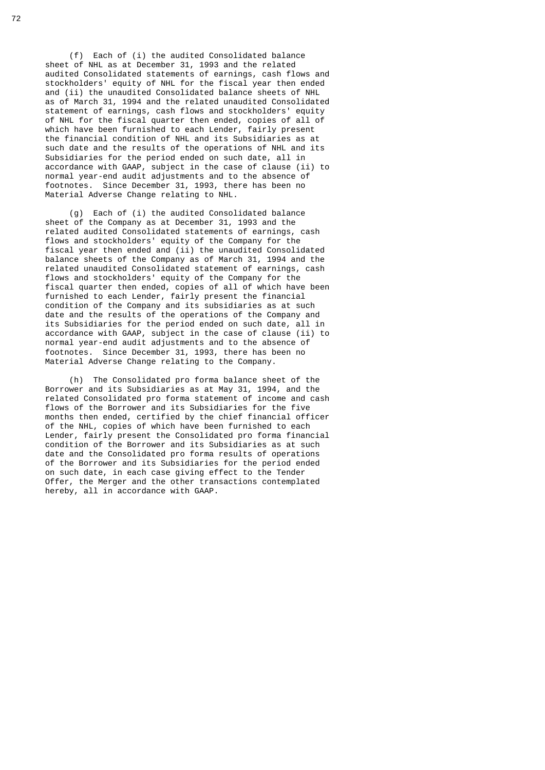(f) Each of (i) the audited Consolidated balance sheet of NHL as at December 31, 1993 and the related audited Consolidated statements of earnings, cash flows and stockholders' equity of NHL for the fiscal year then ended and (ii) the unaudited Consolidated balance sheets of NHL as of March 31, 1994 and the related unaudited Consolidated statement of earnings, cash flows and stockholders' equity of NHL for the fiscal quarter then ended, copies of all of which have been furnished to each Lender, fairly present the financial condition of NHL and its Subsidiaries as at such date and the results of the operations of NHL and its Subsidiaries for the period ended on such date, all in accordance with GAAP, subject in the case of clause (ii) to normal year-end audit adjustments and to the absence of footnotes. Since December 31, 1993, there has been no Material Adverse Change relating to NHL.

(g) Each of (i) the audited Consolidated balance sheet of the Company as at December 31, 1993 and the related audited Consolidated statements of earnings, cash flows and stockholders' equity of the Company for the fiscal year then ended and (ii) the unaudited Consolidated balance sheets of the Company as of March 31, 1994 and the related unaudited Consolidated statement of earnings, cash flows and stockholders' equity of the Company for the fiscal quarter then ended, copies of all of which have been furnished to each Lender, fairly present the financial condition of the Company and its subsidiaries as at such date and the results of the operations of the Company and its Subsidiaries for the period ended on such date, all in accordance with GAAP, subject in the case of clause (ii) to normal year-end audit adjustments and to the absence of footnotes. Since December 31, 1993, there has been no Material Adverse Change relating to the Company.

(h) The Consolidated pro forma balance sheet of the Borrower and its Subsidiaries as at May 31, 1994, and the related Consolidated pro forma statement of income and cash flows of the Borrower and its Subsidiaries for the five months then ended, certified by the chief financial officer of the NHL, copies of which have been furnished to each Lender, fairly present the Consolidated pro forma financial condition of the Borrower and its Subsidiaries as at such date and the Consolidated pro forma results of operations of the Borrower and its Subsidiaries for the period ended on such date, in each case giving effect to the Tender Offer, the Merger and the other transactions contemplated hereby, all in accordance with GAAP.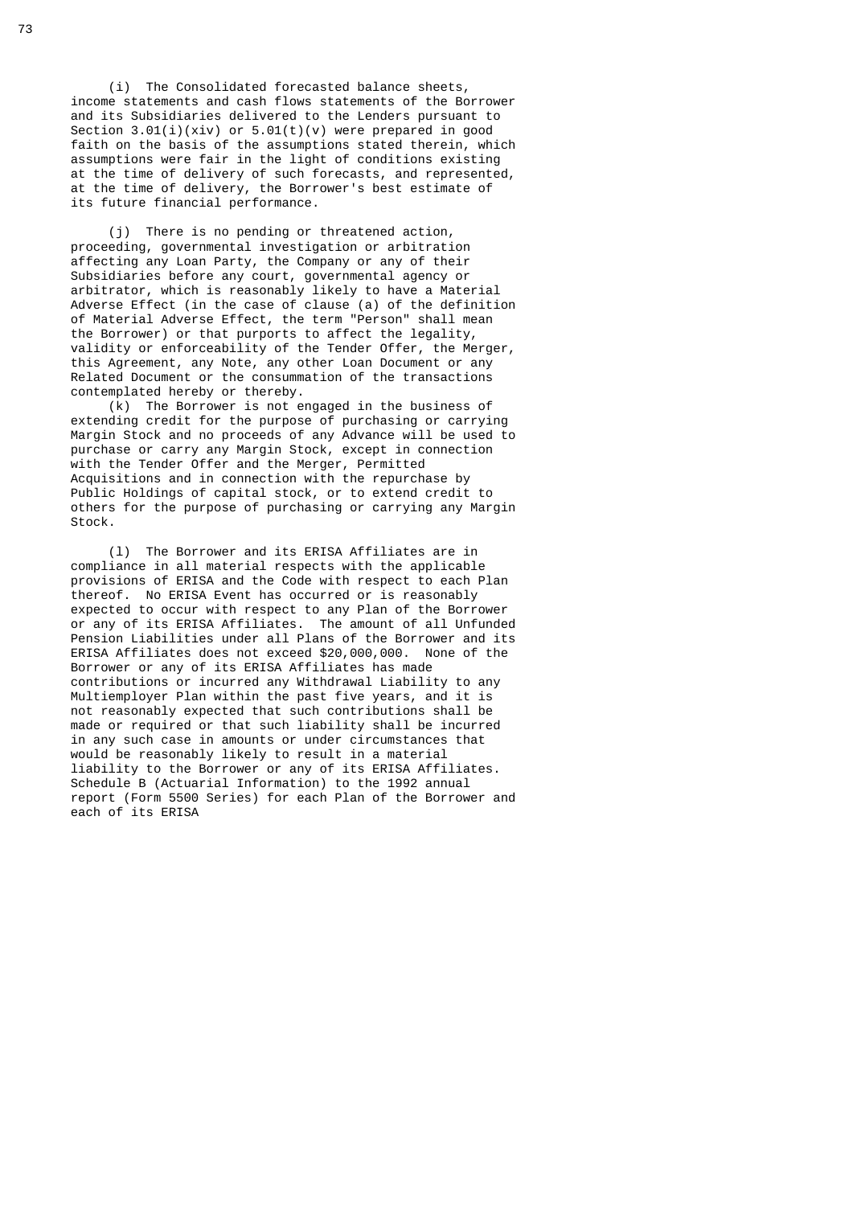(i) The Consolidated forecasted balance sheets, income statements and cash flows statements of the Borrower and its Subsidiaries delivered to the Lenders pursuant to Section 3.01(i)(xiv) or 5.01(t)(v) were prepared in good faith on the basis of the assumptions stated therein, which assumptions were fair in the light of conditions existing at the time of delivery of such forecasts, and represented, at the time of delivery, the Borrower's best estimate of its future financial performance.

(j) There is no pending or threatened action, proceeding, governmental investigation or arbitration affecting any Loan Party, the Company or any of their Subsidiaries before any court, governmental agency or arbitrator, which is reasonably likely to have a Material Adverse Effect (in the case of clause (a) of the definition of Material Adverse Effect, the term "Person" shall mean the Borrower) or that purports to affect the legality, validity or enforceability of the Tender Offer, the Merger, this Agreement, any Note, any other Loan Document or any Related Document or the consummation of the transactions contemplated hereby or thereby.

(k) The Borrower is not engaged in the business of extending credit for the purpose of purchasing or carrying Margin Stock and no proceeds of any Advance will be used to purchase or carry any Margin Stock, except in connection with the Tender Offer and the Merger, Permitted Acquisitions and in connection with the repurchase by Public Holdings of capital stock, or to extend credit to others for the purpose of purchasing or carrying any Margin Stock.

(l) The Borrower and its ERISA Affiliates are in compliance in all material respects with the applicable provisions of ERISA and the Code with respect to each Plan thereof. No ERISA Event has occurred or is reasonably expected to occur with respect to any Plan of the Borrower or any of its ERISA Affiliates. The amount of all Unfunded Pension Liabilities under all Plans of the Borrower and its ERISA Affiliates does not exceed $20,000,000. None of the Borrower or any of its ERISA Affiliates has made contributions or incurred any Withdrawal Liability to any Multiemployer Plan within the past five years, and it is not reasonably expected that such contributions shall be made or required or that such liability shall be incurred in any such case in amounts or under circumstances that would be reasonably likely to result in a material liability to the Borrower or any of its ERISA Affiliates. Schedule B (Actuarial Information) to the 1992 annual report (Form 5500 Series) for each Plan of the Borrower and each of its ERISA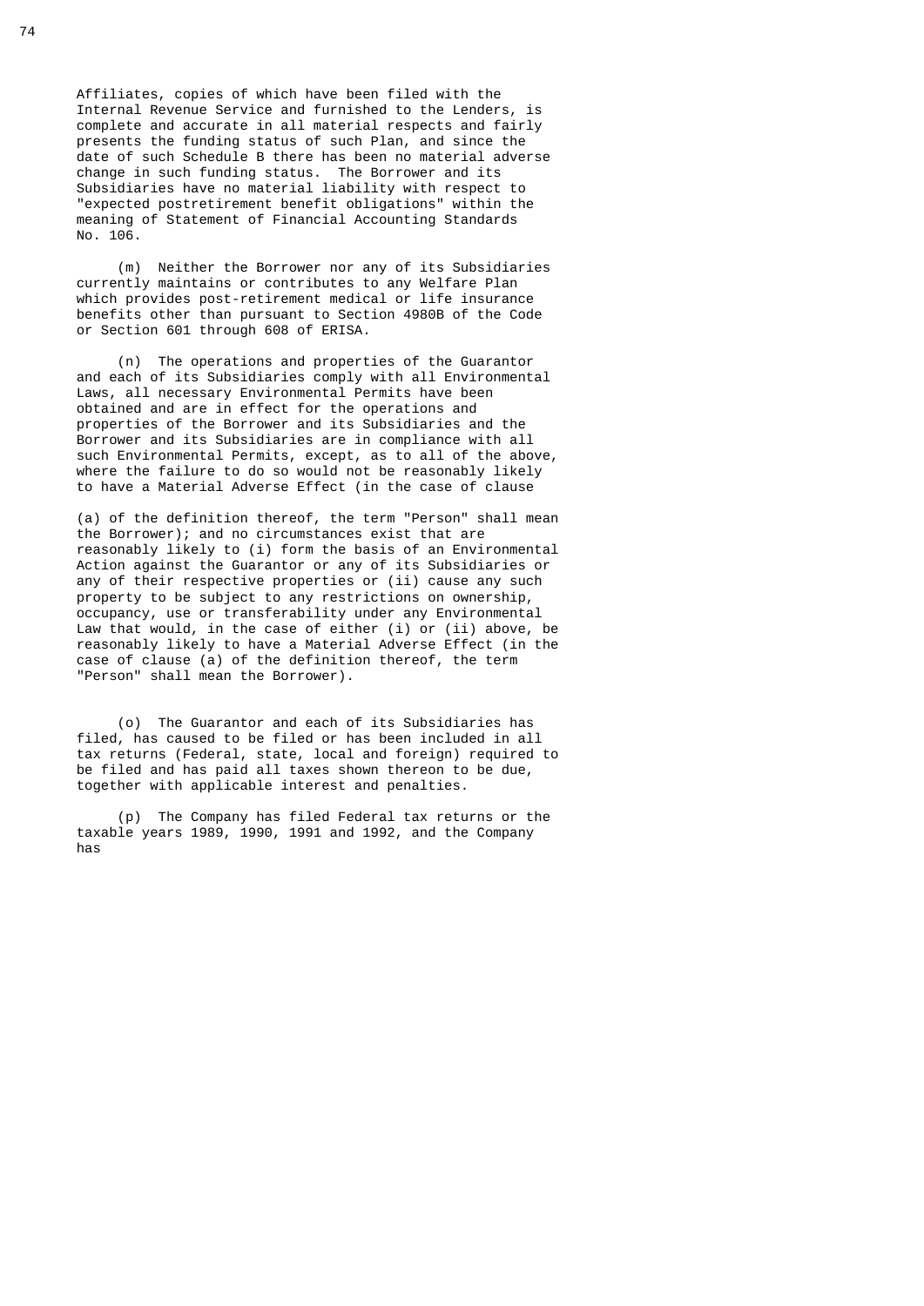Affiliates, copies of which have been filed with the Internal Revenue Service and furnished to the Lenders, is complete and accurate in all material respects and fairly presents the funding status of such Plan, and since the date of such Schedule B there has been no material adverse change in such funding status. The Borrower and its Subsidiaries have no material liability with respect to "expected postretirement benefit obligations" within the meaning of Statement of Financial Accounting Standards No. 106.

(m) Neither the Borrower nor any of its Subsidiaries currently maintains or contributes to any Welfare Plan which provides post-retirement medical or life insurance benefits other than pursuant to Section 4980B of the Code or Section 601 through 608 of ERISA.

(n) The operations and properties of the Guarantor and each of its Subsidiaries comply with all Environmental Laws, all necessary Environmental Permits have been obtained and are in effect for the operations and properties of the Borrower and its Subsidiaries and the Borrower and its Subsidiaries are in compliance with all such Environmental Permits, except, as to all of the above, where the failure to do so would not be reasonably likely to have a Material Adverse Effect (in the case of clause (a) of the definition thereof, the term "Person" shall mean the Borrower); and no circumstances exist that are reasonably likely to (i) form the basis of an Environmental Action against the Guarantor or any of its Subsidiaries or any of their respective properties or (ii) cause any such property to be subject to any restrictions on ownership, occupancy, use or transferability under any Environmental Law that would, in the case of either (i) or (ii) above, be reasonably likely to have a Material Adverse Effect (in the case of clause (a) of the definition thereof, the term "Person" shall mean the Borrower).

(o) The Guarantor and each of its Subsidiaries has filed, has caused to be filed or has been included in all tax returns (Federal, state, local and foreign) required to be filed and has paid all taxes shown thereon to be due, together with applicable interest and penalties.

(p) The Company has filed Federal tax returns or the taxable years 1989, 1990, 1991 and 1992, and the Company has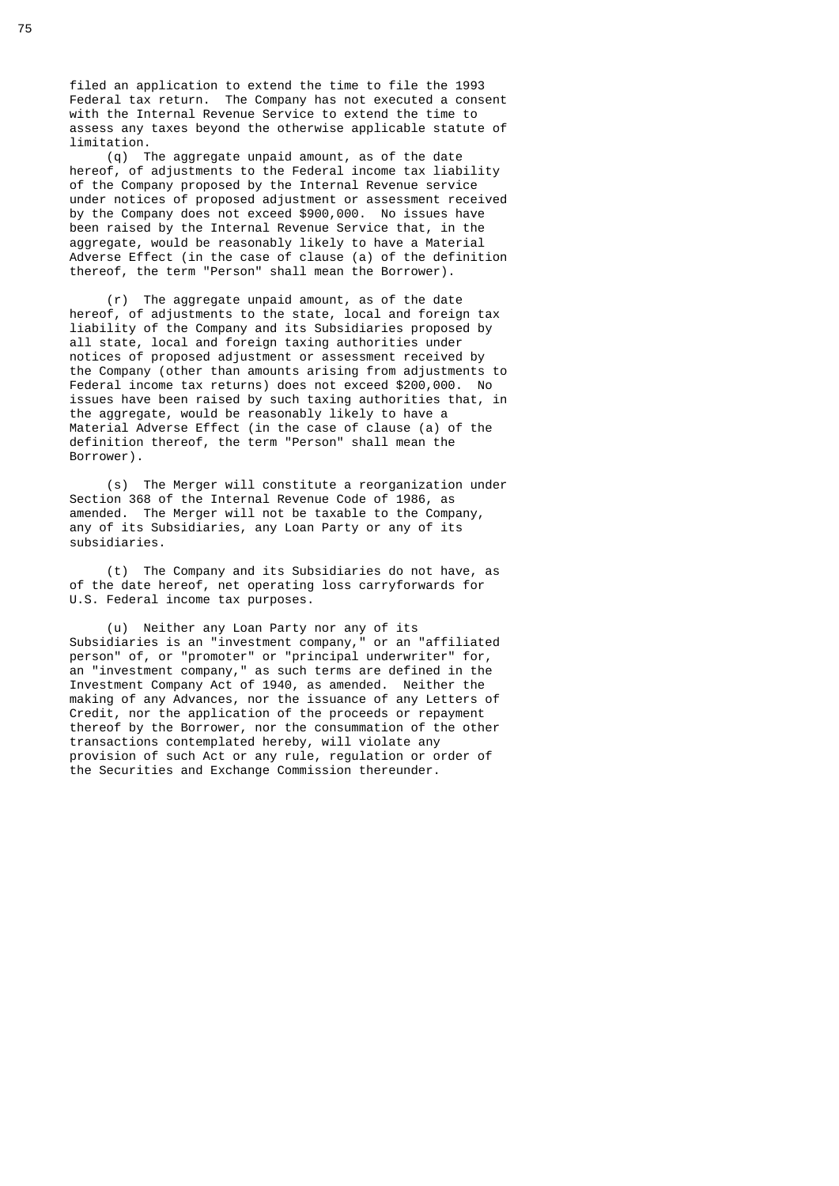filed an application to extend the time to file the 1993 Federal tax return. The Company has not executed a consent with the Internal Revenue Service to extend the time to assess any taxes beyond the otherwise applicable statute of limitation.

(q) The aggregate unpaid amount, as of the date hereof, of adjustments to the Federal income tax liability of the Company proposed by the Internal Revenue service under notices of proposed adjustment or assessment received by the Company does not exceed $900,000. No issues have been raised by the Internal Revenue Service that, in the aggregate, would be reasonably likely to have a Material Adverse Effect (in the case of clause (a) of the definition thereof, the term "Person" shall mean the Borrower).

(r) The aggregate unpaid amount, as of the date hereof, of adjustments to the state, local and foreign tax liability of the Company and its Subsidiaries proposed by all state, local and foreign taxing authorities under notices of proposed adjustment or assessment received by the Company (other than amounts arising from adjustments to Federal income tax returns) does not exceed $200,000. No issues have been raised by such taxing authorities that, in the aggregate, would be reasonably likely to have a Material Adverse Effect (in the case of clause (a) of the definition thereof, the term "Person" shall mean the Borrower).

(s) The Merger will constitute a reorganization under Section 368 of the Internal Revenue Code of 1986, as amended. The Merger will not be taxable to the Company, any of its Subsidiaries, any Loan Party or any of its subsidiaries.

(t) The Company and its Subsidiaries do not have, as of the date hereof, net operating loss carryforwards for U.S. Federal income tax purposes.

(u) Neither any Loan Party nor any of its Subsidiaries is an "investment company," or an "affiliated person" of, or "promoter" or "principal underwriter" for, an "investment company," as such terms are defined in the Investment Company Act of 1940, as amended. Neither the making of any Advances, nor the issuance of any Letters of Credit, nor the application of the proceeds or repayment thereof by the Borrower, nor the consummation of the other transactions contemplated hereby, will violate any provision of such Act or any rule, regulation or order of the Securities and Exchange Commission thereunder.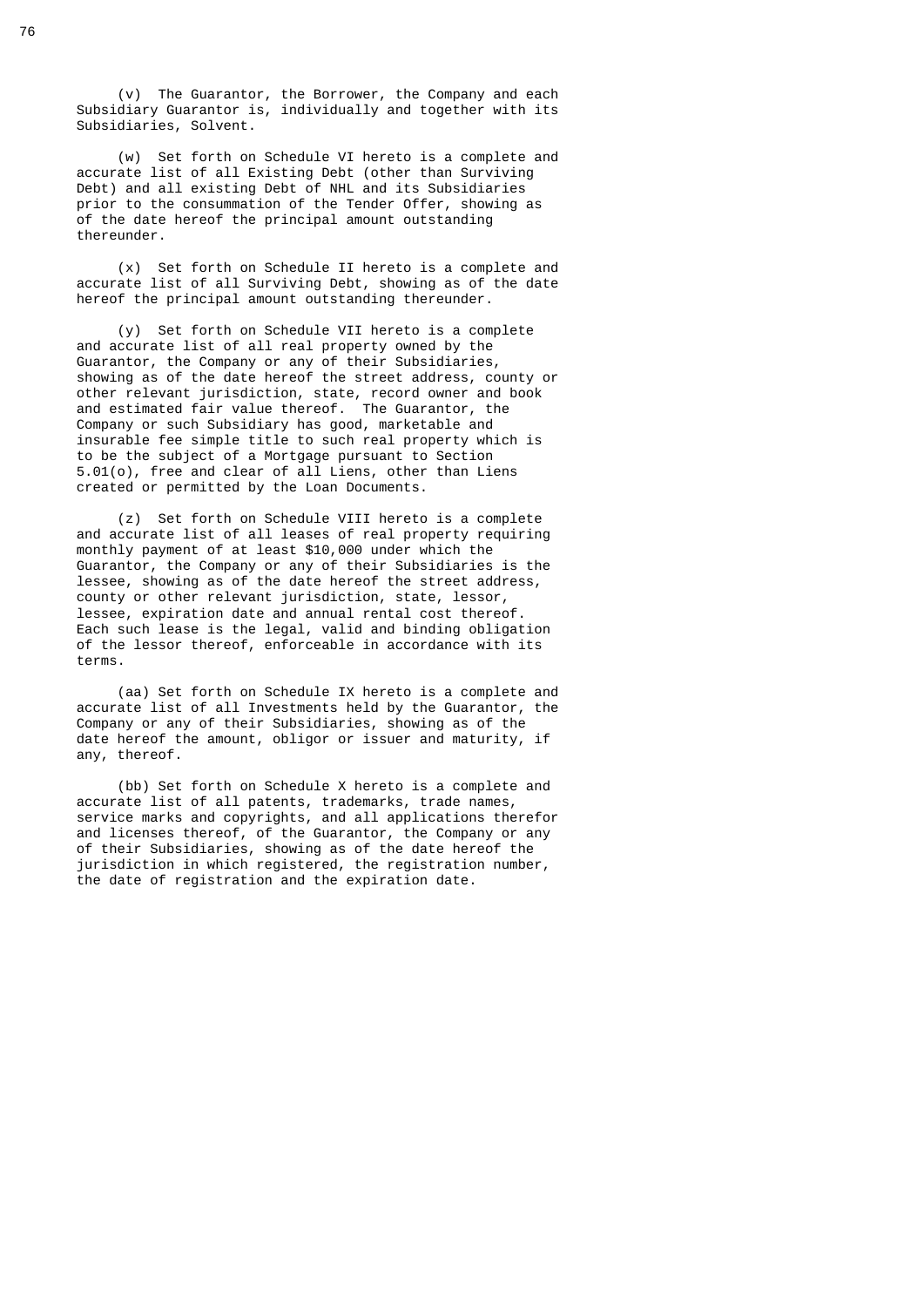(v) The Guarantor, the Borrower, the Company and each Subsidiary Guarantor is, individually and together with its Subsidiaries, Solvent.

(w) Set forth on Schedule VI hereto is a complete and accurate list of all Existing Debt (other than Surviving Debt) and all existing Debt of NHL and its Subsidiaries prior to the consummation of the Tender Offer, showing as of the date hereof the principal amount outstanding thereunder.

(x) Set forth on Schedule II hereto is a complete and accurate list of all Surviving Debt, showing as of the date hereof the principal amount outstanding thereunder.

(y) Set forth on Schedule VII hereto is a complete and accurate list of all real property owned by the Guarantor, the Company or any of their Subsidiaries, showing as of the date hereof the street address, county or other relevant jurisdiction, state, record owner and book and estimated fair value thereof. The Guarantor, the Company or such Subsidiary has good, marketable and insurable fee simple title to such real property which is to be the subject of a Mortgage pursuant to Section 5.01(o), free and clear of all Liens, other than Liens created or permitted by the Loan Documents.

(z) Set forth on Schedule VIII hereto is a complete and accurate list of all leases of real property requiring monthly payment of at least $10,000 under which the Guarantor, the Company or any of their Subsidiaries is the lessee, showing as of the date hereof the street address, county or other relevant jurisdiction, state, lessor, lessee, expiration date and annual rental cost thereof. Each such lease is the legal, valid and binding obligation of the lessor thereof, enforceable in accordance with its terms.

(aa) Set forth on Schedule IX hereto is a complete and accurate list of all Investments held by the Guarantor, the Company or any of their Subsidiaries, showing as of the date hereof the amount, obligor or issuer and maturity, if any, thereof.

(bb) Set forth on Schedule X hereto is a complete and accurate list of all patents, trademarks, trade names, service marks and copyrights, and all applications therefor and licenses thereof, of the Guarantor, the Company or any of their Subsidiaries, showing as of the date hereof the jurisdiction in which registered, the registration number, the date of registration and the expiration date.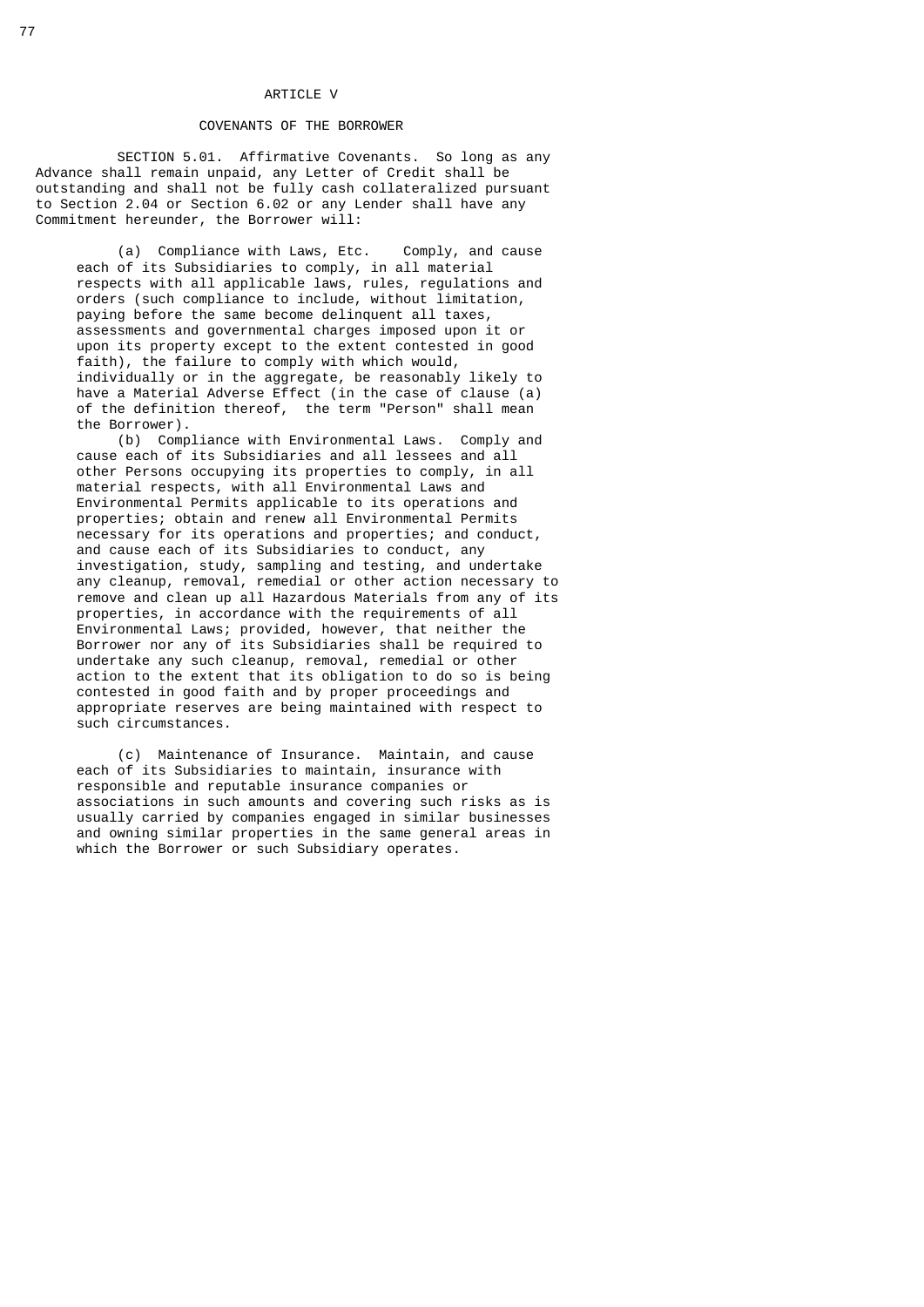# ARTICLE V

## COVENANTS OF THE BORROWER

SECTION 5.01. Affirmative Covenants. So long as any Advance shall remain unpaid, any Letter of Credit shall be outstanding and shall not be fully cash collateralized pursuant to Section 2.04 or Section 6.02 or any Lender shall have any Commitment hereunder, the Borrower will:

(a) Compliance with Laws, Etc. Comply, and cause each of its Subsidiaries to comply, in all material respects with all applicable laws, rules, regulations and orders (such compliance to include, without limitation, paying before the same become delinquent all taxes, assessments and governmental charges imposed upon it or upon its property except to the extent contested in good faith), the failure to comply with which would, individually or in the aggregate, be reasonably likely to have a Material Adverse Effect (in the case of clause (a) of the definition thereof, the term "Person" shall mean the Borrower).

(b) Compliance with Environmental Laws. Comply and cause each of its Subsidiaries and all lessees and all other Persons occupying its properties to comply, in all material respects, with all Environmental Laws and Environmental Permits applicable to its operations and properties; obtain and renew all Environmental Permits necessary for its operations and properties; and conduct, and cause each of its Subsidiaries to conduct, any investigation, study, sampling and testing, and undertake any cleanup, removal, remedial or other action necessary to remove and clean up all Hazardous Materials from any of its properties, in accordance with the requirements of all Environmental Laws; provided, however, that neither the Borrower nor any of its Subsidiaries shall be required to undertake any such cleanup, removal, remedial or other action to the extent that its obligation to do so is being contested in good faith and by proper proceedings and appropriate reserves are being maintained with respect to such circumstances.

(c) Maintenance of Insurance. Maintain, and cause each of its Subsidiaries to maintain, insurance with responsible and reputable insurance companies or associations in such amounts and covering such risks as is usually carried by companies engaged in similar businesses and owning similar properties in the same general areas in which the Borrower or such Subsidiary operates.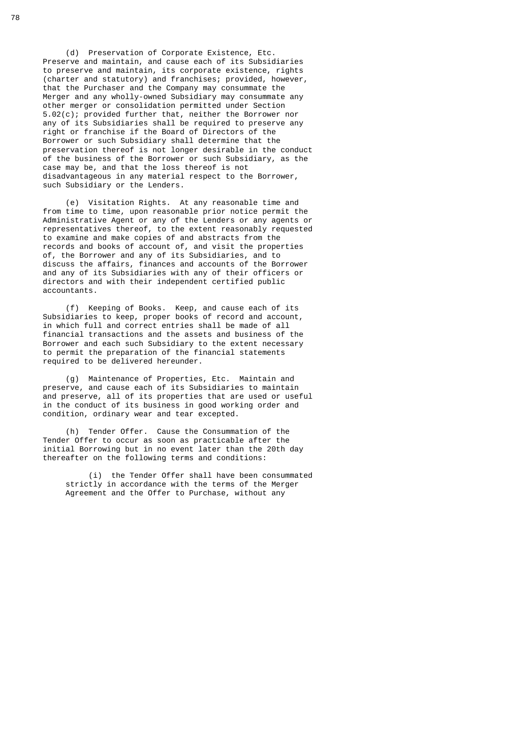(d) Preservation of Corporate Existence, Etc. Preserve and maintain, and cause each of its Subsidiaries to preserve and maintain, its corporate existence, rights (charter and statutory) and franchises; provided, however, that the Purchaser and the Company may consummate the Merger and any wholly-owned Subsidiary may consummate any other merger or consolidation permitted under Section 5.02(c); provided further that, neither the Borrower nor any of its Subsidiaries shall be required to preserve any right or franchise if the Board of Directors of the Borrower or such Subsidiary shall determine that the preservation thereof is not longer desirable in the conduct of the business of the Borrower or such Subsidiary, as the case may be, and that the loss thereof is not disadvantageous in any material respect to the Borrower, such Subsidiary or the Lenders.

(e) Visitation Rights. At any reasonable time and from time to time, upon reasonable prior notice permit the Administrative Agent or any of the Lenders or any agents or representatives thereof, to the extent reasonably requested to examine and make copies of and abstracts from the records and books of account of, and visit the properties of, the Borrower and any of its Subsidiaries, and to discuss the affairs, finances and accounts of the Borrower and any of its Subsidiaries with any of their officers or directors and with their independent certified public accountants.

(f) Keeping of Books. Keep, and cause each of its Subsidiaries to keep, proper books of record and account, in which full and correct entries shall be made of all financial transactions and the assets and business of the Borrower and each such Subsidiary to the extent necessary to permit the preparation of the financial statements required to be delivered hereunder.

(g) Maintenance of Properties, Etc. Maintain and preserve, and cause each of its Subsidiaries to maintain and preserve, all of its properties that are used or useful in the conduct of its business in good working order and condition, ordinary wear and tear excepted.

(h) Tender Offer. Cause the Consummation of the Tender Offer to occur as soon as practicable after the initial Borrowing but in no event later than the 20th day thereafter on the following terms and conditions:

(i) the Tender Offer shall have been consummated strictly in accordance with the terms of the Merger Agreement and the Offer to Purchase, without any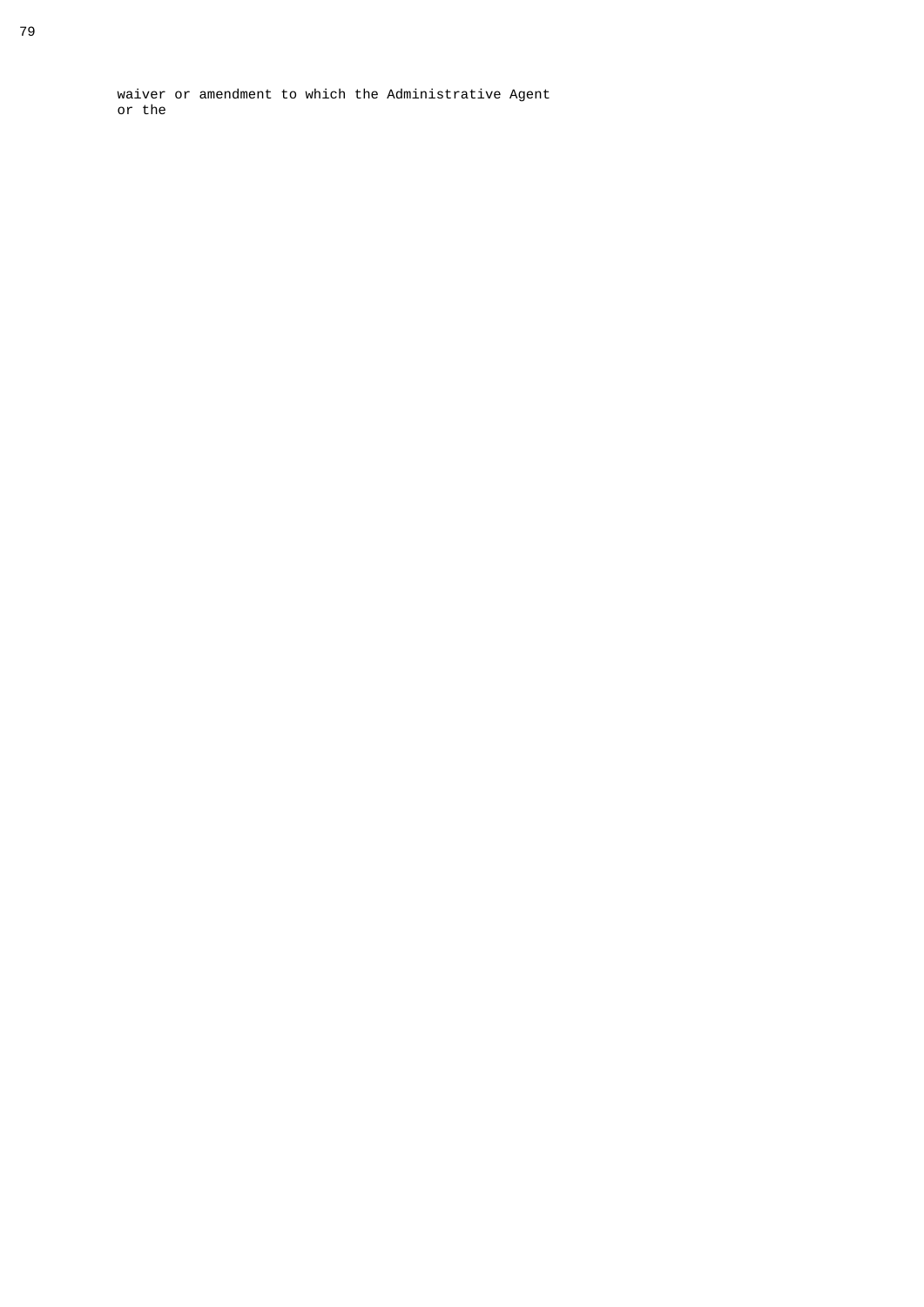waiver or amendment to which the Administrative Agent or the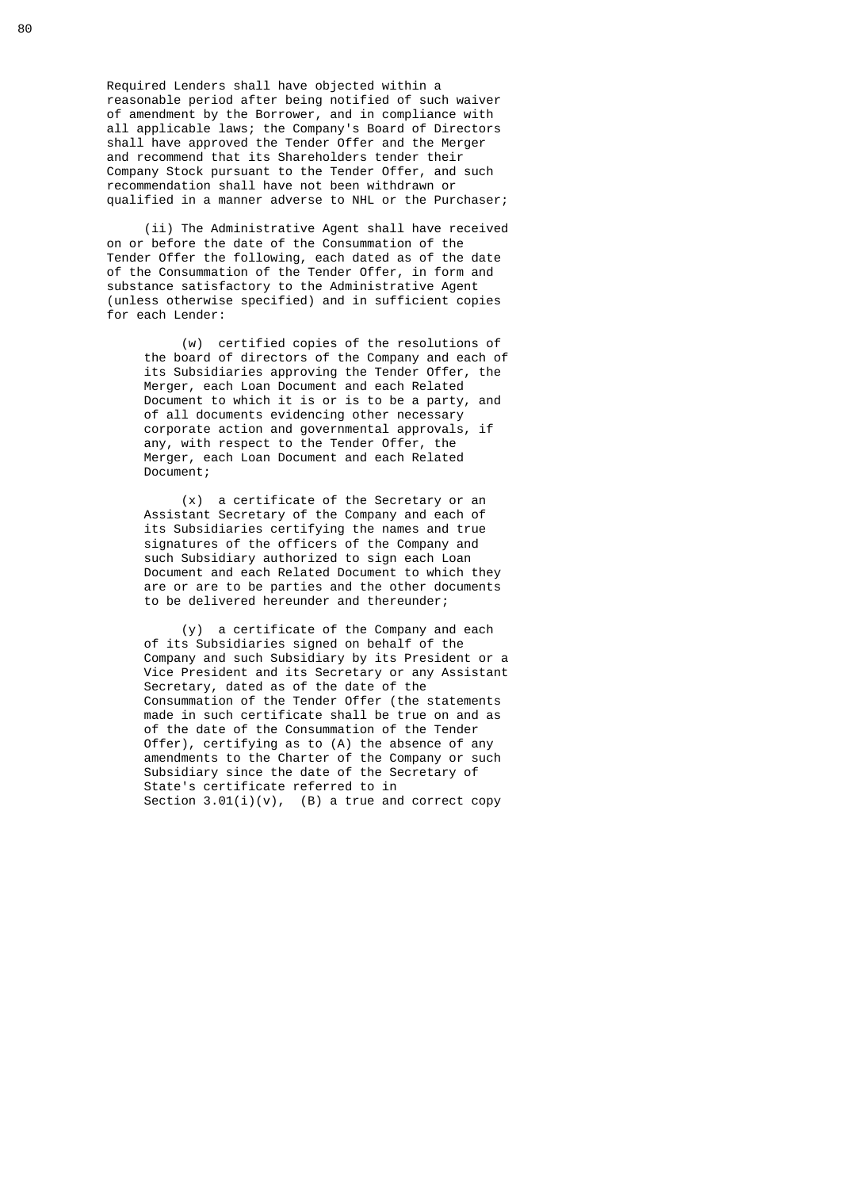Required Lenders shall have objected within a reasonable period after being notified of such waiver of amendment by the Borrower, and in compliance with all applicable laws; the Company's Board of Directors shall have approved the Tender Offer and the Merger and recommend that its Shareholders tender their Company Stock pursuant to the Tender Offer, and such recommendation shall have not been withdrawn or qualified in a manner adverse to NHL or the Purchaser;

(ii) The Administrative Agent shall have received on or before the date of the Consummation of the Tender Offer the following, each dated as of the date of the Consummation of the Tender Offer, in form and substance satisfactory to the Administrative Agent (unless otherwise specified) and in sufficient copies for each Lender:

(w) certified copies of the resolutions of the board of directors of the Company and each of its Subsidiaries approving the Tender Offer, the Merger, each Loan Document and each Related Document to which it is or is to be a party, and of all documents evidencing other necessary corporate action and governmental approvals, if any, with respect to the Tender Offer, the Merger, each Loan Document and each Related Document;

(x) a certificate of the Secretary or an Assistant Secretary of the Company and each of its Subsidiaries certifying the names and true signatures of the officers of the Company and such Subsidiary authorized to sign each Loan Document and each Related Document to which they are or are to be parties and the other documents to be delivered hereunder and thereunder;

(y) a certificate of the Company and each of its Subsidiaries signed on behalf of the Company and such Subsidiary by its President or a Vice President and its Secretary or any Assistant Secretary, dated as of the date of the Consummation of the Tender Offer (the statements made in such certificate shall be true on and as of the date of the Consummation of the Tender Offer), certifying as to (A) the absence of any amendments to the Charter of the Company or such Subsidiary since the date of the Secretary of State's certificate referred to in Section 3.01(i)(v), (B) a true and correct copy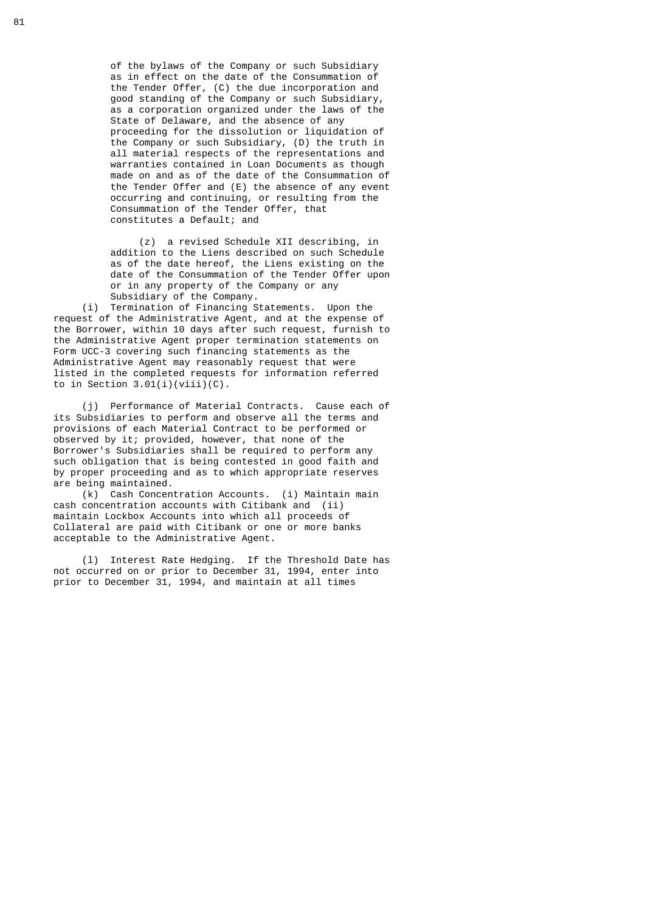of the bylaws of the Company or such Subsidiary as in effect on the date of the Consummation of the Tender Offer, (C) the due incorporation and good standing of the Company or such Subsidiary, as a corporation organized under the laws of the State of Delaware, and the absence of any proceeding for the dissolution or liquidation of the Company or such Subsidiary, (D) the truth in all material respects of the representations and warranties contained in Loan Documents as though made on and as of the date of the Consummation of the Tender Offer and (E) the absence of any event occurring and continuing, or resulting from the Consummation of the Tender Offer, that constitutes a Default; and

(z) a revised Schedule XII describing, in addition to the Liens described on such Schedule as of the date hereof, the Liens existing on the date of the Consummation of the Tender Offer upon or in any property of the Company or any Subsidiary of the Company.

(i) Termination of Financing Statements. Upon the request of the Administrative Agent, and at the expense of the Borrower, within 10 days after such request, furnish to the Administrative Agent proper termination statements on Form UCC-3 covering such financing statements as the Administrative Agent may reasonably request that were listed in the completed requests for information referred to in Section 3.01(i)(viii)(C).

(j) Performance of Material Contracts. Cause each of its Subsidiaries to perform and observe all the terms and provisions of each Material Contract to be performed or observed by it; provided, however, that none of the Borrower's Subsidiaries shall be required to perform any such obligation that is being contested in good faith and by proper proceeding and as to which appropriate reserves are being maintained.

(k) Cash Concentration Accounts. (i) Maintain main cash concentration accounts with Citibank and (ii) maintain Lockbox Accounts into which all proceeds of Collateral are paid with Citibank or one or more banks acceptable to the Administrative Agent.

(l) Interest Rate Hedging. If the Threshold Date has not occurred on or prior to December 31, 1994, enter into prior to December 31, 1994, and maintain at all times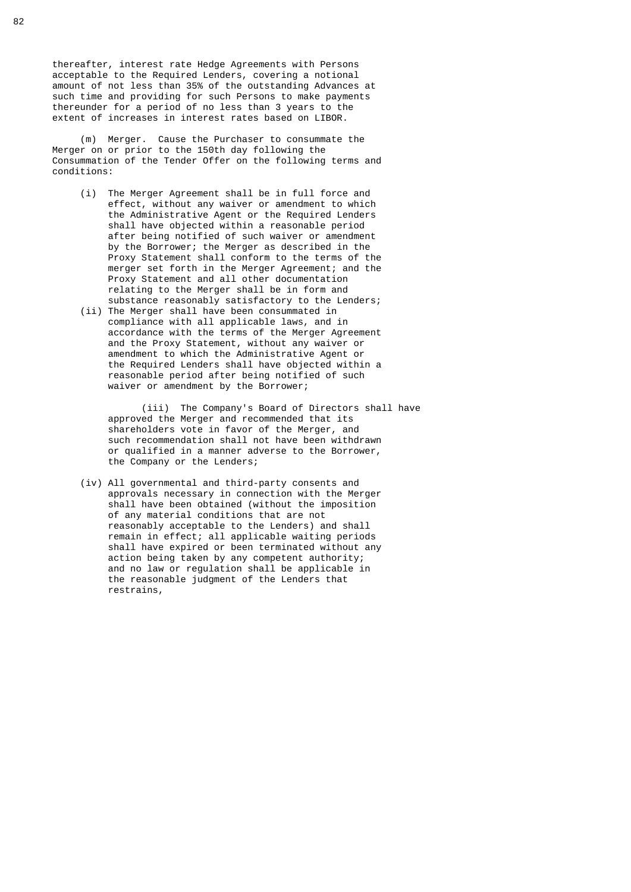thereafter, interest rate Hedge Agreements with Persons acceptable to the Required Lenders, covering a notional amount of not less than 35% of the outstanding Advances at such time and providing for such Persons to make payments thereunder for a period of no less than 3 years to the extent of increases in interest rates based on LIBOR.

(m) Merger. Cause the Purchaser to consummate the Merger on or prior to the 150th day following the Consummation of the Tender Offer on the following terms and conditions:

(i) The Merger Agreement shall be in full force and effect, without any waiver or amendment to which the Administrative Agent or the Required Lenders shall have objected within a reasonable period after being notified of such waiver or amendment by the Borrower; the Merger as described in the Proxy Statement shall conform to the terms of the merger set forth in the Merger Agreement; and the Proxy Statement and all other documentation relating to the Merger shall be in form and substance reasonably satisfactory to the Lenders;

(ii) The Merger shall have been consummated in compliance with all applicable laws, and in accordance with the terms of the Merger Agreement and the Proxy Statement, without any waiver or amendment to which the Administrative Agent or the Required Lenders shall have objected within a reasonable period after being notified of such waiver or amendment by the Borrower;

(iii) The Company's Board of Directors shall have approved the Merger and recommended that its shareholders vote in favor of the Merger, and such recommendation shall not have been withdrawn or qualified in a manner adverse to the Borrower, the Company or the Lenders;

(iv) All governmental and third-party consents and approvals necessary in connection with the Merger shall have been obtained (without the imposition of any material conditions that are not reasonably acceptable to the Lenders) and shall remain in effect; all applicable waiting periods shall have expired or been terminated without any action being taken by any competent authority; and no law or regulation shall be applicable in the reasonable judgment of the Lenders that restrains,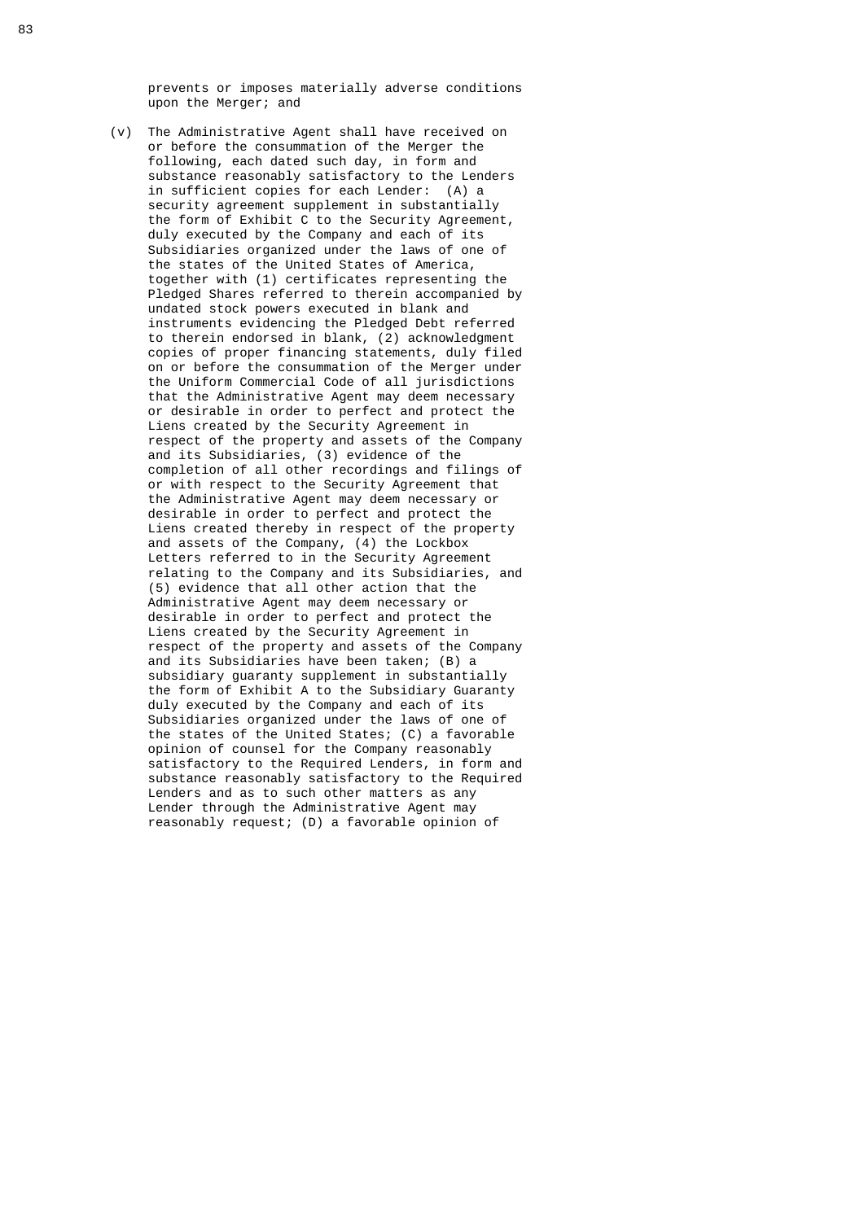prevents or imposes materially adverse conditions upon the Merger; and

(v) The Administrative Agent shall have received on or before the consummation of the Merger the following, each dated such day, in form and substance reasonably satisfactory to the Lenders in sufficient copies for each Lender: (A) a security agreement supplement in substantially the form of Exhibit C to the Security Agreement, duly executed by the Company and each of its Subsidiaries organized under the laws of one of the states of the United States of America, together with (1) certificates representing the Pledged Shares referred to therein accompanied by undated stock powers executed in blank and instruments evidencing the Pledged Debt referred to therein endorsed in blank, (2) acknowledgment copies of proper financing statements, duly filed on or before the consummation of the Merger under the Uniform Commercial Code of all jurisdictions that the Administrative Agent may deem necessary or desirable in order to perfect and protect the Liens created by the Security Agreement in respect of the property and assets of the Company and its Subsidiaries, (3) evidence of the completion of all other recordings and filings of or with respect to the Security Agreement that the Administrative Agent may deem necessary or desirable in order to perfect and protect the Liens created thereby in respect of the property and assets of the Company, (4) the Lockbox Letters referred to in the Security Agreement relating to the Company and its Subsidiaries, and (5) evidence that all other action that the Administrative Agent may deem necessary or desirable in order to perfect and protect the Liens created by the Security Agreement in respect of the property and assets of the Company and its Subsidiaries have been taken; (B) a subsidiary guaranty supplement in substantially the form of Exhibit A to the Subsidiary Guaranty duly executed by the Company and each of its Subsidiaries organized under the laws of one of the states of the United States; (C) a favorable opinion of counsel for the Company reasonably satisfactory to the Required Lenders, in form and substance reasonably satisfactory to the Required Lenders and as to such other matters as any Lender through the Administrative Agent may reasonably request; (D) a favorable opinion of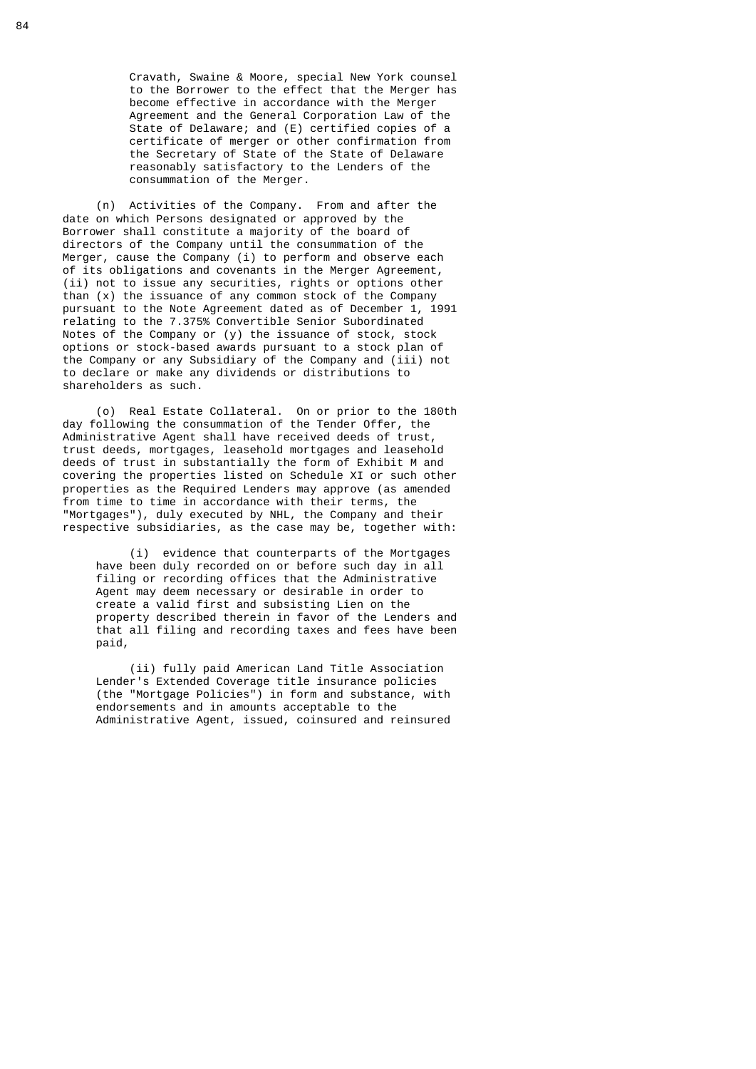Cravath, Swaine & Moore, special New York counsel to the Borrower to the effect that the Merger has become effective in accordance with the Merger Agreement and the General Corporation Law of the State of Delaware; and (E) certified copies of a certificate of merger or other confirmation from the Secretary of State of the State of Delaware reasonably satisfactory to the Lenders of the consummation of the Merger.

(n) Activities of the Company. From and after the date on which Persons designated or approved by the Borrower shall constitute a majority of the board of directors of the Company until the consummation of the Merger, cause the Company (i) to perform and observe each of its obligations and covenants in the Merger Agreement, (ii) not to issue any securities, rights or options other than (x) the issuance of any common stock of the Company pursuant to the Note Agreement dated as of December 1, 1991 relating to the 7.375% Convertible Senior Subordinated Notes of the Company or (y) the issuance of stock, stock options or stock-based awards pursuant to a stock plan of the Company or any Subsidiary of the Company and (iii) not to declare or make any dividends or distributions to shareholders as such.

(o) Real Estate Collateral. On or prior to the 180th day following the consummation of the Tender Offer, the Administrative Agent shall have received deeds of trust, trust deeds, mortgages, leasehold mortgages and leasehold deeds of trust in substantially the form of Exhibit M and covering the properties listed on Schedule XI or such other properties as the Required Lenders may approve (as amended from time to time in accordance with their terms, the "Mortgages"), duly executed by NHL, the Company and their respective subsidiaries, as the case may be, together with:

(i) evidence that counterparts of the Mortgages have been duly recorded on or before such day in all filing or recording offices that the Administrative Agent may deem necessary or desirable in order to create a valid first and subsisting Lien on the property described therein in favor of the Lenders and that all filing and recording taxes and fees have been paid,

(ii) fully paid American Land Title Association Lender's Extended Coverage title insurance policies (the "Mortgage Policies") in form and substance, with endorsements and in amounts acceptable to the Administrative Agent, issued, coinsured and reinsured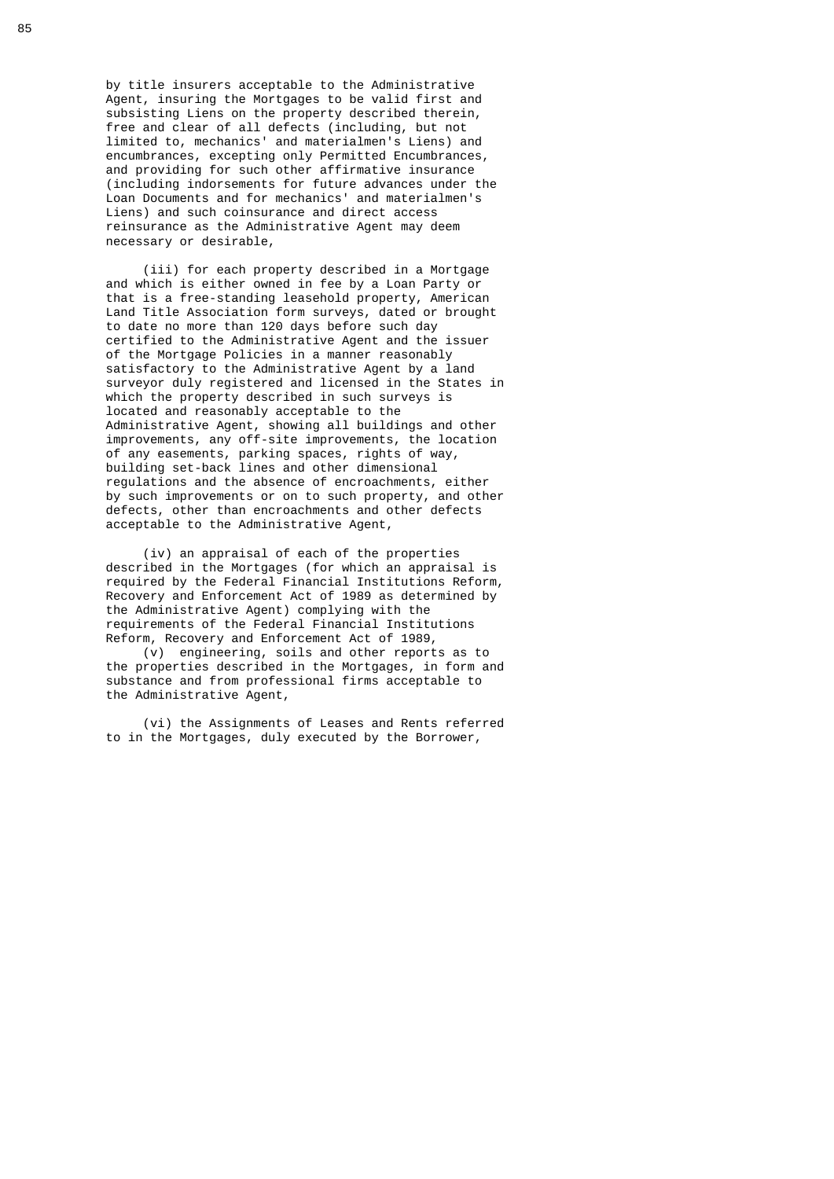by title insurers acceptable to the Administrative Agent, insuring the Mortgages to be valid first and subsisting Liens on the property described therein, free and clear of all defects (including, but not limited to, mechanics' and materialmen's Liens) and encumbrances, excepting only Permitted Encumbrances, and providing for such other affirmative insurance (including indorsements for future advances under the Loan Documents and for mechanics' and materialmen's Liens) and such coinsurance and direct access reinsurance as the Administrative Agent may deem necessary or desirable,

(iii) for each property described in a Mortgage and which is either owned in fee by a Loan Party or that is a free-standing leasehold property, American Land Title Association form surveys, dated or brought to date no more than 120 days before such day certified to the Administrative Agent and the issuer of the Mortgage Policies in a manner reasonably satisfactory to the Administrative Agent by a land surveyor duly registered and licensed in the States in which the property described in such surveys is located and reasonably acceptable to the Administrative Agent, showing all buildings and other improvements, any off-site improvements, the location of any easements, parking spaces, rights of way, building set-back lines and other dimensional regulations and the absence of encroachments, either by such improvements or on to such property, and other defects, other than encroachments and other defects acceptable to the Administrative Agent,

(iv) an appraisal of each of the properties described in the Mortgages (for which an appraisal is required by the Federal Financial Institutions Reform, Recovery and Enforcement Act of 1989 as determined by the Administrative Agent) complying with the requirements of the Federal Financial Institutions Reform, Recovery and Enforcement Act of 1989,

(v) engineering, soils and other reports as to the properties described in the Mortgages, in form and substance and from professional firms acceptable to the Administrative Agent,

(vi) the Assignments of Leases and Rents referred to in the Mortgages, duly executed by the Borrower,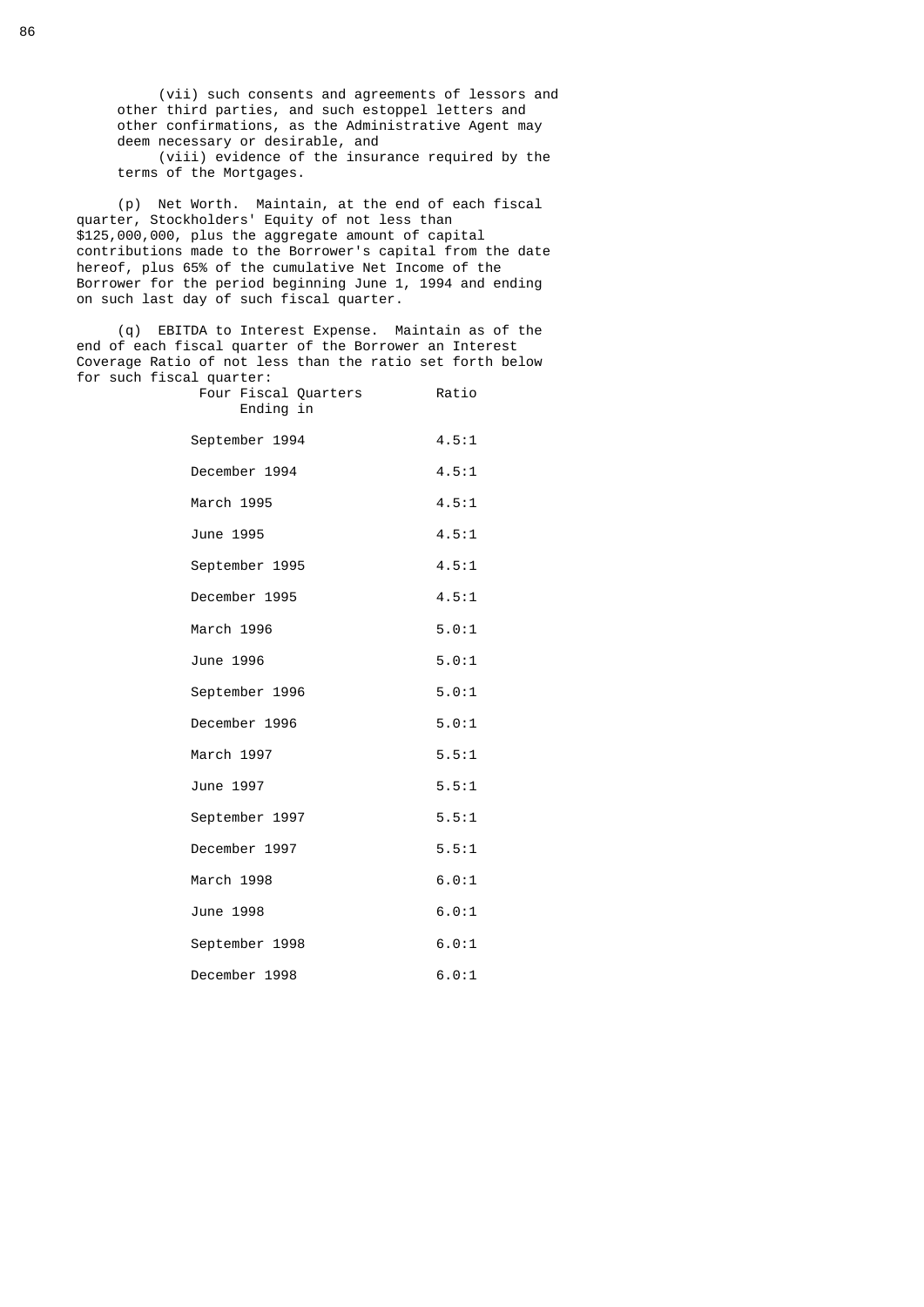(vii) such consents and agreements of lessors and other third parties, and such estoppel letters and other confirmations, as the Administrative Agent may deem necessary or desirable, and

(viii) evidence of the insurance required by the terms of the Mortgages.

(p) Net Worth. Maintain, at the end of each fiscal quarter, Stockholders' Equity of not less than $125,000,000, plus the aggregate amount of capital contributions made to the Borrower's capital from the date hereof, plus 65% of the cumulative Net Income of the Borrower for the period beginning June 1, 1994 and ending on such last day of such fiscal quarter.

(q) EBITDA to Interest Expense. Maintain as of the end of each fiscal quarter of the Borrower an Interest Coverage Ratio of not less than the ratio set forth below for such fiscal quarter:

| Four Fiscal Quarters Ending in | Ratio |
|---|---|
| September 1994 | 4.5:1 |
| December 1994 | 4.5:1 |
| March 1995 | 4.5:1 |
| June 1995 | 4.5:1 |
| September 1995 | 4.5:1 |
| December 1995 | 4.5:1 |
| March 1996 | 5.0:1 |
| June 1996 | 5.0:1 |
| September 1996 | 5.0:1 |
| December 1996 | 5.0:1 |
| March 1997 | 5.5:1 |
| June 1997 | 5.5:1 |
| September 1997 | 5.5:1 |
| December 1997 | 5.5:1 |
| March 1998 | 6.0:1 |
| June 1998 | 6.0:1 |
| September 1998 | 6.0:1 |
| December 1998 | 6.0:1 |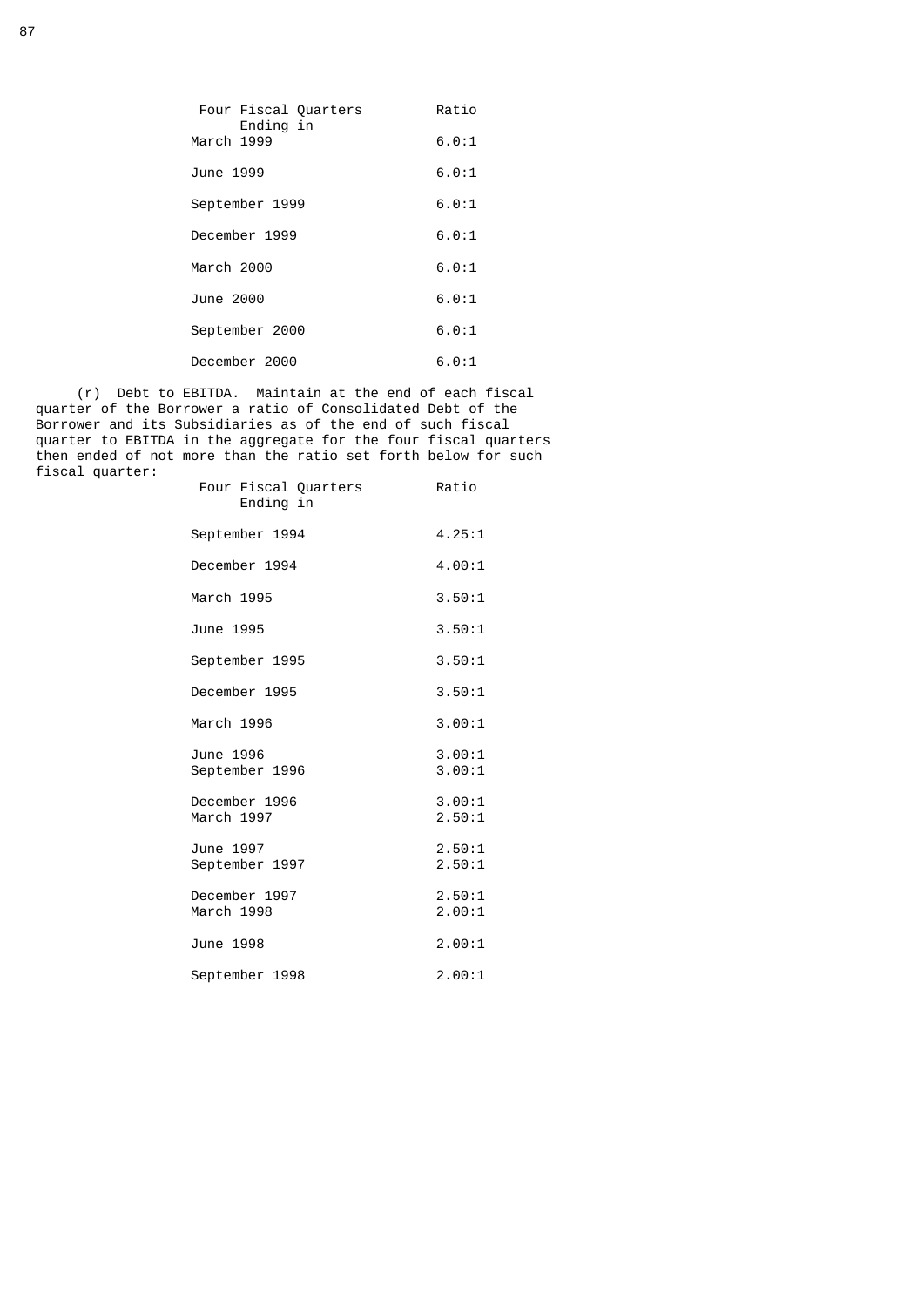| Four Fiscal Quarters Ending in | Ratio |
|---|---|
| March 1999 | 6.0:1 |
| June 1999 | 6.0:1 |
| September 1999 | 6.0:1 |
| December 1999 | 6.0:1 |
| March 2000 | 6.0:1 |
| June 2000 | 6.0:1 |
| September 2000 | 6.0:1 |
| December 2000 | 6.0:1 |

(r) Debt to EBITDA. Maintain at the end of each fiscal quarter of the Borrower a ratio of Consolidated Debt of the Borrower and its Subsidiaries as of the end of such fiscal quarter to EBITDA in the aggregate for the four fiscal quarters then ended of not more than the ratio set forth below for such fiscal quarter:

| Four Fiscal Quarters Ending in | Ratio |
|---|---|
| September 1994 | 4.25:1 |
| December 1994 | 4.00:1 |
| March 1995 | 3.50:1 |
| June 1995 | 3.50:1 |
| September 1995 | 3.50:1 |
| December 1995 | 3.50:1 |
| March 1996 | 3.00:1 |
| June 1996 | 3.00:1 |
| September 1996 | 3.00:1 |
| December 1996 | 3.00:1 |
| March 1997 | 2.50:1 |
| June 1997 | 2.50:1 |
| September 1997 | 2.50:1 |
| December 1997 | 2.50:1 |
| March 1998 | 2.00:1 |
| June 1998 | 2.00:1 |
| September 1998 | 2.00:1 |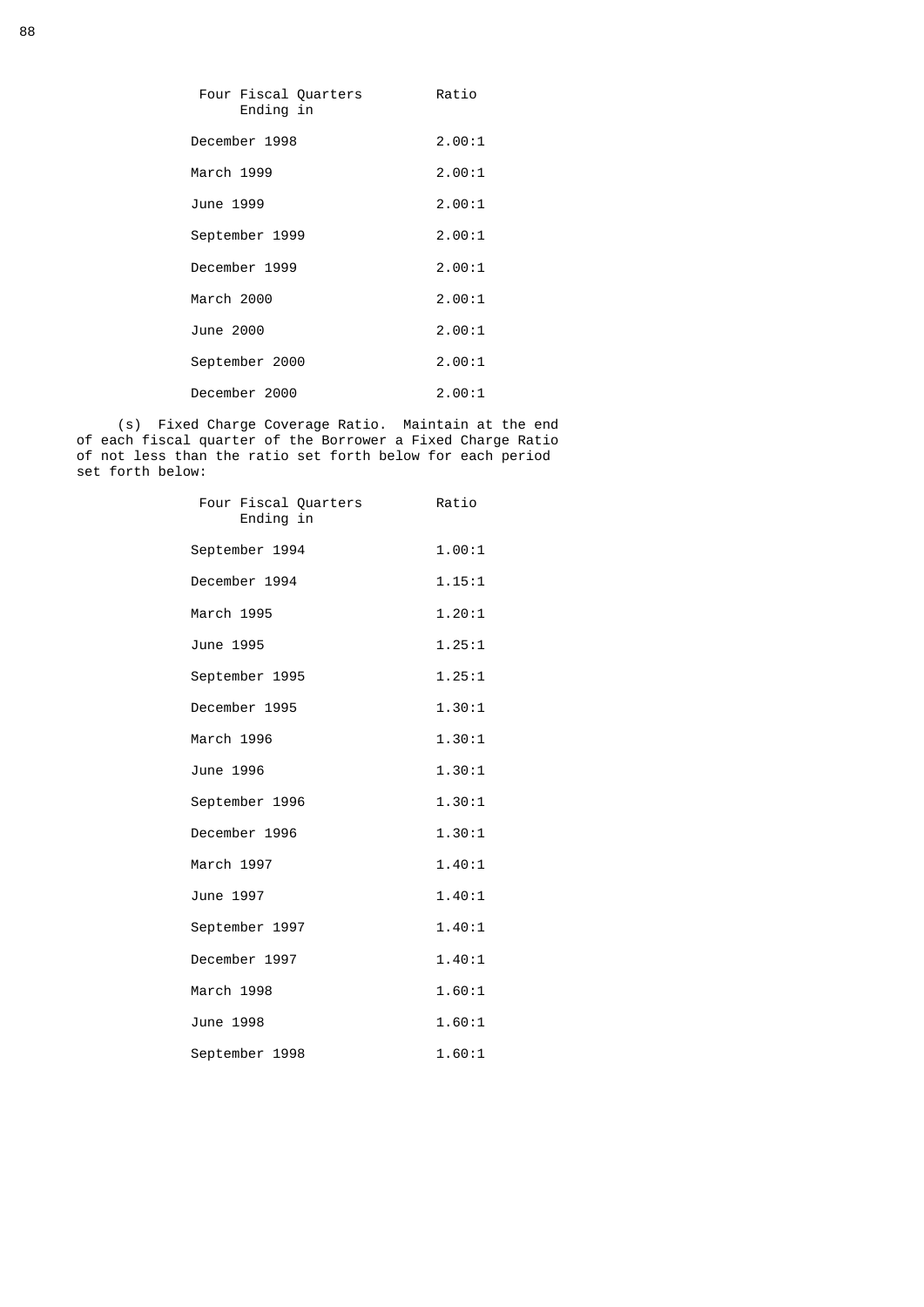| Four Fiscal Quarters Ending in | Ratio |
|---|---|
| December 1998 | 2.00:1 |
| March 1999 | 2.00:1 |
| June 1999 | 2.00:1 |
| September 1999 | 2.00:1 |
| December 1999 | 2.00:1 |
| March 2000 | 2.00:1 |
| June 2000 | 2.00:1 |
| September 2000 | 2.00:1 |
| December 2000 | 2.00:1 |

(s) Fixed Charge Coverage Ratio. Maintain at the end of each fiscal quarter of the Borrower a Fixed Charge Ratio of not less than the ratio set forth below for each period set forth below:

| Four Fiscal Quarters Ending in | Ratio |
|---|---|
| September 1994 | 1.00:1 |
| December 1994 | 1.15:1 |
| March 1995 | 1.20:1 |
| June 1995 | 1.25:1 |
| September 1995 | 1.25:1 |
| December 1995 | 1.30:1 |
| March 1996 | 1.30:1 |
| June 1996 | 1.30:1 |
| September 1996 | 1.30:1 |
| December 1996 | 1.30:1 |
| March 1997 | 1.40:1 |
| June 1997 | 1.40:1 |
| September 1997 | 1.40:1 |
| December 1997 | 1.40:1 |
| March 1998 | 1.60:1 |
| June 1998 | 1.60:1 |
| September 1998 | 1.60:1 |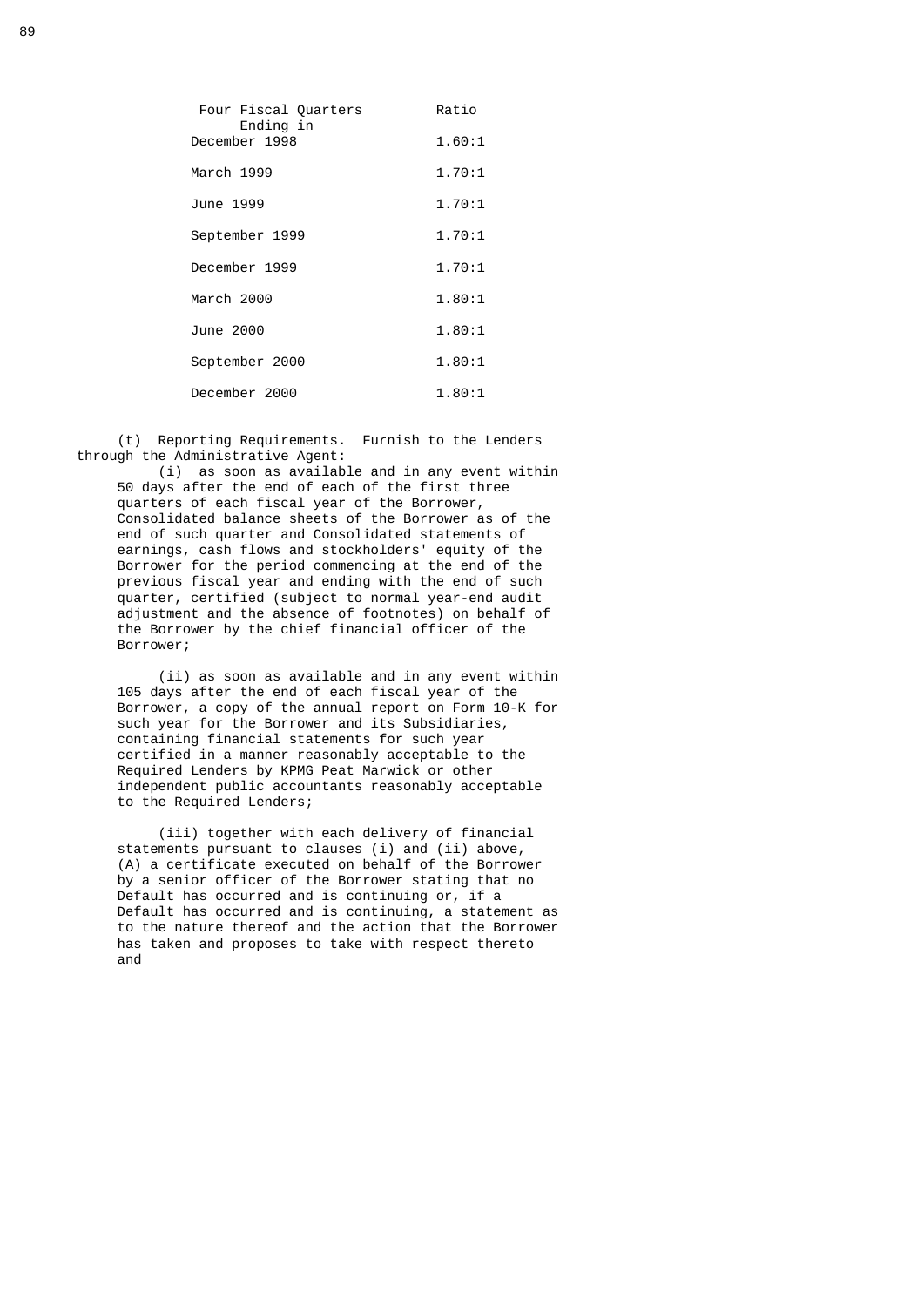| Four Fiscal Quarters Ending in | Ratio |
|---|---|
| December 1998 | 1.60:1 |
| March 1999 | 1.70:1 |
| June 1999 | 1.70:1 |
| September 1999 | 1.70:1 |
| December 1999 | 1.70:1 |
| March 2000 | 1.80:1 |
| June 2000 | 1.80:1 |
| September 2000 | 1.80:1 |
| December 2000 | 1.80:1 |

(t) Reporting Requirements. Furnish to the Lenders through the Administrative Agent:

(i) as soon as available and in any event within 50 days after the end of each of the first three quarters of each fiscal year of the Borrower, Consolidated balance sheets of the Borrower as of the end of such quarter and Consolidated statements of earnings, cash flows and stockholders' equity of the Borrower for the period commencing at the end of the previous fiscal year and ending with the end of such quarter, certified (subject to normal year-end audit adjustment and the absence of footnotes) on behalf of the Borrower by the chief financial officer of the Borrower;

(ii) as soon as available and in any event within 105 days after the end of each fiscal year of the Borrower, a copy of the annual report on Form 10-K for such year for the Borrower and its Subsidiaries, containing financial statements for such year certified in a manner reasonably acceptable to the Required Lenders by KPMG Peat Marwick or other independent public accountants reasonably acceptable to the Required Lenders;

(iii) together with each delivery of financial statements pursuant to clauses (i) and (ii) above, (A) a certificate executed on behalf of the Borrower by a senior officer of the Borrower stating that no Default has occurred and is continuing or, if a Default has occurred and is continuing, a statement as to the nature thereof and the action that the Borrower has taken and proposes to take with respect thereto and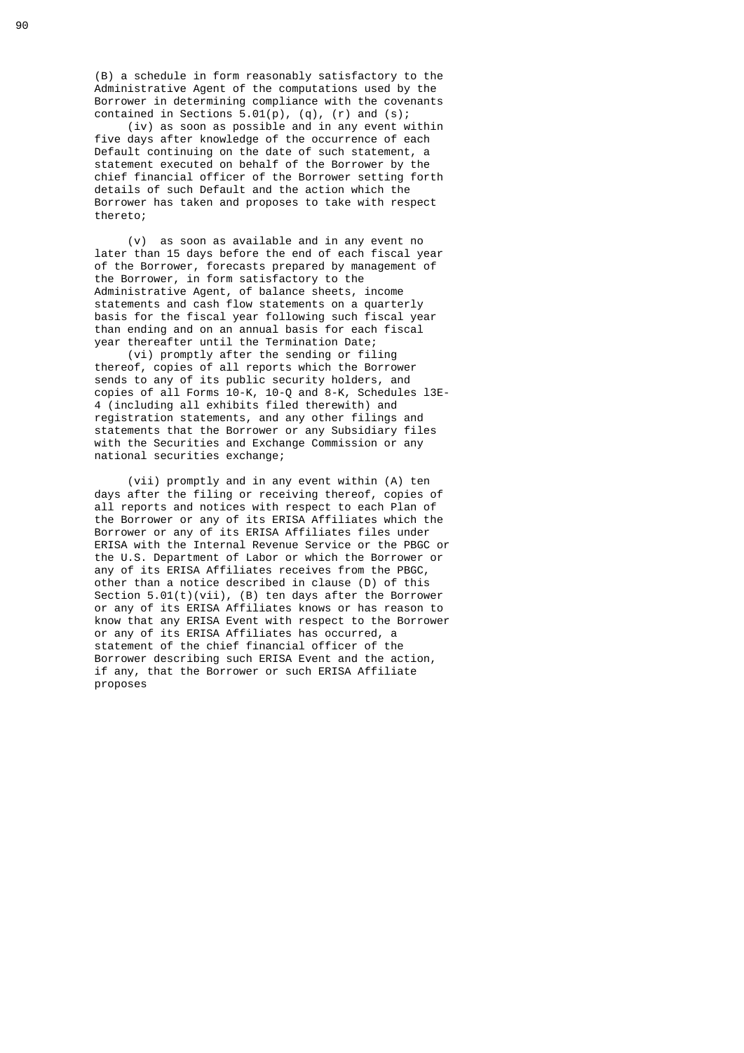(B) a schedule in form reasonably satisfactory to the Administrative Agent of the computations used by the Borrower in determining compliance with the covenants contained in Sections 5.01(p), (q), (r) and (s);

(iv) as soon as possible and in any event within five days after knowledge of the occurrence of each Default continuing on the date of such statement, a statement executed on behalf of the Borrower by the chief financial officer of the Borrower setting forth details of such Default and the action which the Borrower has taken and proposes to take with respect thereto;

(v) as soon as available and in any event no later than 15 days before the end of each fiscal year of the Borrower, forecasts prepared by management of the Borrower, in form satisfactory to the Administrative Agent, of balance sheets, income statements and cash flow statements on a quarterly basis for the fiscal year following such fiscal year than ending and on an annual basis for each fiscal year thereafter until the Termination Date;

(vi) promptly after the sending or filing thereof, copies of all reports which the Borrower sends to any of its public security holders, and copies of all Forms 10-K, 10-Q and 8-K, Schedules 13E-4 (including all exhibits filed therewith) and registration statements, and any other filings and statements that the Borrower or any Subsidiary files with the Securities and Exchange Commission or any national securities exchange;

(vii) promptly and in any event within (A) ten days after the filing or receiving thereof, copies of all reports and notices with respect to each Plan of the Borrower or any of its ERISA Affiliates which the Borrower or any of its ERISA Affiliates files under ERISA with the Internal Revenue Service or the PBGC or the U.S. Department of Labor or which the Borrower or any of its ERISA Affiliates receives from the PBGC, other than a notice described in clause (D) of this Section 5.01(t)(vii), (B) ten days after the Borrower or any of its ERISA Affiliates knows or has reason to know that any ERISA Event with respect to the Borrower or any of its ERISA Affiliates has occurred, a statement of the chief financial officer of the Borrower describing such ERISA Event and the action, if any, that the Borrower or such ERISA Affiliate proposes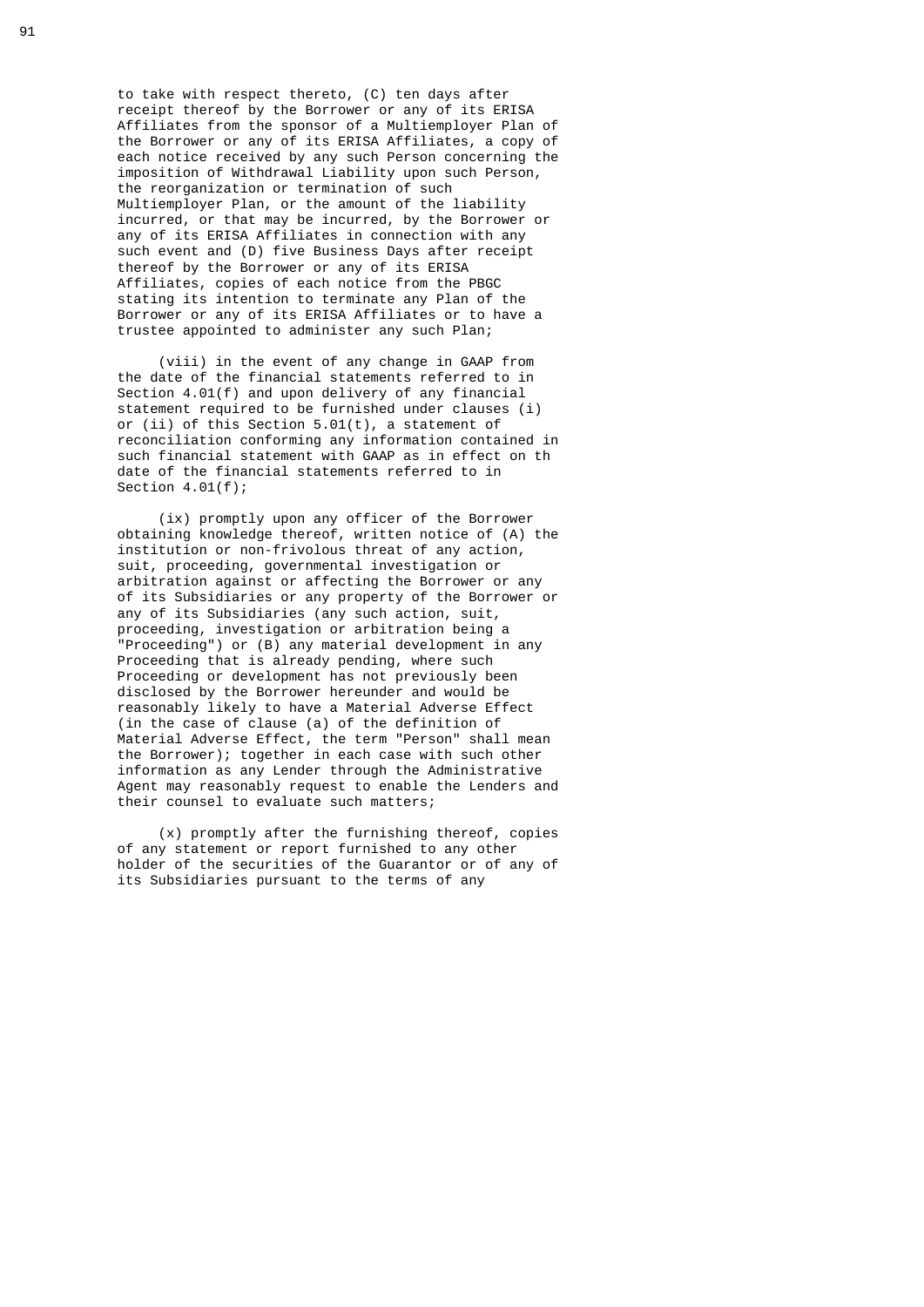to take with respect thereto, (C) ten days after receipt thereof by the Borrower or any of its ERISA Affiliates from the sponsor of a Multiemployer Plan of the Borrower or any of its ERISA Affiliates, a copy of each notice received by any such Person concerning the imposition of Withdrawal Liability upon such Person, the reorganization or termination of such Multiemployer Plan, or the amount of the liability incurred, or that may be incurred, by the Borrower or any of its ERISA Affiliates in connection with any such event and (D) five Business Days after receipt thereof by the Borrower or any of its ERISA Affiliates, copies of each notice from the PBGC stating its intention to terminate any Plan of the Borrower or any of its ERISA Affiliates or to have a trustee appointed to administer any such Plan;

(viii) in the event of any change in GAAP from the date of the financial statements referred to in Section 4.01(f) and upon delivery of any financial statement required to be furnished under clauses (i) or (ii) of this Section 5.01(t), a statement of reconciliation conforming any information contained in such financial statement with GAAP as in effect on th date of the financial statements referred to in Section 4.01(f);

(ix) promptly upon any officer of the Borrower obtaining knowledge thereof, written notice of (A) the institution or non-frivolous threat of any action, suit, proceeding, governmental investigation or arbitration against or affecting the Borrower or any of its Subsidiaries or any property of the Borrower or any of its Subsidiaries (any such action, suit, proceeding, investigation or arbitration being a "Proceeding") or (B) any material development in any Proceeding that is already pending, where such Proceeding or development has not previously been disclosed by the Borrower hereunder and would be reasonably likely to have a Material Adverse Effect (in the case of clause (a) of the definition of Material Adverse Effect, the term "Person" shall mean the Borrower); together in each case with such other information as any Lender through the Administrative Agent may reasonably request to enable the Lenders and their counsel to evaluate such matters;

(x) promptly after the furnishing thereof, copies of any statement or report furnished to any other holder of the securities of the Guarantor or of any of its Subsidiaries pursuant to the terms of any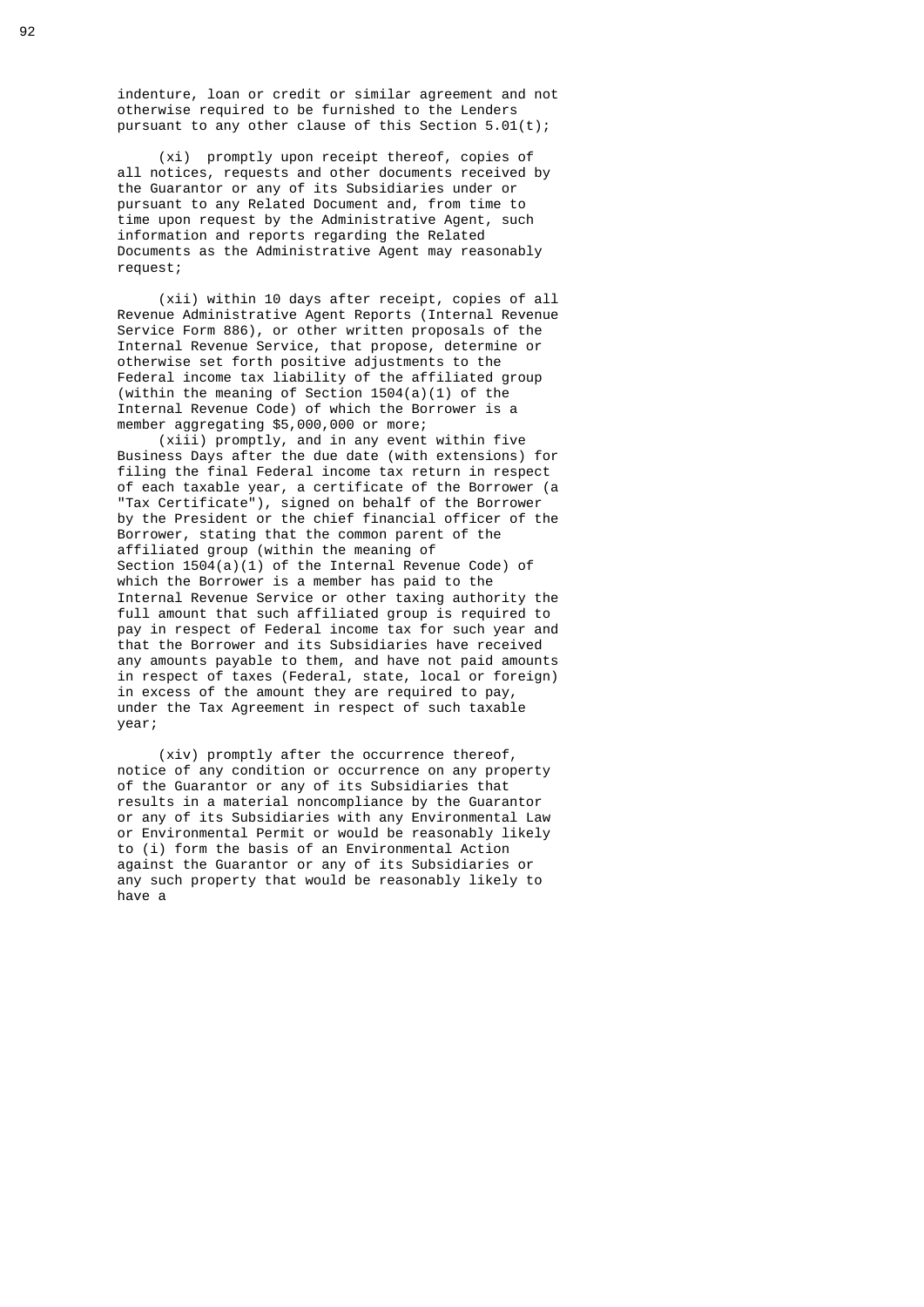indenture, loan or credit or similar agreement and not otherwise required to be furnished to the Lenders pursuant to any other clause of this Section 5.01(t);

(xi) promptly upon receipt thereof, copies of all notices, requests and other documents received by the Guarantor or any of its Subsidiaries under or pursuant to any Related Document and, from time to time upon request by the Administrative Agent, such information and reports regarding the Related Documents as the Administrative Agent may reasonably request;

(xii) within 10 days after receipt, copies of all Revenue Administrative Agent Reports (Internal Revenue Service Form 886), or other written proposals of the Internal Revenue Service, that propose, determine or otherwise set forth positive adjustments to the Federal income tax liability of the affiliated group (within the meaning of Section 1504(a)(1) of the Internal Revenue Code) of which the Borrower is a member aggregating $5,000,000 or more;

(xiii) promptly, and in any event within five Business Days after the due date (with extensions) for filing the final Federal income tax return in respect of each taxable year, a certificate of the Borrower (a "Tax Certificate"), signed on behalf of the Borrower by the President or the chief financial officer of the Borrower, stating that the common parent of the affiliated group (within the meaning of Section 1504(a)(1) of the Internal Revenue Code) of which the Borrower is a member has paid to the Internal Revenue Service or other taxing authority the full amount that such affiliated group is required to pay in respect of Federal income tax for such year and that the Borrower and its Subsidiaries have received any amounts payable to them, and have not paid amounts in respect of taxes (Federal, state, local or foreign) in excess of the amount they are required to pay, under the Tax Agreement in respect of such taxable year;

(xiv) promptly after the occurrence thereof, notice of any condition or occurrence on any property of the Guarantor or any of its Subsidiaries that results in a material noncompliance by the Guarantor or any of its Subsidiaries with any Environmental Law or Environmental Permit or would be reasonably likely to (i) form the basis of an Environmental Action against the Guarantor or any of its Subsidiaries or any such property that would be reasonably likely to have a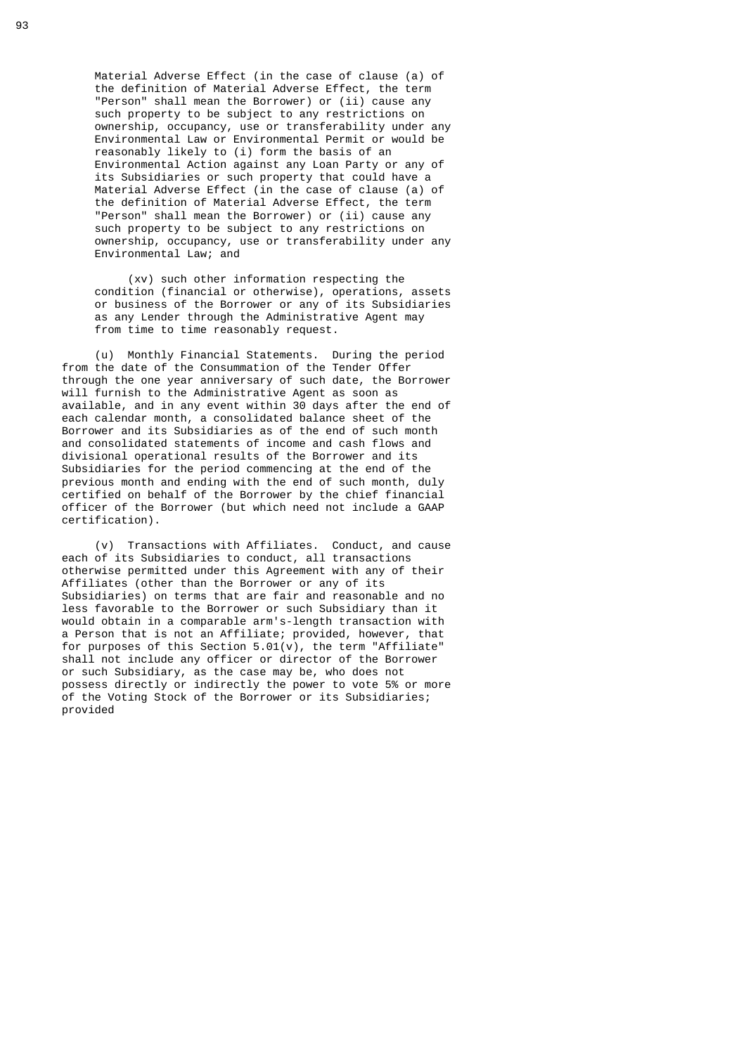Material Adverse Effect (in the case of clause (a) of the definition of Material Adverse Effect, the term "Person" shall mean the Borrower) or (ii) cause any such property to be subject to any restrictions on ownership, occupancy, use or transferability under any Environmental Law or Environmental Permit or would be reasonably likely to (i) form the basis of an Environmental Action against any Loan Party or any of its Subsidiaries or such property that could have a Material Adverse Effect (in the case of clause (a) of the definition of Material Adverse Effect, the term "Person" shall mean the Borrower) or (ii) cause any such property to be subject to any restrictions on ownership, occupancy, use or transferability under any Environmental Law; and

(xv) such other information respecting the condition (financial or otherwise), operations, assets or business of the Borrower or any of its Subsidiaries as any Lender through the Administrative Agent may from time to time reasonably request.

(u) Monthly Financial Statements. During the period from the date of the Consummation of the Tender Offer through the one year anniversary of such date, the Borrower will furnish to the Administrative Agent as soon as available, and in any event within 30 days after the end of each calendar month, a consolidated balance sheet of the Borrower and its Subsidiaries as of the end of such month and consolidated statements of income and cash flows and divisional operational results of the Borrower and its Subsidiaries for the period commencing at the end of the previous month and ending with the end of such month, duly certified on behalf of the Borrower by the chief financial officer of the Borrower (but which need not include a GAAP certification).

(v) Transactions with Affiliates. Conduct, and cause each of its Subsidiaries to conduct, all transactions otherwise permitted under this Agreement with any of their Affiliates (other than the Borrower or any of its Subsidiaries) on terms that are fair and reasonable and no less favorable to the Borrower or such Subsidiary than it would obtain in a comparable arm's-length transaction with a Person that is not an Affiliate; provided, however, that for purposes of this Section 5.01(v), the term "Affiliate" shall not include any officer or director of the Borrower or such Subsidiary, as the case may be, who does not possess directly or indirectly the power to vote 5% or more of the Voting Stock of the Borrower or its Subsidiaries; provided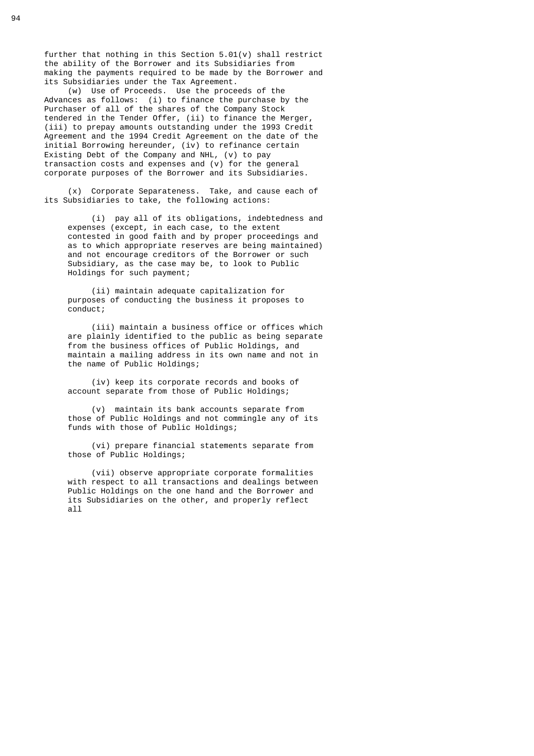further that nothing in this Section 5.01(v) shall restrict the ability of the Borrower and its Subsidiaries from making the payments required to be made by the Borrower and its Subsidiaries under the Tax Agreement.

(w) Use of Proceeds. Use the proceeds of the Advances as follows: (i) to finance the purchase by the Purchaser of all of the shares of the Company Stock tendered in the Tender Offer, (ii) to finance the Merger, (iii) to prepay amounts outstanding under the 1993 Credit Agreement and the 1994 Credit Agreement on the date of the initial Borrowing hereunder, (iv) to refinance certain Existing Debt of the Company and NHL, (v) to pay transaction costs and expenses and (v) for the general corporate purposes of the Borrower and its Subsidiaries.

(x) Corporate Separateness. Take, and cause each of its Subsidiaries to take, the following actions:

(i) pay all of its obligations, indebtedness and expenses (except, in each case, to the extent contested in good faith and by proper proceedings and as to which appropriate reserves are being maintained) and not encourage creditors of the Borrower or such Subsidiary, as the case may be, to look to Public Holdings for such payment;

(ii) maintain adequate capitalization for purposes of conducting the business it proposes to conduct;

(iii) maintain a business office or offices which are plainly identified to the public as being separate from the business offices of Public Holdings, and maintain a mailing address in its own name and not in the name of Public Holdings;

(iv) keep its corporate records and books of account separate from those of Public Holdings;

(v) maintain its bank accounts separate from those of Public Holdings and not commingle any of its funds with those of Public Holdings;

(vi) prepare financial statements separate from those of Public Holdings;

(vii) observe appropriate corporate formalities with respect to all transactions and dealings between Public Holdings on the one hand and the Borrower and its Subsidiaries on the other, and properly reflect all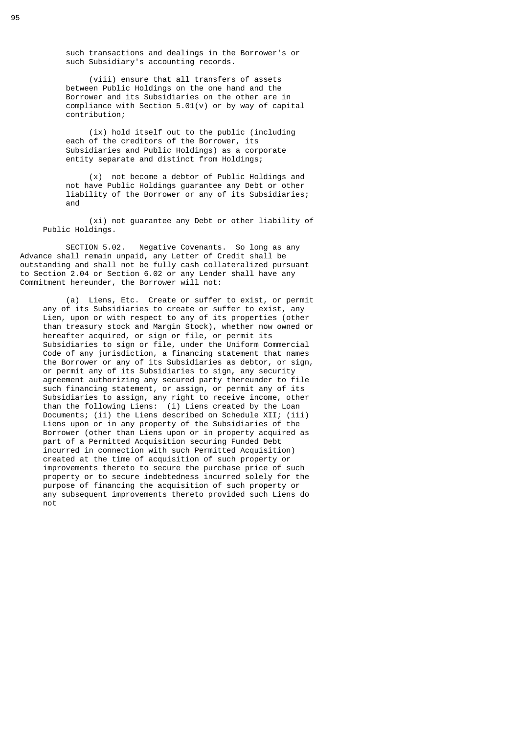such transactions and dealings in the Borrower's or such Subsidiary's accounting records.

(viii) ensure that all transfers of assets between Public Holdings on the one hand and the Borrower and its Subsidiaries on the other are in compliance with Section 5.01(v) or by way of capital contribution;

(ix) hold itself out to the public (including each of the creditors of the Borrower, its Subsidiaries and Public Holdings) as a corporate entity separate and distinct from Holdings;

(x) not become a debtor of Public Holdings and not have Public Holdings guarantee any Debt or other liability of the Borrower or any of its Subsidiaries; and

(xi) not guarantee any Debt or other liability of Public Holdings.

SECTION 5.02. Negative Covenants. So long as any Advance shall remain unpaid, any Letter of Credit shall be outstanding and shall not be fully cash collateralized pursuant to Section 2.04 or Section 6.02 or any Lender shall have any Commitment hereunder, the Borrower will not:

(a) Liens, Etc. Create or suffer to exist, or permit any of its Subsidiaries to create or suffer to exist, any Lien, upon or with respect to any of its properties (other than treasury stock and Margin Stock), whether now owned or hereafter acquired, or sign or file, or permit its Subsidiaries to sign or file, under the Uniform Commercial Code of any jurisdiction, a financing statement that names the Borrower or any of its Subsidiaries as debtor, or sign, or permit any of its Subsidiaries to sign, any security agreement authorizing any secured party thereunder to file such financing statement, or assign, or permit any of its Subsidiaries to assign, any right to receive income, other than the following Liens: (i) Liens created by the Loan Documents; (ii) the Liens described on Schedule XII; (iii) Liens upon or in any property of the Subsidiaries of the Borrower (other than Liens upon or in property acquired as part of a Permitted Acquisition securing Funded Debt incurred in connection with such Permitted Acquisition) created at the time of acquisition of such property or improvements thereto to secure the purchase price of such property or to secure indebtedness incurred solely for the purpose of financing the acquisition of such property or any subsequent improvements thereto provided such Liens do not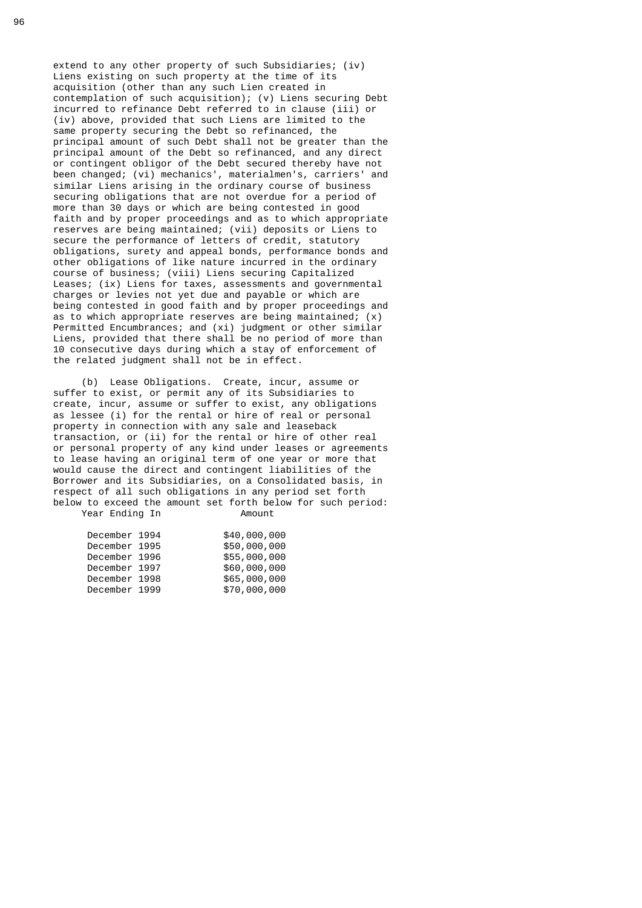extend to any other property of such Subsidiaries; (iv) Liens existing on such property at the time of its acquisition (other than any such Lien created in contemplation of such acquisition); (v) Liens securing Debt incurred to refinance Debt referred to in clause (iii) or (iv) above, provided that such Liens are limited to the same property securing the Debt so refinanced, the principal amount of such Debt shall not be greater than the principal amount of the Debt so refinanced, and any direct or contingent obligor of the Debt secured thereby have not been changed; (vi) mechanics', materialmen's, carriers' and similar Liens arising in the ordinary course of business securing obligations that are not overdue for a period of more than 30 days or which are being contested in good faith and by proper proceedings and as to which appropriate reserves are being maintained; (vii) deposits or Liens to secure the performance of letters of credit, statutory obligations, surety and appeal bonds, performance bonds and other obligations of like nature incurred in the ordinary course of business; (viii) Liens securing Capitalized Leases; (ix) Liens for taxes, assessments and governmental charges or levies not yet due and payable or which are being contested in good faith and by proper proceedings and as to which appropriate reserves are being maintained; (x) Permitted Encumbrances; and (xi) judgment or other similar Liens, provided that there shall be no period of more than 10 consecutive days during which a stay of enforcement of the related judgment shall not be in effect.

(b) Lease Obligations. Create, incur, assume or suffer to exist, or permit any of its Subsidiaries to create, incur, assume or suffer to exist, any obligations as lessee (i) for the rental or hire of real or personal property in connection with any sale and leaseback transaction, or (ii) for the rental or hire of other real or personal property of any kind under leases or agreements to lease having an original term of one year or more that would cause the direct and contingent liabilities of the Borrower and its Subsidiaries, on a Consolidated basis, in respect of all such obligations in any period set forth below to exceed the amount set forth below for such period:

| Year Ending In | Amount |
|---|---|
| December 1994 | $40,000,000 |
| December 1995 | $50,000,000 |
| December 1996 | $55,000,000 |
| December 1997 | $60,000,000 |
| December 1998 | $65,000,000 |
| December 1999 | $70,000,000 |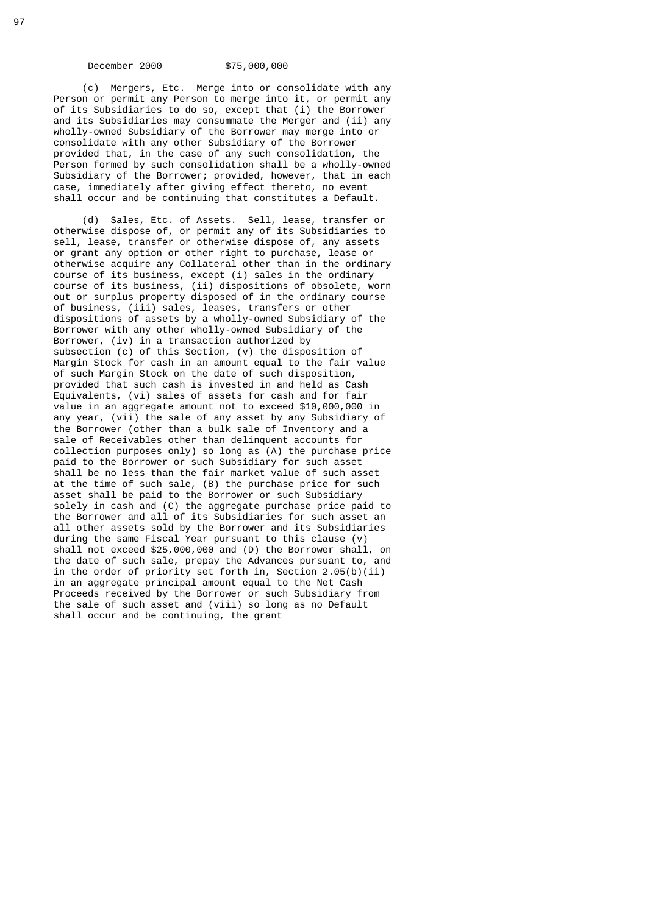December 2000          $75,000,000

(c) Mergers, Etc. Merge into or consolidate with any Person or permit any Person to merge into it, or permit any of its Subsidiaries to do so, except that (i) the Borrower and its Subsidiaries may consummate the Merger and (ii) any wholly-owned Subsidiary of the Borrower may merge into or consolidate with any other Subsidiary of the Borrower provided that, in the case of any such consolidation, the Person formed by such consolidation shall be a wholly-owned Subsidiary of the Borrower; provided, however, that in each case, immediately after giving effect thereto, no event shall occur and be continuing that constitutes a Default.

(d) Sales, Etc. of Assets. Sell, lease, transfer or otherwise dispose of, or permit any of its Subsidiaries to sell, lease, transfer or otherwise dispose of, any assets or grant any option or other right to purchase, lease or otherwise acquire any Collateral other than in the ordinary course of its business, except (i) sales in the ordinary course of its business, (ii) dispositions of obsolete, worn out or surplus property disposed of in the ordinary course of business, (iii) sales, leases, transfers or other dispositions of assets by a wholly-owned Subsidiary of the Borrower with any other wholly-owned Subsidiary of the Borrower, (iv) in a transaction authorized by subsection (c) of this Section, (v) the disposition of Margin Stock for cash in an amount equal to the fair value of such Margin Stock on the date of such disposition, provided that such cash is invested in and held as Cash Equivalents, (vi) sales of assets for cash and for fair value in an aggregate amount not to exceed $10,000,000 in any year, (vii) the sale of any asset by any Subsidiary of the Borrower (other than a bulk sale of Inventory and a sale of Receivables other than delinquent accounts for collection purposes only) so long as (A) the purchase price paid to the Borrower or such Subsidiary for such asset shall be no less than the fair market value of such asset at the time of such sale, (B) the purchase price for such asset shall be paid to the Borrower or such Subsidiary solely in cash and (C) the aggregate purchase price paid to the Borrower and all of its Subsidiaries for such asset an all other assets sold by the Borrower and its Subsidiaries during the same Fiscal Year pursuant to this clause (v) shall not exceed $25,000,000 and (D) the Borrower shall, on the date of such sale, prepay the Advances pursuant to, and in the order of priority set forth in, Section 2.05(b)(ii) in an aggregate principal amount equal to the Net Cash Proceeds received by the Borrower or such Subsidiary from the sale of such asset and (viii) so long as no Default shall occur and be continuing, the grant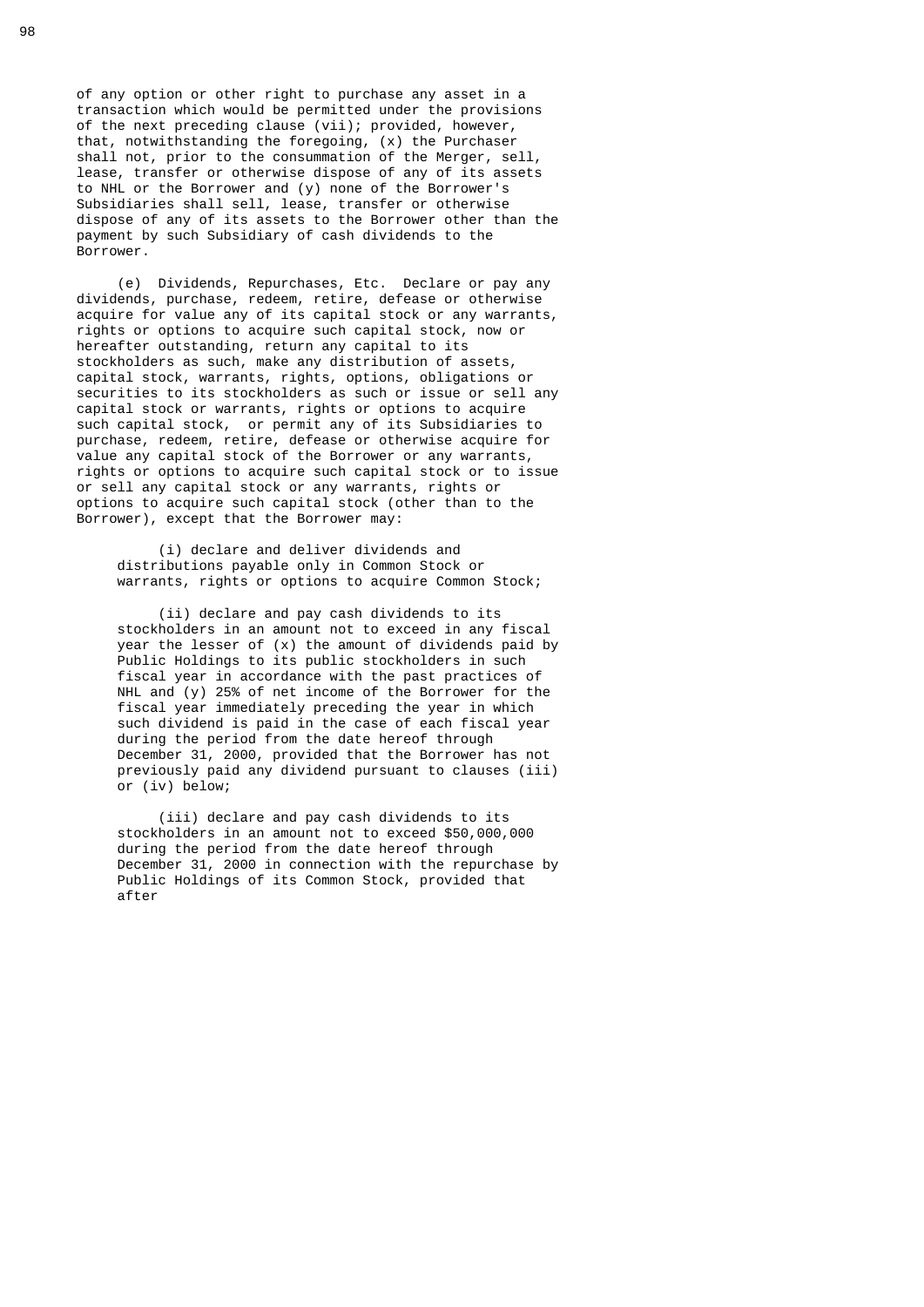of any option or other right to purchase any asset in a transaction which would be permitted under the provisions of the next preceding clause (vii); provided, however, that, notwithstanding the foregoing, (x) the Purchaser shall not, prior to the consummation of the Merger, sell, lease, transfer or otherwise dispose of any of its assets to NHL or the Borrower and (y) none of the Borrower's Subsidiaries shall sell, lease, transfer or otherwise dispose of any of its assets to the Borrower other than the payment by such Subsidiary of cash dividends to the Borrower.

(e) Dividends, Repurchases, Etc. Declare or pay any dividends, purchase, redeem, retire, defease or otherwise acquire for value any of its capital stock or any warrants, rights or options to acquire such capital stock, now or hereafter outstanding, return any capital to its stockholders as such, make any distribution of assets, capital stock, warrants, rights, options, obligations or securities to its stockholders as such or issue or sell any capital stock or warrants, rights or options to acquire such capital stock, or permit any of its Subsidiaries to purchase, redeem, retire, defease or otherwise acquire for value any capital stock of the Borrower or any warrants, rights or options to acquire such capital stock or to issue or sell any capital stock or any warrants, rights or options to acquire such capital stock (other than to the Borrower), except that the Borrower may:

(i) declare and deliver dividends and distributions payable only in Common Stock or warrants, rights or options to acquire Common Stock;

(ii) declare and pay cash dividends to its stockholders in an amount not to exceed in any fiscal year the lesser of (x) the amount of dividends paid by Public Holdings to its public stockholders in such fiscal year in accordance with the past practices of NHL and (y) 25% of net income of the Borrower for the fiscal year immediately preceding the year in which such dividend is paid in the case of each fiscal year during the period from the date hereof through December 31, 2000, provided that the Borrower has not previously paid any dividend pursuant to clauses (iii) or (iv) below;

(iii) declare and pay cash dividends to its stockholders in an amount not to exceed $50,000,000 during the period from the date hereof through December 31, 2000 in connection with the repurchase by Public Holdings of its Common Stock, provided that after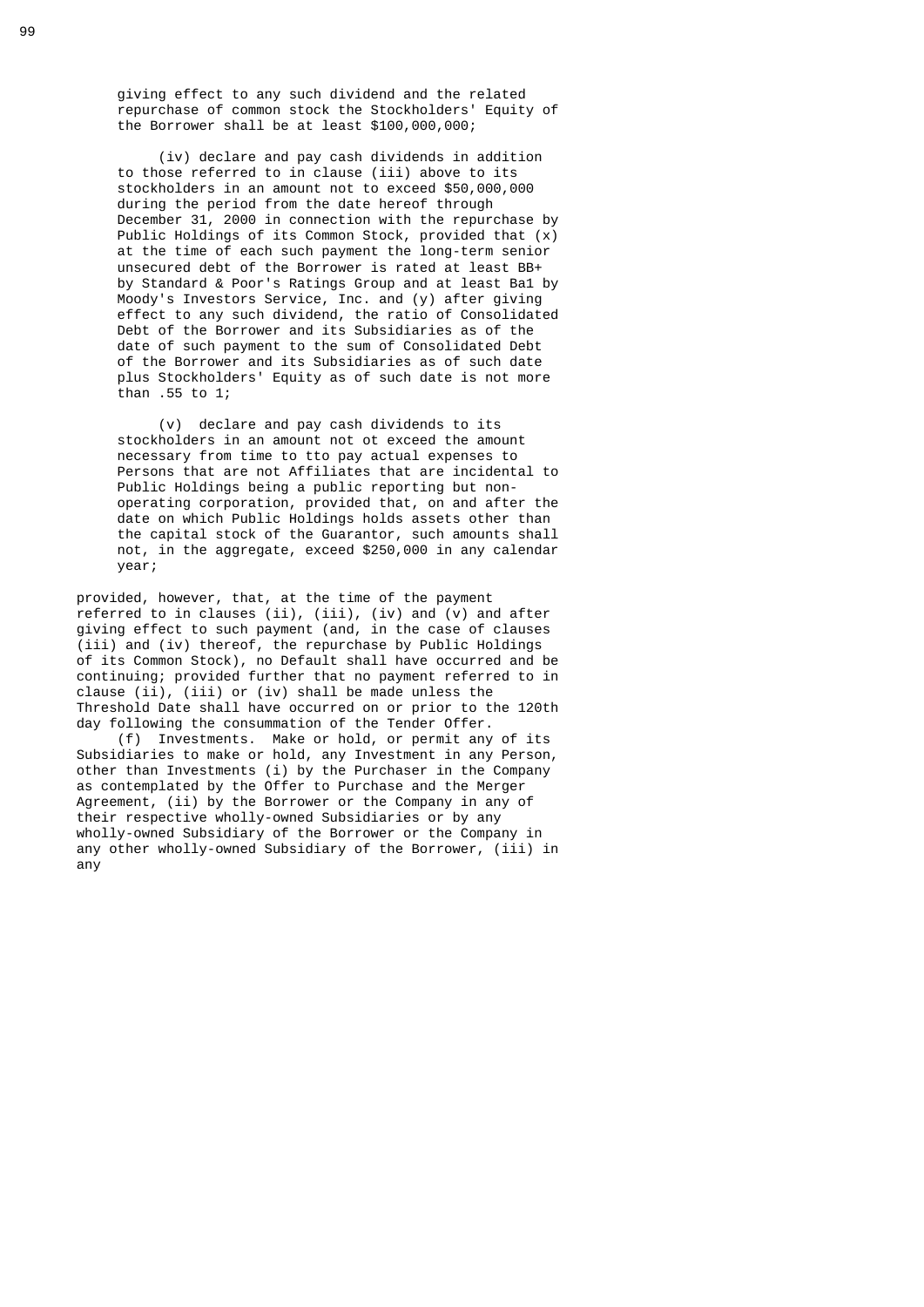giving effect to any such dividend and the related repurchase of common stock the Stockholders' Equity of the Borrower shall be at least $100,000,000;

(iv) declare and pay cash dividends in addition to those referred to in clause (iii) above to its stockholders in an amount not to exceed $50,000,000 during the period from the date hereof through December 31, 2000 in connection with the repurchase by Public Holdings of its Common Stock, provided that (x) at the time of each such payment the long-term senior unsecured debt of the Borrower is rated at least BB+ by Standard & Poor's Ratings Group and at least Ba1 by Moody's Investors Service, Inc. and (y) after giving effect to any such dividend, the ratio of Consolidated Debt of the Borrower and its Subsidiaries as of the date of such payment to the sum of Consolidated Debt of the Borrower and its Subsidiaries as of such date plus Stockholders' Equity as of such date is not more than .55 to 1;

(v) declare and pay cash dividends to its stockholders in an amount not ot exceed the amount necessary from time to tto pay actual expenses to Persons that are not Affiliates that are incidental to Public Holdings being a public reporting but non-operating corporation, provided that, on and after the date on which Public Holdings holds assets other than the capital stock of the Guarantor, such amounts shall not, in the aggregate, exceed $250,000 in any calendar year;

provided, however, that, at the time of the payment referred to in clauses (ii), (iii), (iv) and (v) and after giving effect to such payment (and, in the case of clauses (iii) and (iv) thereof, the repurchase by Public Holdings of its Common Stock), no Default shall have occurred and be continuing; provided further that no payment referred to in clause (ii), (iii) or (iv) shall be made unless the Threshold Date shall have occurred on or prior to the 120th day following the consummation of the Tender Offer.

(f) Investments. Make or hold, or permit any of its Subsidiaries to make or hold, any Investment in any Person, other than Investments (i) by the Purchaser in the Company as contemplated by the Offer to Purchase and the Merger Agreement, (ii) by the Borrower or the Company in any of their respective wholly-owned Subsidiaries or by any wholly-owned Subsidiary of the Borrower or the Company in any other wholly-owned Subsidiary of the Borrower, (iii) in any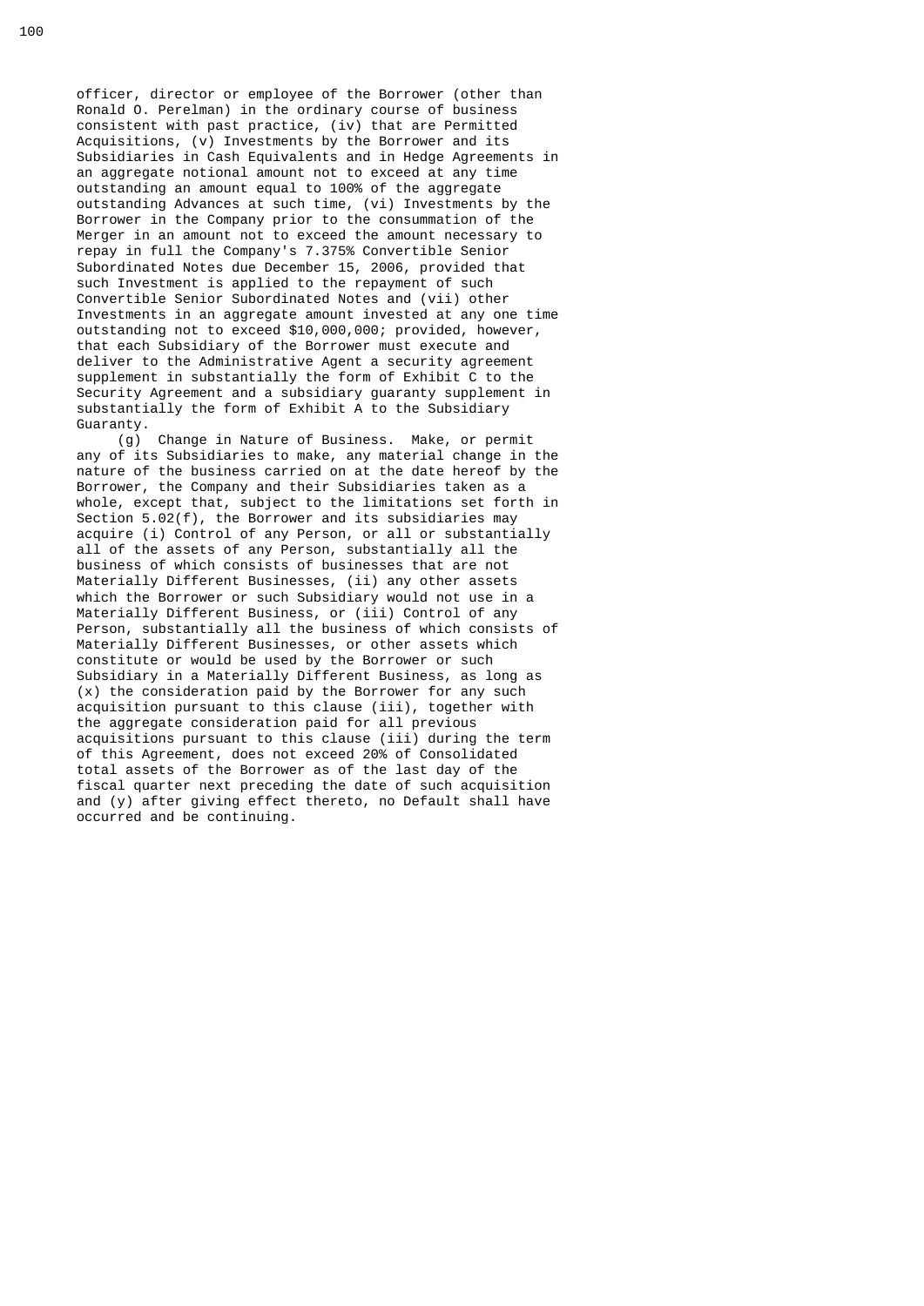officer, director or employee of the Borrower (other than Ronald O. Perelman) in the ordinary course of business consistent with past practice, (iv) that are Permitted Acquisitions, (v) Investments by the Borrower and its Subsidiaries in Cash Equivalents and in Hedge Agreements in an aggregate notional amount not to exceed at any time outstanding an amount equal to 100% of the aggregate outstanding Advances at such time, (vi) Investments by the Borrower in the Company prior to the consummation of the Merger in an amount not to exceed the amount necessary to repay in full the Company's 7.375% Convertible Senior Subordinated Notes due December 15, 2006, provided that such Investment is applied to the repayment of such Convertible Senior Subordinated Notes and (vii) other Investments in an aggregate amount invested at any one time outstanding not to exceed $10,000,000; provided, however, that each Subsidiary of the Borrower must execute and deliver to the Administrative Agent a security agreement supplement in substantially the form of Exhibit C to the Security Agreement and a subsidiary guaranty supplement in substantially the form of Exhibit A to the Subsidiary Guaranty.

(g) Change in Nature of Business. Make, or permit any of its Subsidiaries to make, any material change in the nature of the business carried on at the date hereof by the Borrower, the Company and their Subsidiaries taken as a whole, except that, subject to the limitations set forth in Section 5.02(f), the Borrower and its subsidiaries may acquire (i) Control of any Person, or all or substantially all of the assets of any Person, substantially all the business of which consists of businesses that are not Materially Different Businesses, (ii) any other assets which the Borrower or such Subsidiary would not use in a Materially Different Business, or (iii) Control of any Person, substantially all the business of which consists of Materially Different Businesses, or other assets which constitute or would be used by the Borrower or such Subsidiary in a Materially Different Business, as long as (x) the consideration paid by the Borrower for any such acquisition pursuant to this clause (iii), together with the aggregate consideration paid for all previous acquisitions pursuant to this clause (iii) during the term of this Agreement, does not exceed 20% of Consolidated total assets of the Borrower as of the last day of the fiscal quarter next preceding the date of such acquisition and (y) after giving effect thereto, no Default shall have occurred and be continuing.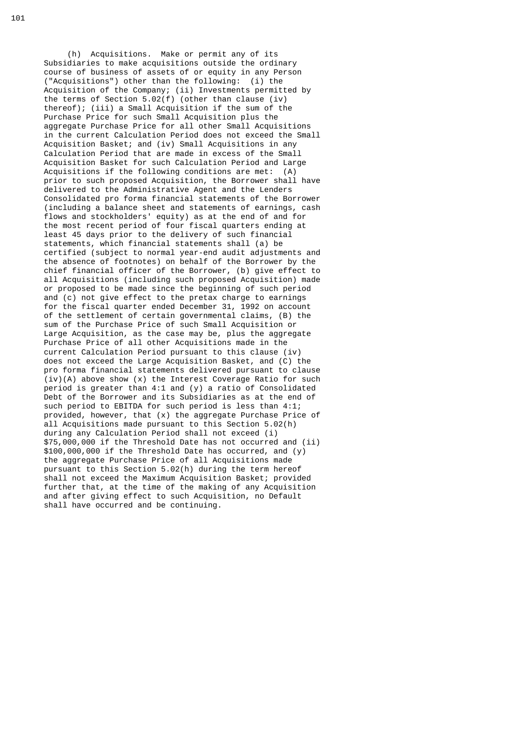(h) Acquisitions. Make or permit any of its Subsidiaries to make acquisitions outside the ordinary course of business of assets of or equity in any Person ("Acquisitions") other than the following: (i) the Acquisition of the Company; (ii) Investments permitted by the terms of Section 5.02(f) (other than clause (iv) thereof); (iii) a Small Acquisition if the sum of the Purchase Price for such Small Acquisition plus the aggregate Purchase Price for all other Small Acquisitions in the current Calculation Period does not exceed the Small Acquisition Basket; and (iv) Small Acquisitions in any Calculation Period that are made in excess of the Small Acquisition Basket for such Calculation Period and Large Acquisitions if the following conditions are met: (A) prior to such proposed Acquisition, the Borrower shall have delivered to the Administrative Agent and the Lenders Consolidated pro forma financial statements of the Borrower (including a balance sheet and statements of earnings, cash flows and stockholders' equity) as at the end of and for the most recent period of four fiscal quarters ending at least 45 days prior to the delivery of such financial statements, which financial statements shall (a) be certified (subject to normal year-end audit adjustments and the absence of footnotes) on behalf of the Borrower by the chief financial officer of the Borrower, (b) give effect to all Acquisitions (including such proposed Acquisition) made or proposed to be made since the beginning of such period and (c) not give effect to the pretax charge to earnings for the fiscal quarter ended December 31, 1992 on account of the settlement of certain governmental claims, (B) the sum of the Purchase Price of such Small Acquisition or Large Acquisition, as the case may be, plus the aggregate Purchase Price of all other Acquisitions made in the current Calculation Period pursuant to this clause (iv) does not exceed the Large Acquisition Basket, and (C) the pro forma financial statements delivered pursuant to clause (iv)(A) above show (x) the Interest Coverage Ratio for such period is greater than 4:1 and (y) a ratio of Consolidated Debt of the Borrower and its Subsidiaries as at the end of such period to EBITDA for such period is less than 4:1; provided, however, that (x) the aggregate Purchase Price of all Acquisitions made pursuant to this Section 5.02(h) during any Calculation Period shall not exceed (i) $75,000,000 if the Threshold Date has not occurred and (ii) $100,000,000 if the Threshold Date has occurred, and (y) the aggregate Purchase Price of all Acquisitions made pursuant to this Section 5.02(h) during the term hereof shall not exceed the Maximum Acquisition Basket; provided further that, at the time of the making of any Acquisition and after giving effect to such Acquisition, no Default shall have occurred and be continuing.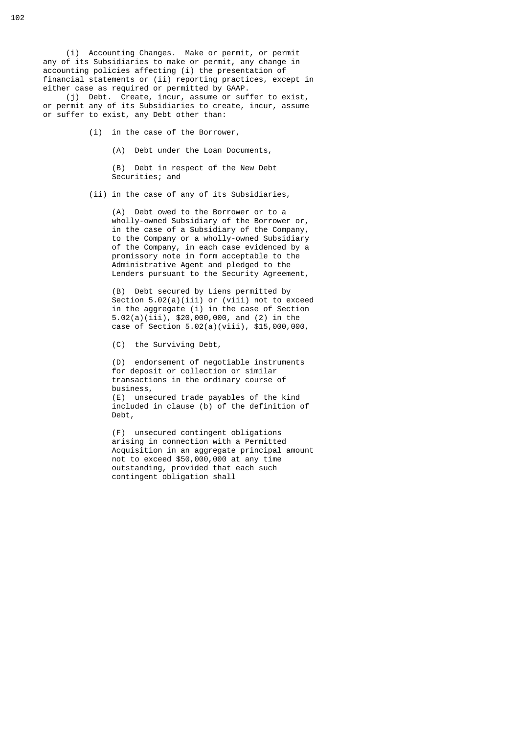(i) Accounting Changes. Make or permit, or permit any of its Subsidiaries to make or permit, any change in accounting policies affecting (i) the presentation of financial statements or (ii) reporting practices, except in either case as required or permitted by GAAP.

(j) Debt. Create, incur, assume or suffer to exist, or permit any of its Subsidiaries to create, incur, assume or suffer to exist, any Debt other than:

(i) in the case of the Borrower,

(A) Debt under the Loan Documents,

(B) Debt in respect of the New Debt Securities; and

(ii) in the case of any of its Subsidiaries,

(A) Debt owed to the Borrower or to a wholly-owned Subsidiary of the Borrower or, in the case of a Subsidiary of the Company, to the Company or a wholly-owned Subsidiary of the Company, in each case evidenced by a promissory note in form acceptable to the Administrative Agent and pledged to the Lenders pursuant to the Security Agreement,

(B) Debt secured by Liens permitted by Section 5.02(a)(iii) or (viii) not to exceed in the aggregate (i) in the case of Section 5.02(a)(iii), $20,000,000, and (2) in the case of Section 5.02(a)(viii), $15,000,000,

(C) the Surviving Debt,

(D) endorsement of negotiable instruments for deposit or collection or similar transactions in the ordinary course of business,

(E) unsecured trade payables of the kind included in clause (b) of the definition of Debt,

(F) unsecured contingent obligations arising in connection with a Permitted Acquisition in an aggregate principal amount not to exceed $50,000,000 at any time outstanding, provided that each such contingent obligation shall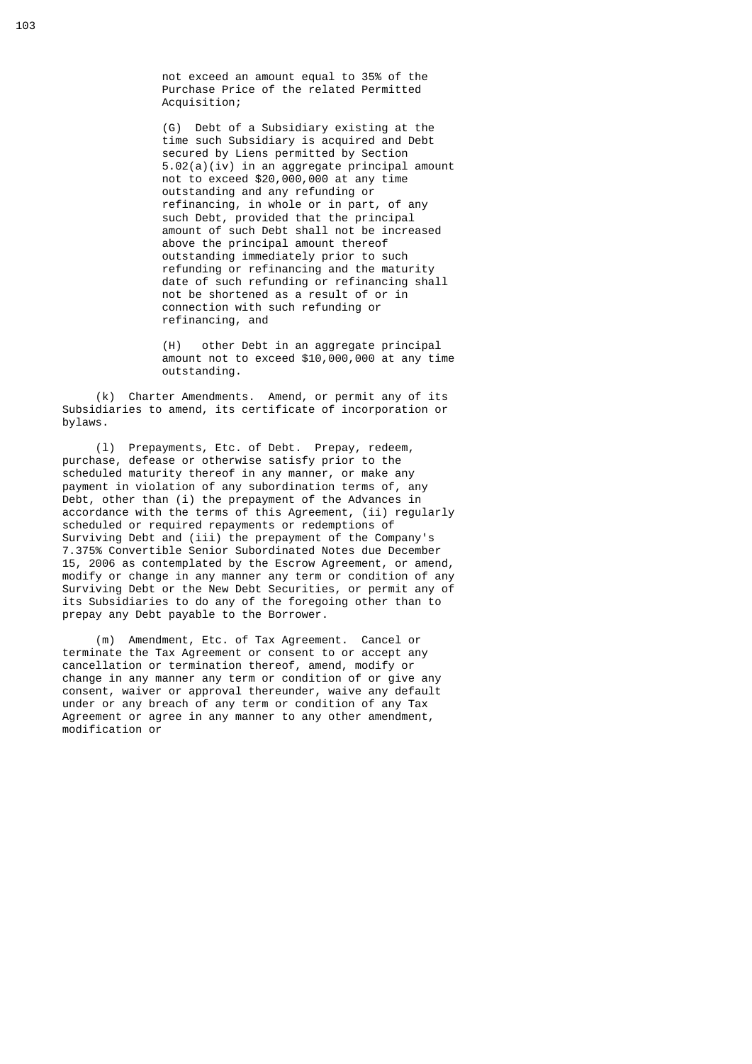not exceed an amount equal to 35% of the Purchase Price of the related Permitted Acquisition;

(G) Debt of a Subsidiary existing at the time such Subsidiary is acquired and Debt secured by Liens permitted by Section 5.02(a)(iv) in an aggregate principal amount not to exceed $20,000,000 at any time outstanding and any refunding or refinancing, in whole or in part, of any such Debt, provided that the principal amount of such Debt shall not be increased above the principal amount thereof outstanding immediately prior to such refunding or refinancing and the maturity date of such refunding or refinancing shall not be shortened as a result of or in connection with such refunding or refinancing, and

(H) other Debt in an aggregate principal amount not to exceed $10,000,000 at any time outstanding.

(k) Charter Amendments. Amend, or permit any of its Subsidiaries to amend, its certificate of incorporation or bylaws.

(l) Prepayments, Etc. of Debt. Prepay, redeem, purchase, defease or otherwise satisfy prior to the scheduled maturity thereof in any manner, or make any payment in violation of any subordination terms of, any Debt, other than (i) the prepayment of the Advances in accordance with the terms of this Agreement, (ii) regularly scheduled or required repayments or redemptions of Surviving Debt and (iii) the prepayment of the Company's 7.375% Convertible Senior Subordinated Notes due December 15, 2006 as contemplated by the Escrow Agreement, or amend, modify or change in any manner any term or condition of any Surviving Debt or the New Debt Securities, or permit any of its Subsidiaries to do any of the foregoing other than to prepay any Debt payable to the Borrower.

(m) Amendment, Etc. of Tax Agreement. Cancel or terminate the Tax Agreement or consent to or accept any cancellation or termination thereof, amend, modify or change in any manner any term or condition of or give any consent, waiver or approval thereunder, waive any default under or any breach of any term or condition of any Tax Agreement or agree in any manner to any other amendment, modification or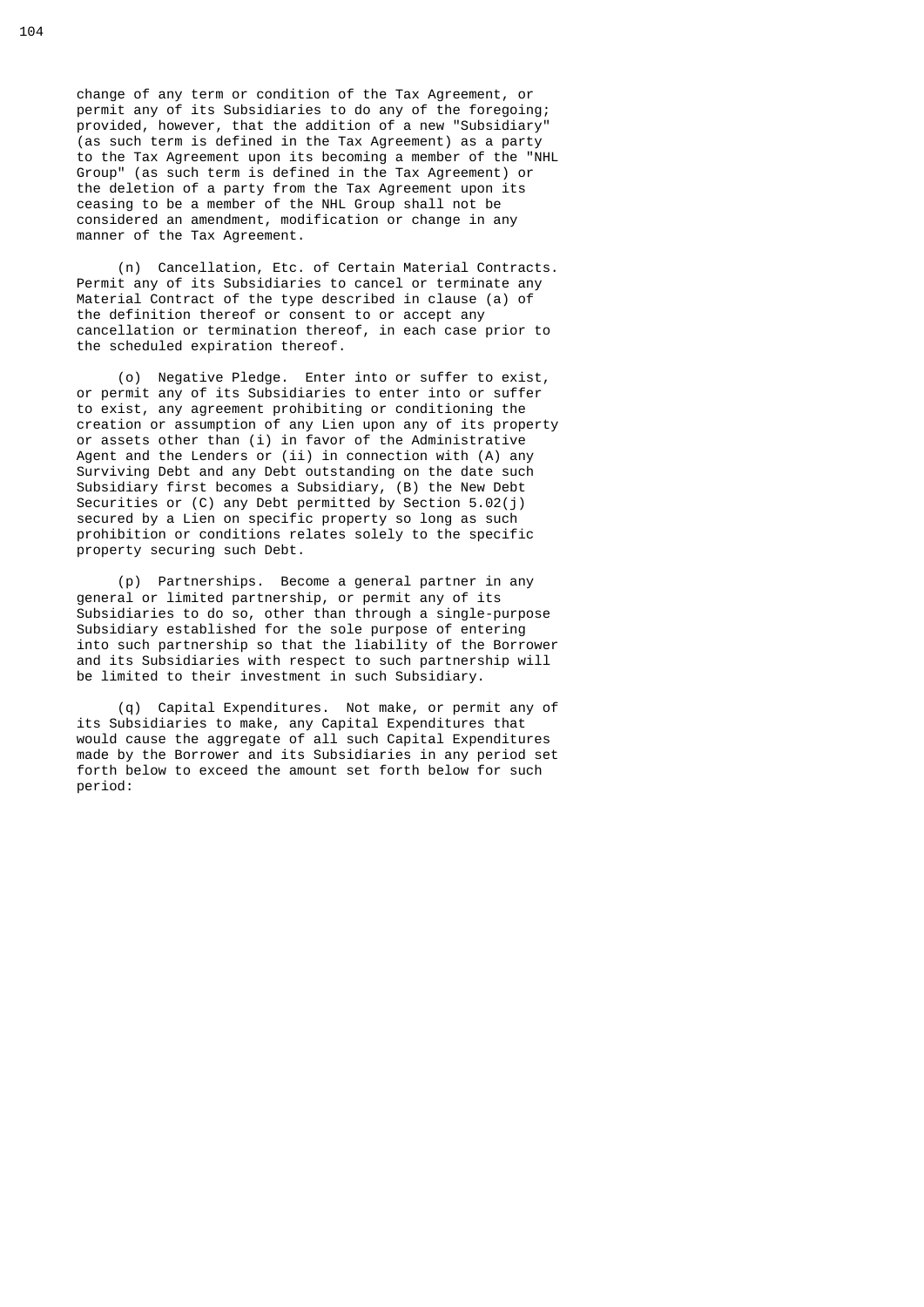change of any term or condition of the Tax Agreement, or permit any of its Subsidiaries to do any of the foregoing; provided, however, that the addition of a new "Subsidiary" (as such term is defined in the Tax Agreement) as a party to the Tax Agreement upon its becoming a member of the "NHL Group" (as such term is defined in the Tax Agreement) or the deletion of a party from the Tax Agreement upon its ceasing to be a member of the NHL Group shall not be considered an amendment, modification or change in any manner of the Tax Agreement.

(n) Cancellation, Etc. of Certain Material Contracts. Permit any of its Subsidiaries to cancel or terminate any Material Contract of the type described in clause (a) of the definition thereof or consent to or accept any cancellation or termination thereof, in each case prior to the scheduled expiration thereof.

(o) Negative Pledge. Enter into or suffer to exist, or permit any of its Subsidiaries to enter into or suffer to exist, any agreement prohibiting or conditioning the creation or assumption of any Lien upon any of its property or assets other than (i) in favor of the Administrative Agent and the Lenders or (ii) in connection with (A) any Surviving Debt and any Debt outstanding on the date such Subsidiary first becomes a Subsidiary, (B) the New Debt Securities or (C) any Debt permitted by Section 5.02(j) secured by a Lien on specific property so long as such prohibition or conditions relates solely to the specific property securing such Debt.

(p) Partnerships. Become a general partner in any general or limited partnership, or permit any of its Subsidiaries to do so, other than through a single-purpose Subsidiary established for the sole purpose of entering into such partnership so that the liability of the Borrower and its Subsidiaries with respect to such partnership will be limited to their investment in such Subsidiary.

(q) Capital Expenditures. Not make, or permit any of its Subsidiaries to make, any Capital Expenditures that would cause the aggregate of all such Capital Expenditures made by the Borrower and its Subsidiaries in any period set forth below to exceed the amount set forth below for such period: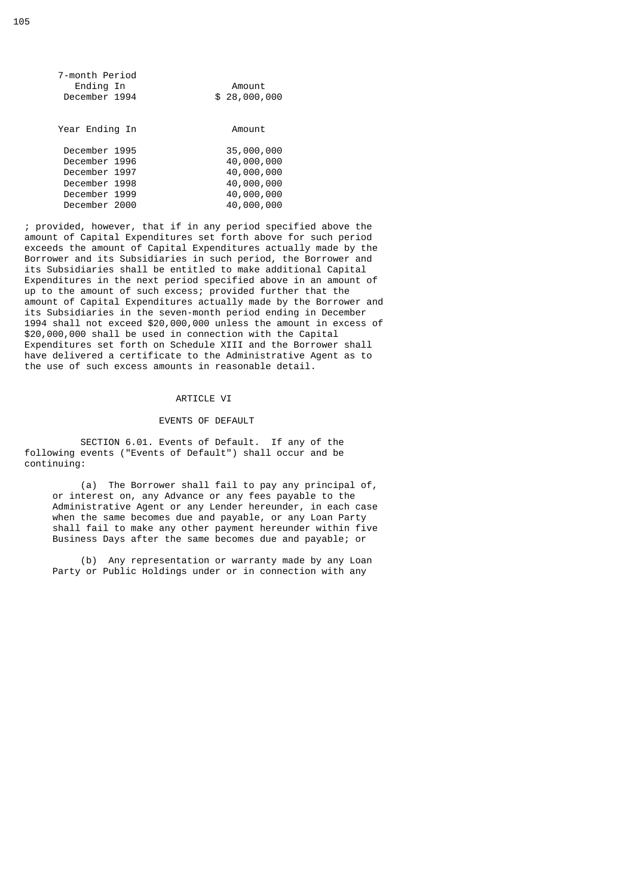| 7-month Period Ending In | Amount |
|---|---|
| December 1994 | $ 28,000,000 |

| Year Ending In | Amount |
|---|---|
| December 1995 | 35,000,000 |
| December 1996 | 40,000,000 |
| December 1997 | 40,000,000 |
| December 1998 | 40,000,000 |
| December 1999 | 40,000,000 |
| December 2000 | 40,000,000 |

; provided, however, that if in any period specified above the amount of Capital Expenditures set forth above for such period exceeds the amount of Capital Expenditures actually made by the Borrower and its Subsidiaries in such period, the Borrower and its Subsidiaries shall be entitled to make additional Capital Expenditures in the next period specified above in an amount of up to the amount of such excess; provided further that the amount of Capital Expenditures actually made by the Borrower and its Subsidiaries in the seven-month period ending in December 1994 shall not exceed $20,000,000 unless the amount in excess of $20,000,000 shall be used in connection with the Capital Expenditures set forth on Schedule XIII and the Borrower shall have delivered a certificate to the Administrative Agent as to the use of such excess amounts in reasonable detail.

## ARTICLE VI

## EVENTS OF DEFAULT

SECTION 6.01. Events of Default. If any of the following events ("Events of Default") shall occur and be continuing:

(a) The Borrower shall fail to pay any principal of, or interest on, any Advance or any fees payable to the Administrative Agent or any Lender hereunder, in each case when the same becomes due and payable, or any Loan Party shall fail to make any other payment hereunder within five Business Days after the same becomes due and payable; or

(b) Any representation or warranty made by any Loan Party or Public Holdings under or in connection with any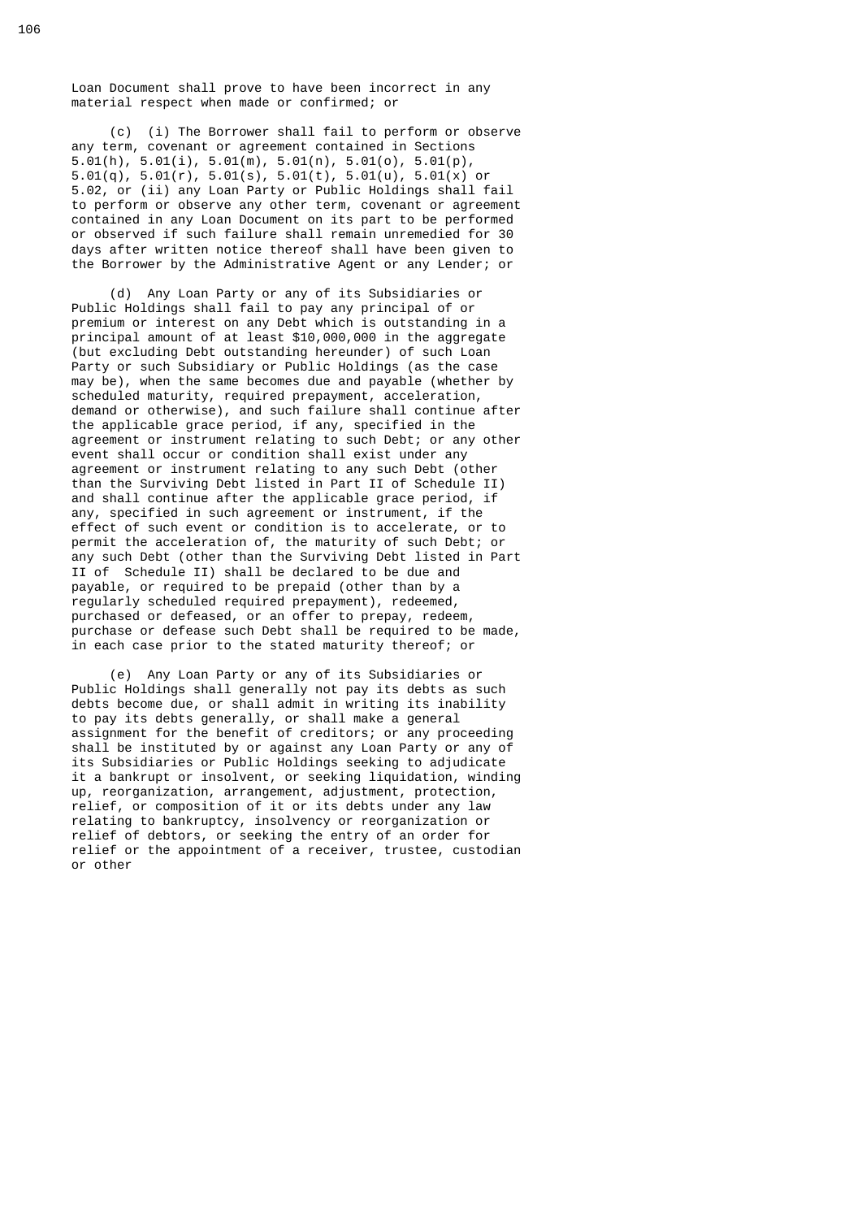Loan Document shall prove to have been incorrect in any material respect when made or confirmed; or

(c) (i) The Borrower shall fail to perform or observe any term, covenant or agreement contained in Sections 5.01(h), 5.01(i), 5.01(m), 5.01(n), 5.01(o), 5.01(p), 5.01(q), 5.01(r), 5.01(s), 5.01(t), 5.01(u), 5.01(x) or 5.02, or (ii) any Loan Party or Public Holdings shall fail to perform or observe any other term, covenant or agreement contained in any Loan Document on its part to be performed or observed if such failure shall remain unremedied for 30 days after written notice thereof shall have been given to the Borrower by the Administrative Agent or any Lender; or

(d) Any Loan Party or any of its Subsidiaries or Public Holdings shall fail to pay any principal of or premium or interest on any Debt which is outstanding in a principal amount of at least $10,000,000 in the aggregate (but excluding Debt outstanding hereunder) of such Loan Party or such Subsidiary or Public Holdings (as the case may be), when the same becomes due and payable (whether by scheduled maturity, required prepayment, acceleration, demand or otherwise), and such failure shall continue after the applicable grace period, if any, specified in the agreement or instrument relating to such Debt; or any other event shall occur or condition shall exist under any agreement or instrument relating to any such Debt (other than the Surviving Debt listed in Part II of Schedule II) and shall continue after the applicable grace period, if any, specified in such agreement or instrument, if the effect of such event or condition is to accelerate, or to permit the acceleration of, the maturity of such Debt; or any such Debt (other than the Surviving Debt listed in Part II of Schedule II) shall be declared to be due and payable, or required to be prepaid (other than by a regularly scheduled required prepayment), redeemed, purchased or defeased, or an offer to prepay, redeem, purchase or defease such Debt shall be required to be made, in each case prior to the stated maturity thereof; or

(e) Any Loan Party or any of its Subsidiaries or Public Holdings shall generally not pay its debts as such debts become due, or shall admit in writing its inability to pay its debts generally, or shall make a general assignment for the benefit of creditors; or any proceeding shall be instituted by or against any Loan Party or any of its Subsidiaries or Public Holdings seeking to adjudicate it a bankrupt or insolvent, or seeking liquidation, winding up, reorganization, arrangement, adjustment, protection, relief, or composition of it or its debts under any law relating to bankruptcy, insolvency or reorganization or relief of debtors, or seeking the entry of an order for relief or the appointment of a receiver, trustee, custodian or other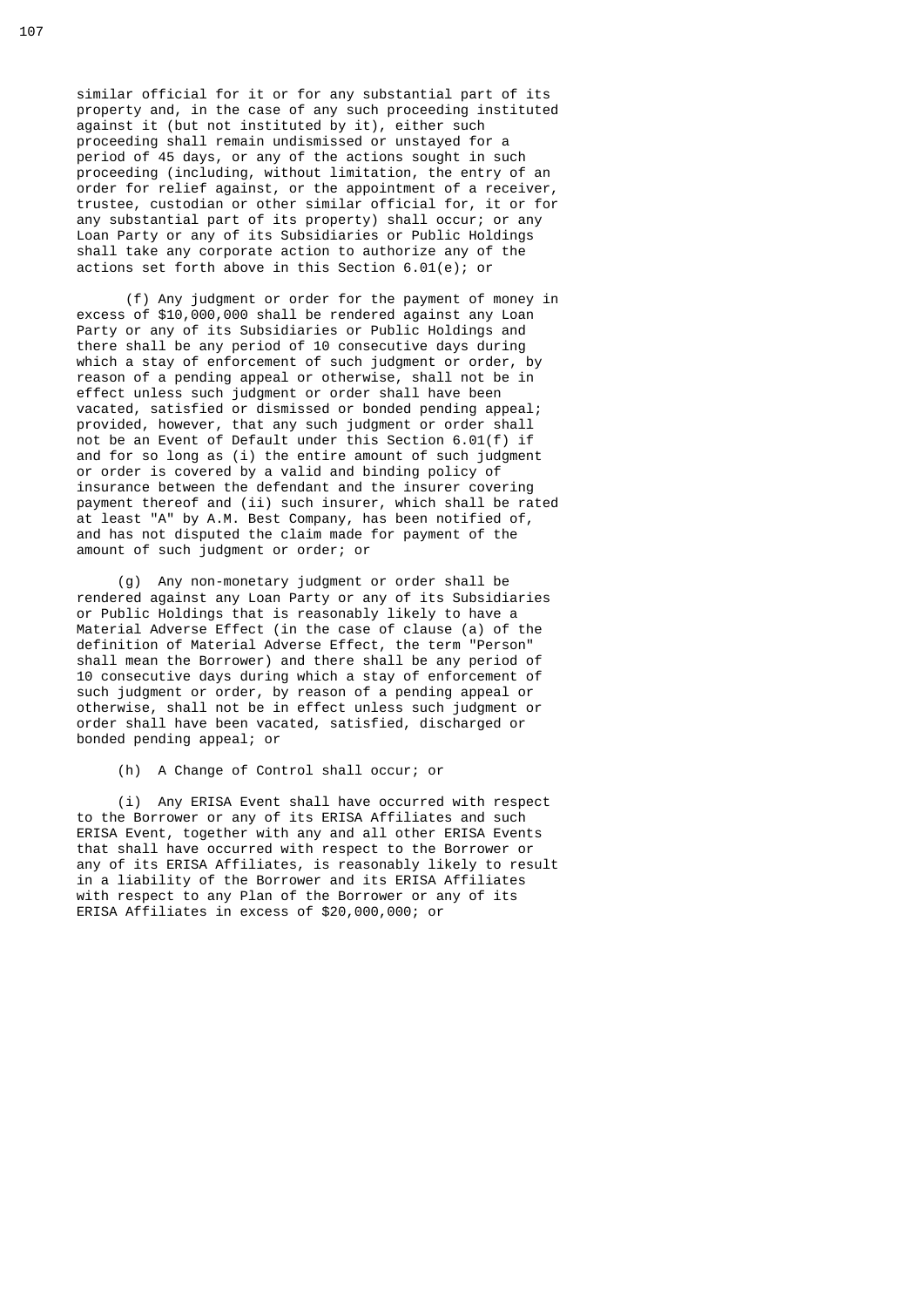similar official for it or for any substantial part of its property and, in the case of any such proceeding instituted against it (but not instituted by it), either such proceeding shall remain undismissed or unstayed for a period of 45 days, or any of the actions sought in such proceeding (including, without limitation, the entry of an order for relief against, or the appointment of a receiver, trustee, custodian or other similar official for, it or for any substantial part of its property) shall occur; or any Loan Party or any of its Subsidiaries or Public Holdings shall take any corporate action to authorize any of the actions set forth above in this Section 6.01(e); or

(f) Any judgment or order for the payment of money in excess of $10,000,000 shall be rendered against any Loan Party or any of its Subsidiaries or Public Holdings and there shall be any period of 10 consecutive days during which a stay of enforcement of such judgment or order, by reason of a pending appeal or otherwise, shall not be in effect unless such judgment or order shall have been vacated, satisfied or dismissed or bonded pending appeal; provided, however, that any such judgment or order shall not be an Event of Default under this Section 6.01(f) if and for so long as (i) the entire amount of such judgment or order is covered by a valid and binding policy of insurance between the defendant and the insurer covering payment thereof and (ii) such insurer, which shall be rated at least "A" by A.M. Best Company, has been notified of, and has not disputed the claim made for payment of the amount of such judgment or order; or

(g) Any non-monetary judgment or order shall be rendered against any Loan Party or any of its Subsidiaries or Public Holdings that is reasonably likely to have a Material Adverse Effect (in the case of clause (a) of the definition of Material Adverse Effect, the term "Person" shall mean the Borrower) and there shall be any period of 10 consecutive days during which a stay of enforcement of such judgment or order, by reason of a pending appeal or otherwise, shall not be in effect unless such judgment or order shall have been vacated, satisfied, discharged or bonded pending appeal; or

(h) A Change of Control shall occur; or

(i) Any ERISA Event shall have occurred with respect to the Borrower or any of its ERISA Affiliates and such ERISA Event, together with any and all other ERISA Events that shall have occurred with respect to the Borrower or any of its ERISA Affiliates, is reasonably likely to result in a liability of the Borrower and its ERISA Affiliates with respect to any Plan of the Borrower or any of its ERISA Affiliates in excess of $20,000,000; or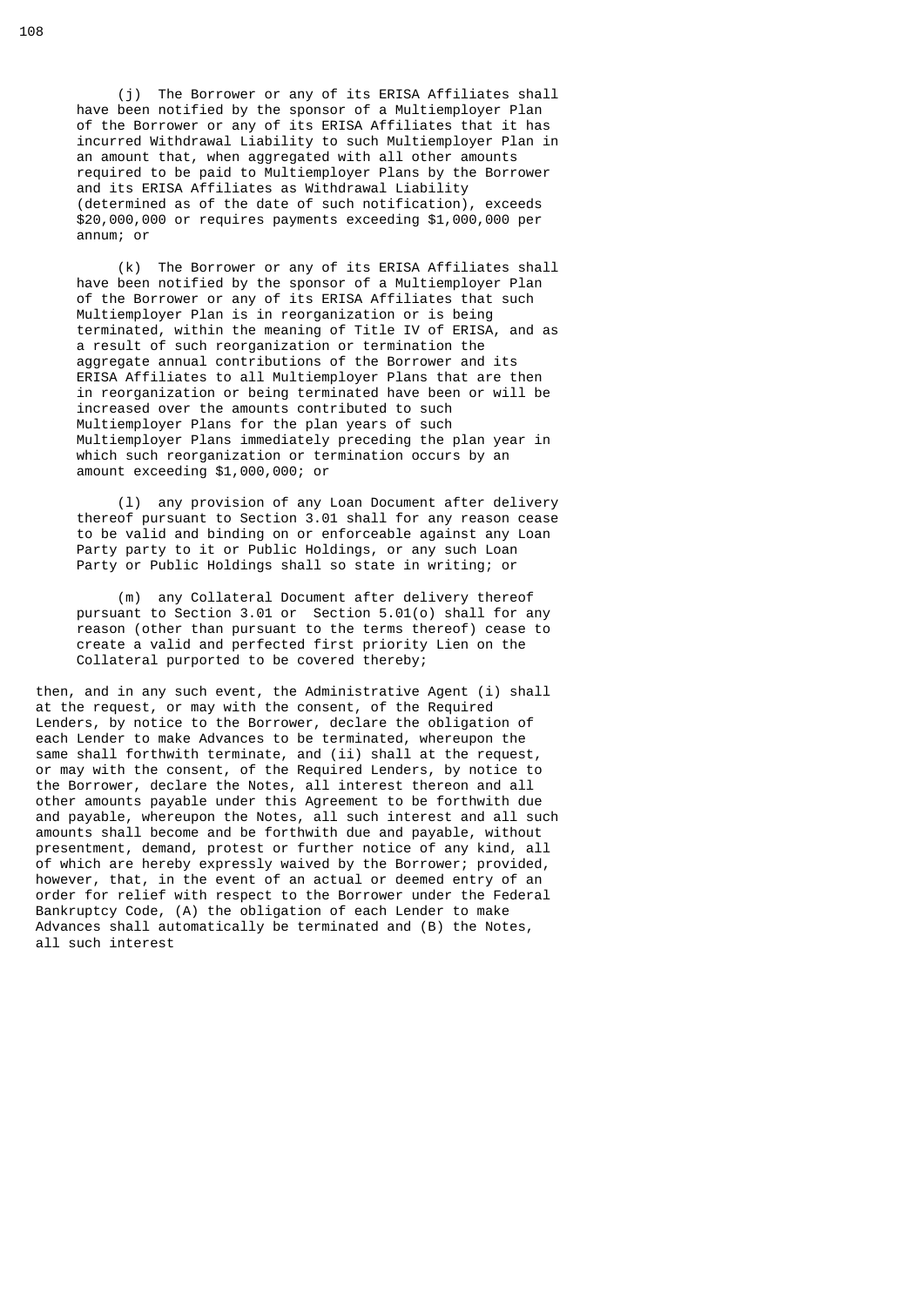(j) The Borrower or any of its ERISA Affiliates shall have been notified by the sponsor of a Multiemployer Plan of the Borrower or any of its ERISA Affiliates that it has incurred Withdrawal Liability to such Multiemployer Plan in an amount that, when aggregated with all other amounts required to be paid to Multiemployer Plans by the Borrower and its ERISA Affiliates as Withdrawal Liability (determined as of the date of such notification), exceeds $20,000,000 or requires payments exceeding $1,000,000 per annum; or

(k) The Borrower or any of its ERISA Affiliates shall have been notified by the sponsor of a Multiemployer Plan of the Borrower or any of its ERISA Affiliates that such Multiemployer Plan is in reorganization or is being terminated, within the meaning of Title IV of ERISA, and as a result of such reorganization or termination the aggregate annual contributions of the Borrower and its ERISA Affiliates to all Multiemployer Plans that are then in reorganization or being terminated have been or will be increased over the amounts contributed to such Multiemployer Plans for the plan years of such Multiemployer Plans immediately preceding the plan year in which such reorganization or termination occurs by an amount exceeding $1,000,000; or

(l) any provision of any Loan Document after delivery thereof pursuant to Section 3.01 shall for any reason cease to be valid and binding on or enforceable against any Loan Party party to it or Public Holdings, or any such Loan Party or Public Holdings shall so state in writing; or

(m) any Collateral Document after delivery thereof pursuant to Section 3.01 or Section 5.01(o) shall for any reason (other than pursuant to the terms thereof) cease to create a valid and perfected first priority Lien on the Collateral purported to be covered thereby;

then, and in any such event, the Administrative Agent (i) shall at the request, or may with the consent, of the Required Lenders, by notice to the Borrower, declare the obligation of each Lender to make Advances to be terminated, whereupon the same shall forthwith terminate, and (ii) shall at the request, or may with the consent, of the Required Lenders, by notice to the Borrower, declare the Notes, all interest thereon and all other amounts payable under this Agreement to be forthwith due and payable, whereupon the Notes, all such interest and all such amounts shall become and be forthwith due and payable, without presentment, demand, protest or further notice of any kind, all of which are hereby expressly waived by the Borrower; provided, however, that, in the event of an actual or deemed entry of an order for relief with respect to the Borrower under the Federal Bankruptcy Code, (A) the obligation of each Lender to make Advances shall automatically be terminated and (B) the Notes, all such interest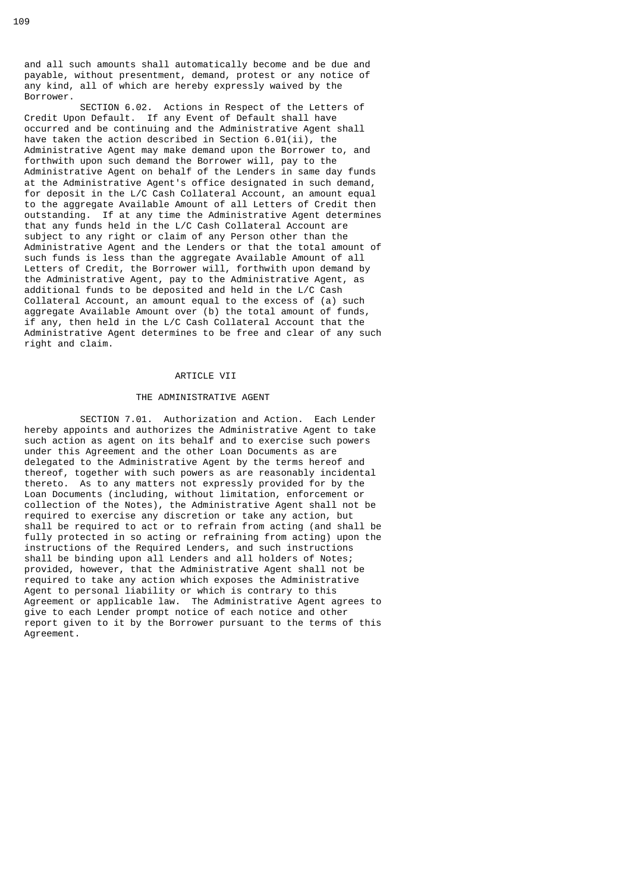and all such amounts shall automatically become and be due and payable, without presentment, demand, protest or any notice of any kind, all of which are hereby expressly waived by the Borrower.

SECTION 6.02. Actions in Respect of the Letters of Credit Upon Default. If any Event of Default shall have occurred and be continuing and the Administrative Agent shall have taken the action described in Section 6.01(ii), the Administrative Agent may make demand upon the Borrower to, and forthwith upon such demand the Borrower will, pay to the Administrative Agent on behalf of the Lenders in same day funds at the Administrative Agent's office designated in such demand, for deposit in the L/C Cash Collateral Account, an amount equal to the aggregate Available Amount of all Letters of Credit then outstanding. If at any time the Administrative Agent determines that any funds held in the L/C Cash Collateral Account are subject to any right or claim of any Person other than the Administrative Agent and the Lenders or that the total amount of such funds is less than the aggregate Available Amount of all Letters of Credit, the Borrower will, forthwith upon demand by the Administrative Agent, pay to the Administrative Agent, as additional funds to be deposited and held in the L/C Cash Collateral Account, an amount equal to the excess of (a) such aggregate Available Amount over (b) the total amount of funds, if any, then held in the L/C Cash Collateral Account that the Administrative Agent determines to be free and clear of any such right and claim.

# ARTICLE VII

## THE ADMINISTRATIVE AGENT

SECTION 7.01. Authorization and Action. Each Lender hereby appoints and authorizes the Administrative Agent to take such action as agent on its behalf and to exercise such powers under this Agreement and the other Loan Documents as are delegated to the Administrative Agent by the terms hereof and thereof, together with such powers as are reasonably incidental thereto. As to any matters not expressly provided for by the Loan Documents (including, without limitation, enforcement or collection of the Notes), the Administrative Agent shall not be required to exercise any discretion or take any action, but shall be required to act or to refrain from acting (and shall be fully protected in so acting or refraining from acting) upon the instructions of the Required Lenders, and such instructions shall be binding upon all Lenders and all holders of Notes; provided, however, that the Administrative Agent shall not be required to take any action which exposes the Administrative Agent to personal liability or which is contrary to this Agreement or applicable law. The Administrative Agent agrees to give to each Lender prompt notice of each notice and other report given to it by the Borrower pursuant to the terms of this Agreement.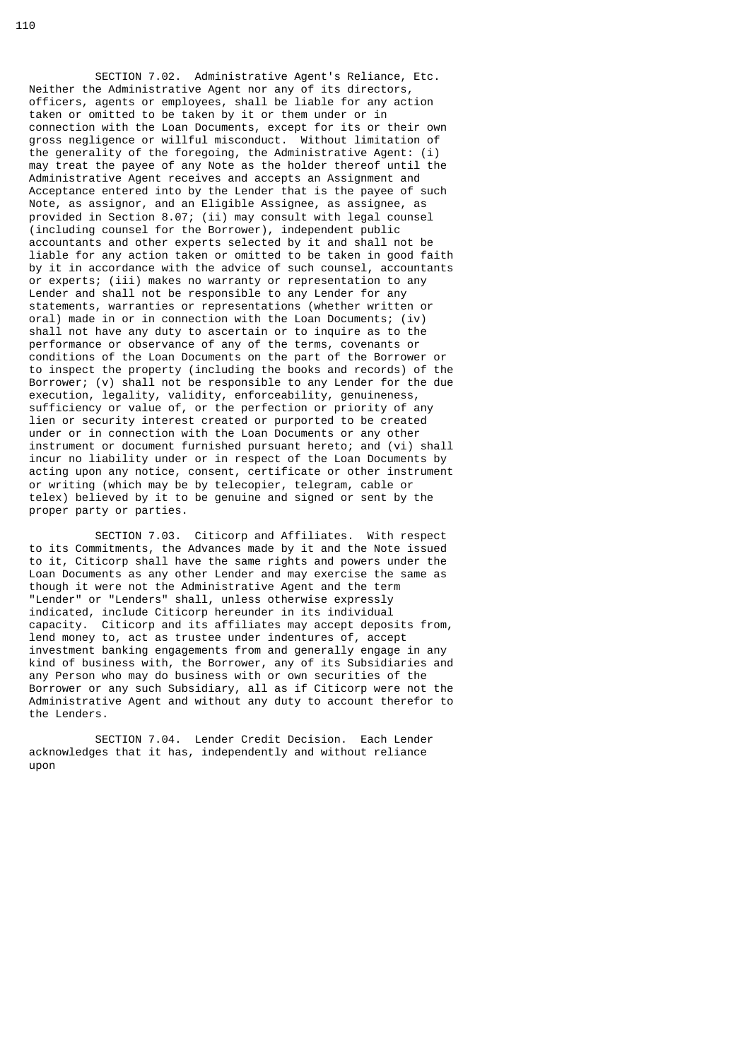SECTION 7.02. Administrative Agent's Reliance, Etc. Neither the Administrative Agent nor any of its directors, officers, agents or employees, shall be liable for any action taken or omitted to be taken by it or them under or in connection with the Loan Documents, except for its or their own gross negligence or willful misconduct. Without limitation of the generality of the foregoing, the Administrative Agent: (i) may treat the payee of any Note as the holder thereof until the Administrative Agent receives and accepts an Assignment and Acceptance entered into by the Lender that is the payee of such Note, as assignor, and an Eligible Assignee, as assignee, as provided in Section 8.07; (ii) may consult with legal counsel (including counsel for the Borrower), independent public accountants and other experts selected by it and shall not be liable for any action taken or omitted to be taken in good faith by it in accordance with the advice of such counsel, accountants or experts; (iii) makes no warranty or representation to any Lender and shall not be responsible to any Lender for any statements, warranties or representations (whether written or oral) made in or in connection with the Loan Documents; (iv) shall not have any duty to ascertain or to inquire as to the performance or observance of any of the terms, covenants or conditions of the Loan Documents on the part of the Borrower or to inspect the property (including the books and records) of the Borrower; (v) shall not be responsible to any Lender for the due execution, legality, validity, enforceability, genuineness, sufficiency or value of, or the perfection or priority of any lien or security interest created or purported to be created under or in connection with the Loan Documents or any other instrument or document furnished pursuant hereto; and (vi) shall incur no liability under or in respect of the Loan Documents by acting upon any notice, consent, certificate or other instrument or writing (which may be by telecopier, telegram, cable or telex) believed by it to be genuine and signed or sent by the proper party or parties.

SECTION 7.03. Citicorp and Affiliates. With respect to its Commitments, the Advances made by it and the Note issued to it, Citicorp shall have the same rights and powers under the Loan Documents as any other Lender and may exercise the same as though it were not the Administrative Agent and the term "Lender" or "Lenders" shall, unless otherwise expressly indicated, include Citicorp hereunder in its individual capacity. Citicorp and its affiliates may accept deposits from, lend money to, act as trustee under indentures of, accept investment banking engagements from and generally engage in any kind of business with, the Borrower, any of its Subsidiaries and any Person who may do business with or own securities of the Borrower or any such Subsidiary, all as if Citicorp were not the Administrative Agent and without any duty to account therefor to the Lenders.

SECTION 7.04. Lender Credit Decision. Each Lender acknowledges that it has, independently and without reliance upon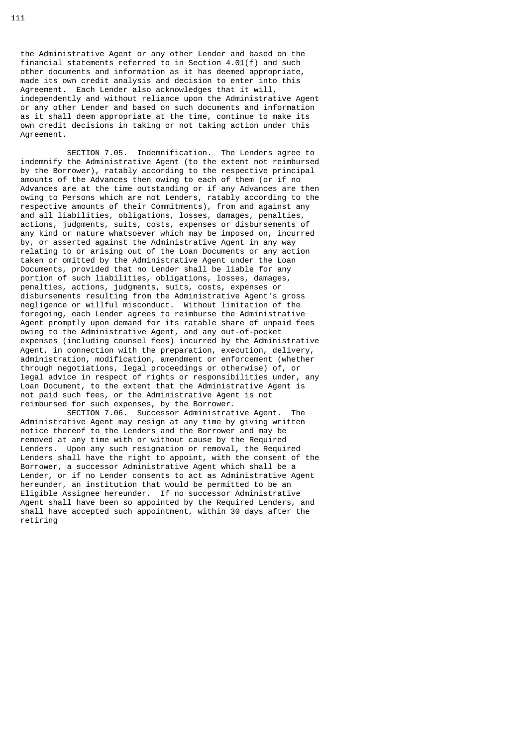the Administrative Agent or any other Lender and based on the financial statements referred to in Section 4.01(f) and such other documents and information as it has deemed appropriate, made its own credit analysis and decision to enter into this Agreement. Each Lender also acknowledges that it will, independently and without reliance upon the Administrative Agent or any other Lender and based on such documents and information as it shall deem appropriate at the time, continue to make its own credit decisions in taking or not taking action under this Agreement.

SECTION 7.05. Indemnification. The Lenders agree to indemnify the Administrative Agent (to the extent not reimbursed by the Borrower), ratably according to the respective principal amounts of the Advances then owing to each of them (or if no Advances are at the time outstanding or if any Advances are then owing to Persons which are not Lenders, ratably according to the respective amounts of their Commitments), from and against any and all liabilities, obligations, losses, damages, penalties, actions, judgments, suits, costs, expenses or disbursements of any kind or nature whatsoever which may be imposed on, incurred by, or asserted against the Administrative Agent in any way relating to or arising out of the Loan Documents or any action taken or omitted by the Administrative Agent under the Loan Documents, provided that no Lender shall be liable for any portion of such liabilities, obligations, losses, damages, penalties, actions, judgments, suits, costs, expenses or disbursements resulting from the Administrative Agent's gross negligence or willful misconduct. Without limitation of the foregoing, each Lender agrees to reimburse the Administrative Agent promptly upon demand for its ratable share of unpaid fees owing to the Administrative Agent, and any out-of-pocket expenses (including counsel fees) incurred by the Administrative Agent, in connection with the preparation, execution, delivery, administration, modification, amendment or enforcement (whether through negotiations, legal proceedings or otherwise) of, or legal advice in respect of rights or responsibilities under, any Loan Document, to the extent that the Administrative Agent is not paid such fees, or the Administrative Agent is not reimbursed for such expenses, by the Borrower.

SECTION 7.06. Successor Administrative Agent. The Administrative Agent may resign at any time by giving written notice thereof to the Lenders and the Borrower and may be removed at any time with or without cause by the Required Lenders. Upon any such resignation or removal, the Required Lenders shall have the right to appoint, with the consent of the Borrower, a successor Administrative Agent which shall be a Lender, or if no Lender consents to act as Administrative Agent hereunder, an institution that would be permitted to be an Eligible Assignee hereunder. If no successor Administrative Agent shall have been so appointed by the Required Lenders, and shall have accepted such appointment, within 30 days after the retiring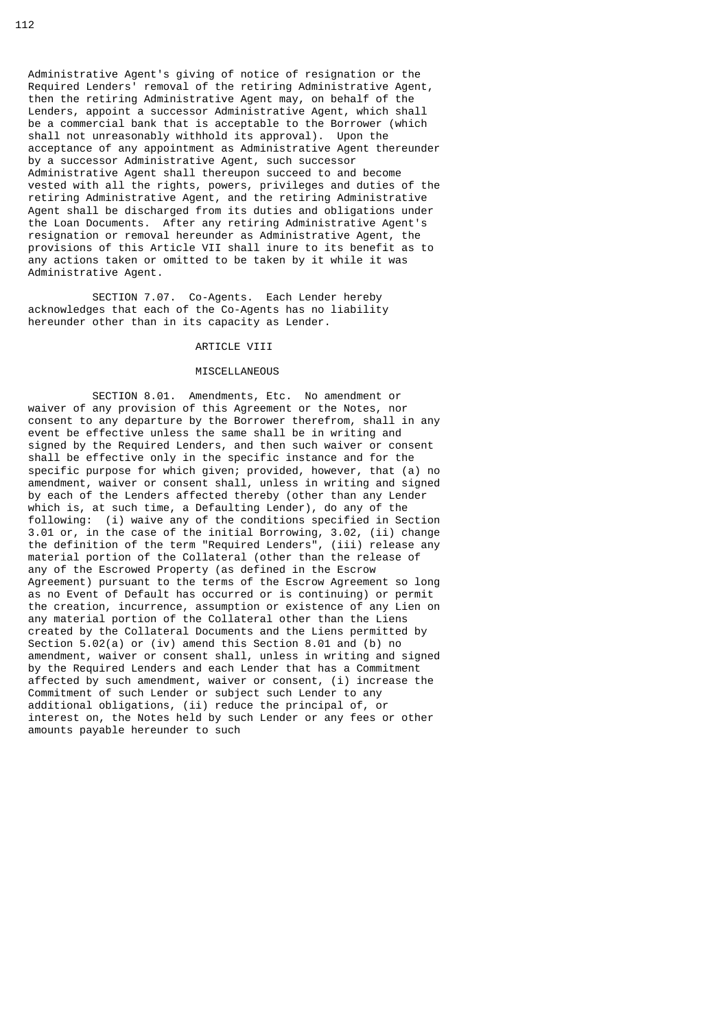Administrative Agent's giving of notice of resignation or the Required Lenders' removal of the retiring Administrative Agent, then the retiring Administrative Agent may, on behalf of the Lenders, appoint a successor Administrative Agent, which shall be a commercial bank that is acceptable to the Borrower (which shall not unreasonably withhold its approval). Upon the acceptance of any appointment as Administrative Agent thereunder by a successor Administrative Agent, such successor Administrative Agent shall thereupon succeed to and become vested with all the rights, powers, privileges and duties of the retiring Administrative Agent, and the retiring Administrative Agent shall be discharged from its duties and obligations under the Loan Documents. After any retiring Administrative Agent's resignation or removal hereunder as Administrative Agent, the provisions of this Article VII shall inure to its benefit as to any actions taken or omitted to be taken by it while it was Administrative Agent.

SECTION 7.07. Co-Agents. Each Lender hereby acknowledges that each of the Co-Agents has no liability hereunder other than in its capacity as Lender.

## ARTICLE VIII

## MISCELLANEOUS

SECTION 8.01. Amendments, Etc. No amendment or waiver of any provision of this Agreement or the Notes, nor consent to any departure by the Borrower therefrom, shall in any event be effective unless the same shall be in writing and signed by the Required Lenders, and then such waiver or consent shall be effective only in the specific instance and for the specific purpose for which given; provided, however, that (a) no amendment, waiver or consent shall, unless in writing and signed by each of the Lenders affected thereby (other than any Lender which is, at such time, a Defaulting Lender), do any of the following: (i) waive any of the conditions specified in Section 3.01 or, in the case of the initial Borrowing, 3.02, (ii) change the definition of the term "Required Lenders", (iii) release any material portion of the Collateral (other than the release of any of the Escrowed Property (as defined in the Escrow Agreement) pursuant to the terms of the Escrow Agreement so long as no Event of Default has occurred or is continuing) or permit the creation, incurrence, assumption or existence of any Lien on any material portion of the Collateral other than the Liens created by the Collateral Documents and the Liens permitted by Section 5.02(a) or (iv) amend this Section 8.01 and (b) no amendment, waiver or consent shall, unless in writing and signed by the Required Lenders and each Lender that has a Commitment affected by such amendment, waiver or consent, (i) increase the Commitment of such Lender or subject such Lender to any additional obligations, (ii) reduce the principal of, or interest on, the Notes held by such Lender or any fees or other amounts payable hereunder to such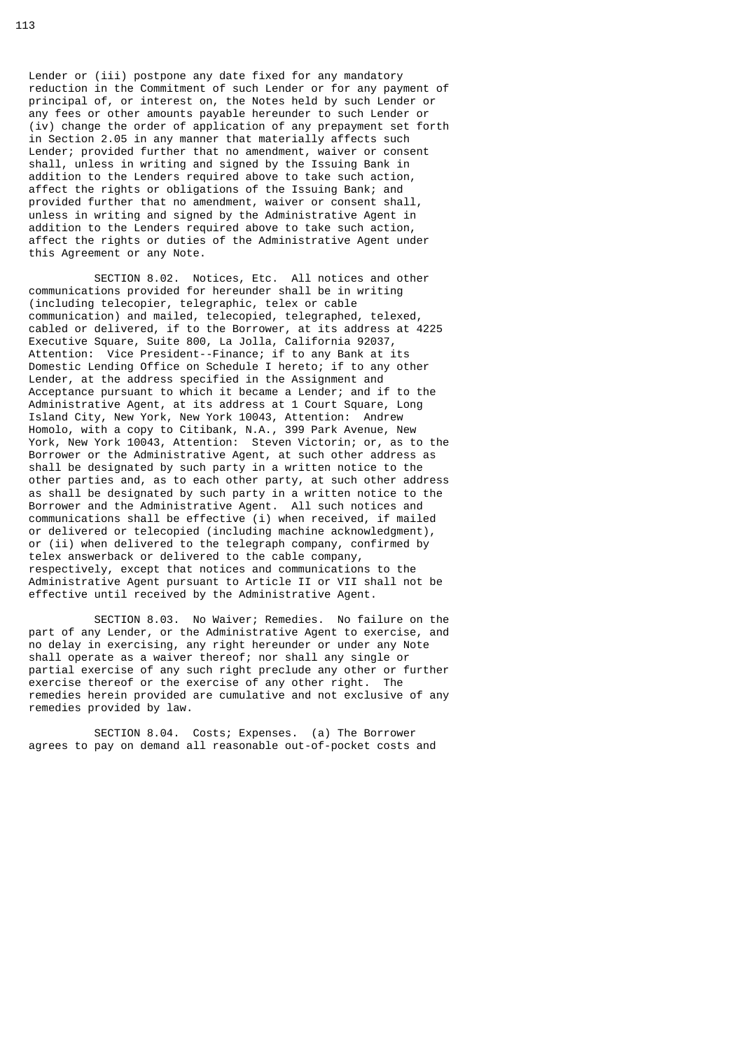Lender or (iii) postpone any date fixed for any mandatory reduction in the Commitment of such Lender or for any payment of principal of, or interest on, the Notes held by such Lender or any fees or other amounts payable hereunder to such Lender or (iv) change the order of application of any prepayment set forth in Section 2.05 in any manner that materially affects such Lender; provided further that no amendment, waiver or consent shall, unless in writing and signed by the Issuing Bank in addition to the Lenders required above to take such action, affect the rights or obligations of the Issuing Bank; and provided further that no amendment, waiver or consent shall, unless in writing and signed by the Administrative Agent in addition to the Lenders required above to take such action, affect the rights or duties of the Administrative Agent under this Agreement or any Note.

SECTION 8.02. Notices, Etc. All notices and other communications provided for hereunder shall be in writing (including telecopier, telegraphic, telex or cable communication) and mailed, telecopied, telegraphed, telexed, cabled or delivered, if to the Borrower, at its address at 4225 Executive Square, Suite 800, La Jolla, California 92037, Attention: Vice President--Finance; if to any Bank at its Domestic Lending Office on Schedule I hereto; if to any other Lender, at the address specified in the Assignment and Acceptance pursuant to which it became a Lender; and if to the Administrative Agent, at its address at 1 Court Square, Long Island City, New York, New York 10043, Attention: Andrew Homolo, with a copy to Citibank, N.A., 399 Park Avenue, New York, New York 10043, Attention: Steven Victorin; or, as to the Borrower or the Administrative Agent, at such other address as shall be designated by such party in a written notice to the other parties and, as to each other party, at such other address as shall be designated by such party in a written notice to the Borrower and the Administrative Agent. All such notices and communications shall be effective (i) when received, if mailed or delivered or telecopied (including machine acknowledgment), or (ii) when delivered to the telegraph company, confirmed by telex answerback or delivered to the cable company, respectively, except that notices and communications to the Administrative Agent pursuant to Article II or VII shall not be effective until received by the Administrative Agent.

SECTION 8.03. No Waiver; Remedies. No failure on the part of any Lender, or the Administrative Agent to exercise, and no delay in exercising, any right hereunder or under any Note shall operate as a waiver thereof; nor shall any single or partial exercise of any such right preclude any other or further exercise thereof or the exercise of any other right. The remedies herein provided are cumulative and not exclusive of any remedies provided by law.

SECTION 8.04. Costs; Expenses. (a) The Borrower agrees to pay on demand all reasonable out-of-pocket costs and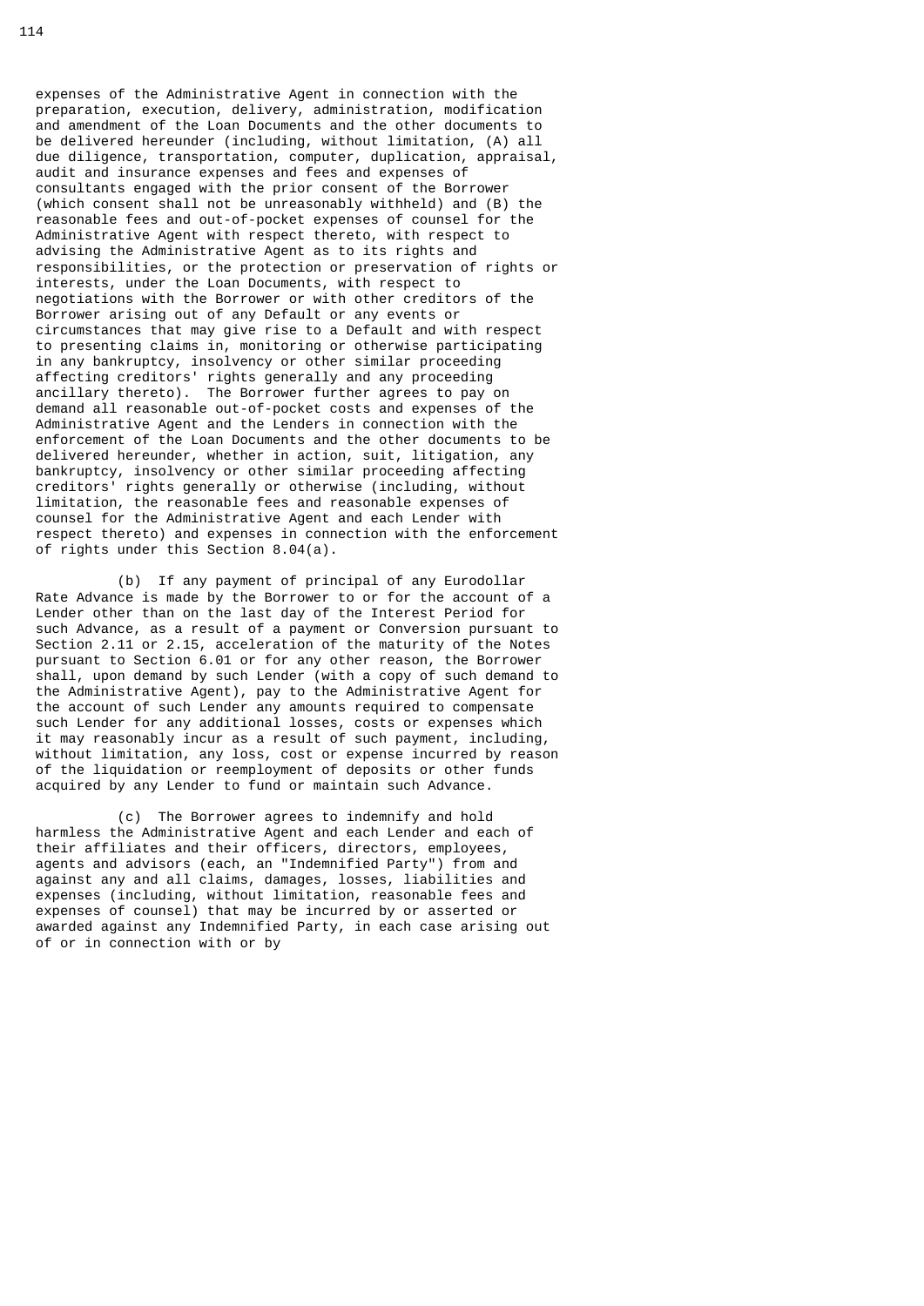expenses of the Administrative Agent in connection with the preparation, execution, delivery, administration, modification and amendment of the Loan Documents and the other documents to be delivered hereunder (including, without limitation, (A) all due diligence, transportation, computer, duplication, appraisal, audit and insurance expenses and fees and expenses of consultants engaged with the prior consent of the Borrower (which consent shall not be unreasonably withheld) and (B) the reasonable fees and out-of-pocket expenses of counsel for the Administrative Agent with respect thereto, with respect to advising the Administrative Agent as to its rights and responsibilities, or the protection or preservation of rights or interests, under the Loan Documents, with respect to negotiations with the Borrower or with other creditors of the Borrower arising out of any Default or any events or circumstances that may give rise to a Default and with respect to presenting claims in, monitoring or otherwise participating in any bankruptcy, insolvency or other similar proceeding affecting creditors' rights generally and any proceeding ancillary thereto). The Borrower further agrees to pay on demand all reasonable out-of-pocket costs and expenses of the Administrative Agent and the Lenders in connection with the enforcement of the Loan Documents and the other documents to be delivered hereunder, whether in action, suit, litigation, any bankruptcy, insolvency or other similar proceeding affecting creditors' rights generally or otherwise (including, without limitation, the reasonable fees and reasonable expenses of counsel for the Administrative Agent and each Lender with respect thereto) and expenses in connection with the enforcement of rights under this Section 8.04(a).

(b) If any payment of principal of any Eurodollar Rate Advance is made by the Borrower to or for the account of a Lender other than on the last day of the Interest Period for such Advance, as a result of a payment or Conversion pursuant to Section 2.11 or 2.15, acceleration of the maturity of the Notes pursuant to Section 6.01 or for any other reason, the Borrower shall, upon demand by such Lender (with a copy of such demand to the Administrative Agent), pay to the Administrative Agent for the account of such Lender any amounts required to compensate such Lender for any additional losses, costs or expenses which it may reasonably incur as a result of such payment, including, without limitation, any loss, cost or expense incurred by reason of the liquidation or reemployment of deposits or other funds acquired by any Lender to fund or maintain such Advance.

(c) The Borrower agrees to indemnify and hold harmless the Administrative Agent and each Lender and each of their affiliates and their officers, directors, employees, agents and advisors (each, an "Indemnified Party") from and against any and all claims, damages, losses, liabilities and expenses (including, without limitation, reasonable fees and expenses of counsel) that may be incurred by or asserted or awarded against any Indemnified Party, in each case arising out of or in connection with or by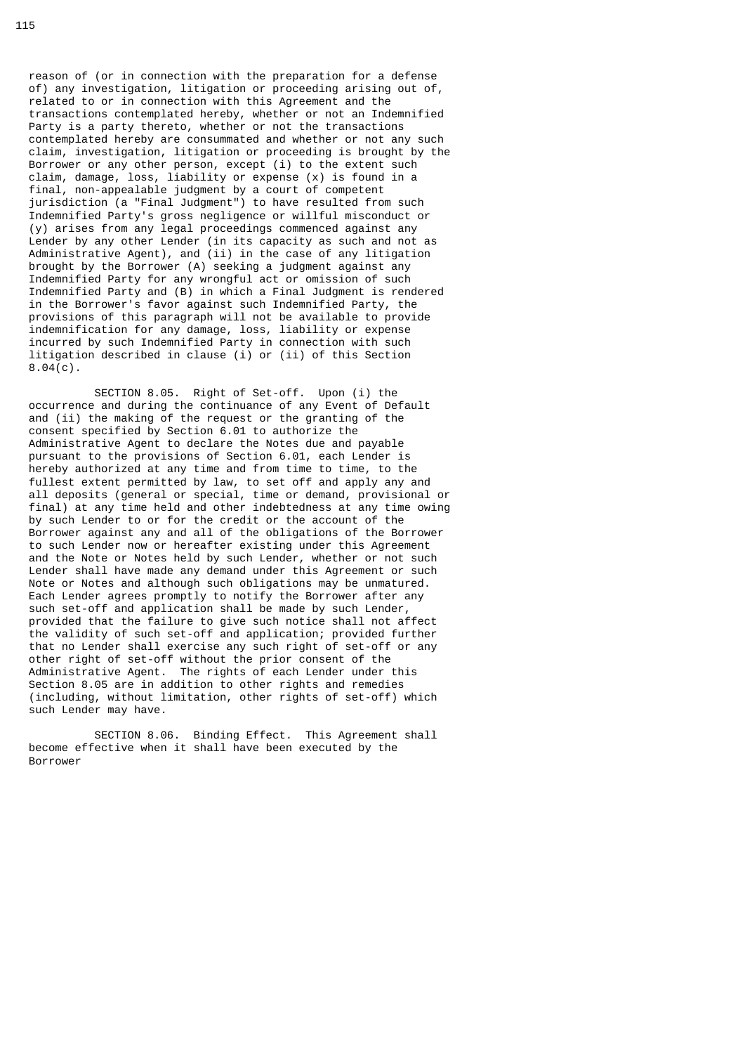reason of (or in connection with the preparation for a defense of) any investigation, litigation or proceeding arising out of, related to or in connection with this Agreement and the transactions contemplated hereby, whether or not an Indemnified Party is a party thereto, whether or not the transactions contemplated hereby are consummated and whether or not any such claim, investigation, litigation or proceeding is brought by the Borrower or any other person, except (i) to the extent such claim, damage, loss, liability or expense (x) is found in a final, non-appealable judgment by a court of competent jurisdiction (a "Final Judgment") to have resulted from such Indemnified Party's gross negligence or willful misconduct or (y) arises from any legal proceedings commenced against any Lender by any other Lender (in its capacity as such and not as Administrative Agent), and (ii) in the case of any litigation brought by the Borrower (A) seeking a judgment against any Indemnified Party for any wrongful act or omission of such Indemnified Party and (B) in which a Final Judgment is rendered in the Borrower's favor against such Indemnified Party, the provisions of this paragraph will not be available to provide indemnification for any damage, loss, liability or expense incurred by such Indemnified Party in connection with such litigation described in clause (i) or (ii) of this Section 8.04(c).

SECTION 8.05. Right of Set-off. Upon (i) the occurrence and during the continuance of any Event of Default and (ii) the making of the request or the granting of the consent specified by Section 6.01 to authorize the Administrative Agent to declare the Notes due and payable pursuant to the provisions of Section 6.01, each Lender is hereby authorized at any time and from time to time, to the fullest extent permitted by law, to set off and apply any and all deposits (general or special, time or demand, provisional or final) at any time held and other indebtedness at any time owing by such Lender to or for the credit or the account of the Borrower against any and all of the obligations of the Borrower to such Lender now or hereafter existing under this Agreement and the Note or Notes held by such Lender, whether or not such Lender shall have made any demand under this Agreement or such Note or Notes and although such obligations may be unmatured. Each Lender agrees promptly to notify the Borrower after any such set-off and application shall be made by such Lender, provided that the failure to give such notice shall not affect the validity of such set-off and application; provided further that no Lender shall exercise any such right of set-off or any other right of set-off without the prior consent of the Administrative Agent. The rights of each Lender under this Section 8.05 are in addition to other rights and remedies (including, without limitation, other rights of set-off) which such Lender may have.

SECTION 8.06. Binding Effect. This Agreement shall become effective when it shall have been executed by the Borrower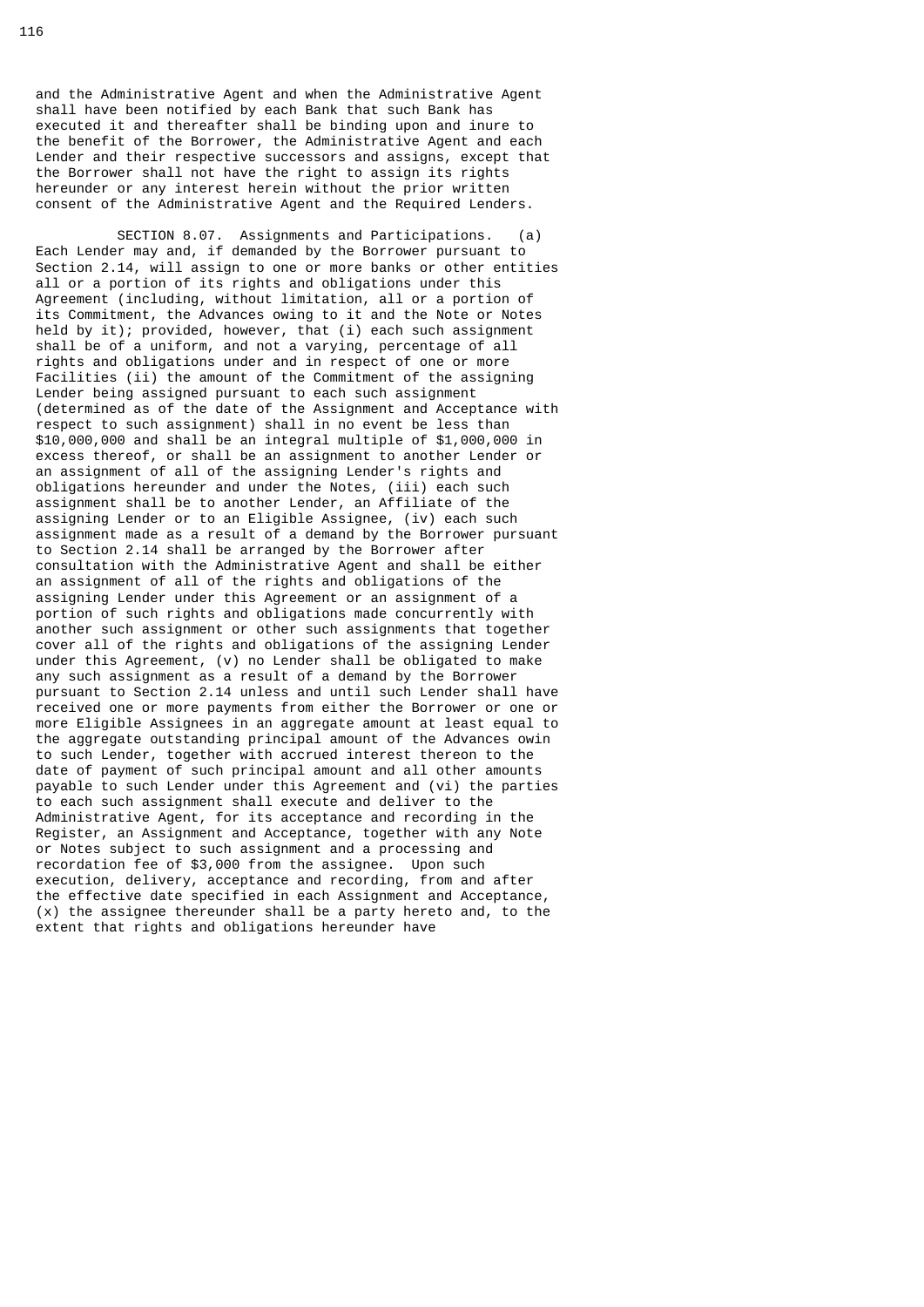and the Administrative Agent and when the Administrative Agent shall have been notified by each Bank that such Bank has executed it and thereafter shall be binding upon and inure to the benefit of the Borrower, the Administrative Agent and each Lender and their respective successors and assigns, except that the Borrower shall not have the right to assign its rights hereunder or any interest herein without the prior written consent of the Administrative Agent and the Required Lenders.

SECTION 8.07. Assignments and Participations. (a) Each Lender may and, if demanded by the Borrower pursuant to Section 2.14, will assign to one or more banks or other entities all or a portion of its rights and obligations under this Agreement (including, without limitation, all or a portion of its Commitment, the Advances owing to it and the Note or Notes held by it); provided, however, that (i) each such assignment shall be of a uniform, and not a varying, percentage of all rights and obligations under and in respect of one or more Facilities (ii) the amount of the Commitment of the assigning Lender being assigned pursuant to each such assignment (determined as of the date of the Assignment and Acceptance with respect to such assignment) shall in no event be less than $10,000,000 and shall be an integral multiple of $1,000,000 in excess thereof, or shall be an assignment to another Lender or an assignment of all of the assigning Lender's rights and obligations hereunder and under the Notes, (iii) each such assignment shall be to another Lender, an Affiliate of the assigning Lender or to an Eligible Assignee, (iv) each such assignment made as a result of a demand by the Borrower pursuant to Section 2.14 shall be arranged by the Borrower after consultation with the Administrative Agent and shall be either an assignment of all of the rights and obligations of the assigning Lender under this Agreement or an assignment of a portion of such rights and obligations made concurrently with another such assignment or other such assignments that together cover all of the rights and obligations of the assigning Lender under this Agreement, (v) no Lender shall be obligated to make any such assignment as a result of a demand by the Borrower pursuant to Section 2.14 unless and until such Lender shall have received one or more payments from either the Borrower or one or more Eligible Assignees in an aggregate amount at least equal to the aggregate outstanding principal amount of the Advances owin to such Lender, together with accrued interest thereon to the date of payment of such principal amount and all other amounts payable to such Lender under this Agreement and (vi) the parties to each such assignment shall execute and deliver to the Administrative Agent, for its acceptance and recording in the Register, an Assignment and Acceptance, together with any Note or Notes subject to such assignment and a processing and recordation fee of $3,000 from the assignee. Upon such execution, delivery, acceptance and recording, from and after the effective date specified in each Assignment and Acceptance, (x) the assignee thereunder shall be a party hereto and, to the extent that rights and obligations hereunder have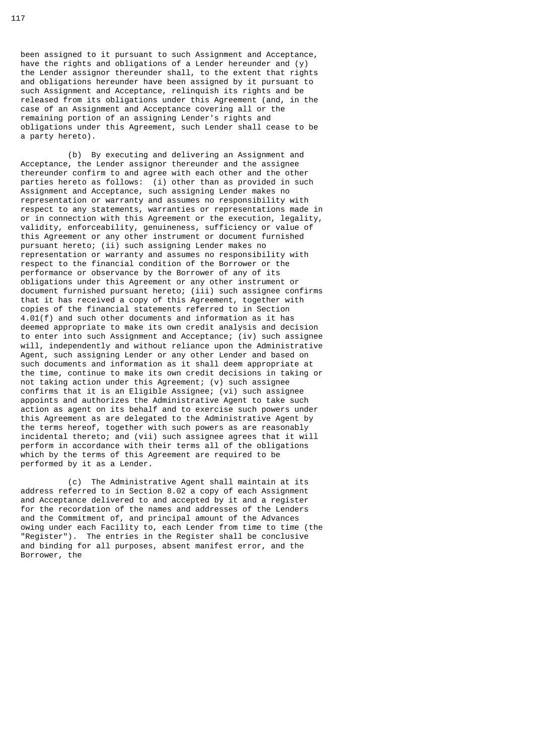been assigned to it pursuant to such Assignment and Acceptance, have the rights and obligations of a Lender hereunder and (y) the Lender assignor thereunder shall, to the extent that rights and obligations hereunder have been assigned by it pursuant to such Assignment and Acceptance, relinquish its rights and be released from its obligations under this Agreement (and, in the case of an Assignment and Acceptance covering all or the remaining portion of an assigning Lender's rights and obligations under this Agreement, such Lender shall cease to be a party hereto).

(b) By executing and delivering an Assignment and Acceptance, the Lender assignor thereunder and the assignee thereunder confirm to and agree with each other and the other parties hereto as follows: (i) other than as provided in such Assignment and Acceptance, such assigning Lender makes no representation or warranty and assumes no responsibility with respect to any statements, warranties or representations made in or in connection with this Agreement or the execution, legality, validity, enforceability, genuineness, sufficiency or value of this Agreement or any other instrument or document furnished pursuant hereto; (ii) such assigning Lender makes no representation or warranty and assumes no responsibility with respect to the financial condition of the Borrower or the performance or observance by the Borrower of any of its obligations under this Agreement or any other instrument or document furnished pursuant hereto; (iii) such assignee confirms that it has received a copy of this Agreement, together with copies of the financial statements referred to in Section 4.01(f) and such other documents and information as it has deemed appropriate to make its own credit analysis and decision to enter into such Assignment and Acceptance; (iv) such assignee will, independently and without reliance upon the Administrative Agent, such assigning Lender or any other Lender and based on such documents and information as it shall deem appropriate at the time, continue to make its own credit decisions in taking or not taking action under this Agreement; (v) such assignee confirms that it is an Eligible Assignee; (vi) such assignee appoints and authorizes the Administrative Agent to take such action as agent on its behalf and to exercise such powers under this Agreement as are delegated to the Administrative Agent by the terms hereof, together with such powers as are reasonably incidental thereto; and (vii) such assignee agrees that it will perform in accordance with their terms all of the obligations which by the terms of this Agreement are required to be performed by it as a Lender.

(c) The Administrative Agent shall maintain at its address referred to in Section 8.02 a copy of each Assignment and Acceptance delivered to and accepted by it and a register for the recordation of the names and addresses of the Lenders and the Commitment of, and principal amount of the Advances owing under each Facility to, each Lender from time to time (the "Register"). The entries in the Register shall be conclusive and binding for all purposes, absent manifest error, and the Borrower, the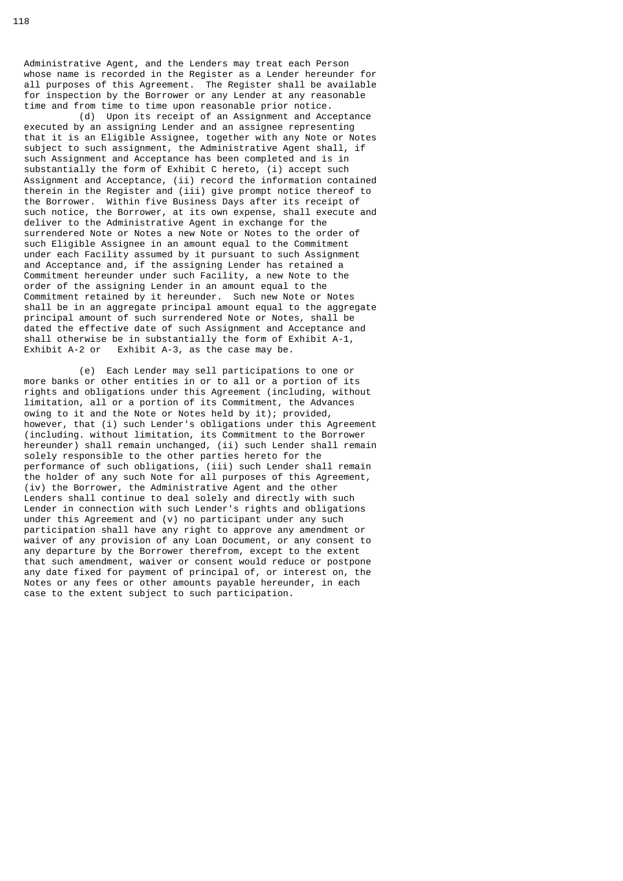Administrative Agent, and the Lenders may treat each Person whose name is recorded in the Register as a Lender hereunder for all purposes of this Agreement. The Register shall be available for inspection by the Borrower or any Lender at any reasonable time and from time to time upon reasonable prior notice.

(d) Upon its receipt of an Assignment and Acceptance executed by an assigning Lender and an assignee representing that it is an Eligible Assignee, together with any Note or Notes subject to such assignment, the Administrative Agent shall, if such Assignment and Acceptance has been completed and is in substantially the form of Exhibit C hereto, (i) accept such Assignment and Acceptance, (ii) record the information contained therein in the Register and (iii) give prompt notice thereof to the Borrower. Within five Business Days after its receipt of such notice, the Borrower, at its own expense, shall execute and deliver to the Administrative Agent in exchange for the surrendered Note or Notes a new Note or Notes to the order of such Eligible Assignee in an amount equal to the Commitment under each Facility assumed by it pursuant to such Assignment and Acceptance and, if the assigning Lender has retained a Commitment hereunder under such Facility, a new Note to the order of the assigning Lender in an amount equal to the Commitment retained by it hereunder. Such new Note or Notes shall be in an aggregate principal amount equal to the aggregate principal amount of such surrendered Note or Notes, shall be dated the effective date of such Assignment and Acceptance and shall otherwise be in substantially the form of Exhibit A-1, Exhibit A-2 or Exhibit A-3, as the case may be.

(e) Each Lender may sell participations to one or more banks or other entities in or to all or a portion of its rights and obligations under this Agreement (including, without limitation, all or a portion of its Commitment, the Advances owing to it and the Note or Notes held by it); provided, however, that (i) such Lender's obligations under this Agreement (including. without limitation, its Commitment to the Borrower hereunder) shall remain unchanged, (ii) such Lender shall remain solely responsible to the other parties hereto for the performance of such obligations, (iii) such Lender shall remain the holder of any such Note for all purposes of this Agreement, (iv) the Borrower, the Administrative Agent and the other Lenders shall continue to deal solely and directly with such Lender in connection with such Lender's rights and obligations under this Agreement and (v) no participant under any such participation shall have any right to approve any amendment or waiver of any provision of any Loan Document, or any consent to any departure by the Borrower therefrom, except to the extent that such amendment, waiver or consent would reduce or postpone any date fixed for payment of principal of, or interest on, the Notes or any fees or other amounts payable hereunder, in each case to the extent subject to such participation.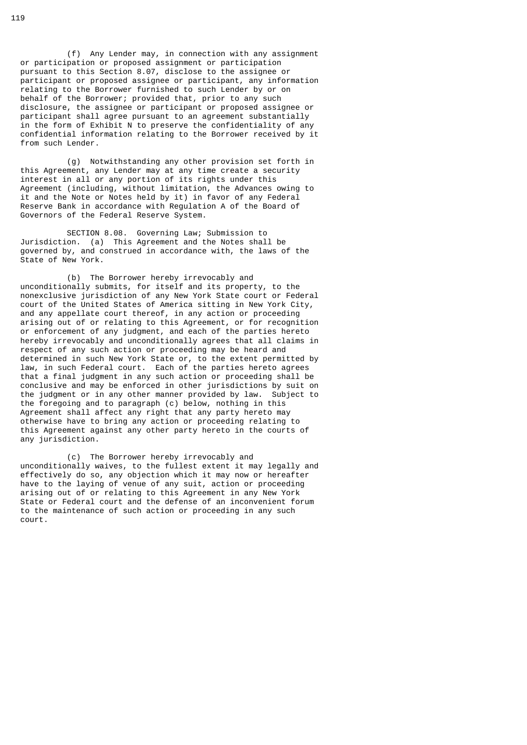(f) Any Lender may, in connection with any assignment or participation or proposed assignment or participation pursuant to this Section 8.07, disclose to the assignee or participant or proposed assignee or participant, any information relating to the Borrower furnished to such Lender by or on behalf of the Borrower; provided that, prior to any such disclosure, the assignee or participant or proposed assignee or participant shall agree pursuant to an agreement substantially in the form of Exhibit N to preserve the confidentiality of any confidential information relating to the Borrower received by it from such Lender.

(g) Notwithstanding any other provision set forth in this Agreement, any Lender may at any time create a security interest in all or any portion of its rights under this Agreement (including, without limitation, the Advances owing to it and the Note or Notes held by it) in favor of any Federal Reserve Bank in accordance with Regulation A of the Board of Governors of the Federal Reserve System.

SECTION 8.08. Governing Law; Submission to Jurisdiction. (a) This Agreement and the Notes shall be governed by, and construed in accordance with, the laws of the State of New York.

(b) The Borrower hereby irrevocably and unconditionally submits, for itself and its property, to the nonexclusive jurisdiction of any New York State court or Federal court of the United States of America sitting in New York City, and any appellate court thereof, in any action or proceeding arising out of or relating to this Agreement, or for recognition or enforcement of any judgment, and each of the parties hereto hereby irrevocably and unconditionally agrees that all claims in respect of any such action or proceeding may be heard and determined in such New York State or, to the extent permitted by law, in such Federal court. Each of the parties hereto agrees that a final judgment in any such action or proceeding shall be conclusive and may be enforced in other jurisdictions by suit on the judgment or in any other manner provided by law. Subject to the foregoing and to paragraph (c) below, nothing in this Agreement shall affect any right that any party hereto may otherwise have to bring any action or proceeding relating to this Agreement against any other party hereto in the courts of any jurisdiction.

(c) The Borrower hereby irrevocably and unconditionally waives, to the fullest extent it may legally and effectively do so, any objection which it may now or hereafter have to the laying of venue of any suit, action or proceeding arising out of or relating to this Agreement in any New York State or Federal court and the defense of an inconvenient forum to the maintenance of such action or proceeding in any such court.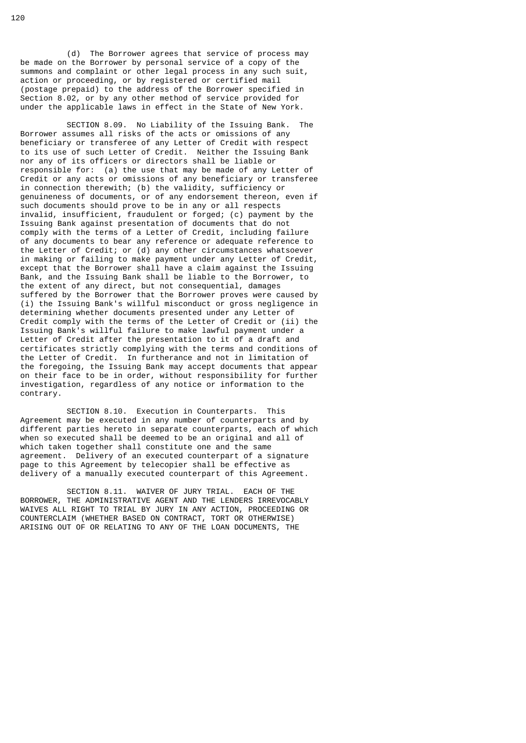(d) The Borrower agrees that service of process may be made on the Borrower by personal service of a copy of the summons and complaint or other legal process in any such suit, action or proceeding, or by registered or certified mail (postage prepaid) to the address of the Borrower specified in Section 8.02, or by any other method of service provided for under the applicable laws in effect in the State of New York.

SECTION 8.09. No Liability of the Issuing Bank. The Borrower assumes all risks of the acts or omissions of any beneficiary or transferee of any Letter of Credit with respect to its use of such Letter of Credit. Neither the Issuing Bank nor any of its officers or directors shall be liable or responsible for: (a) the use that may be made of any Letter of Credit or any acts or omissions of any beneficiary or transferee in connection therewith; (b) the validity, sufficiency or genuineness of documents, or of any endorsement thereon, even if such documents should prove to be in any or all respects invalid, insufficient, fraudulent or forged; (c) payment by the Issuing Bank against presentation of documents that do not comply with the terms of a Letter of Credit, including failure of any documents to bear any reference or adequate reference to the Letter of Credit; or (d) any other circumstances whatsoever in making or failing to make payment under any Letter of Credit, except that the Borrower shall have a claim against the Issuing Bank, and the Issuing Bank shall be liable to the Borrower, to the extent of any direct, but not consequential, damages suffered by the Borrower that the Borrower proves were caused by (i) the Issuing Bank's willful misconduct or gross negligence in determining whether documents presented under any Letter of Credit comply with the terms of the Letter of Credit or (ii) the Issuing Bank's willful failure to make lawful payment under a Letter of Credit after the presentation to it of a draft and certificates strictly complying with the terms and conditions of the Letter of Credit. In furtherance and not in limitation of the foregoing, the Issuing Bank may accept documents that appear on their face to be in order, without responsibility for further investigation, regardless of any notice or information to the contrary.

SECTION 8.10. Execution in Counterparts. This Agreement may be executed in any number of counterparts and by different parties hereto in separate counterparts, each of which when so executed shall be deemed to be an original and all of which taken together shall constitute one and the same agreement. Delivery of an executed counterpart of a signature page to this Agreement by telecopier shall be effective as delivery of a manually executed counterpart of this Agreement.

SECTION 8.11. WAIVER OF JURY TRIAL. EACH OF THE BORROWER, THE ADMINISTRATIVE AGENT AND THE LENDERS IRREVOCABLY WAIVES ALL RIGHT TO TRIAL BY JURY IN ANY ACTION, PROCEEDING OR COUNTERCLAIM (WHETHER BASED ON CONTRACT, TORT OR OTHERWISE) ARISING OUT OF OR RELATING TO ANY OF THE LOAN DOCUMENTS, THE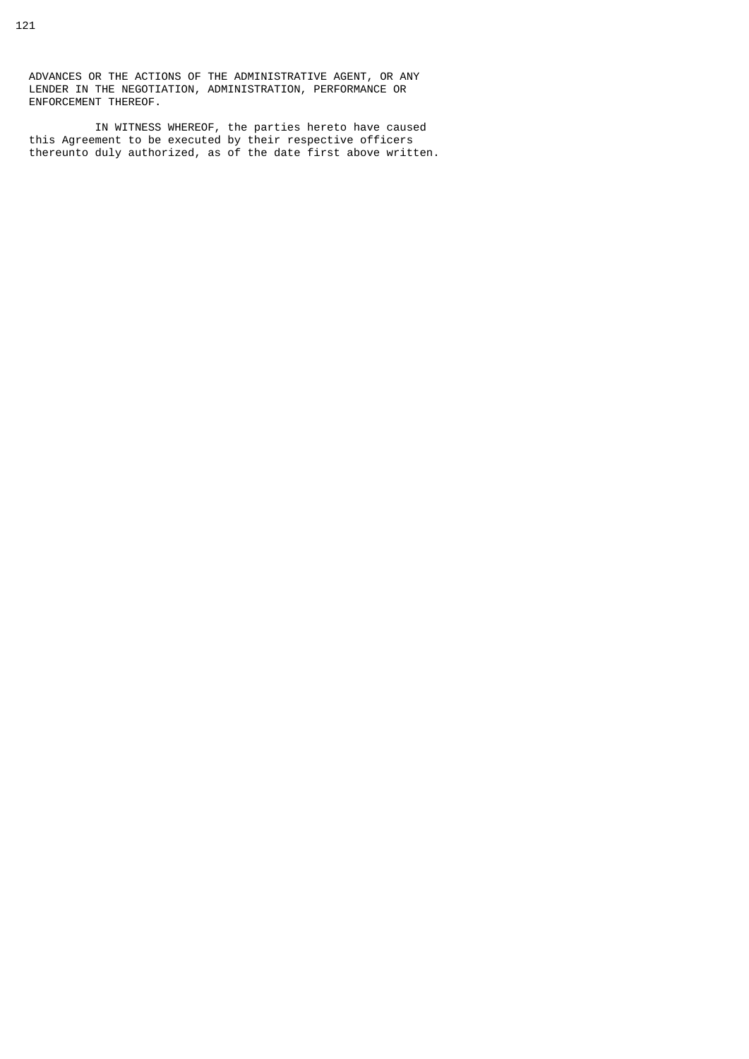ADVANCES OR THE ACTIONS OF THE ADMINISTRATIVE AGENT, OR ANY LENDER IN THE NEGOTIATION, ADMINISTRATION, PERFORMANCE OR ENFORCEMENT THEREOF.

IN WITNESS WHEREOF, the parties hereto have caused this Agreement to be executed by their respective officers thereunto duly authorized, as of the date first above written.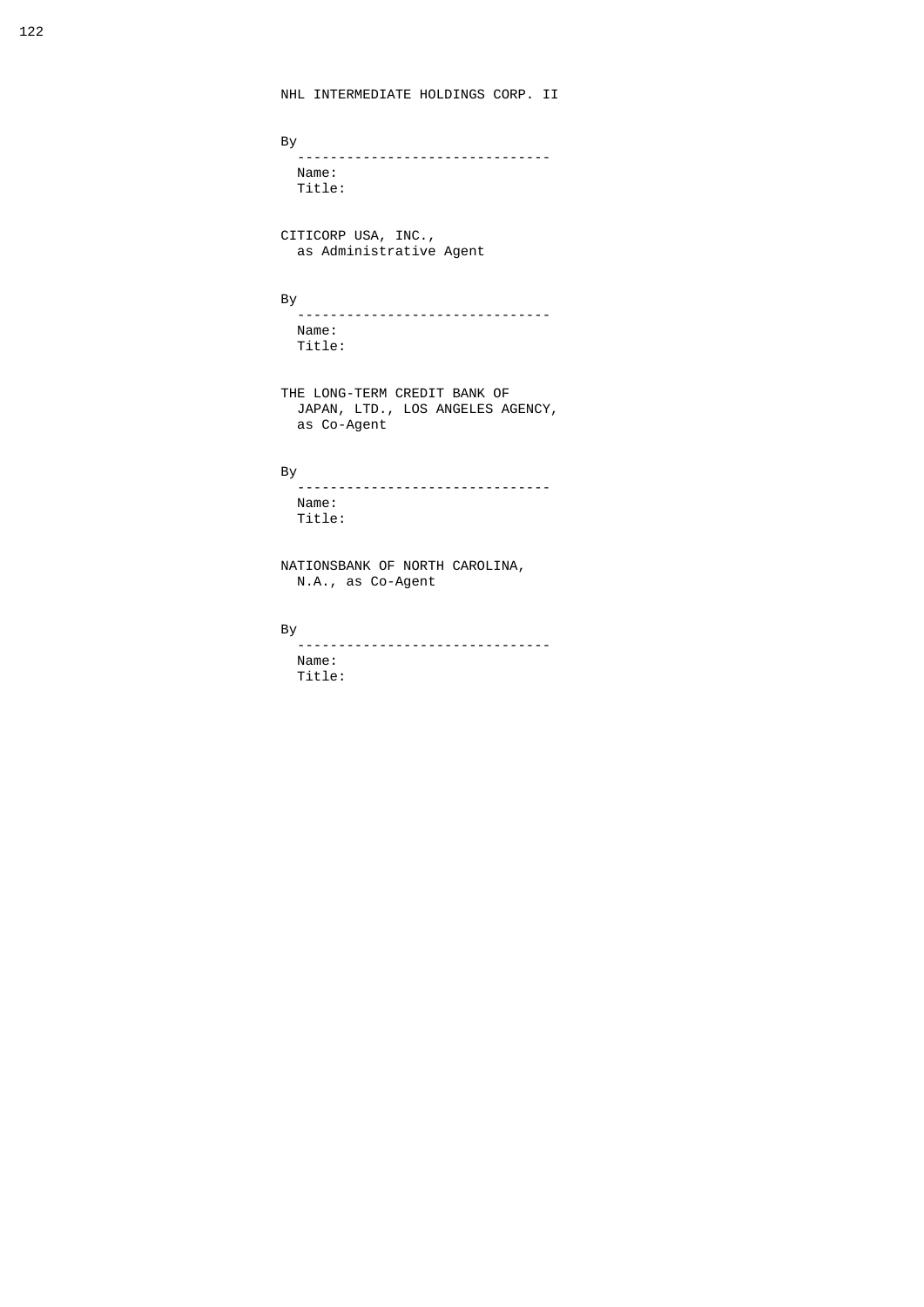NHL INTERMEDIATE HOLDINGS CORP. II

By
------------------------------
Name:
Title:

CITICORP USA, INC.,
as Administrative Agent

By
------------------------------
Name:
Title:

THE LONG-TERM CREDIT BANK OF
JAPAN, LTD., LOS ANGELES AGENCY,
as Co-Agent

By
------------------------------
Name:
Title:

NATIONSBANK OF NORTH CAROLINA,
N.A., as Co-Agent

By
------------------------------
Name:
Title: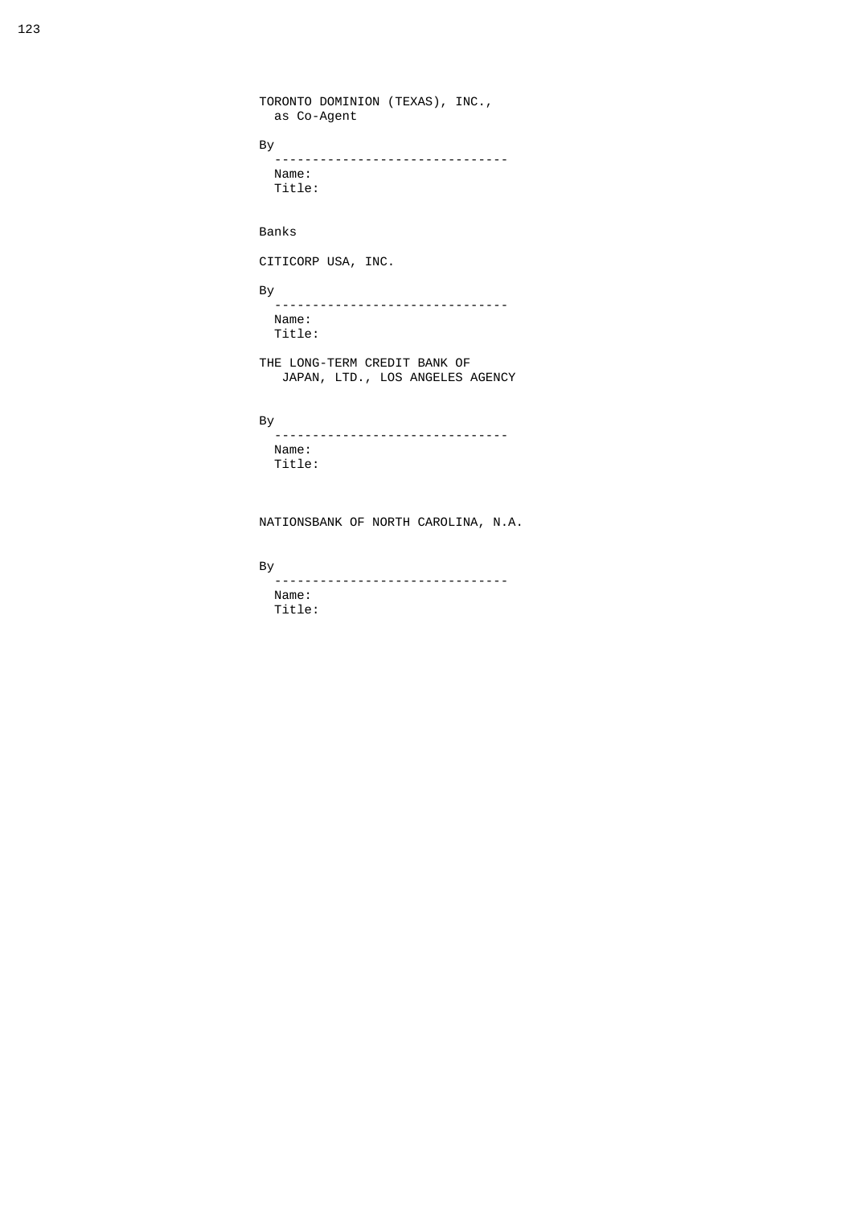TORONTO DOMINION (TEXAS), INC.,
as Co-Agent

By
-------------------------------
Name:
Title:

Banks

CITICORP USA, INC.

By
-------------------------------
Name:
Title:

THE LONG-TERM CREDIT BANK OF
JAPAN, LTD., LOS ANGELES AGENCY

By
-------------------------------
Name:
Title:

NATIONSBANK OF NORTH CAROLINA, N.A.

By
-------------------------------
Name:
Title: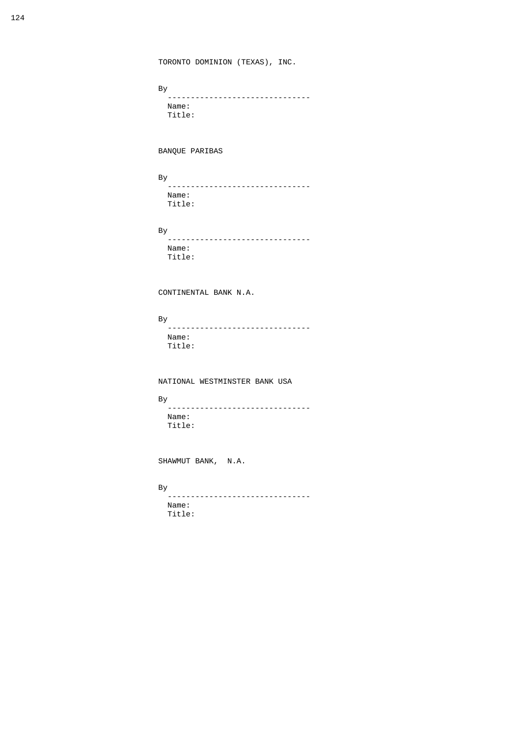TORONTO DOMINION (TEXAS), INC.

By
------------------------------
Name:
Title:

BANQUE PARIBAS

By
------------------------------
Name:
Title:

By
------------------------------
Name:
Title:

CONTINENTAL BANK N.A.

By
------------------------------
Name:
Title:

NATIONAL WESTMINSTER BANK USA

By
------------------------------
Name:
Title:

SHAWMUT BANK, N.A.

By
------------------------------
Name:
Title: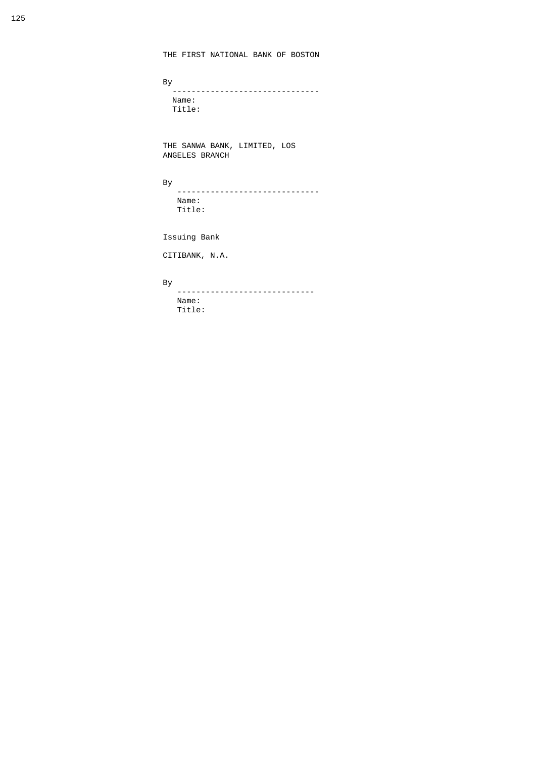THE FIRST NATIONAL BANK OF BOSTON

By
------------------------------
Name:
Title:

THE SANWA BANK, LIMITED, LOS ANGELES BRANCH

By
------------------------------
Name:
Title:

Issuing Bank

CITIBANK, N.A.

By
-----------------------------
Name:
Title: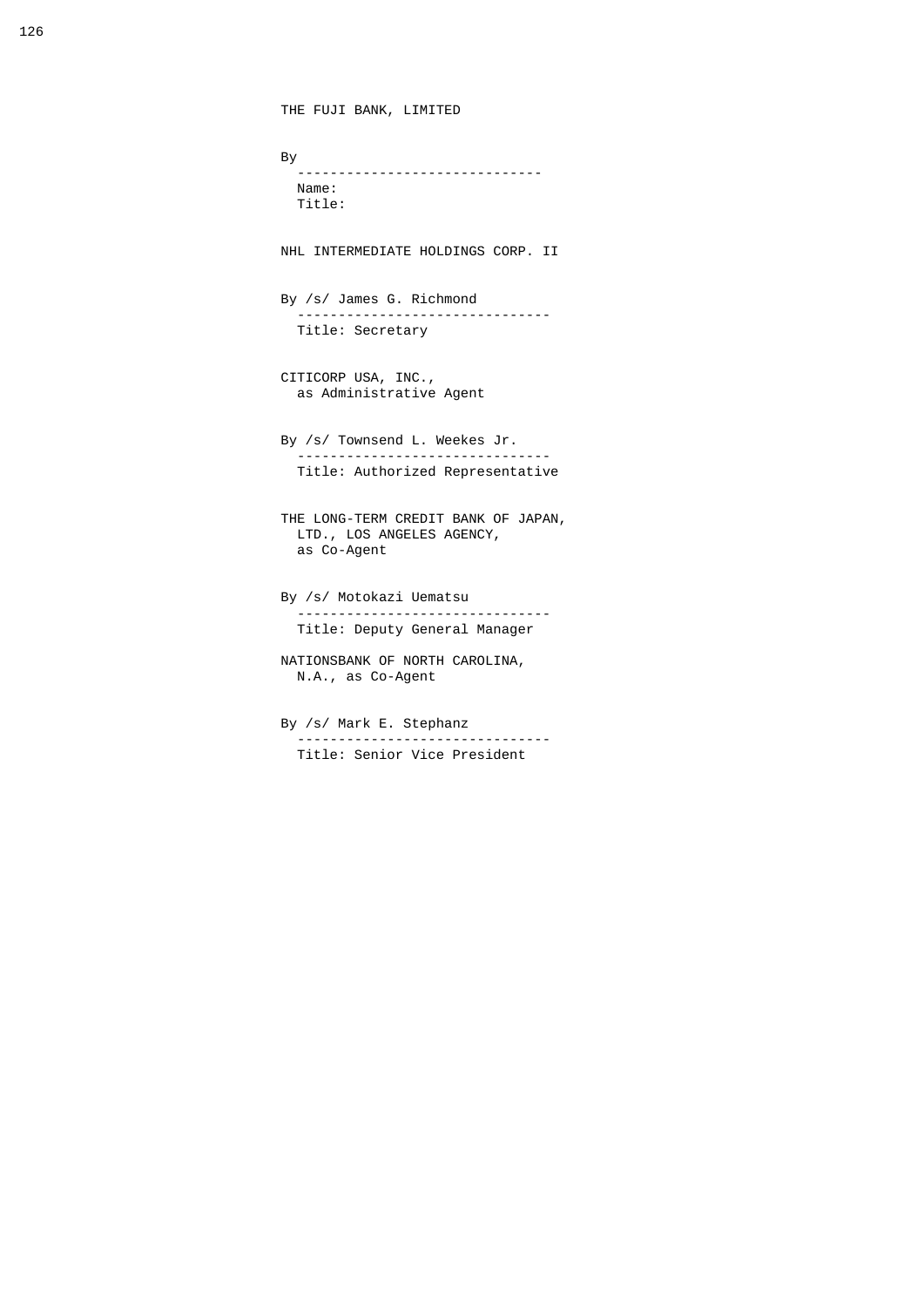THE FUJI BANK, LIMITED

By
------------------------------
Name:
Title:

NHL INTERMEDIATE HOLDINGS CORP. II

By /s/ James G. Richmond
------------------------------
Title: Secretary

CITICORP USA, INC.,
as Administrative Agent

By /s/ Townsend L. Weekes Jr.
------------------------------
Title: Authorized Representative

THE LONG-TERM CREDIT BANK OF JAPAN,
LTD., LOS ANGELES AGENCY,
as Co-Agent

By /s/ Motokazi Uematsu
------------------------------
Title: Deputy General Manager

NATIONSBANK OF NORTH CAROLINA,
N.A., as Co-Agent

By /s/ Mark E. Stephanz
------------------------------
Title: Senior Vice President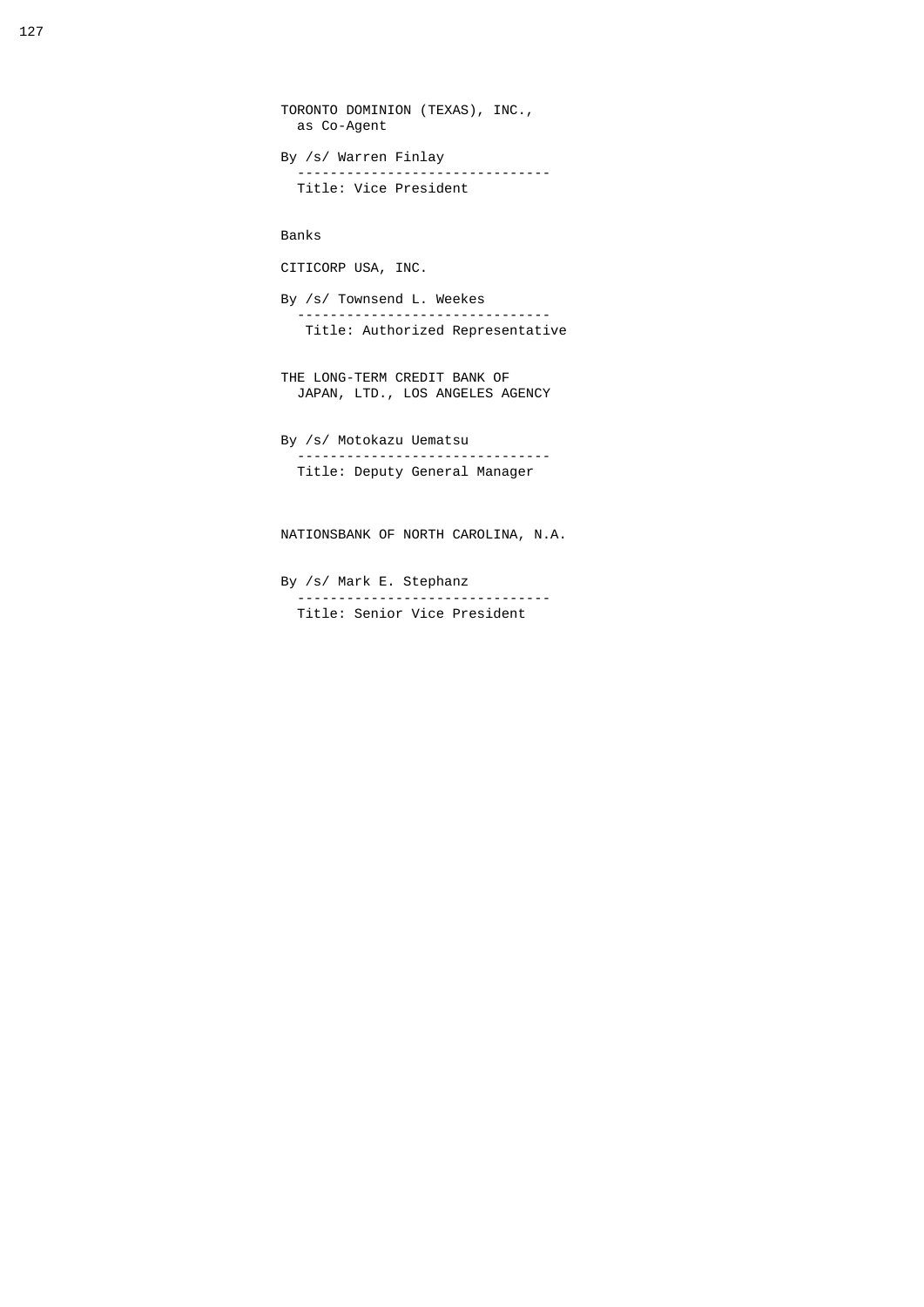TORONTO DOMINION (TEXAS), INC.,
as Co-Agent

By /s/ Warren Finlay
-------------------------------
Title: Vice President

Banks

CITICORP USA, INC.

By /s/ Townsend L. Weekes
-------------------------------
Title: Authorized Representative

THE LONG-TERM CREDIT BANK OF
JAPAN, LTD., LOS ANGELES AGENCY

By /s/ Motokazu Uematsu
-------------------------------
Title: Deputy General Manager

NATIONSBANK OF NORTH CAROLINA, N.A.

By /s/ Mark E. Stephanz
-------------------------------
Title: Senior Vice President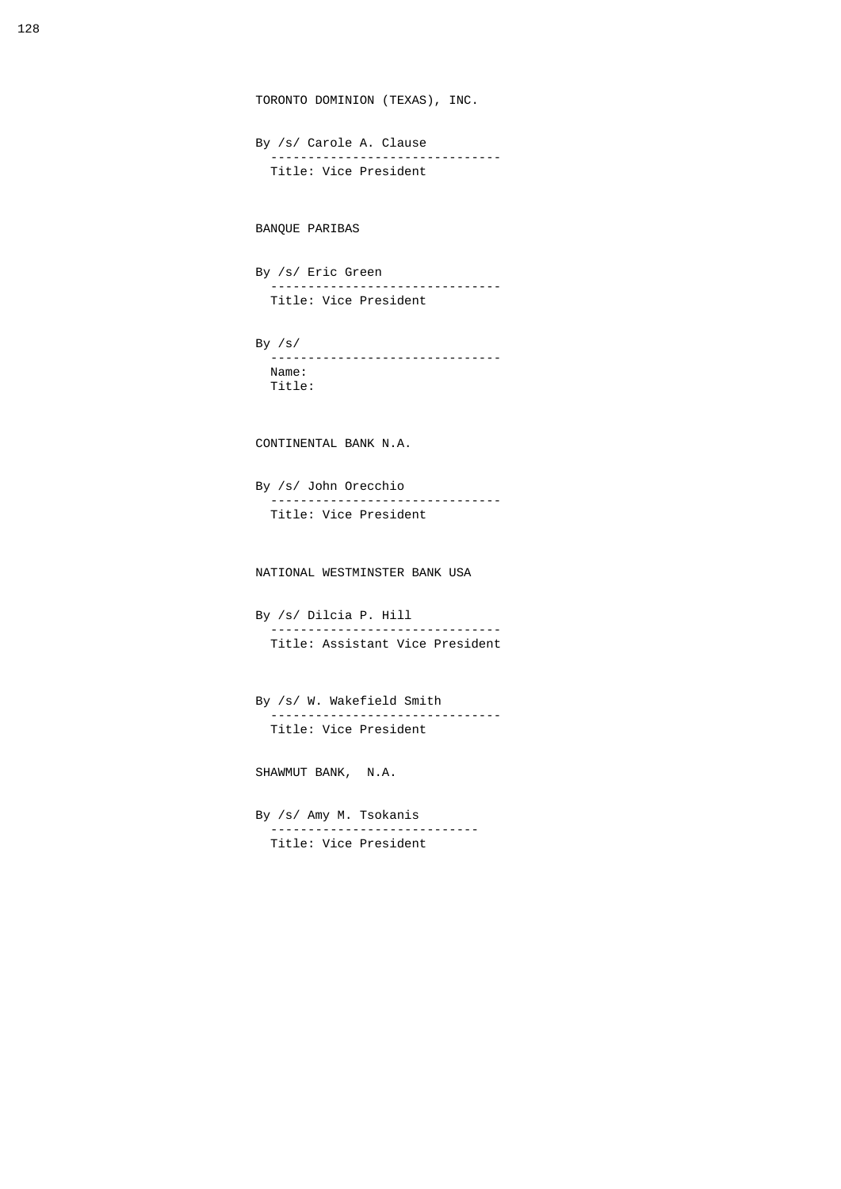TORONTO DOMINION (TEXAS), INC.

By /s/ Carole A. Clause
-------------------------------
Title: Vice President

BANQUE PARIBAS

By /s/ Eric Green
-------------------------------
Title: Vice President

By /s/
-------------------------------
Name:
Title:

CONTINENTAL BANK N.A.

By /s/ John Orecchio
-------------------------------
Title: Vice President

NATIONAL WESTMINSTER BANK USA

By /s/ Dilcia P. Hill
-------------------------------
Title: Assistant Vice President

By /s/ W. Wakefield Smith
-------------------------------
Title: Vice President

SHAWMUT BANK, N.A.

By /s/ Amy M. Tsokanis
----------------------------
Title: Vice President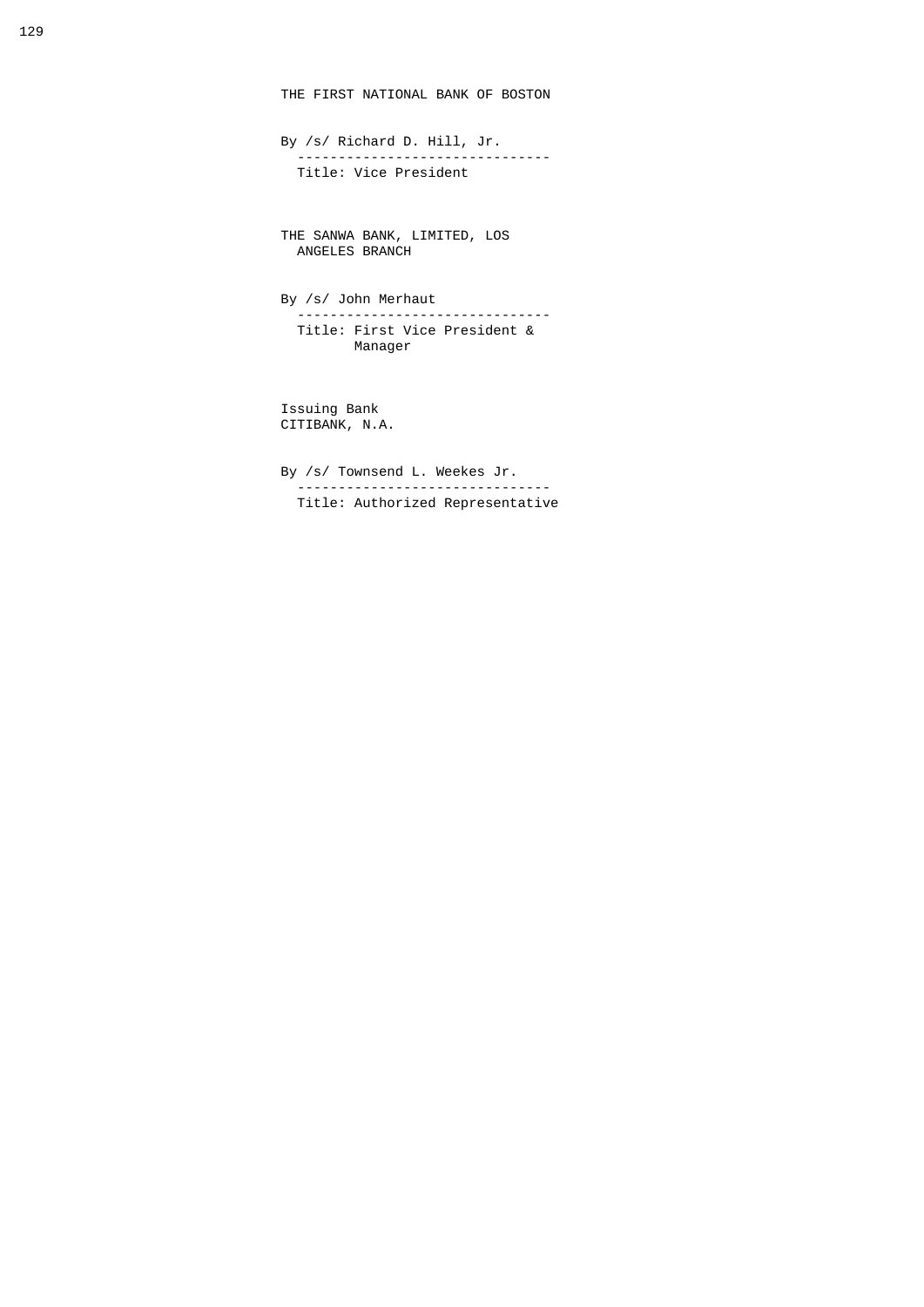THE FIRST NATIONAL BANK OF BOSTON

By /s/ Richard D. Hill, Jr.
------------------------------
Title: Vice President

THE SANWA BANK, LIMITED, LOS ANGELES BRANCH

By /s/ John Merhaut
------------------------------
Title: First Vice President & Manager

Issuing Bank
CITIBANK, N.A.

By /s/ Townsend L. Weekes Jr.
------------------------------
Title: Authorized Representative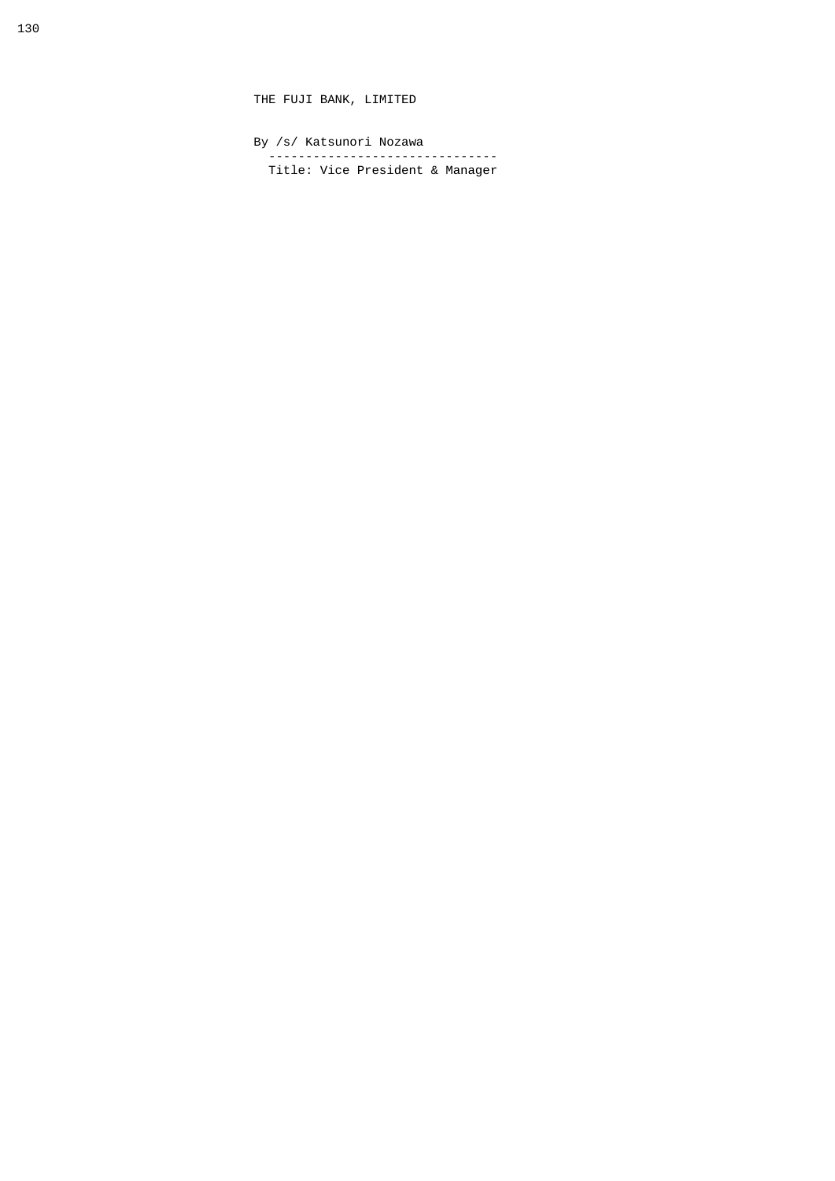THE FUJI BANK, LIMITED

By /s/ Katsunori Nozawa
-------------------------------
Title: Vice President & Manager